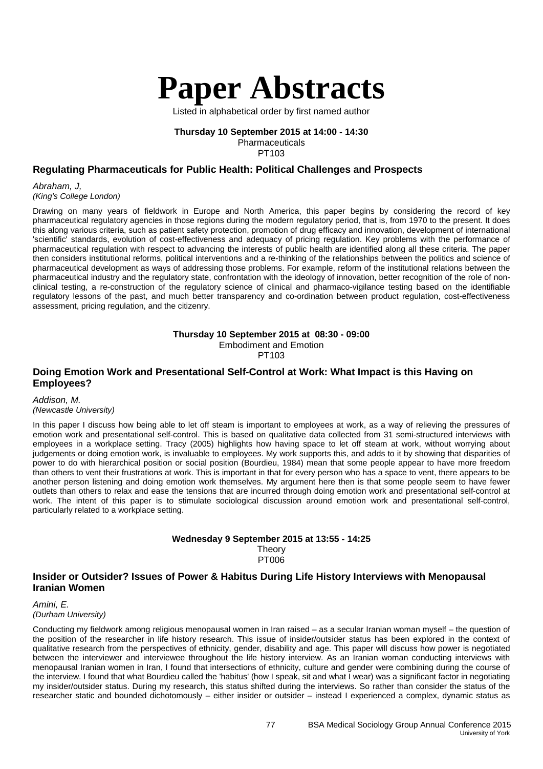# Paper Abstracts

Listed in alphabetical order by first named author

**Thursday 10 September 2015 at 14:00 - 14:30**
Pharmaceuticals
PT103

### Regulating Pharmaceuticals for Public Health: Political Challenges and Prospects

*Abraham, J,*
*(King's College London)*

Drawing on many years of fieldwork in Europe and North America, this paper begins by considering the record of key pharmaceutical regulatory agencies in those regions during the modern regulatory period, that is, from 1970 to the present. It does this along various criteria, such as patient safety protection, promotion of drug efficacy and innovation, development of international 'scientific' standards, evolution of cost-effectiveness and adequacy of pricing regulation. Key problems with the performance of pharmaceutical regulation with respect to advancing the interests of public health are identified along all these criteria. The paper then considers institutional reforms, political interventions and a re-thinking of the relationships between the politics and science of pharmaceutical development as ways of addressing those problems. For example, reform of the institutional relations between the pharmaceutical industry and the regulatory state, confrontation with the ideology of innovation, better recognition of the role of non-clinical testing, a re-construction of the regulatory science of clinical and pharmaco-vigilance testing based on the identifiable regulatory lessons of the past, and much better transparency and co-ordination between product regulation, cost-effectiveness assessment, pricing regulation, and the citizenry.

**Thursday 10 September 2015 at 08:30 - 09:00**
Embodiment and Emotion
PT103

### Doing Emotion Work and Presentational Self-Control at Work: What Impact is this Having on Employees?

*Addison, M.*
*(Newcastle University)*

In this paper I discuss how being able to let off steam is important to employees at work, as a way of relieving the pressures of emotion work and presentational self-control. This is based on qualitative data collected from 31 semi-structured interviews with employees in a workplace setting. Tracy (2005) highlights how having space to let off steam at work, without worrying about judgements or doing emotion work, is invaluable to employees. My work supports this, and adds to it by showing that disparities of power to do with hierarchical position or social position (Bourdieu, 1984) mean that some people appear to have more freedom than others to vent their frustrations at work. This is important in that for every person who has a space to vent, there appears to be another person listening and doing emotion work themselves. My argument here then is that some people seem to have fewer outlets than others to relax and ease the tensions that are incurred through doing emotion work and presentational self-control at work. The intent of this paper is to stimulate sociological discussion around emotion work and presentational self-control, particularly related to a workplace setting.

**Wednesday 9 September 2015 at 13:55 - 14:25**
Theory
PT006

### Insider or Outsider? Issues of Power & Habitus During Life History Interviews with Menopausal Iranian Women

*Amini, E.*
*(Durham University)*

Conducting my fieldwork among religious menopausal women in Iran raised – as a secular Iranian woman myself – the question of the position of the researcher in life history research. This issue of insider/outsider status has been explored in the context of qualitative research from the perspectives of ethnicity, gender, disability and age. This paper will discuss how power is negotiated between the interviewer and interviewee throughout the life history interview. As an Iranian woman conducting interviews with menopausal Iranian women in Iran, I found that intersections of ethnicity, culture and gender were combining during the course of the interview. I found that what Bourdieu called the 'habitus' (how I speak, sit and what I wear) was a significant factor in negotiating my insider/outsider status. During my research, this status shifted during the interviews. So rather than consider the status of the researcher static and bounded dichotomously – either insider or outsider – instead I experienced a complex, dynamic status as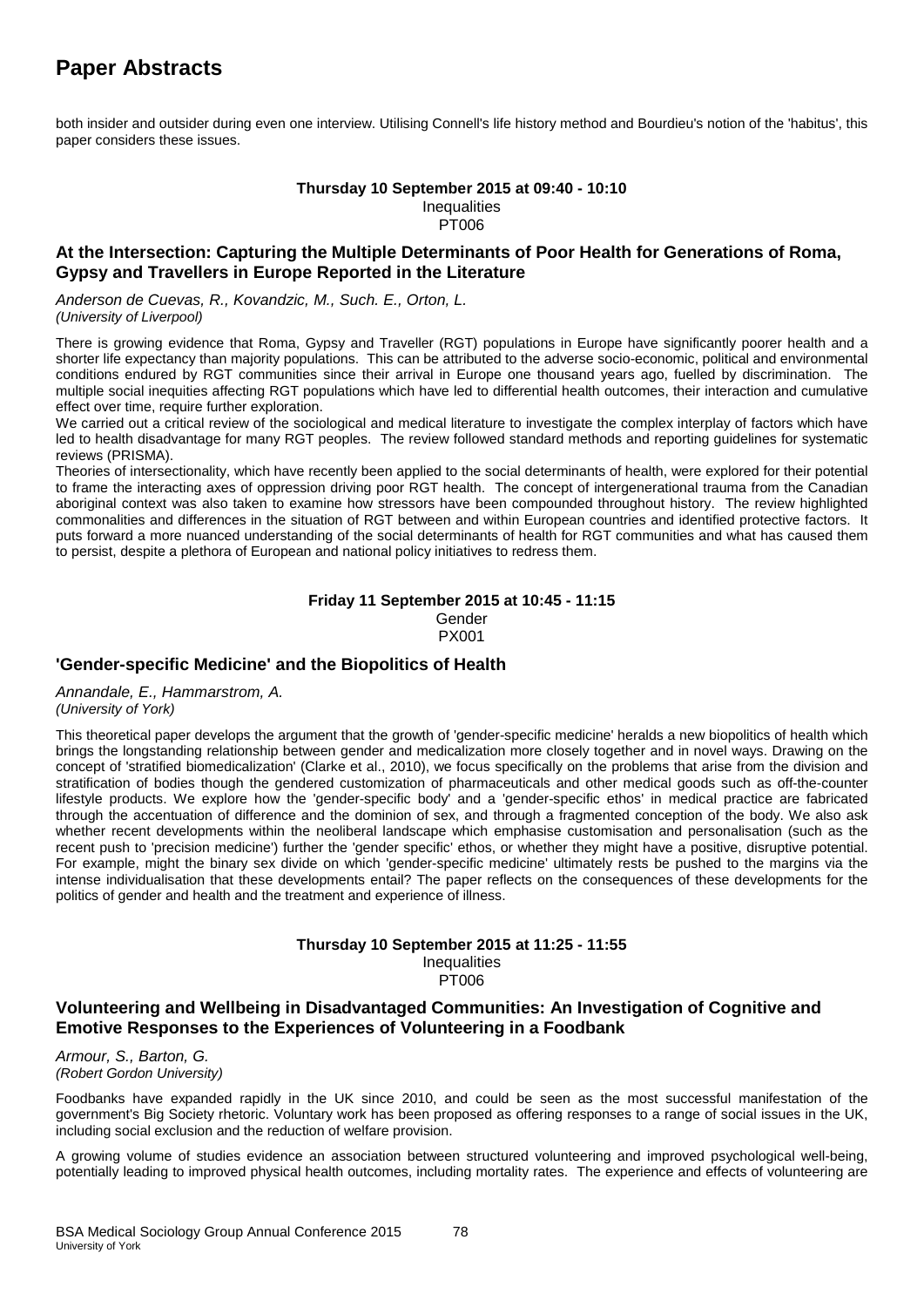# Paper Abstracts

both insider and outsider during even one interview. Utilising Connell's life history method and Bourdieu's notion of the 'habitus', this paper considers these issues.

**Thursday 10 September 2015 at 09:40 - 10:10**
Inequalities
PT006

### At the Intersection: Capturing the Multiple Determinants of Poor Health for Generations of Roma, Gypsy and Travellers in Europe Reported in the Literature

*Anderson de Cuevas, R., Kovandzic, M., Such. E., Orton, L.*
*(University of Liverpool)*

There is growing evidence that Roma, Gypsy and Traveller (RGT) populations in Europe have significantly poorer health and a shorter life expectancy than majority populations. This can be attributed to the adverse socio-economic, political and environmental conditions endured by RGT communities since their arrival in Europe one thousand years ago, fuelled by discrimination. The multiple social inequities affecting RGT populations which have led to differential health outcomes, their interaction and cumulative effect over time, require further exploration.
We carried out a critical review of the sociological and medical literature to investigate the complex interplay of factors which have led to health disadvantage for many RGT peoples. The review followed standard methods and reporting guidelines for systematic reviews (PRISMA).
Theories of intersectionality, which have recently been applied to the social determinants of health, were explored for their potential to frame the interacting axes of oppression driving poor RGT health. The concept of intergenerational trauma from the Canadian aboriginal context was also taken to examine how stressors have been compounded throughout history. The review highlighted commonalities and differences in the situation of RGT between and within European countries and identified protective factors. It puts forward a more nuanced understanding of the social determinants of health for RGT communities and what has caused them to persist, despite a plethora of European and national policy initiatives to redress them.

**Friday 11 September 2015 at 10:45 - 11:15**
Gender
PX001

### 'Gender-specific Medicine' and the Biopolitics of Health

*Annandale, E., Hammarstrom, A.*
*(University of York)*

This theoretical paper develops the argument that the growth of 'gender-specific medicine' heralds a new biopolitics of health which brings the longstanding relationship between gender and medicalization more closely together and in novel ways. Drawing on the concept of 'stratified biomedicalization' (Clarke et al., 2010), we focus specifically on the problems that arise from the division and stratification of bodies though the gendered customization of pharmaceuticals and other medical goods such as off-the-counter lifestyle products. We explore how the 'gender-specific body' and a 'gender-specific ethos' in medical practice are fabricated through the accentuation of difference and the dominion of sex, and through a fragmented conception of the body. We also ask whether recent developments within the neoliberal landscape which emphasise customisation and personalisation (such as the recent push to 'precision medicine') further the 'gender specific' ethos, or whether they might have a positive, disruptive potential. For example, might the binary sex divide on which 'gender-specific medicine' ultimately rests be pushed to the margins via the intense individualisation that these developments entail? The paper reflects on the consequences of these developments for the politics of gender and health and the treatment and experience of illness.

**Thursday 10 September 2015 at 11:25 - 11:55**
Inequalities
PT006

### Volunteering and Wellbeing in Disadvantaged Communities: An Investigation of Cognitive and Emotive Responses to the Experiences of Volunteering in a Foodbank

*Armour, S., Barton, G.*
*(Robert Gordon University)*

Foodbanks have expanded rapidly in the UK since 2010, and could be seen as the most successful manifestation of the government's Big Society rhetoric. Voluntary work has been proposed as offering responses to a range of social issues in the UK, including social exclusion and the reduction of welfare provision.

A growing volume of studies evidence an association between structured volunteering and improved psychological well-being, potentially leading to improved physical health outcomes, including mortality rates. The experience and effects of volunteering are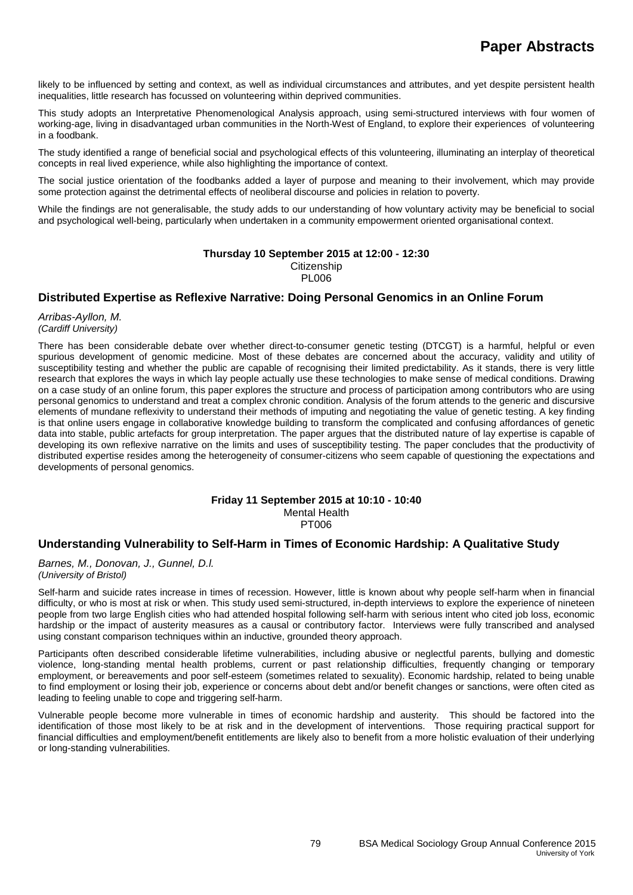likely to be influenced by setting and context, as well as individual circumstances and attributes, and yet despite persistent health inequalities, little research has focussed on volunteering within deprived communities.

This study adopts an Interpretative Phenomenological Analysis approach, using semi-structured interviews with four women of working-age, living in disadvantaged urban communities in the North-West of England, to explore their experiences of volunteering in a foodbank.

The study identified a range of beneficial social and psychological effects of this volunteering, illuminating an interplay of theoretical concepts in real lived experience, while also highlighting the importance of context.

The social justice orientation of the foodbanks added a layer of purpose and meaning to their involvement, which may provide some protection against the detrimental effects of neoliberal discourse and policies in relation to poverty.

While the findings are not generalisable, the study adds to our understanding of how voluntary activity may be beneficial to social and psychological well-being, particularly when undertaken in a community empowerment oriented organisational context.

**Thursday 10 September 2015 at 12:00 - 12:30**
Citizenship
PL006

## Distributed Expertise as Reflexive Narrative: Doing Personal Genomics in an Online Forum

*Arribas-Ayllon, M.*
*(Cardiff University)*

There has been considerable debate over whether direct-to-consumer genetic testing (DTCGT) is a harmful, helpful or even spurious development of genomic medicine. Most of these debates are concerned about the accuracy, validity and utility of susceptibility testing and whether the public are capable of recognising their limited predictability. As it stands, there is very little research that explores the ways in which lay people actually use these technologies to make sense of medical conditions. Drawing on a case study of an online forum, this paper explores the structure and process of participation among contributors who are using personal genomics to understand and treat a complex chronic condition. Analysis of the forum attends to the generic and discursive elements of mundane reflexivity to understand their methods of imputing and negotiating the value of genetic testing. A key finding is that online users engage in collaborative knowledge building to transform the complicated and confusing affordances of genetic data into stable, public artefacts for group interpretation. The paper argues that the distributed nature of lay expertise is capable of developing its own reflexive narrative on the limits and uses of susceptibility testing. The paper concludes that the productivity of distributed expertise resides among the heterogeneity of consumer-citizens who seem capable of questioning the expectations and developments of personal genomics.

**Friday 11 September 2015 at 10:10 - 10:40**
Mental Health
PT006

## Understanding Vulnerability to Self-Harm in Times of Economic Hardship: A Qualitative Study

*Barnes, M., Donovan, J., Gunnel, D.l.*
*(University of Bristol)*

Self-harm and suicide rates increase in times of recession. However, little is known about why people self-harm when in financial difficulty, or who is most at risk or when. This study used semi-structured, in-depth interviews to explore the experience of nineteen people from two large English cities who had attended hospital following self-harm with serious intent who cited job loss, economic hardship or the impact of austerity measures as a causal or contributory factor. Interviews were fully transcribed and analysed using constant comparison techniques within an inductive, grounded theory approach.

Participants often described considerable lifetime vulnerabilities, including abusive or neglectful parents, bullying and domestic violence, long-standing mental health problems, current or past relationship difficulties, frequently changing or temporary employment, or bereavements and poor self-esteem (sometimes related to sexuality). Economic hardship, related to being unable to find employment or losing their job, experience or concerns about debt and/or benefit changes or sanctions, were often cited as leading to feeling unable to cope and triggering self-harm.

Vulnerable people become more vulnerable in times of economic hardship and austerity. This should be factored into the identification of those most likely to be at risk and in the development of interventions. Those requiring practical support for financial difficulties and employment/benefit entitlements are likely also to benefit from a more holistic evaluation of their underlying or long-standing vulnerabilities.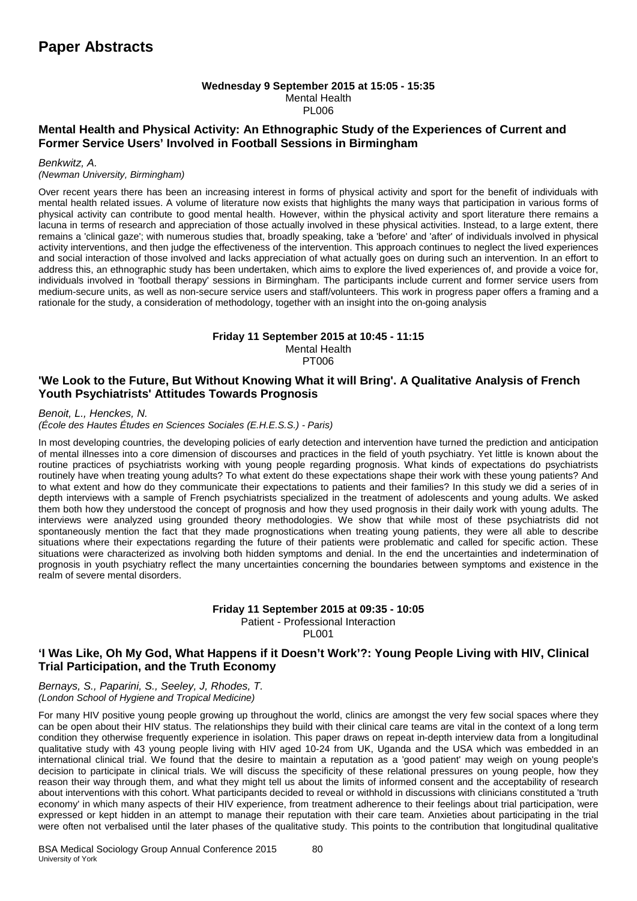# Paper Abstracts

**Wednesday 9 September 2015 at 15:05 - 15:35**
Mental Health
PL006

## Mental Health and Physical Activity: An Ethnographic Study of the Experiences of Current and Former Service Users' Involved in Football Sessions in Birmingham

*Benkwitz, A.*
*(Newman University, Birmingham)*

Over recent years there has been an increasing interest in forms of physical activity and sport for the benefit of individuals with mental health related issues. A volume of literature now exists that highlights the many ways that participation in various forms of physical activity can contribute to good mental health. However, within the physical activity and sport literature there remains a lacuna in terms of research and appreciation of those actually involved in these physical activities. Instead, to a large extent, there remains a 'clinical gaze'; with numerous studies that, broadly speaking, take a 'before' and 'after' of individuals involved in physical activity interventions, and then judge the effectiveness of the intervention. This approach continues to neglect the lived experiences and social interaction of those involved and lacks appreciation of what actually goes on during such an intervention. In an effort to address this, an ethnographic study has been undertaken, which aims to explore the lived experiences of, and provide a voice for, individuals involved in 'football therapy' sessions in Birmingham. The participants include current and former service users from medium-secure units, as well as non-secure service users and staff/volunteers. This work in progress paper offers a framing and a rationale for the study, a consideration of methodology, together with an insight into the on-going analysis

**Friday 11 September 2015 at 10:45 - 11:15**
Mental Health
PT006

## 'We Look to the Future, But Without Knowing What it will Bring'. A Qualitative Analysis of French Youth Psychiatrists' Attitudes Towards Prognosis

*Benoit, L., Henckes, N.*
*(École des Hautes Études en Sciences Sociales (E.H.E.S.S.) - Paris)*

In most developing countries, the developing policies of early detection and intervention have turned the prediction and anticipation of mental illnesses into a core dimension of discourses and practices in the field of youth psychiatry. Yet little is known about the routine practices of psychiatrists working with young people regarding prognosis. What kinds of expectations do psychiatrists routinely have when treating young adults? To what extent do these expectations shape their work with these young patients? And to what extent and how do they communicate their expectations to patients and their families? In this study we did a series of in depth interviews with a sample of French psychiatrists specialized in the treatment of adolescents and young adults. We asked them both how they understood the concept of prognosis and how they used prognosis in their daily work with young adults. The interviews were analyzed using grounded theory methodologies. We show that while most of these psychiatrists did not spontaneously mention the fact that they made prognostications when treating young patients, they were all able to describe situations where their expectations regarding the future of their patients were problematic and called for specific action. These situations were characterized as involving both hidden symptoms and denial. In the end the uncertainties and indetermination of prognosis in youth psychiatry reflect the many uncertainties concerning the boundaries between symptoms and existence in the realm of severe mental disorders.

**Friday 11 September 2015 at 09:35 - 10:05**
Patient - Professional Interaction
PL001

## 'I Was Like, Oh My God, What Happens if it Doesn't Work'?: Young People Living with HIV, Clinical Trial Participation, and the Truth Economy

*Bernays, S., Paparini, S., Seeley, J, Rhodes, T.*
*(London School of Hygiene and Tropical Medicine)*

For many HIV positive young people growing up throughout the world, clinics are amongst the very few social spaces where they can be open about their HIV status. The relationships they build with their clinical care teams are vital in the context of a long term condition they otherwise frequently experience in isolation. This paper draws on repeat in-depth interview data from a longitudinal qualitative study with 43 young people living with HIV aged 10-24 from UK, Uganda and the USA which was embedded in an international clinical trial. We found that the desire to maintain a reputation as a 'good patient' may weigh on young people's decision to participate in clinical trials. We will discuss the specificity of these relational pressures on young people, how they reason their way through them, and what they might tell us about the limits of informed consent and the acceptability of research about interventions with this cohort. What participants decided to reveal or withhold in discussions with clinicians constituted a 'truth economy' in which many aspects of their HIV experience, from treatment adherence to their feelings about trial participation, were expressed or kept hidden in an attempt to manage their reputation with their care team. Anxieties about participating in the trial were often not verbalised until the later phases of the qualitative study. This points to the contribution that longitudinal qualitative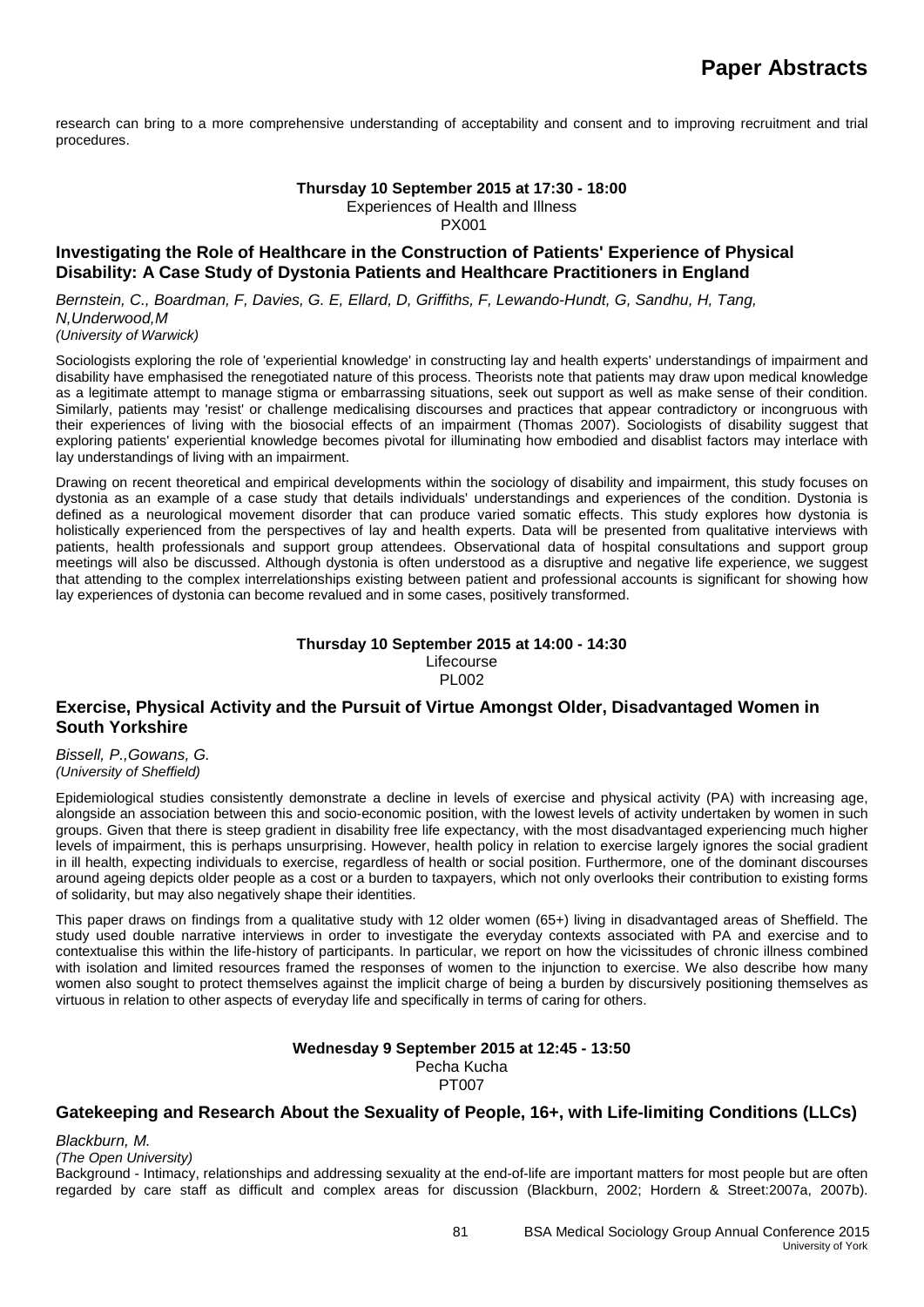research can bring to a more comprehensive understanding of acceptability and consent and to improving recruitment and trial procedures.

**Thursday 10 September 2015 at 17:30 - 18:00**
Experiences of Health and Illness
PX001

### Investigating the Role of Healthcare in the Construction of Patients' Experience of Physical Disability: A Case Study of Dystonia Patients and Healthcare Practitioners in England

*Bernstein, C., Boardman, F, Davies, G. E, Ellard, D, Griffiths, F, Lewando-Hundt, G, Sandhu, H, Tang, N,Underwood,M*
*(University of Warwick)*

Sociologists exploring the role of 'experiential knowledge' in constructing lay and health experts' understandings of impairment and disability have emphasised the renegotiated nature of this process. Theorists note that patients may draw upon medical knowledge as a legitimate attempt to manage stigma or embarrassing situations, seek out support as well as make sense of their condition. Similarly, patients may 'resist' or challenge medicalising discourses and practices that appear contradictory or incongruous with their experiences of living with the biosocial effects of an impairment (Thomas 2007). Sociologists of disability suggest that exploring patients' experiential knowledge becomes pivotal for illuminating how embodied and disablist factors may interlace with lay understandings of living with an impairment.

Drawing on recent theoretical and empirical developments within the sociology of disability and impairment, this study focuses on dystonia as an example of a case study that details individuals' understandings and experiences of the condition. Dystonia is defined as a neurological movement disorder that can produce varied somatic effects. This study explores how dystonia is holistically experienced from the perspectives of lay and health experts. Data will be presented from qualitative interviews with patients, health professionals and support group attendees. Observational data of hospital consultations and support group meetings will also be discussed. Although dystonia is often understood as a disruptive and negative life experience, we suggest that attending to the complex interrelationships existing between patient and professional accounts is significant for showing how lay experiences of dystonia can become revalued and in some cases, positively transformed.

**Thursday 10 September 2015 at 14:00 - 14:30**
Lifecourse
PL002

### Exercise, Physical Activity and the Pursuit of Virtue Amongst Older, Disadvantaged Women in South Yorkshire

*Bissell, P.,Gowans, G.*
*(University of Sheffield)*

Epidemiological studies consistently demonstrate a decline in levels of exercise and physical activity (PA) with increasing age, alongside an association between this and socio-economic position, with the lowest levels of activity undertaken by women in such groups. Given that there is steep gradient in disability free life expectancy, with the most disadvantaged experiencing much higher levels of impairment, this is perhaps unsurprising. However, health policy in relation to exercise largely ignores the social gradient in ill health, expecting individuals to exercise, regardless of health or social position. Furthermore, one of the dominant discourses around ageing depicts older people as a cost or a burden to taxpayers, which not only overlooks their contribution to existing forms of solidarity, but may also negatively shape their identities.

This paper draws on findings from a qualitative study with 12 older women (65+) living in disadvantaged areas of Sheffield. The study used double narrative interviews in order to investigate the everyday contexts associated with PA and exercise and to contextualise this within the life-history of participants. In particular, we report on how the vicissitudes of chronic illness combined with isolation and limited resources framed the responses of women to the injunction to exercise. We also describe how many women also sought to protect themselves against the implicit charge of being a burden by discursively positioning themselves as virtuous in relation to other aspects of everyday life and specifically in terms of caring for others.

**Wednesday 9 September 2015 at 12:45 - 13:50**
Pecha Kucha
PT007

### Gatekeeping and Research About the Sexuality of People, 16+, with Life-limiting Conditions (LLCs)

*Blackburn, M.*
*(The Open University)*
Background - Intimacy, relationships and addressing sexuality at the end-of-life are important matters for most people but are often regarded by care staff as difficult and complex areas for discussion (Blackburn, 2002; Hordern & Street:2007a, 2007b).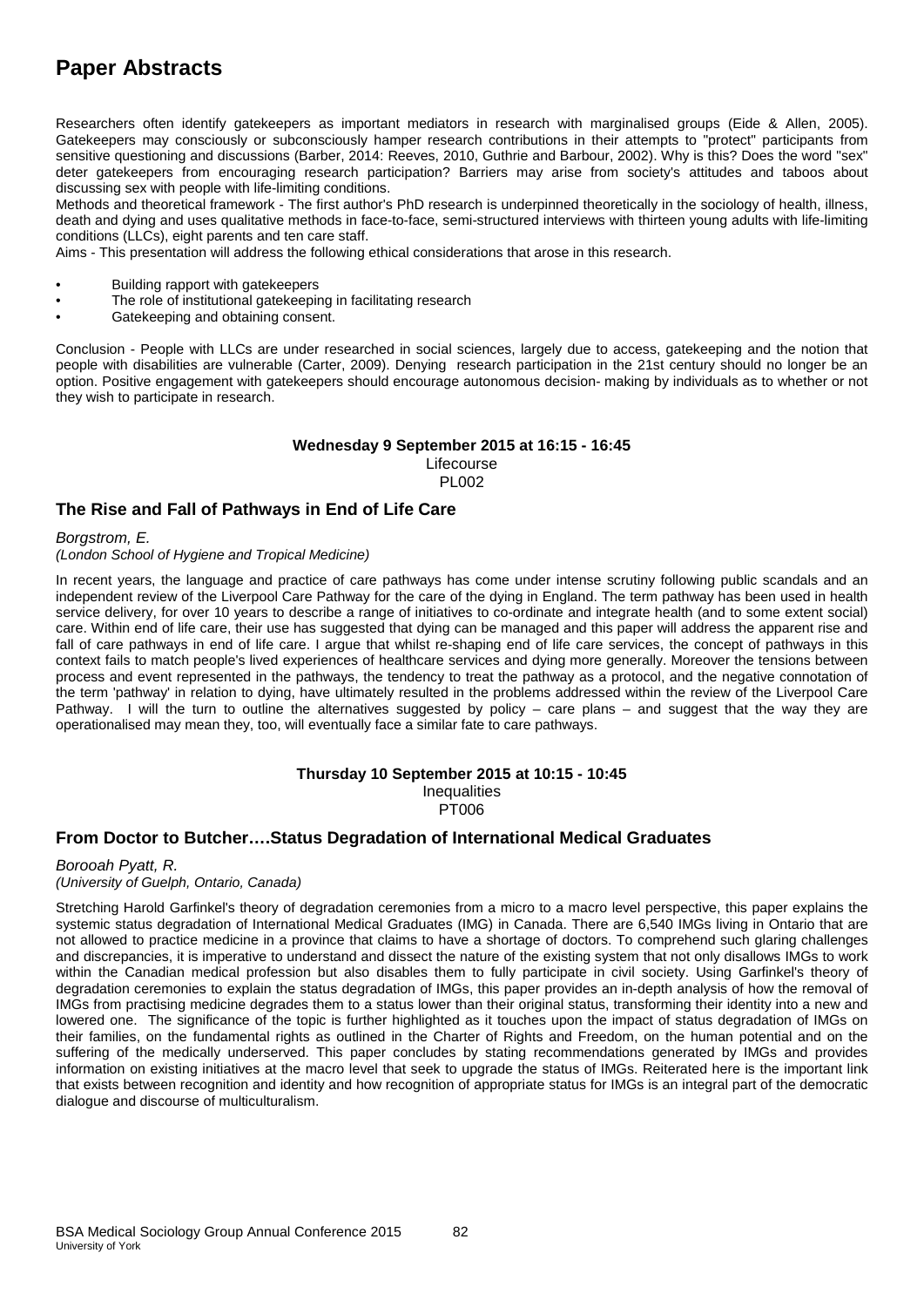# Paper Abstracts

Researchers often identify gatekeepers as important mediators in research with marginalised groups (Eide & Allen, 2005). Gatekeepers may consciously or subconsciously hamper research contributions in their attempts to "protect" participants from sensitive questioning and discussions (Barber, 2014: Reeves, 2010, Guthrie and Barbour, 2002). Why is this? Does the word "sex" deter gatekeepers from encouraging research participation? Barriers may arise from society's attitudes and taboos about discussing sex with people with life-limiting conditions.

Methods and theoretical framework - The first author's PhD research is underpinned theoretically in the sociology of health, illness, death and dying and uses qualitative methods in face-to-face, semi-structured interviews with thirteen young adults with life-limiting conditions (LLCs), eight parents and ten care staff.

Aims - This presentation will address the following ethical considerations that arose in this research.

- Building rapport with gatekeepers
- The role of institutional gatekeeping in facilitating research
- Gatekeeping and obtaining consent.

Conclusion - People with LLCs are under researched in social sciences, largely due to access, gatekeeping and the notion that people with disabilities are vulnerable (Carter, 2009). Denying research participation in the 21st century should no longer be an option. Positive engagement with gatekeepers should encourage autonomous decision- making by individuals as to whether or not they wish to participate in research.

**Wednesday 9 September 2015 at 16:15 - 16:45**
Lifecourse
PL002

## The Rise and Fall of Pathways in End of Life Care

*Borgstrom, E.*
*(London School of Hygiene and Tropical Medicine)*

In recent years, the language and practice of care pathways has come under intense scrutiny following public scandals and an independent review of the Liverpool Care Pathway for the care of the dying in England. The term pathway has been used in health service delivery, for over 10 years to describe a range of initiatives to co-ordinate and integrate health (and to some extent social) care. Within end of life care, their use has suggested that dying can be managed and this paper will address the apparent rise and fall of care pathways in end of life care. I argue that whilst re-shaping end of life care services, the concept of pathways in this context fails to match people's lived experiences of healthcare services and dying more generally. Moreover the tensions between process and event represented in the pathways, the tendency to treat the pathway as a protocol, and the negative connotation of the term 'pathway' in relation to dying, have ultimately resulted in the problems addressed within the review of the Liverpool Care Pathway. I will the turn to outline the alternatives suggested by policy – care plans – and suggest that the way they are operationalised may mean they, too, will eventually face a similar fate to care pathways.

**Thursday 10 September 2015 at 10:15 - 10:45**
Inequalities
PT006

## From Doctor to Butcher….Status Degradation of International Medical Graduates

*Borooah Pyatt, R.*
*(University of Guelph, Ontario, Canada)*

Stretching Harold Garfinkel's theory of degradation ceremonies from a micro to a macro level perspective, this paper explains the systemic status degradation of International Medical Graduates (IMG) in Canada. There are 6,540 IMGs living in Ontario that are not allowed to practice medicine in a province that claims to have a shortage of doctors. To comprehend such glaring challenges and discrepancies, it is imperative to understand and dissect the nature of the existing system that not only disallows IMGs to work within the Canadian medical profession but also disables them to fully participate in civil society. Using Garfinkel's theory of degradation ceremonies to explain the status degradation of IMGs, this paper provides an in-depth analysis of how the removal of IMGs from practising medicine degrades them to a status lower than their original status, transforming their identity into a new and lowered one. The significance of the topic is further highlighted as it touches upon the impact of status degradation of IMGs on their families, on the fundamental rights as outlined in the Charter of Rights and Freedom, on the human potential and on the suffering of the medically underserved. This paper concludes by stating recommendations generated by IMGs and provides information on existing initiatives at the macro level that seek to upgrade the status of IMGs. Reiterated here is the important link that exists between recognition and identity and how recognition of appropriate status for IMGs is an integral part of the democratic dialogue and discourse of multiculturalism.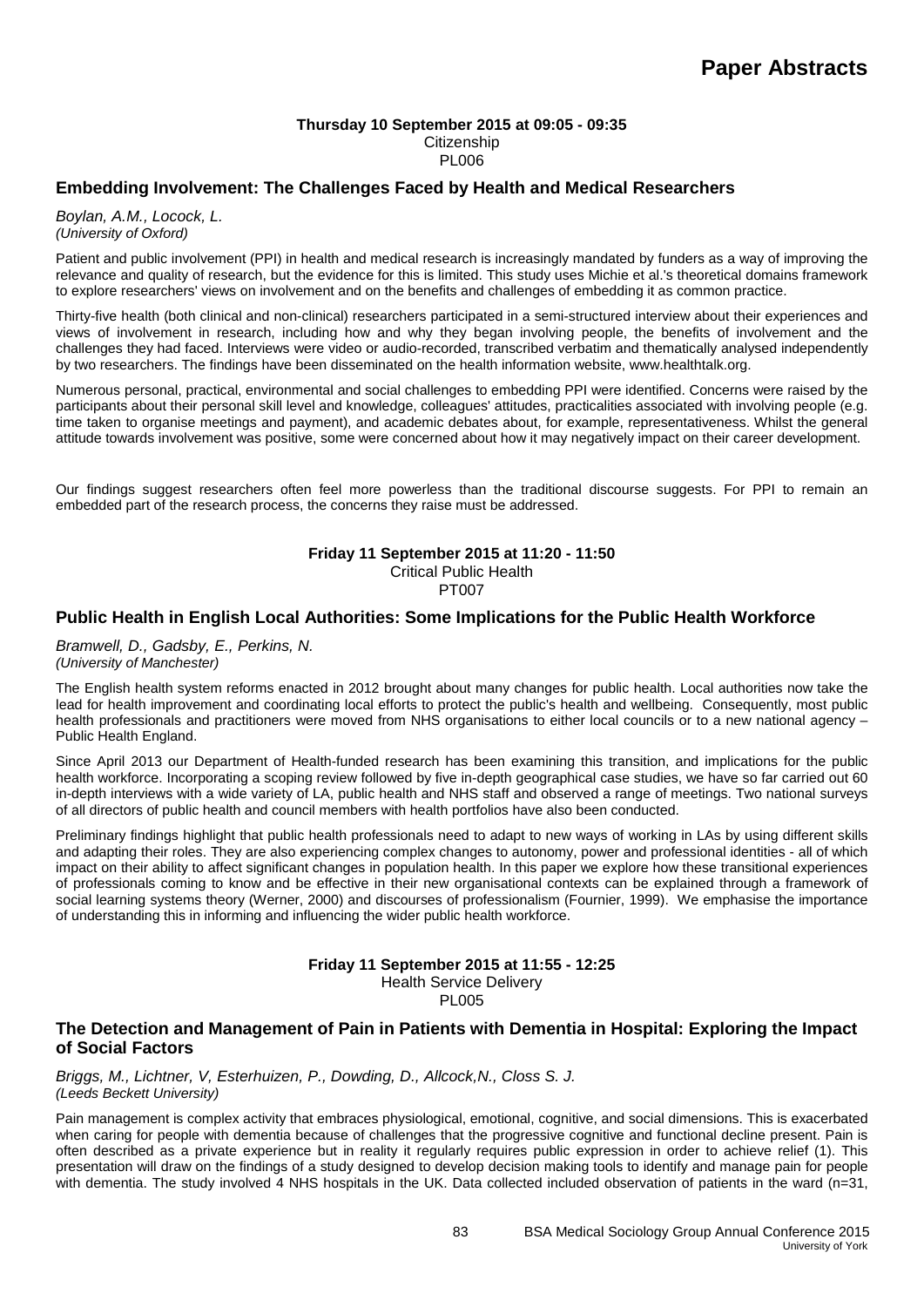# Paper Abstracts

**Thursday 10 September 2015 at 09:05 - 09:35**
Citizenship
PL006

## Embedding Involvement: The Challenges Faced by Health and Medical Researchers

*Boylan, A.M., Locock, L.*
*(University of Oxford)*

Patient and public involvement (PPI) in health and medical research is increasingly mandated by funders as a way of improving the relevance and quality of research, but the evidence for this is limited. This study uses Michie et al.'s theoretical domains framework to explore researchers' views on involvement and on the benefits and challenges of embedding it as common practice.

Thirty-five health (both clinical and non-clinical) researchers participated in a semi-structured interview about their experiences and views of involvement in research, including how and why they began involving people, the benefits of involvement and the challenges they had faced. Interviews were video or audio-recorded, transcribed verbatim and thematically analysed independently by two researchers. The findings have been disseminated on the health information website, www.healthtalk.org.

Numerous personal, practical, environmental and social challenges to embedding PPI were identified. Concerns were raised by the participants about their personal skill level and knowledge, colleagues' attitudes, practicalities associated with involving people (e.g. time taken to organise meetings and payment), and academic debates about, for example, representativeness. Whilst the general attitude towards involvement was positive, some were concerned about how it may negatively impact on their career development.

Our findings suggest researchers often feel more powerless than the traditional discourse suggests. For PPI to remain an embedded part of the research process, the concerns they raise must be addressed.

**Friday 11 September 2015 at 11:20 - 11:50**
Critical Public Health
PT007

## Public Health in English Local Authorities: Some Implications for the Public Health Workforce

*Bramwell, D., Gadsby, E., Perkins, N.*
*(University of Manchester)*

The English health system reforms enacted in 2012 brought about many changes for public health. Local authorities now take the lead for health improvement and coordinating local efforts to protect the public's health and wellbeing. Consequently, most public health professionals and practitioners were moved from NHS organisations to either local councils or to a new national agency – Public Health England.

Since April 2013 our Department of Health-funded research has been examining this transition, and implications for the public health workforce. Incorporating a scoping review followed by five in-depth geographical case studies, we have so far carried out 60 in-depth interviews with a wide variety of LA, public health and NHS staff and observed a range of meetings. Two national surveys of all directors of public health and council members with health portfolios have also been conducted.

Preliminary findings highlight that public health professionals need to adapt to new ways of working in LAs by using different skills and adapting their roles. They are also experiencing complex changes to autonomy, power and professional identities - all of which impact on their ability to affect significant changes in population health. In this paper we explore how these transitional experiences of professionals coming to know and be effective in their new organisational contexts can be explained through a framework of social learning systems theory (Werner, 2000) and discourses of professionalism (Fournier, 1999). We emphasise the importance of understanding this in informing and influencing the wider public health workforce.

**Friday 11 September 2015 at 11:55 - 12:25**
Health Service Delivery
PL005

## The Detection and Management of Pain in Patients with Dementia in Hospital: Exploring the Impact of Social Factors

*Briggs, M., Lichtner, V, Esterhuizen, P., Dowding, D., Allcock,N., Closs S. J.*
*(Leeds Beckett University)*

Pain management is complex activity that embraces physiological, emotional, cognitive, and social dimensions. This is exacerbated when caring for people with dementia because of challenges that the progressive cognitive and functional decline present. Pain is often described as a private experience but in reality it regularly requires public expression in order to achieve relief (1). This presentation will draw on the findings of a study designed to develop decision making tools to identify and manage pain for people with dementia. The study involved 4 NHS hospitals in the UK. Data collected included observation of patients in the ward (n=31,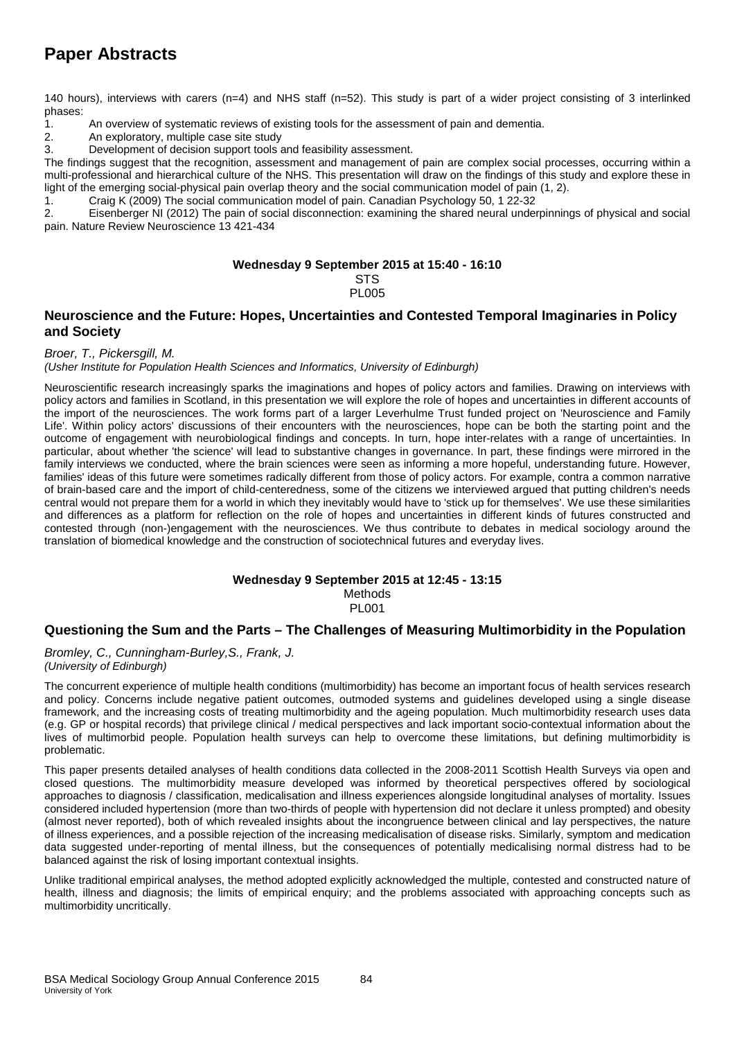# Paper Abstracts

140 hours), interviews with carers (n=4) and NHS staff (n=52). This study is part of a wider project consisting of 3 interlinked phases:

1. An overview of systematic reviews of existing tools for the assessment of pain and dementia.
2. An exploratory, multiple case site study
3. Development of decision support tools and feasibility assessment.

The findings suggest that the recognition, assessment and management of pain are complex social processes, occurring within a multi-professional and hierarchical culture of the NHS. This presentation will draw on the findings of this study and explore these in light of the emerging social-physical pain overlap theory and the social communication model of pain (1, 2).

1. Craig K (2009) The social communication model of pain. Canadian Psychology 50, 1 22-32
2. Eisenberger NI (2012) The pain of social disconnection: examining the shared neural underpinnings of physical and social pain. Nature Review Neuroscience 13 421-434

**Wednesday 9 September 2015 at 15:40 - 16:10**
STS
PL005

### Neuroscience and the Future: Hopes, Uncertainties and Contested Temporal Imaginaries in Policy and Society

*Broer, T., Pickersgill, M.*
*(Usher Institute for Population Health Sciences and Informatics, University of Edinburgh)*

Neuroscientific research increasingly sparks the imaginations and hopes of policy actors and families. Drawing on interviews with policy actors and families in Scotland, in this presentation we will explore the role of hopes and uncertainties in different accounts of the import of the neurosciences. The work forms part of a larger Leverhulme Trust funded project on 'Neuroscience and Family Life'. Within policy actors' discussions of their encounters with the neurosciences, hope can be both the starting point and the outcome of engagement with neurobiological findings and concepts. In turn, hope inter-relates with a range of uncertainties. In particular, about whether 'the science' will lead to substantive changes in governance. In part, these findings were mirrored in the family interviews we conducted, where the brain sciences were seen as informing a more hopeful, understanding future. However, families' ideas of this future were sometimes radically different from those of policy actors. For example, contra a common narrative of brain-based care and the import of child-centeredness, some of the citizens we interviewed argued that putting children's needs central would not prepare them for a world in which they inevitably would have to 'stick up for themselves'. We use these similarities and differences as a platform for reflection on the role of hopes and uncertainties in different kinds of futures constructed and contested through (non-)engagement with the neurosciences. We thus contribute to debates in medical sociology around the translation of biomedical knowledge and the construction of sociotechnical futures and everyday lives.

**Wednesday 9 September 2015 at 12:45 - 13:15**
Methods
PL001

### Questioning the Sum and the Parts – The Challenges of Measuring Multimorbidity in the Population

*Bromley, C., Cunningham-Burley,S., Frank, J.*
*(University of Edinburgh)*

The concurrent experience of multiple health conditions (multimorbidity) has become an important focus of health services research and policy. Concerns include negative patient outcomes, outmoded systems and guidelines developed using a single disease framework, and the increasing costs of treating multimorbidity and the ageing population. Much multimorbidity research uses data (e.g. GP or hospital records) that privilege clinical / medical perspectives and lack important socio-contextual information about the lives of multimorbid people. Population health surveys can help to overcome these limitations, but defining multimorbidity is problematic.

This paper presents detailed analyses of health conditions data collected in the 2008-2011 Scottish Health Surveys via open and closed questions. The multimorbidity measure developed was informed by theoretical perspectives offered by sociological approaches to diagnosis / classification, medicalisation and illness experiences alongside longitudinal analyses of mortality. Issues considered included hypertension (more than two-thirds of people with hypertension did not declare it unless prompted) and obesity (almost never reported), both of which revealed insights about the incongruence between clinical and lay perspectives, the nature of illness experiences, and a possible rejection of the increasing medicalisation of disease risks. Similarly, symptom and medication data suggested under-reporting of mental illness, but the consequences of potentially medicalising normal distress had to be balanced against the risk of losing important contextual insights.

Unlike traditional empirical analyses, the method adopted explicitly acknowledged the multiple, contested and constructed nature of health, illness and diagnosis; the limits of empirical enquiry; and the problems associated with approaching concepts such as multimorbidity uncritically.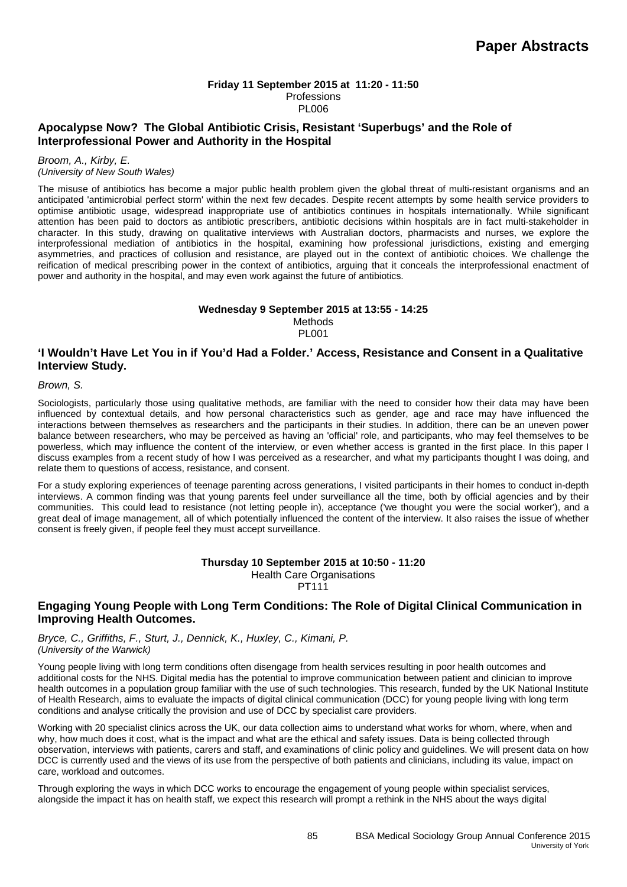# Paper Abstracts

**Friday 11 September 2015 at 11:20 - 11:50**
Professions
PL006

## Apocalypse Now? The Global Antibiotic Crisis, Resistant 'Superbugs' and the Role of Interprofessional Power and Authority in the Hospital

*Broom, A., Kirby, E.*
*(University of New South Wales)*

The misuse of antibiotics has become a major public health problem given the global threat of multi-resistant organisms and an anticipated 'antimicrobial perfect storm' within the next few decades. Despite recent attempts by some health service providers to optimise antibiotic usage, widespread inappropriate use of antibiotics continues in hospitals internationally. While significant attention has been paid to doctors as antibiotic prescribers, antibiotic decisions within hospitals are in fact multi-stakeholder in character. In this study, drawing on qualitative interviews with Australian doctors, pharmacists and nurses, we explore the interprofessional mediation of antibiotics in the hospital, examining how professional jurisdictions, existing and emerging asymmetries, and practices of collusion and resistance, are played out in the context of antibiotic choices. We challenge the reification of medical prescribing power in the context of antibiotics, arguing that it conceals the interprofessional enactment of power and authority in the hospital, and may even work against the future of antibiotics.

**Wednesday 9 September 2015 at 13:55 - 14:25**
Methods
PL001

## 'I Wouldn't Have Let You in if You'd Had a Folder.' Access, Resistance and Consent in a Qualitative Interview Study.

*Brown, S.*

Sociologists, particularly those using qualitative methods, are familiar with the need to consider how their data may have been influenced by contextual details, and how personal characteristics such as gender, age and race may have influenced the interactions between themselves as researchers and the participants in their studies. In addition, there can be an uneven power balance between researchers, who may be perceived as having an 'official' role, and participants, who may feel themselves to be powerless, which may influence the content of the interview, or even whether access is granted in the first place. In this paper I discuss examples from a recent study of how I was perceived as a researcher, and what my participants thought I was doing, and relate them to questions of access, resistance, and consent.

For a study exploring experiences of teenage parenting across generations, I visited participants in their homes to conduct in-depth interviews. A common finding was that young parents feel under surveillance all the time, both by official agencies and by their communities. This could lead to resistance (not letting people in), acceptance ('we thought you were the social worker'), and a great deal of image management, all of which potentially influenced the content of the interview. It also raises the issue of whether consent is freely given, if people feel they must accept surveillance.

**Thursday 10 September 2015 at 10:50 - 11:20**
Health Care Organisations
PT111

## Engaging Young People with Long Term Conditions: The Role of Digital Clinical Communication in Improving Health Outcomes.

*Bryce, C., Griffiths, F., Sturt, J., Dennick, K., Huxley, C., Kimani, P.*
*(University of the Warwick)*

Young people living with long term conditions often disengage from health services resulting in poor health outcomes and additional costs for the NHS. Digital media has the potential to improve communication between patient and clinician to improve health outcomes in a population group familiar with the use of such technologies. This research, funded by the UK National Institute of Health Research, aims to evaluate the impacts of digital clinical communication (DCC) for young people living with long term conditions and analyse critically the provision and use of DCC by specialist care providers.

Working with 20 specialist clinics across the UK, our data collection aims to understand what works for whom, where, when and why, how much does it cost, what is the impact and what are the ethical and safety issues. Data is being collected through observation, interviews with patients, carers and staff, and examinations of clinic policy and guidelines. We will present data on how DCC is currently used and the views of its use from the perspective of both patients and clinicians, including its value, impact on care, workload and outcomes.

Through exploring the ways in which DCC works to encourage the engagement of young people within specialist services, alongside the impact it has on health staff, we expect this research will prompt a rethink in the NHS about the ways digital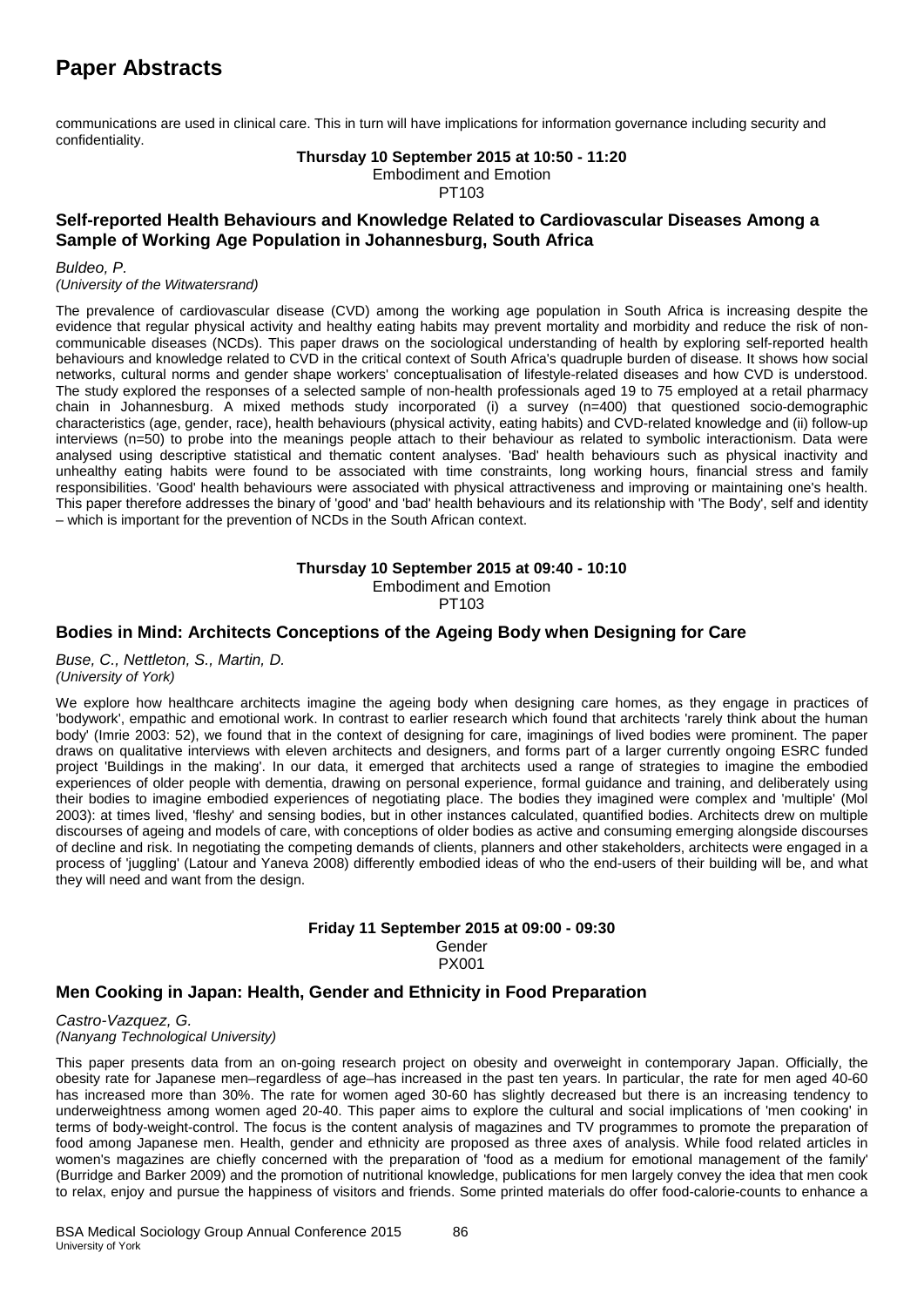communications are used in clinical care. This in turn will have implications for information governance including security and confidentiality.

**Thursday 10 September 2015 at 10:50 - 11:20**
Embodiment and Emotion
PT103

### Self-reported Health Behaviours and Knowledge Related to Cardiovascular Diseases Among a Sample of Working Age Population in Johannesburg, South Africa

*Buldeo, P.*
*(University of the Witwatersrand)*

The prevalence of cardiovascular disease (CVD) among the working age population in South Africa is increasing despite the evidence that regular physical activity and healthy eating habits may prevent mortality and morbidity and reduce the risk of non-communicable diseases (NCDs). This paper draws on the sociological understanding of health by exploring self-reported health behaviours and knowledge related to CVD in the critical context of South Africa's quadruple burden of disease. It shows how social networks, cultural norms and gender shape workers' conceptualisation of lifestyle-related diseases and how CVD is understood. The study explored the responses of a selected sample of non-health professionals aged 19 to 75 employed at a retail pharmacy chain in Johannesburg. A mixed methods study incorporated (i) a survey (n=400) that questioned socio-demographic characteristics (age, gender, race), health behaviours (physical activity, eating habits) and CVD-related knowledge and (ii) follow-up interviews (n=50) to probe into the meanings people attach to their behaviour as related to symbolic interactionism. Data were analysed using descriptive statistical and thematic content analyses. 'Bad' health behaviours such as physical inactivity and unhealthy eating habits were found to be associated with time constraints, long working hours, financial stress and family responsibilities. 'Good' health behaviours were associated with physical attractiveness and improving or maintaining one's health. This paper therefore addresses the binary of 'good' and 'bad' health behaviours and its relationship with 'The Body', self and identity – which is important for the prevention of NCDs in the South African context.

**Thursday 10 September 2015 at 09:40 - 10:10**
Embodiment and Emotion
PT103

### Bodies in Mind: Architects Conceptions of the Ageing Body when Designing for Care

*Buse, C., Nettleton, S., Martin, D.*
*(University of York)*

We explore how healthcare architects imagine the ageing body when designing care homes, as they engage in practices of 'bodywork', empathic and emotional work. In contrast to earlier research which found that architects 'rarely think about the human body' (Imrie 2003: 52), we found that in the context of designing for care, imaginings of lived bodies were prominent. The paper draws on qualitative interviews with eleven architects and designers, and forms part of a larger currently ongoing ESRC funded project 'Buildings in the making'. In our data, it emerged that architects used a range of strategies to imagine the embodied experiences of older people with dementia, drawing on personal experience, formal guidance and training, and deliberately using their bodies to imagine embodied experiences of negotiating place. The bodies they imagined were complex and 'multiple' (Mol 2003): at times lived, 'fleshy' and sensing bodies, but in other instances calculated, quantified bodies. Architects drew on multiple discourses of ageing and models of care, with conceptions of older bodies as active and consuming emerging alongside discourses of decline and risk. In negotiating the competing demands of clients, planners and other stakeholders, architects were engaged in a process of 'juggling' (Latour and Yaneva 2008) differently embodied ideas of who the end-users of their building will be, and what they will need and want from the design.

**Friday 11 September 2015 at 09:00 - 09:30**
Gender
PX001

### Men Cooking in Japan: Health, Gender and Ethnicity in Food Preparation

*Castro-Vazquez, G.*
*(Nanyang Technological University)*

This paper presents data from an on-going research project on obesity and overweight in contemporary Japan. Officially, the obesity rate for Japanese men–regardless of age–has increased in the past ten years. In particular, the rate for men aged 40-60 has increased more than 30%. The rate for women aged 30-60 has slightly decreased but there is an increasing tendency to underweightness among women aged 20-40. This paper aims to explore the cultural and social implications of 'men cooking' in terms of body-weight-control. The focus is the content analysis of magazines and TV programmes to promote the preparation of food among Japanese men. Health, gender and ethnicity are proposed as three axes of analysis. While food related articles in women's magazines are chiefly concerned with the preparation of 'food as a medium for emotional management of the family' (Burridge and Barker 2009) and the promotion of nutritional knowledge, publications for men largely convey the idea that men cook to relax, enjoy and pursue the happiness of visitors and friends. Some printed materials do offer food-calorie-counts to enhance a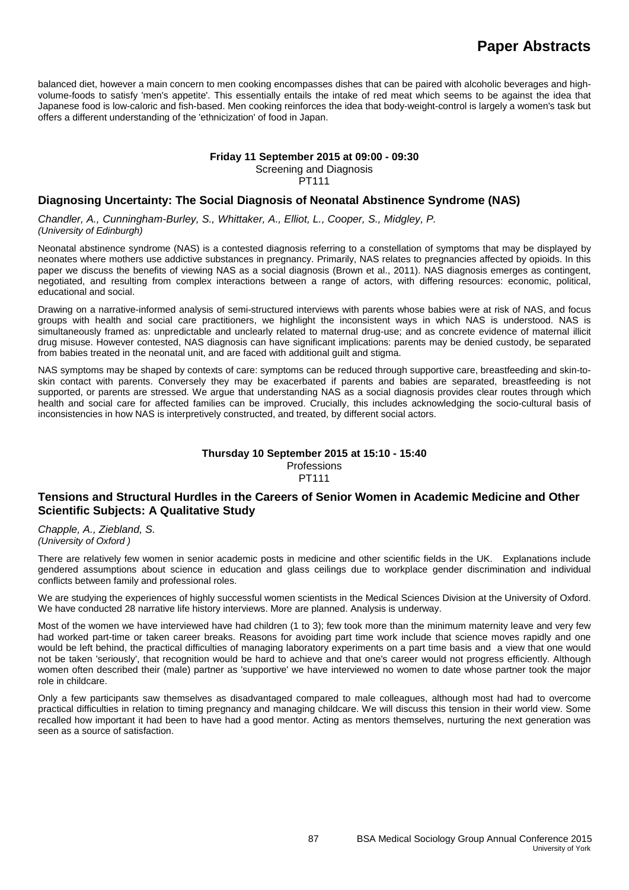balanced diet, however a main concern to men cooking encompasses dishes that can be paired with alcoholic beverages and high-volume-foods to satisfy 'men's appetite'. This essentially entails the intake of red meat which seems to be against the idea that Japanese food is low-caloric and fish-based. Men cooking reinforces the idea that body-weight-control is largely a women's task but offers a different understanding of the 'ethnicization' of food in Japan.

**Friday 11 September 2015 at 09:00 - 09:30**
Screening and Diagnosis
PT111

## Diagnosing Uncertainty: The Social Diagnosis of Neonatal Abstinence Syndrome (NAS)

*Chandler, A., Cunningham-Burley, S., Whittaker, A., Elliot, L., Cooper, S., Midgley, P.*
*(University of Edinburgh)*

Neonatal abstinence syndrome (NAS) is a contested diagnosis referring to a constellation of symptoms that may be displayed by neonates where mothers use addictive substances in pregnancy. Primarily, NAS relates to pregnancies affected by opioids. In this paper we discuss the benefits of viewing NAS as a social diagnosis (Brown et al., 2011). NAS diagnosis emerges as contingent, negotiated, and resulting from complex interactions between a range of actors, with differing resources: economic, political, educational and social.

Drawing on a narrative-informed analysis of semi-structured interviews with parents whose babies were at risk of NAS, and focus groups with health and social care practitioners, we highlight the inconsistent ways in which NAS is understood. NAS is simultaneously framed as: unpredictable and unclearly related to maternal drug-use; and as concrete evidence of maternal illicit drug misuse. However contested, NAS diagnosis can have significant implications: parents may be denied custody, be separated from babies treated in the neonatal unit, and are faced with additional guilt and stigma.

NAS symptoms may be shaped by contexts of care: symptoms can be reduced through supportive care, breastfeeding and skin-to-skin contact with parents. Conversely they may be exacerbated if parents and babies are separated, breastfeeding is not supported, or parents are stressed. We argue that understanding NAS as a social diagnosis provides clear routes through which health and social care for affected families can be improved. Crucially, this includes acknowledging the socio-cultural basis of inconsistencies in how NAS is interpretively constructed, and treated, by different social actors.

**Thursday 10 September 2015 at 15:10 - 15:40**
Professions
PT111

## Tensions and Structural Hurdles in the Careers of Senior Women in Academic Medicine and Other Scientific Subjects: A Qualitative Study

*Chapple, A., Ziebland, S.*
*(University of Oxford )*

There are relatively few women in senior academic posts in medicine and other scientific fields in the UK. Explanations include gendered assumptions about science in education and glass ceilings due to workplace gender discrimination and individual conflicts between family and professional roles.

We are studying the experiences of highly successful women scientists in the Medical Sciences Division at the University of Oxford. We have conducted 28 narrative life history interviews. More are planned. Analysis is underway.

Most of the women we have interviewed have had children (1 to 3); few took more than the minimum maternity leave and very few had worked part-time or taken career breaks. Reasons for avoiding part time work include that science moves rapidly and one would be left behind, the practical difficulties of managing laboratory experiments on a part time basis and a view that one would not be taken 'seriously', that recognition would be hard to achieve and that one's career would not progress efficiently. Although women often described their (male) partner as 'supportive' we have interviewed no women to date whose partner took the major role in childcare.

Only a few participants saw themselves as disadvantaged compared to male colleagues, although most had had to overcome practical difficulties in relation to timing pregnancy and managing childcare. We will discuss this tension in their world view. Some recalled how important it had been to have had a good mentor. Acting as mentors themselves, nurturing the next generation was seen as a source of satisfaction.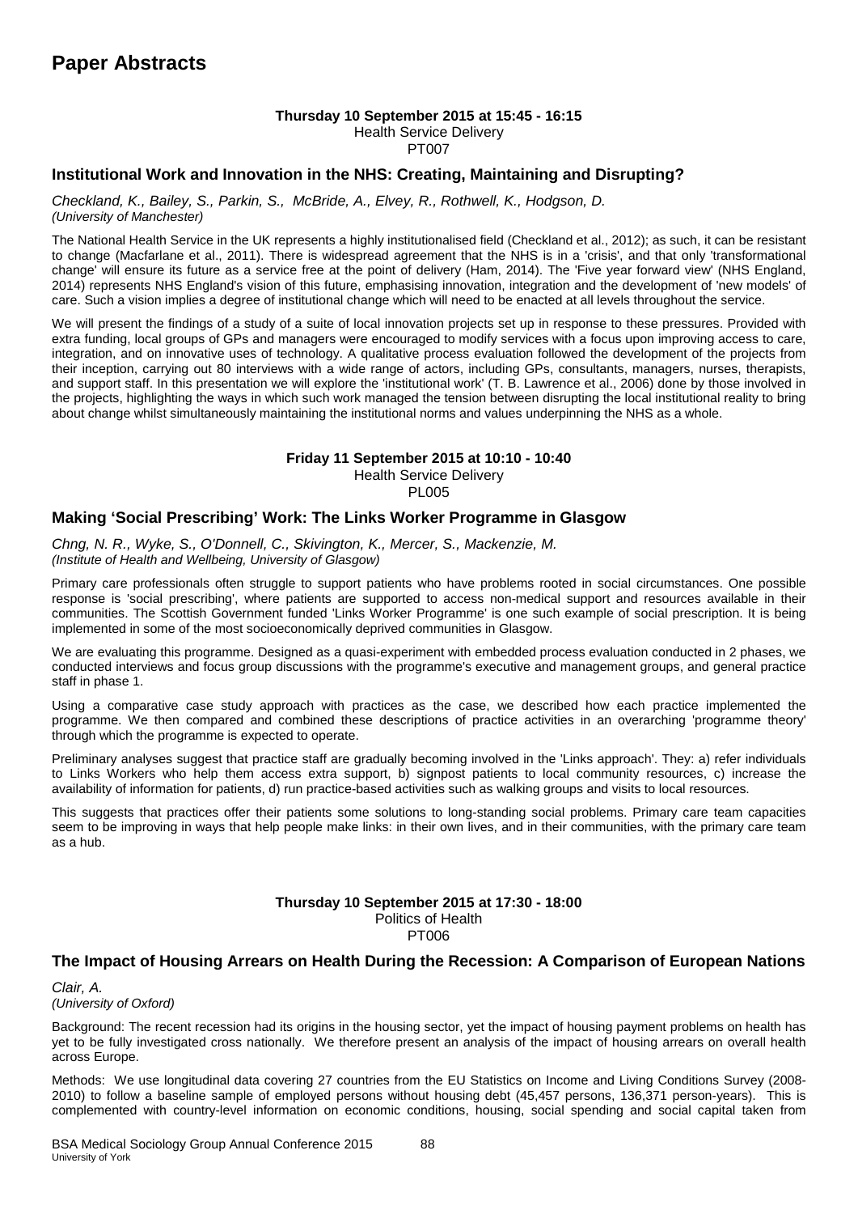# Paper Abstracts

**Thursday 10 September 2015 at 15:45 - 16:15**
Health Service Delivery
PT007

## Institutional Work and Innovation in the NHS: Creating, Maintaining and Disrupting?

*Checkland, K., Bailey, S., Parkin, S., McBride, A., Elvey, R., Rothwell, K., Hodgson, D.*
*(University of Manchester)*

The National Health Service in the UK represents a highly institutionalised field (Checkland et al., 2012); as such, it can be resistant to change (Macfarlane et al., 2011). There is widespread agreement that the NHS is in a 'crisis', and that only 'transformational change' will ensure its future as a service free at the point of delivery (Ham, 2014). The 'Five year forward view' (NHS England, 2014) represents NHS England's vision of this future, emphasising innovation, integration and the development of 'new models' of care. Such a vision implies a degree of institutional change which will need to be enacted at all levels throughout the service.

We will present the findings of a study of a suite of local innovation projects set up in response to these pressures. Provided with extra funding, local groups of GPs and managers were encouraged to modify services with a focus upon improving access to care, integration, and on innovative uses of technology. A qualitative process evaluation followed the development of the projects from their inception, carrying out 80 interviews with a wide range of actors, including GPs, consultants, managers, nurses, therapists, and support staff. In this presentation we will explore the 'institutional work' (T. B. Lawrence et al., 2006) done by those involved in the projects, highlighting the ways in which such work managed the tension between disrupting the local institutional reality to bring about change whilst simultaneously maintaining the institutional norms and values underpinning the NHS as a whole.

**Friday 11 September 2015 at 10:10 - 10:40**
Health Service Delivery
PL005

## Making 'Social Prescribing' Work: The Links Worker Programme in Glasgow

*Chng, N. R., Wyke, S., O'Donnell, C., Skivington, K., Mercer, S., Mackenzie, M.*
*(Institute of Health and Wellbeing, University of Glasgow)*

Primary care professionals often struggle to support patients who have problems rooted in social circumstances. One possible response is 'social prescribing', where patients are supported to access non-medical support and resources available in their communities. The Scottish Government funded 'Links Worker Programme' is one such example of social prescription. It is being implemented in some of the most socioeconomically deprived communities in Glasgow.

We are evaluating this programme. Designed as a quasi-experiment with embedded process evaluation conducted in 2 phases, we conducted interviews and focus group discussions with the programme's executive and management groups, and general practice staff in phase 1.

Using a comparative case study approach with practices as the case, we described how each practice implemented the programme. We then compared and combined these descriptions of practice activities in an overarching 'programme theory' through which the programme is expected to operate.

Preliminary analyses suggest that practice staff are gradually becoming involved in the 'Links approach'. They: a) refer individuals to Links Workers who help them access extra support, b) signpost patients to local community resources, c) increase the availability of information for patients, d) run practice-based activities such as walking groups and visits to local resources.

This suggests that practices offer their patients some solutions to long-standing social problems. Primary care team capacities seem to be improving in ways that help people make links: in their own lives, and in their communities, with the primary care team as a hub.

**Thursday 10 September 2015 at 17:30 - 18:00**
Politics of Health
PT006

## The Impact of Housing Arrears on Health During the Recession: A Comparison of European Nations

*Clair, A.*
*(University of Oxford)*

Background: The recent recession had its origins in the housing sector, yet the impact of housing payment problems on health has yet to be fully investigated cross nationally. We therefore present an analysis of the impact of housing arrears on overall health across Europe.

Methods: We use longitudinal data covering 27 countries from the EU Statistics on Income and Living Conditions Survey (2008-2010) to follow a baseline sample of employed persons without housing debt (45,457 persons, 136,371 person-years). This is complemented with country-level information on economic conditions, housing, social spending and social capital taken from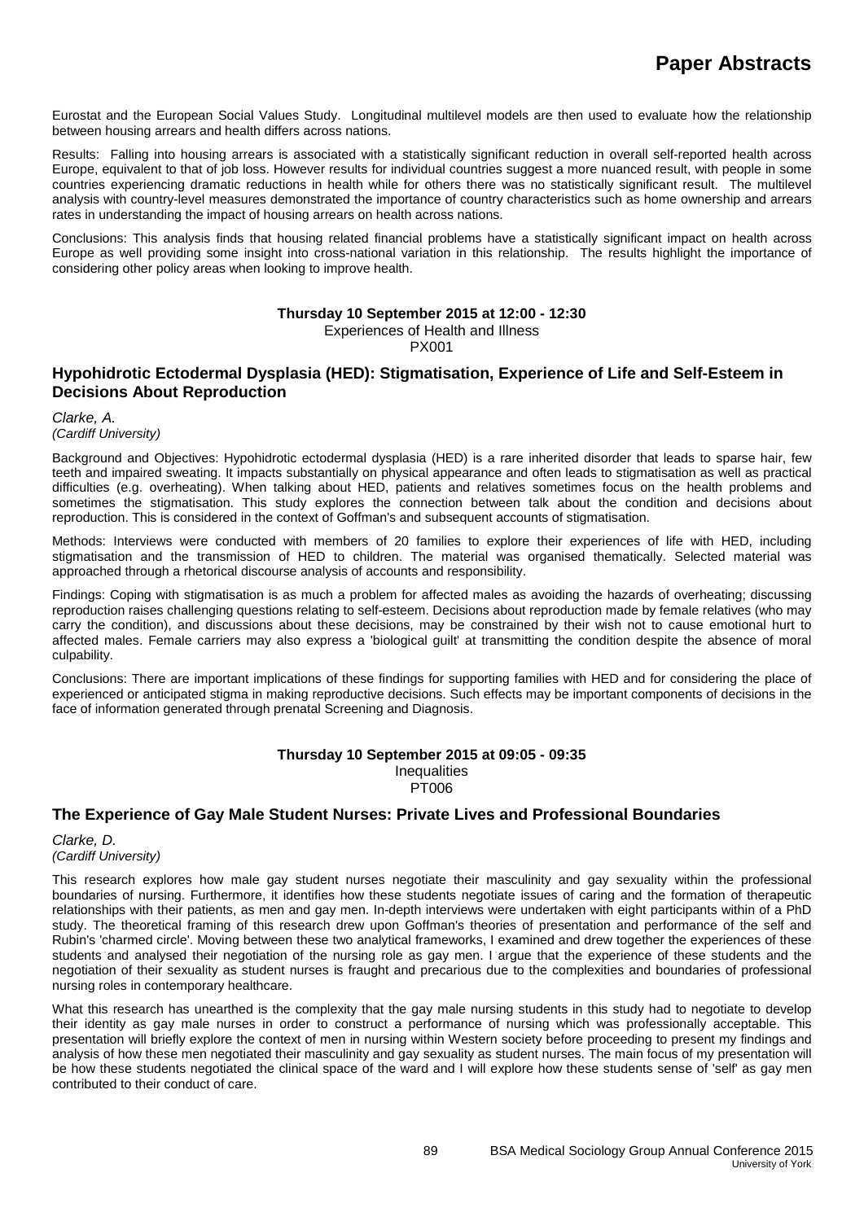Eurostat and the European Social Values Study. Longitudinal multilevel models are then used to evaluate how the relationship between housing arrears and health differs across nations.

Results: Falling into housing arrears is associated with a statistically significant reduction in overall self-reported health across Europe, equivalent to that of job loss. However results for individual countries suggest a more nuanced result, with people in some countries experiencing dramatic reductions in health while for others there was no statistically significant result. The multilevel analysis with country-level measures demonstrated the importance of country characteristics such as home ownership and arrears rates in understanding the impact of housing arrears on health across nations.

Conclusions: This analysis finds that housing related financial problems have a statistically significant impact on health across Europe as well providing some insight into cross-national variation in this relationship. The results highlight the importance of considering other policy areas when looking to improve health.

**Thursday 10 September 2015 at 12:00 - 12:30**
Experiences of Health and Illness
PX001

## Hypohidrotic Ectodermal Dysplasia (HED): Stigmatisation, Experience of Life and Self-Esteem in Decisions About Reproduction

*Clarke, A.*
*(Cardiff University)*

Background and Objectives: Hypohidrotic ectodermal dysplasia (HED) is a rare inherited disorder that leads to sparse hair, few teeth and impaired sweating. It impacts substantially on physical appearance and often leads to stigmatisation as well as practical difficulties (e.g. overheating). When talking about HED, patients and relatives sometimes focus on the health problems and sometimes the stigmatisation. This study explores the connection between talk about the condition and decisions about reproduction. This is considered in the context of Goffman's and subsequent accounts of stigmatisation.

Methods: Interviews were conducted with members of 20 families to explore their experiences of life with HED, including stigmatisation and the transmission of HED to children. The material was organised thematically. Selected material was approached through a rhetorical discourse analysis of accounts and responsibility.

Findings: Coping with stigmatisation is as much a problem for affected males as avoiding the hazards of overheating; discussing reproduction raises challenging questions relating to self-esteem. Decisions about reproduction made by female relatives (who may carry the condition), and discussions about these decisions, may be constrained by their wish not to cause emotional hurt to affected males. Female carriers may also express a 'biological guilt' at transmitting the condition despite the absence of moral culpability.

Conclusions: There are important implications of these findings for supporting families with HED and for considering the place of experienced or anticipated stigma in making reproductive decisions. Such effects may be important components of decisions in the face of information generated through prenatal Screening and Diagnosis.

**Thursday 10 September 2015 at 09:05 - 09:35**
Inequalities
PT006

## The Experience of Gay Male Student Nurses: Private Lives and Professional Boundaries

*Clarke, D.*
*(Cardiff University)*

This research explores how male gay student nurses negotiate their masculinity and gay sexuality within the professional boundaries of nursing. Furthermore, it identifies how these students negotiate issues of caring and the formation of therapeutic relationships with their patients, as men and gay men. In-depth interviews were undertaken with eight participants within of a PhD study. The theoretical framing of this research drew upon Goffman's theories of presentation and performance of the self and Rubin's 'charmed circle'. Moving between these two analytical frameworks, I examined and drew together the experiences of these students and analysed their negotiation of the nursing role as gay men. I argue that the experience of these students and the negotiation of their sexuality as student nurses is fraught and precarious due to the complexities and boundaries of professional nursing roles in contemporary healthcare.

What this research has unearthed is the complexity that the gay male nursing students in this study had to negotiate to develop their identity as gay male nurses in order to construct a performance of nursing which was professionally acceptable. This presentation will briefly explore the context of men in nursing within Western society before proceeding to present my findings and analysis of how these men negotiated their masculinity and gay sexuality as student nurses. The main focus of my presentation will be how these students negotiated the clinical space of the ward and I will explore how these students sense of 'self' as gay men contributed to their conduct of care.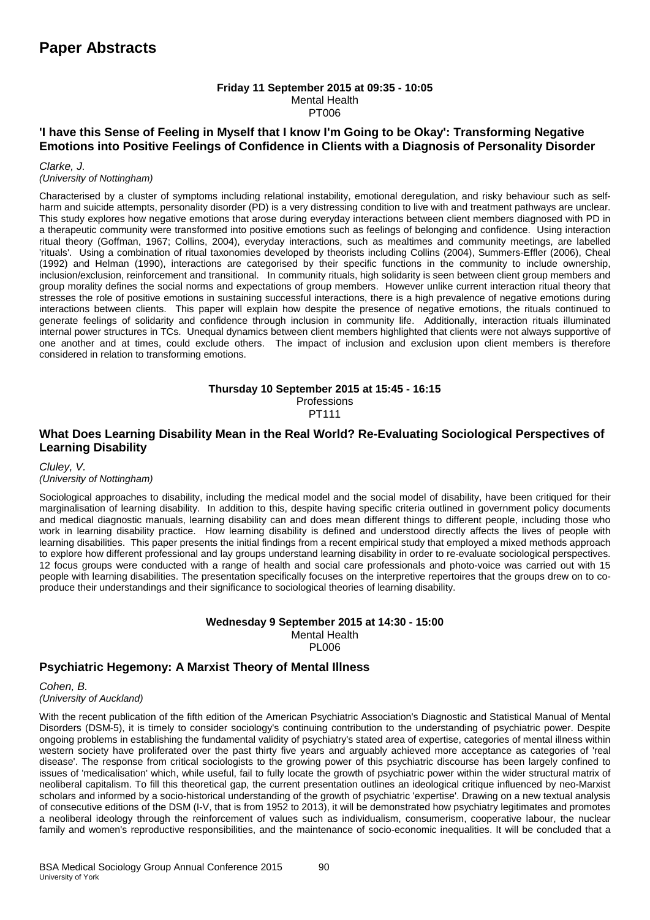# Paper Abstracts

**Friday 11 September 2015 at 09:35 - 10:05**
Mental Health
PT006

### 'I have this Sense of Feeling in Myself that I know I'm Going to be Okay': Transforming Negative Emotions into Positive Feelings of Confidence in Clients with a Diagnosis of Personality Disorder

*Clarke, J.*
*(University of Nottingham)*

Characterised by a cluster of symptoms including relational instability, emotional deregulation, and risky behaviour such as self-harm and suicide attempts, personality disorder (PD) is a very distressing condition to live with and treatment pathways are unclear. This study explores how negative emotions that arose during everyday interactions between client members diagnosed with PD in a therapeutic community were transformed into positive emotions such as feelings of belonging and confidence. Using interaction ritual theory (Goffman, 1967; Collins, 2004), everyday interactions, such as mealtimes and community meetings, are labelled 'rituals'. Using a combination of ritual taxonomies developed by theorists including Collins (2004), Summers-Effler (2006), Cheal (1992) and Helman (1990), interactions are categorised by their specific functions in the community to include ownership, inclusion/exclusion, reinforcement and transitional. In community rituals, high solidarity is seen between client group members and group morality defines the social norms and expectations of group members. However unlike current interaction ritual theory that stresses the role of positive emotions in sustaining successful interactions, there is a high prevalence of negative emotions during interactions between clients. This paper will explain how despite the presence of negative emotions, the rituals continued to generate feelings of solidarity and confidence through inclusion in community life. Additionally, interaction rituals illuminated internal power structures in TCs. Unequal dynamics between client members highlighted that clients were not always supportive of one another and at times, could exclude others. The impact of inclusion and exclusion upon client members is therefore considered in relation to transforming emotions.

**Thursday 10 September 2015 at 15:45 - 16:15**
Professions
PT111

### What Does Learning Disability Mean in the Real World? Re-Evaluating Sociological Perspectives of Learning Disability

*Cluley, V.*
*(University of Nottingham)*

Sociological approaches to disability, including the medical model and the social model of disability, have been critiqued for their marginalisation of learning disability. In addition to this, despite having specific criteria outlined in government policy documents and medical diagnostic manuals, learning disability can and does mean different things to different people, including those who work in learning disability practice. How learning disability is defined and understood directly affects the lives of people with learning disabilities. This paper presents the initial findings from a recent empirical study that employed a mixed methods approach to explore how different professional and lay groups understand learning disability in order to re-evaluate sociological perspectives. 12 focus groups were conducted with a range of health and social care professionals and photo-voice was carried out with 15 people with learning disabilities. The presentation specifically focuses on the interpretive repertoires that the groups drew on to co-produce their understandings and their significance to sociological theories of learning disability.

**Wednesday 9 September 2015 at 14:30 - 15:00**
Mental Health
PL006

### Psychiatric Hegemony: A Marxist Theory of Mental Illness

*Cohen, B.*
*(University of Auckland)*

With the recent publication of the fifth edition of the American Psychiatric Association's Diagnostic and Statistical Manual of Mental Disorders (DSM-5), it is timely to consider sociology's continuing contribution to the understanding of psychiatric power. Despite ongoing problems in establishing the fundamental validity of psychiatry's stated area of expertise, categories of mental illness within western society have proliferated over the past thirty five years and arguably achieved more acceptance as categories of 'real disease'. The response from critical sociologists to the growing power of this psychiatric discourse has been largely confined to issues of 'medicalisation' which, while useful, fail to fully locate the growth of psychiatric power within the wider structural matrix of neoliberal capitalism. To fill this theoretical gap, the current presentation outlines an ideological critique influenced by neo-Marxist scholars and informed by a socio-historical understanding of the growth of psychiatric 'expertise'. Drawing on a new textual analysis of consecutive editions of the DSM (I-V, that is from 1952 to 2013), it will be demonstrated how psychiatry legitimates and promotes a neoliberal ideology through the reinforcement of values such as individualism, consumerism, cooperative labour, the nuclear family and women's reproductive responsibilities, and the maintenance of socio-economic inequalities. It will be concluded that a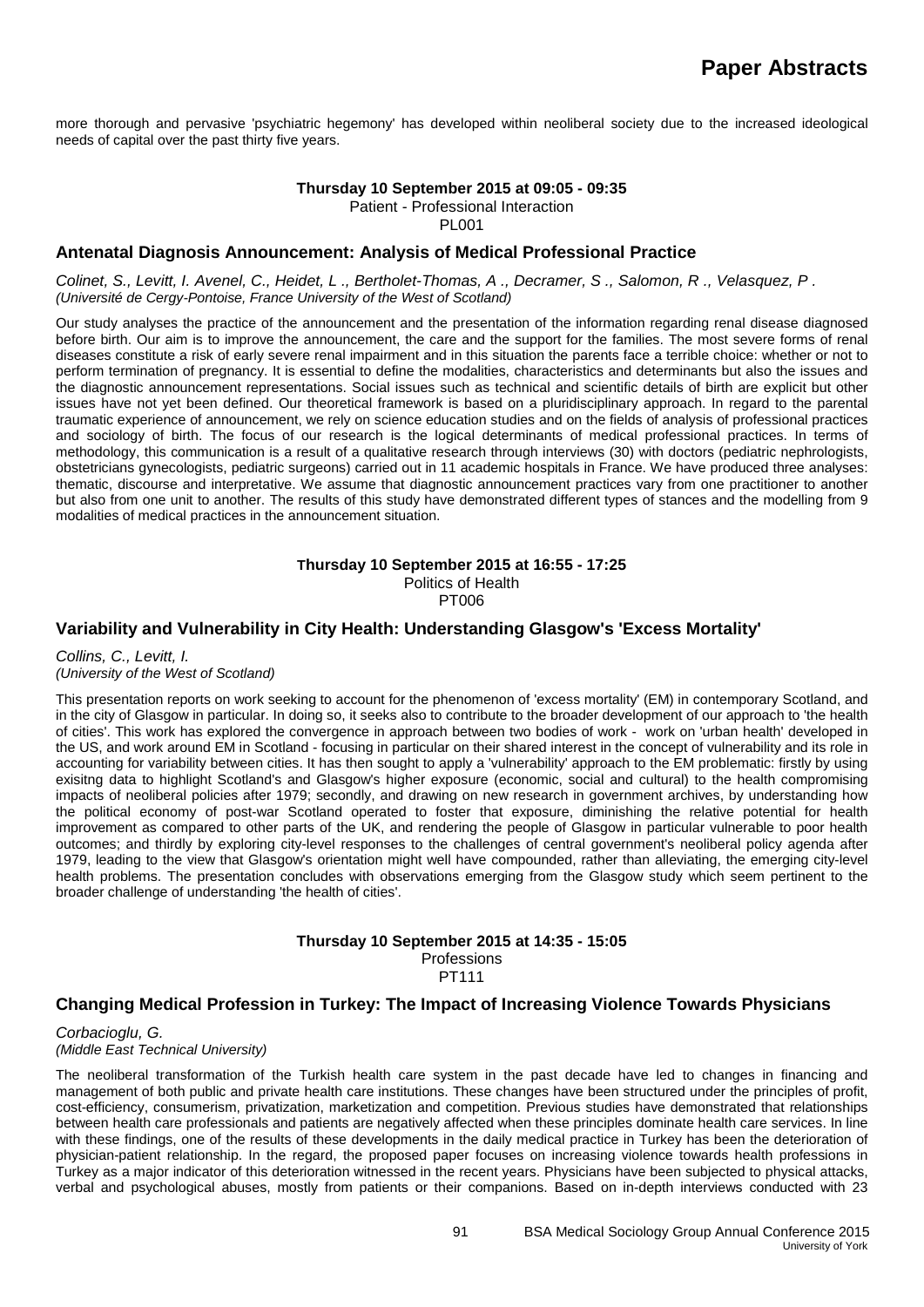more thorough and pervasive 'psychiatric hegemony' has developed within neoliberal society due to the increased ideological needs of capital over the past thirty five years.

**Thursday 10 September 2015 at 09:05 - 09:35**
Patient - Professional Interaction
PL001

### Antenatal Diagnosis Announcement: Analysis of Medical Professional Practice

*Colinet, S., Levitt, I. Avenel, C., Heidet, L ., Bertholet-Thomas, A ., Decramer, S ., Salomon, R ., Velasquez, P .*
*(Université de Cergy-Pontoise, France University of the West of Scotland)*

Our study analyses the practice of the announcement and the presentation of the information regarding renal disease diagnosed before birth. Our aim is to improve the announcement, the care and the support for the families. The most severe forms of renal diseases constitute a risk of early severe renal impairment and in this situation the parents face a terrible choice: whether or not to perform termination of pregnancy. It is essential to define the modalities, characteristics and determinants but also the issues and the diagnostic announcement representations. Social issues such as technical and scientific details of birth are explicit but other issues have not yet been defined. Our theoretical framework is based on a pluridisciplinary approach. In regard to the parental traumatic experience of announcement, we rely on science education studies and on the fields of analysis of professional practices and sociology of birth. The focus of our research is the logical determinants of medical professional practices. In terms of methodology, this communication is a result of a qualitative research through interviews (30) with doctors (pediatric nephrologists, obstetricians gynecologists, pediatric surgeons) carried out in 11 academic hospitals in France. We have produced three analyses: thematic, discourse and interpretative. We assume that diagnostic announcement practices vary from one practitioner to another but also from one unit to another. The results of this study have demonstrated different types of stances and the modelling from 9 modalities of medical practices in the announcement situation.

**Thursday 10 September 2015 at 16:55 - 17:25**
Politics of Health
PT006

### Variability and Vulnerability in City Health: Understanding Glasgow's 'Excess Mortality'

*Collins, C., Levitt, I.*
*(University of the West of Scotland)*

This presentation reports on work seeking to account for the phenomenon of 'excess mortality' (EM) in contemporary Scotland, and in the city of Glasgow in particular. In doing so, it seeks also to contribute to the broader development of our approach to 'the health of cities'. This work has explored the convergence in approach between two bodies of work - work on 'urban health' developed in the US, and work around EM in Scotland - focusing in particular on their shared interest in the concept of vulnerability and its role in accounting for variability between cities. It has then sought to apply a 'vulnerability' approach to the EM problematic: firstly by using exisitng data to highlight Scotland's and Glasgow's higher exposure (economic, social and cultural) to the health compromising impacts of neoliberal policies after 1979; secondly, and drawing on new research in government archives, by understanding how the political economy of post-war Scotland operated to foster that exposure, diminishing the relative potential for health improvement as compared to other parts of the UK, and rendering the people of Glasgow in particular vulnerable to poor health outcomes; and thirdly by exploring city-level responses to the challenges of central government's neoliberal policy agenda after 1979, leading to the view that Glasgow's orientation might well have compounded, rather than alleviating, the emerging city-level health problems. The presentation concludes with observations emerging from the Glasgow study which seem pertinent to the broader challenge of understanding 'the health of cities'.

**Thursday 10 September 2015 at 14:35 - 15:05**
Professions
PT111

### Changing Medical Profession in Turkey: The Impact of Increasing Violence Towards Physicians

*Corbacioglu, G.*
*(Middle East Technical University)*

The neoliberal transformation of the Turkish health care system in the past decade have led to changes in financing and management of both public and private health care institutions. These changes have been structured under the principles of profit, cost-efficiency, consumerism, privatization, marketization and competition. Previous studies have demonstrated that relationships between health care professionals and patients are negatively affected when these principles dominate health care services. In line with these findings, one of the results of these developments in the daily medical practice in Turkey has been the deterioration of physician-patient relationship. In the regard, the proposed paper focuses on increasing violence towards health professions in Turkey as a major indicator of this deterioration witnessed in the recent years. Physicians have been subjected to physical attacks, verbal and psychological abuses, mostly from patients or their companions. Based on in-depth interviews conducted with 23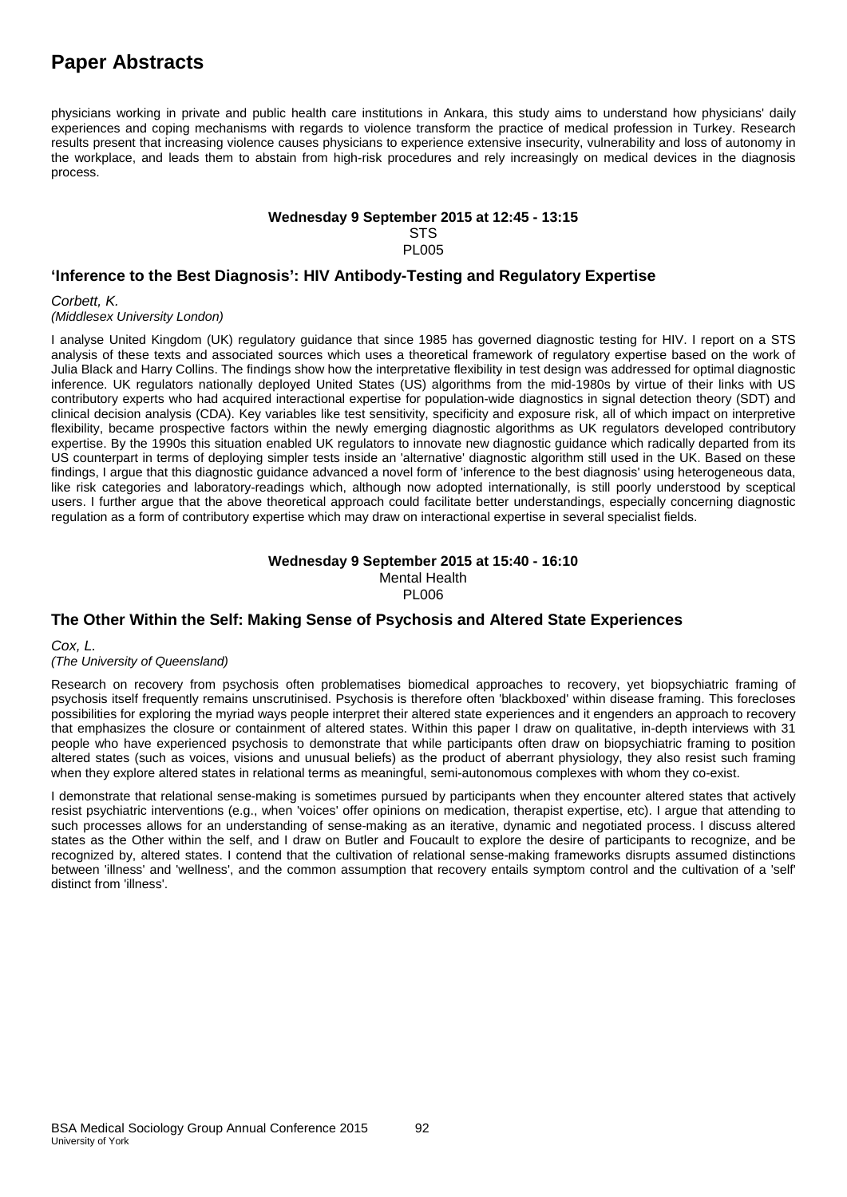physicians working in private and public health care institutions in Ankara, this study aims to understand how physicians' daily experiences and coping mechanisms with regards to violence transform the practice of medical profession in Turkey. Research results present that increasing violence causes physicians to experience extensive insecurity, vulnerability and loss of autonomy in the workplace, and leads them to abstain from high-risk procedures and rely increasingly on medical devices in the diagnosis process.

**Wednesday 9 September 2015 at 12:45 - 13:15**
STS
PL005

## 'Inference to the Best Diagnosis': HIV Antibody-Testing and Regulatory Expertise

*Corbett, K.*
*(Middlesex University London)*

I analyse United Kingdom (UK) regulatory guidance that since 1985 has governed diagnostic testing for HIV. I report on a STS analysis of these texts and associated sources which uses a theoretical framework of regulatory expertise based on the work of Julia Black and Harry Collins. The findings show how the interpretative flexibility in test design was addressed for optimal diagnostic inference. UK regulators nationally deployed United States (US) algorithms from the mid-1980s by virtue of their links with US contributory experts who had acquired interactional expertise for population-wide diagnostics in signal detection theory (SDT) and clinical decision analysis (CDA). Key variables like test sensitivity, specificity and exposure risk, all of which impact on interpretive flexibility, became prospective factors within the newly emerging diagnostic algorithms as UK regulators developed contributory expertise. By the 1990s this situation enabled UK regulators to innovate new diagnostic guidance which radically departed from its US counterpart in terms of deploying simpler tests inside an 'alternative' diagnostic algorithm still used in the UK. Based on these findings, I argue that this diagnostic guidance advanced a novel form of 'inference to the best diagnosis' using heterogeneous data, like risk categories and laboratory-readings which, although now adopted internationally, is still poorly understood by sceptical users. I further argue that the above theoretical approach could facilitate better understandings, especially concerning diagnostic regulation as a form of contributory expertise which may draw on interactional expertise in several specialist fields.

**Wednesday 9 September 2015 at 15:40 - 16:10**
Mental Health
PL006

## The Other Within the Self: Making Sense of Psychosis and Altered State Experiences

*Cox, L.*
*(The University of Queensland)*

Research on recovery from psychosis often problematises biomedical approaches to recovery, yet biopsychiatric framing of psychosis itself frequently remains unscrutinised. Psychosis is therefore often 'blackboxed' within disease framing. This forecloses possibilities for exploring the myriad ways people interpret their altered state experiences and it engenders an approach to recovery that emphasizes the closure or containment of altered states. Within this paper I draw on qualitative, in-depth interviews with 31 people who have experienced psychosis to demonstrate that while participants often draw on biopsychiatric framing to position altered states (such as voices, visions and unusual beliefs) as the product of aberrant physiology, they also resist such framing when they explore altered states in relational terms as meaningful, semi-autonomous complexes with whom they co-exist.

I demonstrate that relational sense-making is sometimes pursued by participants when they encounter altered states that actively resist psychiatric interventions (e.g., when 'voices' offer opinions on medication, therapist expertise, etc). I argue that attending to such processes allows for an understanding of sense-making as an iterative, dynamic and negotiated process. I discuss altered states as the Other within the self, and I draw on Butler and Foucault to explore the desire of participants to recognize, and be recognized by, altered states. I contend that the cultivation of relational sense-making frameworks disrupts assumed distinctions between 'illness' and 'wellness', and the common assumption that recovery entails symptom control and the cultivation of a 'self' distinct from 'illness'.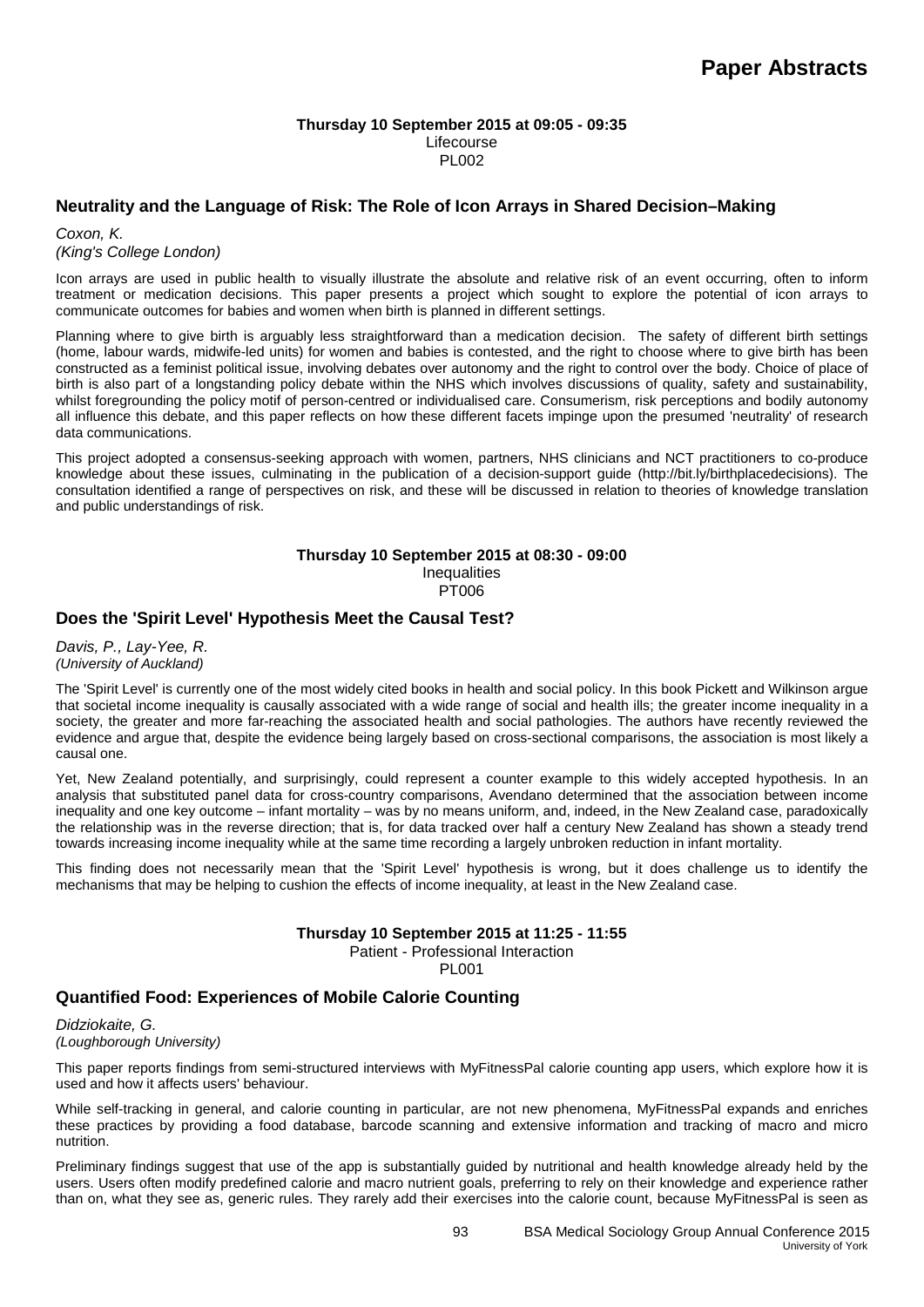# Paper Abstracts

**Thursday 10 September 2015 at 09:05 - 09:35**
Lifecourse
PL002

## Neutrality and the Language of Risk: The Role of Icon Arrays in Shared Decision–Making

*Coxon, K.*
*(King's College London)*

Icon arrays are used in public health to visually illustrate the absolute and relative risk of an event occurring, often to inform treatment or medication decisions. This paper presents a project which sought to explore the potential of icon arrays to communicate outcomes for babies and women when birth is planned in different settings.

Planning where to give birth is arguably less straightforward than a medication decision. The safety of different birth settings (home, labour wards, midwife-led units) for women and babies is contested, and the right to choose where to give birth has been constructed as a feminist political issue, involving debates over autonomy and the right to control over the body. Choice of place of birth is also part of a longstanding policy debate within the NHS which involves discussions of quality, safety and sustainability, whilst foregrounding the policy motif of person-centred or individualised care. Consumerism, risk perceptions and bodily autonomy all influence this debate, and this paper reflects on how these different facets impinge upon the presumed 'neutrality' of research data communications.

This project adopted a consensus-seeking approach with women, partners, NHS clinicians and NCT practitioners to co-produce knowledge about these issues, culminating in the publication of a decision-support guide (http://bit.ly/birthplacedecisions). The consultation identified a range of perspectives on risk, and these will be discussed in relation to theories of knowledge translation and public understandings of risk.

**Thursday 10 September 2015 at 08:30 - 09:00**
Inequalities
PT006

## Does the 'Spirit Level' Hypothesis Meet the Causal Test?

*Davis, P., Lay-Yee, R.*
*(University of Auckland)*

The 'Spirit Level' is currently one of the most widely cited books in health and social policy. In this book Pickett and Wilkinson argue that societal income inequality is causally associated with a wide range of social and health ills; the greater income inequality in a society, the greater and more far-reaching the associated health and social pathologies. The authors have recently reviewed the evidence and argue that, despite the evidence being largely based on cross-sectional comparisons, the association is most likely a causal one.

Yet, New Zealand potentially, and surprisingly, could represent a counter example to this widely accepted hypothesis. In an analysis that substituted panel data for cross-country comparisons, Avendano determined that the association between income inequality and one key outcome – infant mortality – was by no means uniform, and, indeed, in the New Zealand case, paradoxically the relationship was in the reverse direction; that is, for data tracked over half a century New Zealand has shown a steady trend towards increasing income inequality while at the same time recording a largely unbroken reduction in infant mortality.

This finding does not necessarily mean that the 'Spirit Level' hypothesis is wrong, but it does challenge us to identify the mechanisms that may be helping to cushion the effects of income inequality, at least in the New Zealand case.

**Thursday 10 September 2015 at 11:25 - 11:55**
Patient - Professional Interaction
PL001

## Quantified Food: Experiences of Mobile Calorie Counting

*Didziokaite, G.*
*(Loughborough University)*

This paper reports findings from semi-structured interviews with MyFitnessPal calorie counting app users, which explore how it is used and how it affects users' behaviour.

While self-tracking in general, and calorie counting in particular, are not new phenomena, MyFitnessPal expands and enriches these practices by providing a food database, barcode scanning and extensive information and tracking of macro and micro nutrition.

Preliminary findings suggest that use of the app is substantially guided by nutritional and health knowledge already held by the users. Users often modify predefined calorie and macro nutrient goals, preferring to rely on their knowledge and experience rather than on, what they see as, generic rules. They rarely add their exercises into the calorie count, because MyFitnessPal is seen as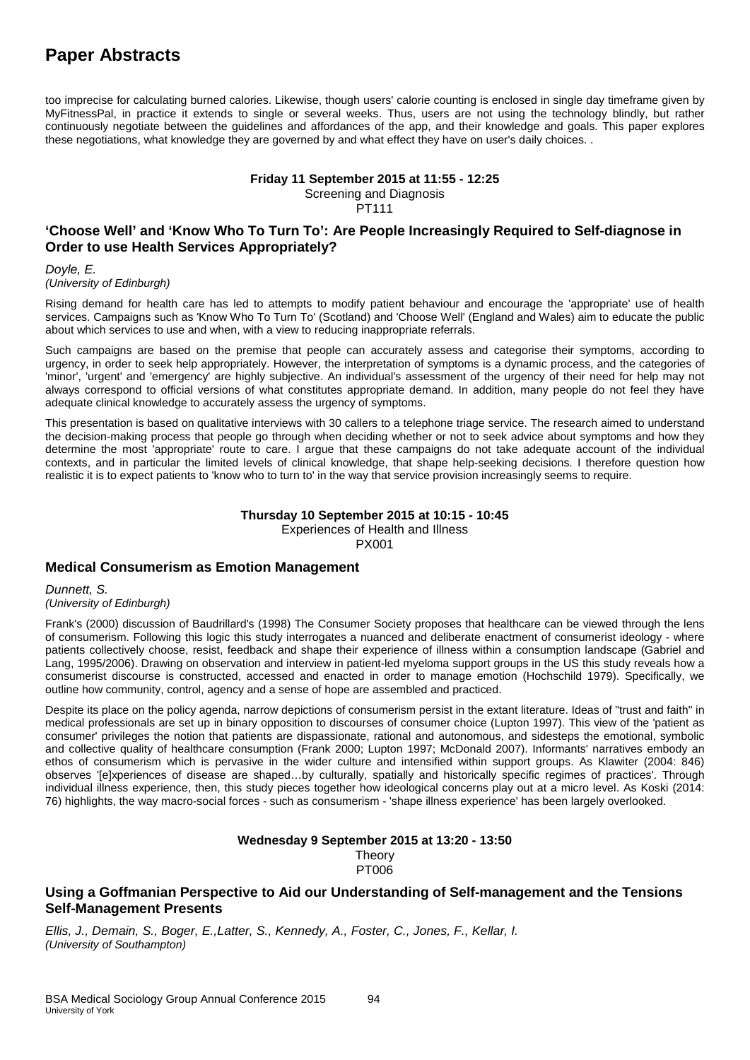too imprecise for calculating burned calories. Likewise, though users' calorie counting is enclosed in single day timeframe given by MyFitnessPal, in practice it extends to single or several weeks. Thus, users are not using the technology blindly, but rather continuously negotiate between the guidelines and affordances of the app, and their knowledge and goals. This paper explores these negotiations, what knowledge they are governed by and what effect they have on user's daily choices. .

**Friday 11 September 2015 at 11:55 - 12:25**
Screening and Diagnosis
PT111

### 'Choose Well' and 'Know Who To Turn To': Are People Increasingly Required to Self-diagnose in Order to use Health Services Appropriately?

*Doyle, E.*
*(University of Edinburgh)*

Rising demand for health care has led to attempts to modify patient behaviour and encourage the 'appropriate' use of health services. Campaigns such as 'Know Who To Turn To' (Scotland) and 'Choose Well' (England and Wales) aim to educate the public about which services to use and when, with a view to reducing inappropriate referrals.

Such campaigns are based on the premise that people can accurately assess and categorise their symptoms, according to urgency, in order to seek help appropriately. However, the interpretation of symptoms is a dynamic process, and the categories of 'minor', 'urgent' and 'emergency' are highly subjective. An individual's assessment of the urgency of their need for help may not always correspond to official versions of what constitutes appropriate demand. In addition, many people do not feel they have adequate clinical knowledge to accurately assess the urgency of symptoms.

This presentation is based on qualitative interviews with 30 callers to a telephone triage service. The research aimed to understand the decision-making process that people go through when deciding whether or not to seek advice about symptoms and how they determine the most 'appropriate' route to care. I argue that these campaigns do not take adequate account of the individual contexts, and in particular the limited levels of clinical knowledge, that shape help-seeking decisions. I therefore question how realistic it is to expect patients to 'know who to turn to' in the way that service provision increasingly seems to require.

**Thursday 10 September 2015 at 10:15 - 10:45**
Experiences of Health and Illness
PX001

### Medical Consumerism as Emotion Management

*Dunnett, S.*
*(University of Edinburgh)*

Frank's (2000) discussion of Baudrillard's (1998) The Consumer Society proposes that healthcare can be viewed through the lens of consumerism. Following this logic this study interrogates a nuanced and deliberate enactment of consumerist ideology - where patients collectively choose, resist, feedback and shape their experience of illness within a consumption landscape (Gabriel and Lang, 1995/2006). Drawing on observation and interview in patient-led myeloma support groups in the US this study reveals how a consumerist discourse is constructed, accessed and enacted in order to manage emotion (Hochschild 1979). Specifically, we outline how community, control, agency and a sense of hope are assembled and practiced.

Despite its place on the policy agenda, narrow depictions of consumerism persist in the extant literature. Ideas of "trust and faith" in medical professionals are set up in binary opposition to discourses of consumer choice (Lupton 1997). This view of the 'patient as consumer' privileges the notion that patients are dispassionate, rational and autonomous, and sidesteps the emotional, symbolic and collective quality of healthcare consumption (Frank 2000; Lupton 1997; McDonald 2007). Informants' narratives embody an ethos of consumerism which is pervasive in the wider culture and intensified within support groups. As Klawiter (2004: 846) observes '[e]xperiences of disease are shaped…by culturally, spatially and historically specific regimes of practices'. Through individual illness experience, then, this study pieces together how ideological concerns play out at a micro level. As Koski (2014: 76) highlights, the way macro-social forces - such as consumerism - 'shape illness experience' has been largely overlooked.

**Wednesday 9 September 2015 at 13:20 - 13:50**
Theory
PT006

### Using a Goffmanian Perspective to Aid our Understanding of Self-management and the Tensions Self-Management Presents

*Ellis, J., Demain, S., Boger, E.,Latter, S., Kennedy, A., Foster, C., Jones, F., Kellar, I.*
*(University of Southampton)*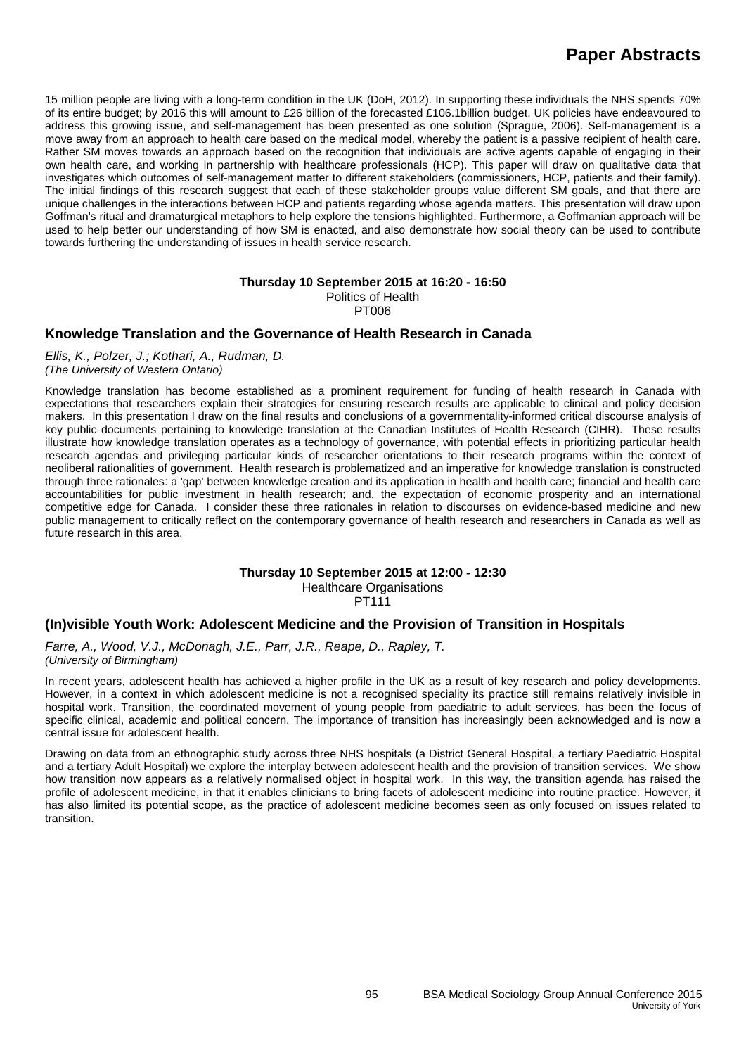15 million people are living with a long-term condition in the UK (DoH, 2012). In supporting these individuals the NHS spends 70% of its entire budget; by 2016 this will amount to £26 billion of the forecasted £106.1billion budget. UK policies have endeavoured to address this growing issue, and self-management has been presented as one solution (Sprague, 2006). Self-management is a move away from an approach to health care based on the medical model, whereby the patient is a passive recipient of health care. Rather SM moves towards an approach based on the recognition that individuals are active agents capable of engaging in their own health care, and working in partnership with healthcare professionals (HCP). This paper will draw on qualitative data that investigates which outcomes of self-management matter to different stakeholders (commissioners, HCP, patients and their family). The initial findings of this research suggest that each of these stakeholder groups value different SM goals, and that there are unique challenges in the interactions between HCP and patients regarding whose agenda matters. This presentation will draw upon Goffman's ritual and dramaturgical metaphors to help explore the tensions highlighted. Furthermore, a Goffmanian approach will be used to help better our understanding of how SM is enacted, and also demonstrate how social theory can be used to contribute towards furthering the understanding of issues in health service research.

**Thursday 10 September 2015 at 16:20 - 16:50**
Politics of Health
PT006

## Knowledge Translation and the Governance of Health Research in Canada

*Ellis, K., Polzer, J.; Kothari, A., Rudman, D.*
*(The University of Western Ontario)*

Knowledge translation has become established as a prominent requirement for funding of health research in Canada with expectations that researchers explain their strategies for ensuring research results are applicable to clinical and policy decision makers. In this presentation I draw on the final results and conclusions of a governmentality-informed critical discourse analysis of key public documents pertaining to knowledge translation at the Canadian Institutes of Health Research (CIHR). These results illustrate how knowledge translation operates as a technology of governance, with potential effects in prioritizing particular health research agendas and privileging particular kinds of researcher orientations to their research programs within the context of neoliberal rationalities of government. Health research is problematized and an imperative for knowledge translation is constructed through three rationales: a 'gap' between knowledge creation and its application in health and health care; financial and health care accountabilities for public investment in health research; and, the expectation of economic prosperity and an international competitive edge for Canada. I consider these three rationales in relation to discourses on evidence-based medicine and new public management to critically reflect on the contemporary governance of health research and researchers in Canada as well as future research in this area.

**Thursday 10 September 2015 at 12:00 - 12:30**
Healthcare Organisations
PT111

## (In)visible Youth Work: Adolescent Medicine and the Provision of Transition in Hospitals

*Farre, A., Wood, V.J., McDonagh, J.E., Parr, J.R., Reape, D., Rapley, T.*
*(University of Birmingham)*

In recent years, adolescent health has achieved a higher profile in the UK as a result of key research and policy developments. However, in a context in which adolescent medicine is not a recognised speciality its practice still remains relatively invisible in hospital work. Transition, the coordinated movement of young people from paediatric to adult services, has been the focus of specific clinical, academic and political concern. The importance of transition has increasingly been acknowledged and is now a central issue for adolescent health.

Drawing on data from an ethnographic study across three NHS hospitals (a District General Hospital, a tertiary Paediatric Hospital and a tertiary Adult Hospital) we explore the interplay between adolescent health and the provision of transition services. We show how transition now appears as a relatively normalised object in hospital work. In this way, the transition agenda has raised the profile of adolescent medicine, in that it enables clinicians to bring facets of adolescent medicine into routine practice. However, it has also limited its potential scope, as the practice of adolescent medicine becomes seen as only focused on issues related to transition.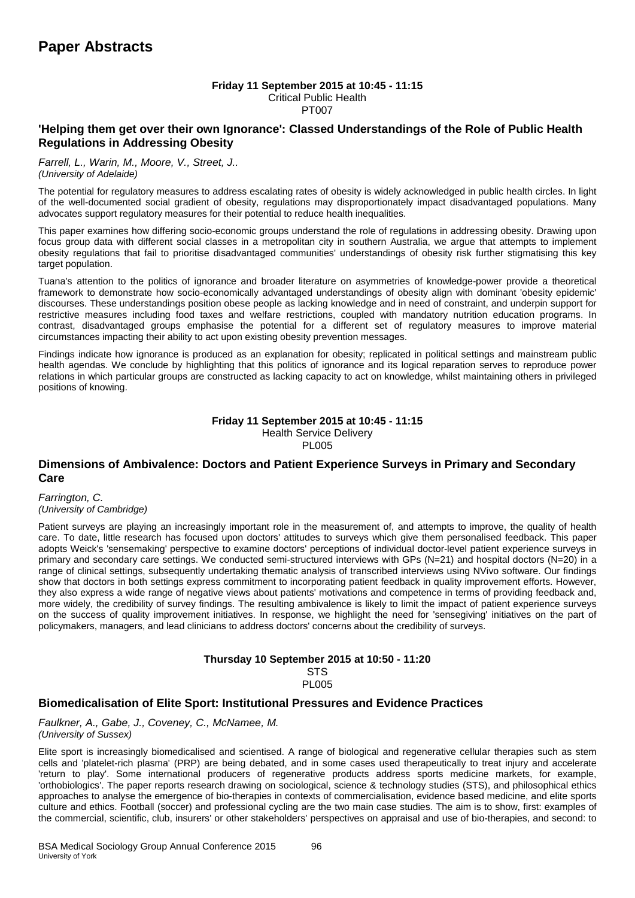# Paper Abstracts

**Friday 11 September 2015 at 10:45 - 11:15**
Critical Public Health
PT007

### 'Helping them get over their own Ignorance': Classed Understandings of the Role of Public Health Regulations in Addressing Obesity

*Farrell, L., Warin, M., Moore, V., Street, J..*
*(University of Adelaide)*

The potential for regulatory measures to address escalating rates of obesity is widely acknowledged in public health circles. In light of the well-documented social gradient of obesity, regulations may disproportionately impact disadvantaged populations. Many advocates support regulatory measures for their potential to reduce health inequalities.

This paper examines how differing socio-economic groups understand the role of regulations in addressing obesity. Drawing upon focus group data with different social classes in a metropolitan city in southern Australia, we argue that attempts to implement obesity regulations that fail to prioritise disadvantaged communities' understandings of obesity risk further stigmatising this key target population.

Tuana's attention to the politics of ignorance and broader literature on asymmetries of knowledge-power provide a theoretical framework to demonstrate how socio-economically advantaged understandings of obesity align with dominant 'obesity epidemic' discourses. These understandings position obese people as lacking knowledge and in need of constraint, and underpin support for restrictive measures including food taxes and welfare restrictions, coupled with mandatory nutrition education programs. In contrast, disadvantaged groups emphasise the potential for a different set of regulatory measures to improve material circumstances impacting their ability to act upon existing obesity prevention messages.

Findings indicate how ignorance is produced as an explanation for obesity; replicated in political settings and mainstream public health agendas. We conclude by highlighting that this politics of ignorance and its logical reparation serves to reproduce power relations in which particular groups are constructed as lacking capacity to act on knowledge, whilst maintaining others in privileged positions of knowing.

**Friday 11 September 2015 at 10:45 - 11:15**
Health Service Delivery
PL005

### Dimensions of Ambivalence: Doctors and Patient Experience Surveys in Primary and Secondary Care

*Farrington, C.*
*(University of Cambridge)*

Patient surveys are playing an increasingly important role in the measurement of, and attempts to improve, the quality of health care. To date, little research has focused upon doctors' attitudes to surveys which give them personalised feedback. This paper adopts Weick's 'sensemaking' perspective to examine doctors' perceptions of individual doctor-level patient experience surveys in primary and secondary care settings. We conducted semi-structured interviews with GPs (N=21) and hospital doctors (N=20) in a range of clinical settings, subsequently undertaking thematic analysis of transcribed interviews using NVivo software. Our findings show that doctors in both settings express commitment to incorporating patient feedback in quality improvement efforts. However, they also express a wide range of negative views about patients' motivations and competence in terms of providing feedback and, more widely, the credibility of survey findings. The resulting ambivalence is likely to limit the impact of patient experience surveys on the success of quality improvement initiatives. In response, we highlight the need for 'sensegiving' initiatives on the part of policymakers, managers, and lead clinicians to address doctors' concerns about the credibility of surveys.

**Thursday 10 September 2015 at 10:50 - 11:20**
STS
PL005

### Biomedicalisation of Elite Sport: Institutional Pressures and Evidence Practices

*Faulkner, A., Gabe, J., Coveney, C., McNamee, M.*
*(University of Sussex)*

Elite sport is increasingly biomedicalised and scientised. A range of biological and regenerative cellular therapies such as stem cells and 'platelet-rich plasma' (PRP) are being debated, and in some cases used therapeutically to treat injury and accelerate 'return to play'. Some international producers of regenerative products address sports medicine markets, for example, 'orthobiologics'. The paper reports research drawing on sociological, science & technology studies (STS), and philosophical ethics approaches to analyse the emergence of bio-therapies in contexts of commercialisation, evidence based medicine, and elite sports culture and ethics. Football (soccer) and professional cycling are the two main case studies. The aim is to show, first: examples of the commercial, scientific, club, insurers' or other stakeholders' perspectives on appraisal and use of bio-therapies, and second: to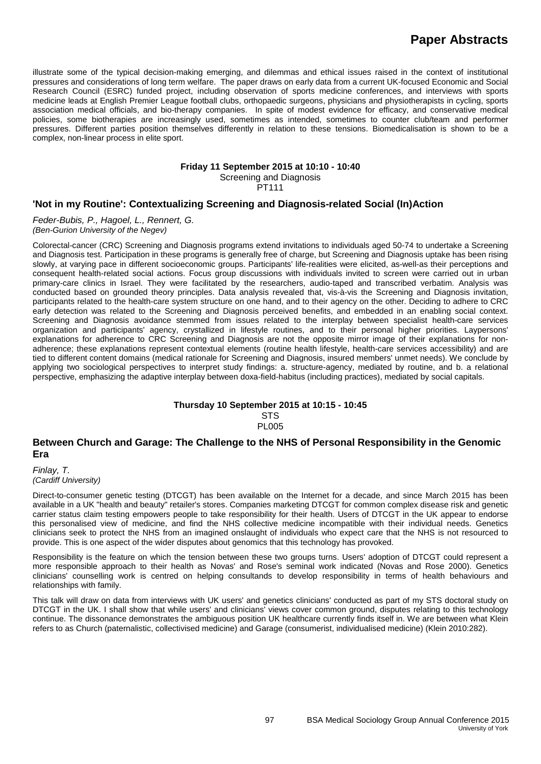illustrate some of the typical decision-making emerging, and dilemmas and ethical issues raised in the context of institutional pressures and considerations of long term welfare. The paper draws on early data from a current UK-focused Economic and Social Research Council (ESRC) funded project, including observation of sports medicine conferences, and interviews with sports medicine leads at English Premier League football clubs, orthopaedic surgeons, physicians and physiotherapists in cycling, sports association medical officials, and bio-therapy companies. In spite of modest evidence for efficacy, and conservative medical policies, some biotherapies are increasingly used, sometimes as intended, sometimes to counter club/team and performer pressures. Different parties position themselves differently in relation to these tensions. Biomedicalisation is shown to be a complex, non-linear process in elite sport.

**Friday 11 September 2015 at 10:10 - 10:40**
Screening and Diagnosis
PT111

## 'Not in my Routine': Contextualizing Screening and Diagnosis-related Social (In)Action

*Feder-Bubis, P., Hagoel, L., Rennert, G.*
*(Ben-Gurion University of the Negev)*

Colorectal-cancer (CRC) Screening and Diagnosis programs extend invitations to individuals aged 50-74 to undertake a Screening and Diagnosis test. Participation in these programs is generally free of charge, but Screening and Diagnosis uptake has been rising slowly, at varying pace in different socioeconomic groups. Participants' life-realities were elicited, as-well-as their perceptions and consequent health-related social actions. Focus group discussions with individuals invited to screen were carried out in urban primary-care clinics in Israel. They were facilitated by the researchers, audio-taped and transcribed verbatim. Analysis was conducted based on grounded theory principles. Data analysis revealed that, vis-à-vis the Screening and Diagnosis invitation, participants related to the health-care system structure on one hand, and to their agency on the other. Deciding to adhere to CRC early detection was related to the Screening and Diagnosis perceived benefits, and embedded in an enabling social context. Screening and Diagnosis avoidance stemmed from issues related to the interplay between specialist health-care services organization and participants' agency, crystallized in lifestyle routines, and to their personal higher priorities. Laypersons' explanations for adherence to CRC Screening and Diagnosis are not the opposite mirror image of their explanations for non-adherence; these explanations represent contextual elements (routine health lifestyle, health-care services accessibility) and are tied to different content domains (medical rationale for Screening and Diagnosis, insured members' unmet needs). We conclude by applying two sociological perspectives to interpret study findings: a. structure-agency, mediated by routine, and b. a relational perspective, emphasizing the adaptive interplay between doxa-field-habitus (including practices), mediated by social capitals.

**Thursday 10 September 2015 at 10:15 - 10:45**
STS
PL005

## Between Church and Garage: The Challenge to the NHS of Personal Responsibility in the Genomic Era

*Finlay, T.*
*(Cardiff University)*

Direct-to-consumer genetic testing (DTCGT) has been available on the Internet for a decade, and since March 2015 has been available in a UK "health and beauty" retailer's stores. Companies marketing DTCGT for common complex disease risk and genetic carrier status claim testing empowers people to take responsibility for their health. Users of DTCGT in the UK appear to endorse this personalised view of medicine, and find the NHS collective medicine incompatible with their individual needs. Genetics clinicians seek to protect the NHS from an imagined onslaught of individuals who expect care that the NHS is not resourced to provide. This is one aspect of the wider disputes about genomics that this technology has provoked.

Responsibility is the feature on which the tension between these two groups turns. Users' adoption of DTCGT could represent a more responsible approach to their health as Novas' and Rose's seminal work indicated (Novas and Rose 2000). Genetics clinicians' counselling work is centred on helping consultands to develop responsibility in terms of health behaviours and relationships with family.

This talk will draw on data from interviews with UK users' and genetics clinicians' conducted as part of my STS doctoral study on DTCGT in the UK. I shall show that while users' and clinicians' views cover common ground, disputes relating to this technology continue. The dissonance demonstrates the ambiguous position UK healthcare currently finds itself in. We are between what Klein refers to as Church (paternalistic, collectivised medicine) and Garage (consumerist, individualised medicine) (Klein 2010:282).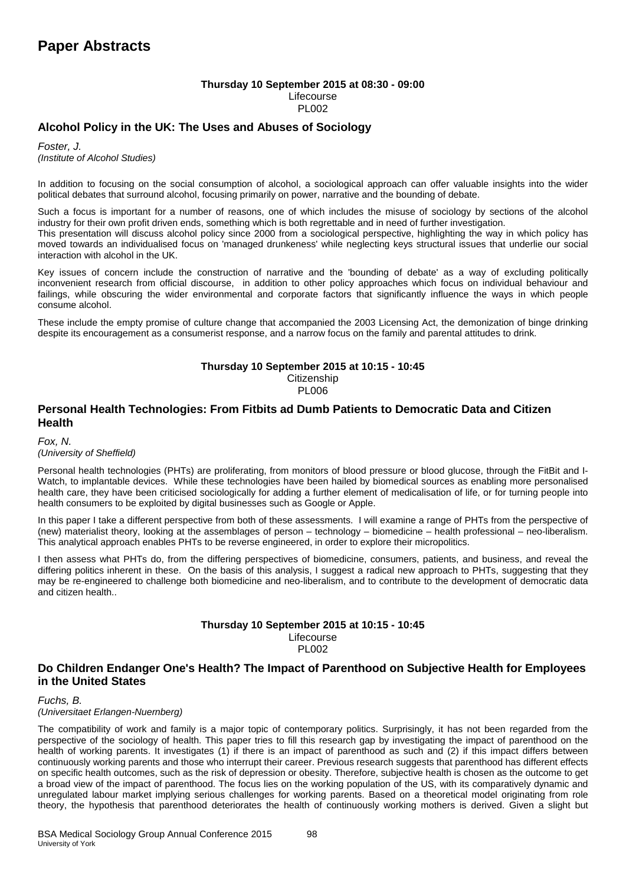# Paper Abstracts

**Thursday 10 September 2015 at 08:30 - 09:00**
Lifecourse
PL002

## Alcohol Policy in the UK: The Uses and Abuses of Sociology

*Foster, J.*
*(Institute of Alcohol Studies)*

In addition to focusing on the social consumption of alcohol, a sociological approach can offer valuable insights into the wider political debates that surround alcohol, focusing primarily on power, narrative and the bounding of debate.

Such a focus is important for a number of reasons, one of which includes the misuse of sociology by sections of the alcohol industry for their own profit driven ends, something which is both regrettable and in need of further investigation.
This presentation will discuss alcohol policy since 2000 from a sociological perspective, highlighting the way in which policy has moved towards an individualised focus on 'managed drunkeness' while neglecting keys structural issues that underlie our social interaction with alcohol in the UK.

Key issues of concern include the construction of narrative and the 'bounding of debate' as a way of excluding politically inconvenient research from official discourse, in addition to other policy approaches which focus on individual behaviour and failings, while obscuring the wider environmental and corporate factors that significantly influence the ways in which people consume alcohol.

These include the empty promise of culture change that accompanied the 2003 Licensing Act, the demonization of binge drinking despite its encouragement as a consumerist response, and a narrow focus on the family and parental attitudes to drink.

**Thursday 10 September 2015 at 10:15 - 10:45**
Citizenship
PL006

## Personal Health Technologies: From Fitbits ad Dumb Patients to Democratic Data and Citizen Health

*Fox, N.*
*(University of Sheffield)*

Personal health technologies (PHTs) are proliferating, from monitors of blood pressure or blood glucose, through the FitBit and I-Watch, to implantable devices. While these technologies have been hailed by biomedical sources as enabling more personalised health care, they have been criticised sociologically for adding a further element of medicalisation of life, or for turning people into health consumers to be exploited by digital businesses such as Google or Apple.

In this paper I take a different perspective from both of these assessments. I will examine a range of PHTs from the perspective of (new) materialist theory, looking at the assemblages of person – technology – biomedicine – health professional – neo-liberalism. This analytical approach enables PHTs to be reverse engineered, in order to explore their micropolitics.

I then assess what PHTs do, from the differing perspectives of biomedicine, consumers, patients, and business, and reveal the differing politics inherent in these. On the basis of this analysis, I suggest a radical new approach to PHTs, suggesting that they may be re-engineered to challenge both biomedicine and neo-liberalism, and to contribute to the development of democratic data and citizen health..

**Thursday 10 September 2015 at 10:15 - 10:45**
Lifecourse
PL002

## Do Children Endanger One's Health? The Impact of Parenthood on Subjective Health for Employees in the United States

*Fuchs, B.*
*(Universitaet Erlangen-Nuernberg)*

The compatibility of work and family is a major topic of contemporary politics. Surprisingly, it has not been regarded from the perspective of the sociology of health. This paper tries to fill this research gap by investigating the impact of parenthood on the health of working parents. It investigates (1) if there is an impact of parenthood as such and (2) if this impact differs between continuously working parents and those who interrupt their career. Previous research suggests that parenthood has different effects on specific health outcomes, such as the risk of depression or obesity. Therefore, subjective health is chosen as the outcome to get a broad view of the impact of parenthood. The focus lies on the working population of the US, with its comparatively dynamic and unregulated labour market implying serious challenges for working parents. Based on a theoretical model originating from role theory, the hypothesis that parenthood deteriorates the health of continuously working mothers is derived. Given a slight but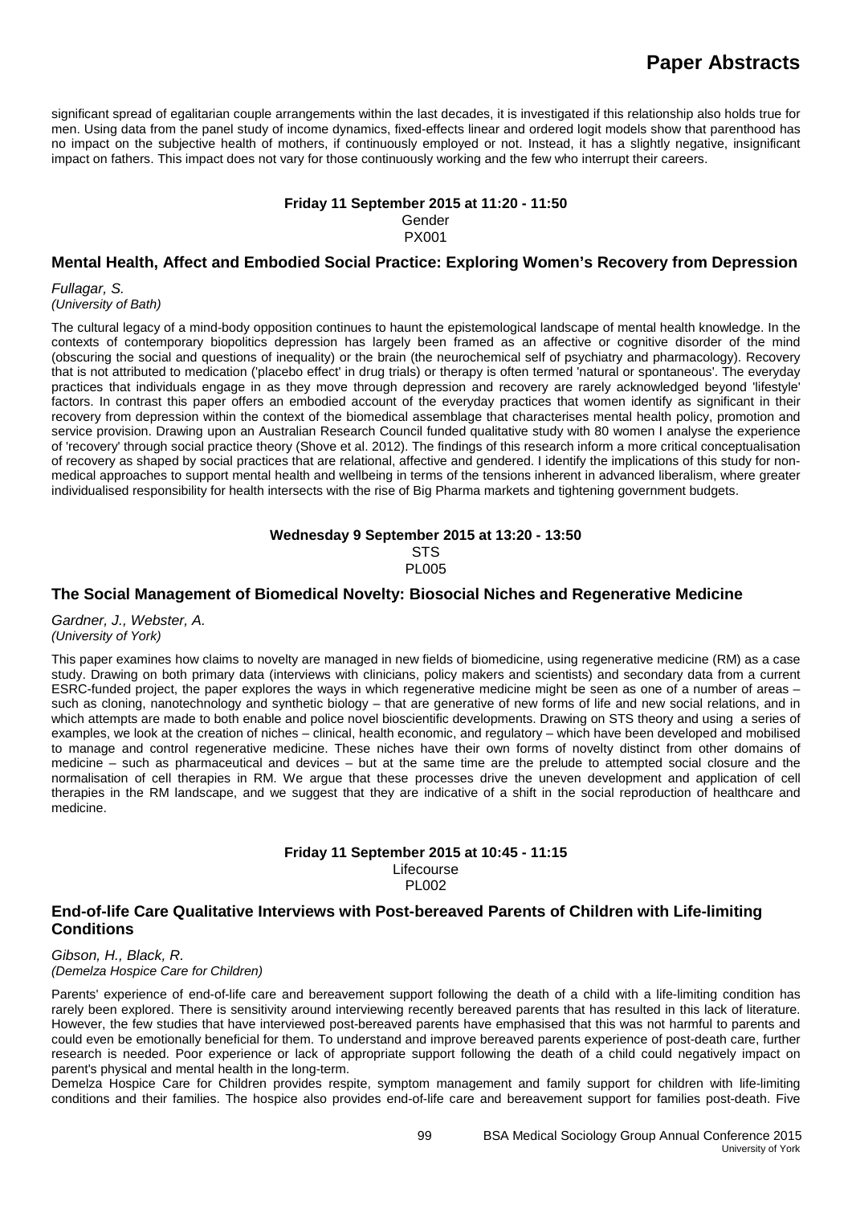significant spread of egalitarian couple arrangements within the last decades, it is investigated if this relationship also holds true for men. Using data from the panel study of income dynamics, fixed-effects linear and ordered logit models show that parenthood has no impact on the subjective health of mothers, if continuously employed or not. Instead, it has a slightly negative, insignificant impact on fathers. This impact does not vary for those continuously working and the few who interrupt their careers.

**Friday 11 September 2015 at 11:20 - 11:50**
Gender
PX001

### Mental Health, Affect and Embodied Social Practice: Exploring Women's Recovery from Depression

*Fullagar, S.*
*(University of Bath)*

The cultural legacy of a mind-body opposition continues to haunt the epistemological landscape of mental health knowledge. In the contexts of contemporary biopolitics depression has largely been framed as an affective or cognitive disorder of the mind (obscuring the social and questions of inequality) or the brain (the neurochemical self of psychiatry and pharmacology). Recovery that is not attributed to medication ('placebo effect' in drug trials) or therapy is often termed 'natural or spontaneous'. The everyday practices that individuals engage in as they move through depression and recovery are rarely acknowledged beyond 'lifestyle' factors. In contrast this paper offers an embodied account of the everyday practices that women identify as significant in their recovery from depression within the context of the biomedical assemblage that characterises mental health policy, promotion and service provision. Drawing upon an Australian Research Council funded qualitative study with 80 women I analyse the experience of 'recovery' through social practice theory (Shove et al. 2012). The findings of this research inform a more critical conceptualisation of recovery as shaped by social practices that are relational, affective and gendered. I identify the implications of this study for non-medical approaches to support mental health and wellbeing in terms of the tensions inherent in advanced liberalism, where greater individualised responsibility for health intersects with the rise of Big Pharma markets and tightening government budgets.

**Wednesday 9 September 2015 at 13:20 - 13:50**
STS
PL005

### The Social Management of Biomedical Novelty: Biosocial Niches and Regenerative Medicine

*Gardner, J., Webster, A.*
*(University of York)*

This paper examines how claims to novelty are managed in new fields of biomedicine, using regenerative medicine (RM) as a case study. Drawing on both primary data (interviews with clinicians, policy makers and scientists) and secondary data from a current ESRC-funded project, the paper explores the ways in which regenerative medicine might be seen as one of a number of areas – such as cloning, nanotechnology and synthetic biology – that are generative of new forms of life and new social relations, and in which attempts are made to both enable and police novel bioscientific developments. Drawing on STS theory and using a series of examples, we look at the creation of niches – clinical, health economic, and regulatory – which have been developed and mobilised to manage and control regenerative medicine. These niches have their own forms of novelty distinct from other domains of medicine – such as pharmaceutical and devices – but at the same time are the prelude to attempted social closure and the normalisation of cell therapies in RM. We argue that these processes drive the uneven development and application of cell therapies in the RM landscape, and we suggest that they are indicative of a shift in the social reproduction of healthcare and medicine.

**Friday 11 September 2015 at 10:45 - 11:15**
Lifecourse
PL002

### End-of-life Care Qualitative Interviews with Post-bereaved Parents of Children with Life-limiting Conditions

*Gibson, H., Black, R.*
*(Demelza Hospice Care for Children)*

Parents' experience of end-of-life care and bereavement support following the death of a child with a life-limiting condition has rarely been explored. There is sensitivity around interviewing recently bereaved parents that has resulted in this lack of literature. However, the few studies that have interviewed post-bereaved parents have emphasised that this was not harmful to parents and could even be emotionally beneficial for them. To understand and improve bereaved parents experience of post-death care, further research is needed. Poor experience or lack of appropriate support following the death of a child could negatively impact on parent's physical and mental health in the long-term.

Demelza Hospice Care for Children provides respite, symptom management and family support for children with life-limiting conditions and their families. The hospice also provides end-of-life care and bereavement support for families post-death. Five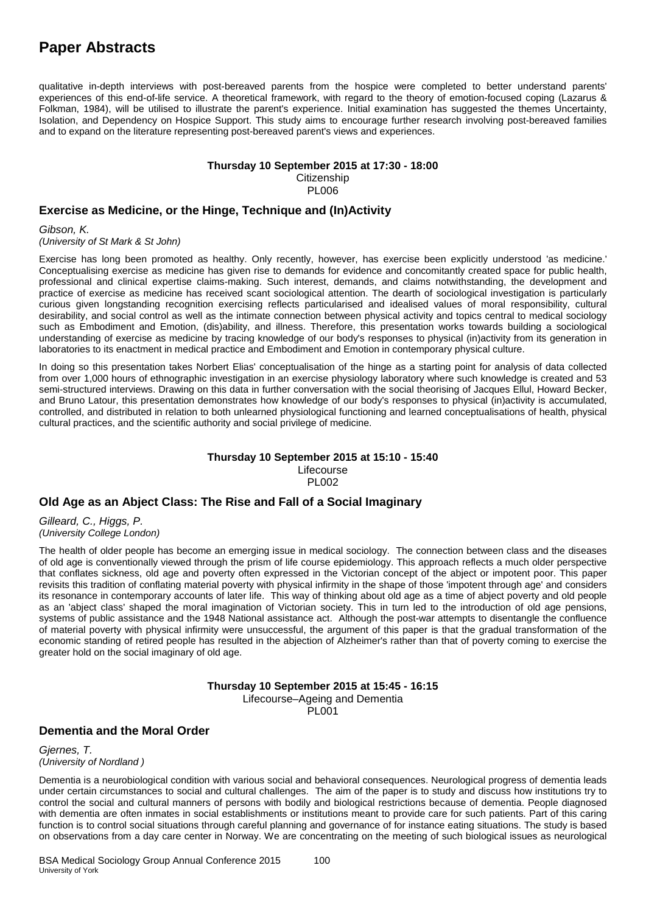qualitative in-depth interviews with post-bereaved parents from the hospice were completed to better understand parents' experiences of this end-of-life service. A theoretical framework, with regard to the theory of emotion-focused coping (Lazarus & Folkman, 1984), will be utilised to illustrate the parent's experience. Initial examination has suggested the themes Uncertainty, Isolation, and Dependency on Hospice Support. This study aims to encourage further research involving post-bereaved families and to expand on the literature representing post-bereaved parent's views and experiences.

**Thursday 10 September 2015 at 17:30 - 18:00**
Citizenship
PL006

### Exercise as Medicine, or the Hinge, Technique and (In)Activity

*Gibson, K.*
*(University of St Mark & St John)*

Exercise has long been promoted as healthy. Only recently, however, has exercise been explicitly understood 'as medicine.' Conceptualising exercise as medicine has given rise to demands for evidence and concomitantly created space for public health, professional and clinical expertise claims-making. Such interest, demands, and claims notwithstanding, the development and practice of exercise as medicine has received scant sociological attention. The dearth of sociological investigation is particularly curious given longstanding recognition exercising reflects particularised and idealised values of moral responsibility, cultural desirability, and social control as well as the intimate connection between physical activity and topics central to medical sociology such as Embodiment and Emotion, (dis)ability, and illness. Therefore, this presentation works towards building a sociological understanding of exercise as medicine by tracing knowledge of our body's responses to physical (in)activity from its generation in laboratories to its enactment in medical practice and Embodiment and Emotion in contemporary physical culture.

In doing so this presentation takes Norbert Elias' conceptualisation of the hinge as a starting point for analysis of data collected from over 1,000 hours of ethnographic investigation in an exercise physiology laboratory where such knowledge is created and 53 semi-structured interviews. Drawing on this data in further conversation with the social theorising of Jacques Ellul, Howard Becker, and Bruno Latour, this presentation demonstrates how knowledge of our body's responses to physical (in)activity is accumulated, controlled, and distributed in relation to both unlearned physiological functioning and learned conceptualisations of health, physical cultural practices, and the scientific authority and social privilege of medicine.

**Thursday 10 September 2015 at 15:10 - 15:40**
Lifecourse
PL002

### Old Age as an Abject Class: The Rise and Fall of a Social Imaginary

*Gilleard, C., Higgs, P.*
*(University College London)*

The health of older people has become an emerging issue in medical sociology. The connection between class and the diseases of old age is conventionally viewed through the prism of life course epidemiology. This approach reflects a much older perspective that conflates sickness, old age and poverty often expressed in the Victorian concept of the abject or impotent poor. This paper revisits this tradition of conflating material poverty with physical infirmity in the shape of those 'impotent through age' and considers its resonance in contemporary accounts of later life. This way of thinking about old age as a time of abject poverty and old people as an 'abject class' shaped the moral imagination of Victorian society. This in turn led to the introduction of old age pensions, systems of public assistance and the 1948 National assistance act. Although the post-war attempts to disentangle the confluence of material poverty with physical infirmity were unsuccessful, the argument of this paper is that the gradual transformation of the economic standing of retired people has resulted in the abjection of Alzheimer's rather than that of poverty coming to exercise the greater hold on the social imaginary of old age.

**Thursday 10 September 2015 at 15:45 - 16:15**
Lifecourse–Ageing and Dementia
PL001

### Dementia and the Moral Order

*Gjernes, T.*
*(University of Nordland )*

Dementia is a neurobiological condition with various social and behavioral consequences. Neurological progress of dementia leads under certain circumstances to social and cultural challenges. The aim of the paper is to study and discuss how institutions try to control the social and cultural manners of persons with bodily and biological restrictions because of dementia. People diagnosed with dementia are often inmates in social establishments or institutions meant to provide care for such patients. Part of this caring function is to control social situations through careful planning and governance of for instance eating situations. The study is based on observations from a day care center in Norway. We are concentrating on the meeting of such biological issues as neurological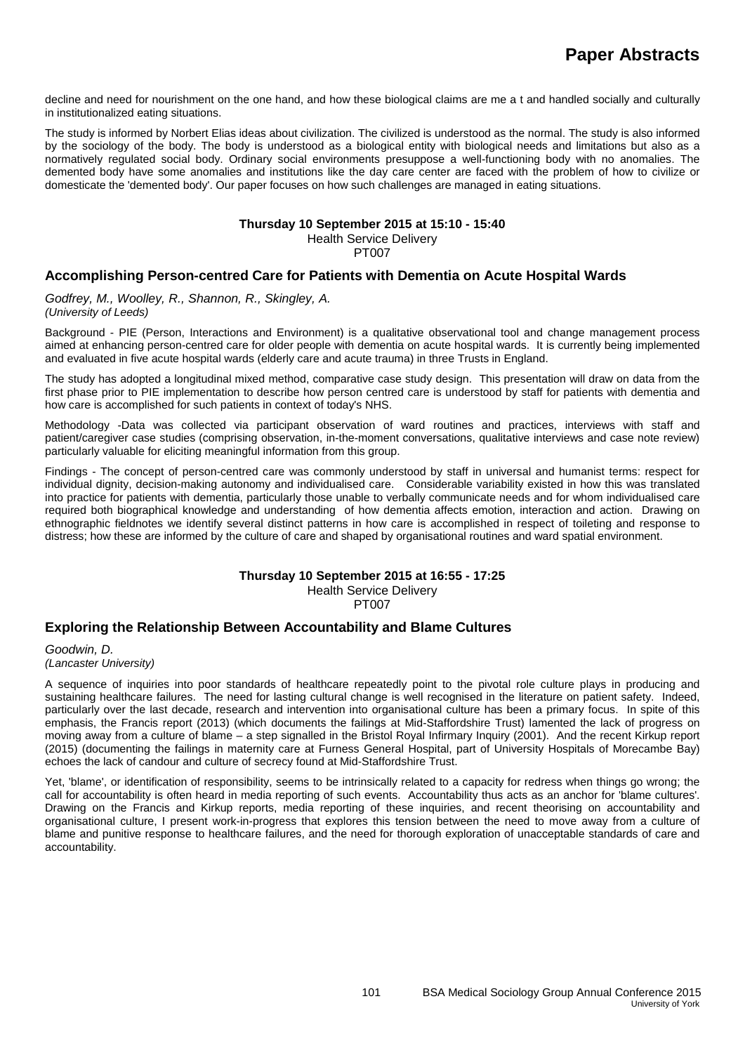decline and need for nourishment on the one hand, and how these biological claims are me a t and handled socially and culturally in institutionalized eating situations.

The study is informed by Norbert Elias ideas about civilization. The civilized is understood as the normal. The study is also informed by the sociology of the body. The body is understood as a biological entity with biological needs and limitations but also as a normatively regulated social body. Ordinary social environments presuppose a well-functioning body with no anomalies. The demented body have some anomalies and institutions like the day care center are faced with the problem of how to civilize or domesticate the 'demented body'. Our paper focuses on how such challenges are managed in eating situations.

**Thursday 10 September 2015 at 15:10 - 15:40**
Health Service Delivery
PT007

### Accomplishing Person-centred Care for Patients with Dementia on Acute Hospital Wards

*Godfrey, M., Woolley, R., Shannon, R., Skingley, A.*
*(University of Leeds)*

Background - PIE (Person, Interactions and Environment) is a qualitative observational tool and change management process aimed at enhancing person-centred care for older people with dementia on acute hospital wards. It is currently being implemented and evaluated in five acute hospital wards (elderly care and acute trauma) in three Trusts in England.

The study has adopted a longitudinal mixed method, comparative case study design. This presentation will draw on data from the first phase prior to PIE implementation to describe how person centred care is understood by staff for patients with dementia and how care is accomplished for such patients in context of today's NHS.

Methodology -Data was collected via participant observation of ward routines and practices, interviews with staff and patient/caregiver case studies (comprising observation, in-the-moment conversations, qualitative interviews and case note review) particularly valuable for eliciting meaningful information from this group.

Findings - The concept of person-centred care was commonly understood by staff in universal and humanist terms: respect for individual dignity, decision-making autonomy and individualised care. Considerable variability existed in how this was translated into practice for patients with dementia, particularly those unable to verbally communicate needs and for whom individualised care required both biographical knowledge and understanding of how dementia affects emotion, interaction and action. Drawing on ethnographic fieldnotes we identify several distinct patterns in how care is accomplished in respect of toileting and response to distress; how these are informed by the culture of care and shaped by organisational routines and ward spatial environment.

**Thursday 10 September 2015 at 16:55 - 17:25**
Health Service Delivery
PT007

### Exploring the Relationship Between Accountability and Blame Cultures

*Goodwin, D.*
*(Lancaster University)*

A sequence of inquiries into poor standards of healthcare repeatedly point to the pivotal role culture plays in producing and sustaining healthcare failures. The need for lasting cultural change is well recognised in the literature on patient safety. Indeed, particularly over the last decade, research and intervention into organisational culture has been a primary focus. In spite of this emphasis, the Francis report (2013) (which documents the failings at Mid-Staffordshire Trust) lamented the lack of progress on moving away from a culture of blame – a step signalled in the Bristol Royal Infirmary Inquiry (2001). And the recent Kirkup report (2015) (documenting the failings in maternity care at Furness General Hospital, part of University Hospitals of Morecambe Bay) echoes the lack of candour and culture of secrecy found at Mid-Staffordshire Trust.

Yet, 'blame', or identification of responsibility, seems to be intrinsically related to a capacity for redress when things go wrong; the call for accountability is often heard in media reporting of such events. Accountability thus acts as an anchor for 'blame cultures'. Drawing on the Francis and Kirkup reports, media reporting of these inquiries, and recent theorising on accountability and organisational culture, I present work-in-progress that explores this tension between the need to move away from a culture of blame and punitive response to healthcare failures, and the need for thorough exploration of unacceptable standards of care and accountability.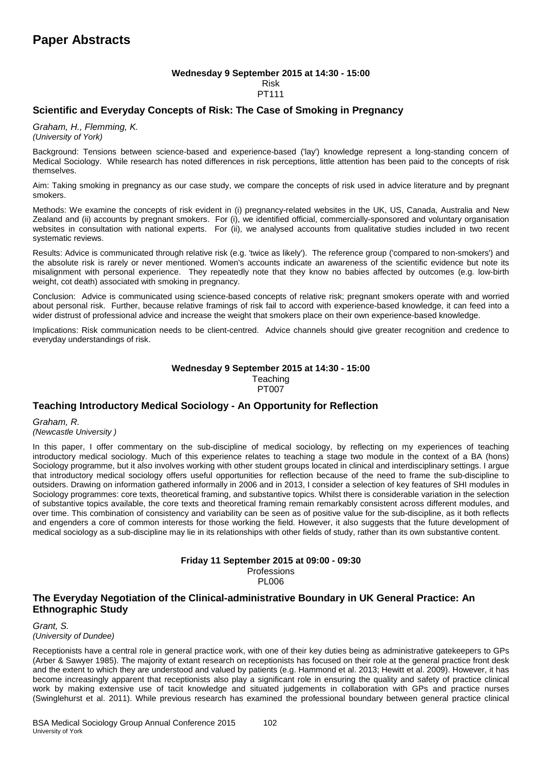# Paper Abstracts

**Wednesday 9 September 2015 at 14:30 - 15:00**
Risk
PT111

## Scientific and Everyday Concepts of Risk: The Case of Smoking in Pregnancy

*Graham, H., Flemming, K.*
*(University of York)*

Background: Tensions between science-based and experience-based ('lay') knowledge represent a long-standing concern of Medical Sociology. While research has noted differences in risk perceptions, little attention has been paid to the concepts of risk themselves.

Aim: Taking smoking in pregnancy as our case study, we compare the concepts of risk used in advice literature and by pregnant smokers.

Methods: We examine the concepts of risk evident in (i) pregnancy-related websites in the UK, US, Canada, Australia and New Zealand and (ii) accounts by pregnant smokers. For (i), we identified official, commercially-sponsored and voluntary organisation websites in consultation with national experts. For (ii), we analysed accounts from qualitative studies included in two recent systematic reviews.

Results: Advice is communicated through relative risk (e.g. 'twice as likely'). The reference group ('compared to non-smokers') and the absolute risk is rarely or never mentioned. Women's accounts indicate an awareness of the scientific evidence but note its misalignment with personal experience. They repeatedly note that they know no babies affected by outcomes (e.g. low-birth weight, cot death) associated with smoking in pregnancy.

Conclusion: Advice is communicated using science-based concepts of relative risk; pregnant smokers operate with and worried about personal risk. Further, because relative framings of risk fail to accord with experience-based knowledge, it can feed into a wider distrust of professional advice and increase the weight that smokers place on their own experience-based knowledge.

Implications: Risk communication needs to be client-centred. Advice channels should give greater recognition and credence to everyday understandings of risk.

**Wednesday 9 September 2015 at 14:30 - 15:00**
Teaching
PT007

## Teaching Introductory Medical Sociology - An Opportunity for Reflection

*Graham, R.*
*(Newcastle University )*

In this paper, I offer commentary on the sub-discipline of medical sociology, by reflecting on my experiences of teaching introductory medical sociology. Much of this experience relates to teaching a stage two module in the context of a BA (hons) Sociology programme, but it also involves working with other student groups located in clinical and interdisciplinary settings. I argue that introductory medical sociology offers useful opportunities for reflection because of the need to frame the sub-discipline to outsiders. Drawing on information gathered informally in 2006 and in 2013, I consider a selection of key features of SHI modules in Sociology programmes: core texts, theoretical framing, and substantive topics. Whilst there is considerable variation in the selection of substantive topics available, the core texts and theoretical framing remain remarkably consistent across different modules, and over time. This combination of consistency and variability can be seen as of positive value for the sub-discipline, as it both reflects and engenders a core of common interests for those working the field. However, it also suggests that the future development of medical sociology as a sub-discipline may lie in its relationships with other fields of study, rather than its own substantive content.

**Friday 11 September 2015 at 09:00 - 09:30**
Professions
PL006

## The Everyday Negotiation of the Clinical-administrative Boundary in UK General Practice: An Ethnographic Study

*Grant, S.*
*(University of Dundee)*

Receptionists have a central role in general practice work, with one of their key duties being as administrative gatekeepers to GPs (Arber & Sawyer 1985). The majority of extant research on receptionists has focused on their role at the general practice front desk and the extent to which they are understood and valued by patients (e.g. Hammond et al. 2013; Hewitt et al. 2009). However, it has become increasingly apparent that receptionists also play a significant role in ensuring the quality and safety of practice clinical work by making extensive use of tacit knowledge and situated judgements in collaboration with GPs and practice nurses (Swinglehurst et al. 2011). While previous research has examined the professional boundary between general practice clinical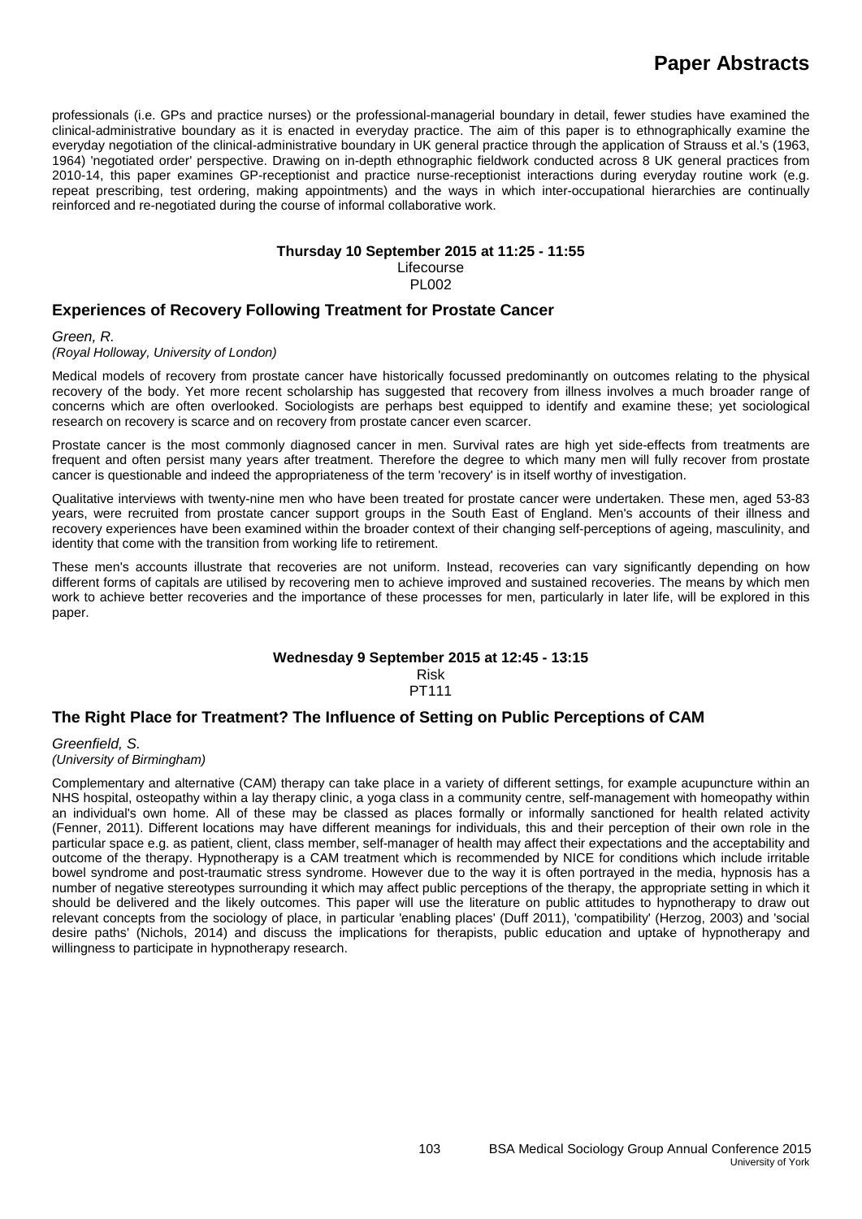professionals (i.e. GPs and practice nurses) or the professional-managerial boundary in detail, fewer studies have examined the clinical-administrative boundary as it is enacted in everyday practice. The aim of this paper is to ethnographically examine the everyday negotiation of the clinical-administrative boundary in UK general practice through the application of Strauss et al.'s (1963, 1964) 'negotiated order' perspective. Drawing on in-depth ethnographic fieldwork conducted across 8 UK general practices from 2010-14, this paper examines GP-receptionist and practice nurse-receptionist interactions during everyday routine work (e.g. repeat prescribing, test ordering, making appointments) and the ways in which inter-occupational hierarchies are continually reinforced and re-negotiated during the course of informal collaborative work.

**Thursday 10 September 2015 at 11:25 - 11:55**
Lifecourse
PL002

## Experiences of Recovery Following Treatment for Prostate Cancer

*Green, R.*
*(Royal Holloway, University of London)*

Medical models of recovery from prostate cancer have historically focussed predominantly on outcomes relating to the physical recovery of the body. Yet more recent scholarship has suggested that recovery from illness involves a much broader range of concerns which are often overlooked. Sociologists are perhaps best equipped to identify and examine these; yet sociological research on recovery is scarce and on recovery from prostate cancer even scarcer.

Prostate cancer is the most commonly diagnosed cancer in men. Survival rates are high yet side-effects from treatments are frequent and often persist many years after treatment. Therefore the degree to which many men will fully recover from prostate cancer is questionable and indeed the appropriateness of the term 'recovery' is in itself worthy of investigation.

Qualitative interviews with twenty-nine men who have been treated for prostate cancer were undertaken. These men, aged 53-83 years, were recruited from prostate cancer support groups in the South East of England. Men's accounts of their illness and recovery experiences have been examined within the broader context of their changing self-perceptions of ageing, masculinity, and identity that come with the transition from working life to retirement.

These men's accounts illustrate that recoveries are not uniform. Instead, recoveries can vary significantly depending on how different forms of capitals are utilised by recovering men to achieve improved and sustained recoveries. The means by which men work to achieve better recoveries and the importance of these processes for men, particularly in later life, will be explored in this paper.

**Wednesday 9 September 2015 at 12:45 - 13:15**
Risk
PT111

## The Right Place for Treatment? The Influence of Setting on Public Perceptions of CAM

*Greenfield, S.*
*(University of Birmingham)*

Complementary and alternative (CAM) therapy can take place in a variety of different settings, for example acupuncture within an NHS hospital, osteopathy within a lay therapy clinic, a yoga class in a community centre, self-management with homeopathy within an individual's own home. All of these may be classed as places formally or informally sanctioned for health related activity (Fenner, 2011). Different locations may have different meanings for individuals, this and their perception of their own role in the particular space e.g. as patient, client, class member, self-manager of health may affect their expectations and the acceptability and outcome of the therapy. Hypnotherapy is a CAM treatment which is recommended by NICE for conditions which include irritable bowel syndrome and post-traumatic stress syndrome. However due to the way it is often portrayed in the media, hypnosis has a number of negative stereotypes surrounding it which may affect public perceptions of the therapy, the appropriate setting in which it should be delivered and the likely outcomes. This paper will use the literature on public attitudes to hypnotherapy to draw out relevant concepts from the sociology of place, in particular 'enabling places' (Duff 2011), 'compatibility' (Herzog, 2003) and 'social desire paths' (Nichols, 2014) and discuss the implications for therapists, public education and uptake of hypnotherapy and willingness to participate in hypnotherapy research.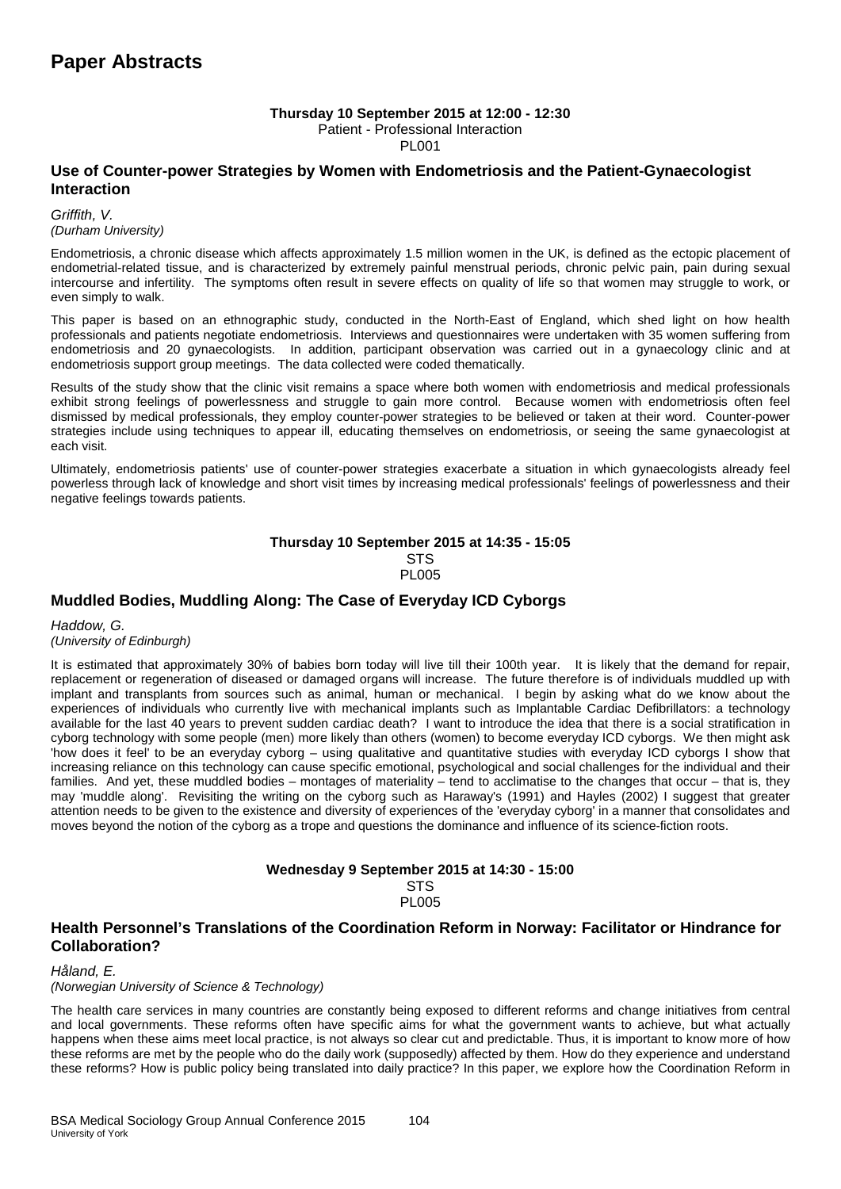# Paper Abstracts

**Thursday 10 September 2015 at 12:00 - 12:30**
Patient - Professional Interaction
PL001

## Use of Counter-power Strategies by Women with Endometriosis and the Patient-Gynaecologist Interaction

*Griffith, V.*
*(Durham University)*

Endometriosis, a chronic disease which affects approximately 1.5 million women in the UK, is defined as the ectopic placement of endometrial-related tissue, and is characterized by extremely painful menstrual periods, chronic pelvic pain, pain during sexual intercourse and infertility. The symptoms often result in severe effects on quality of life so that women may struggle to work, or even simply to walk.

This paper is based on an ethnographic study, conducted in the North-East of England, which shed light on how health professionals and patients negotiate endometriosis. Interviews and questionnaires were undertaken with 35 women suffering from endometriosis and 20 gynaecologists. In addition, participant observation was carried out in a gynaecology clinic and at endometriosis support group meetings. The data collected were coded thematically.

Results of the study show that the clinic visit remains a space where both women with endometriosis and medical professionals exhibit strong feelings of powerlessness and struggle to gain more control. Because women with endometriosis often feel dismissed by medical professionals, they employ counter-power strategies to be believed or taken at their word. Counter-power strategies include using techniques to appear ill, educating themselves on endometriosis, or seeing the same gynaecologist at each visit.

Ultimately, endometriosis patients' use of counter-power strategies exacerbate a situation in which gynaecologists already feel powerless through lack of knowledge and short visit times by increasing medical professionals' feelings of powerlessness and their negative feelings towards patients.

**Thursday 10 September 2015 at 14:35 - 15:05**
STS
PL005

## Muddled Bodies, Muddling Along: The Case of Everyday ICD Cyborgs

*Haddow, G.*
*(University of Edinburgh)*

It is estimated that approximately 30% of babies born today will live till their 100th year. It is likely that the demand for repair, replacement or regeneration of diseased or damaged organs will increase. The future therefore is of individuals muddled up with implant and transplants from sources such as animal, human or mechanical. I begin by asking what do we know about the experiences of individuals who currently live with mechanical implants such as Implantable Cardiac Defibrillators: a technology available for the last 40 years to prevent sudden cardiac death? I want to introduce the idea that there is a social stratification in cyborg technology with some people (men) more likely than others (women) to become everyday ICD cyborgs. We then might ask 'how does it feel' to be an everyday cyborg – using qualitative and quantitative studies with everyday ICD cyborgs I show that increasing reliance on this technology can cause specific emotional, psychological and social challenges for the individual and their families. And yet, these muddled bodies – montages of materiality – tend to acclimatise to the changes that occur – that is, they may 'muddle along'. Revisiting the writing on the cyborg such as Haraway's (1991) and Hayles (2002) I suggest that greater attention needs to be given to the existence and diversity of experiences of the 'everyday cyborg' in a manner that consolidates and moves beyond the notion of the cyborg as a trope and questions the dominance and influence of its science-fiction roots.

**Wednesday 9 September 2015 at 14:30 - 15:00**
STS
PL005

## Health Personnel's Translations of the Coordination Reform in Norway: Facilitator or Hindrance for Collaboration?

*Håland, E.*
*(Norwegian University of Science & Technology)*

The health care services in many countries are constantly being exposed to different reforms and change initiatives from central and local governments. These reforms often have specific aims for what the government wants to achieve, but what actually happens when these aims meet local practice, is not always so clear cut and predictable. Thus, it is important to know more of how these reforms are met by the people who do the daily work (supposedly) affected by them. How do they experience and understand these reforms? How is public policy being translated into daily practice? In this paper, we explore how the Coordination Reform in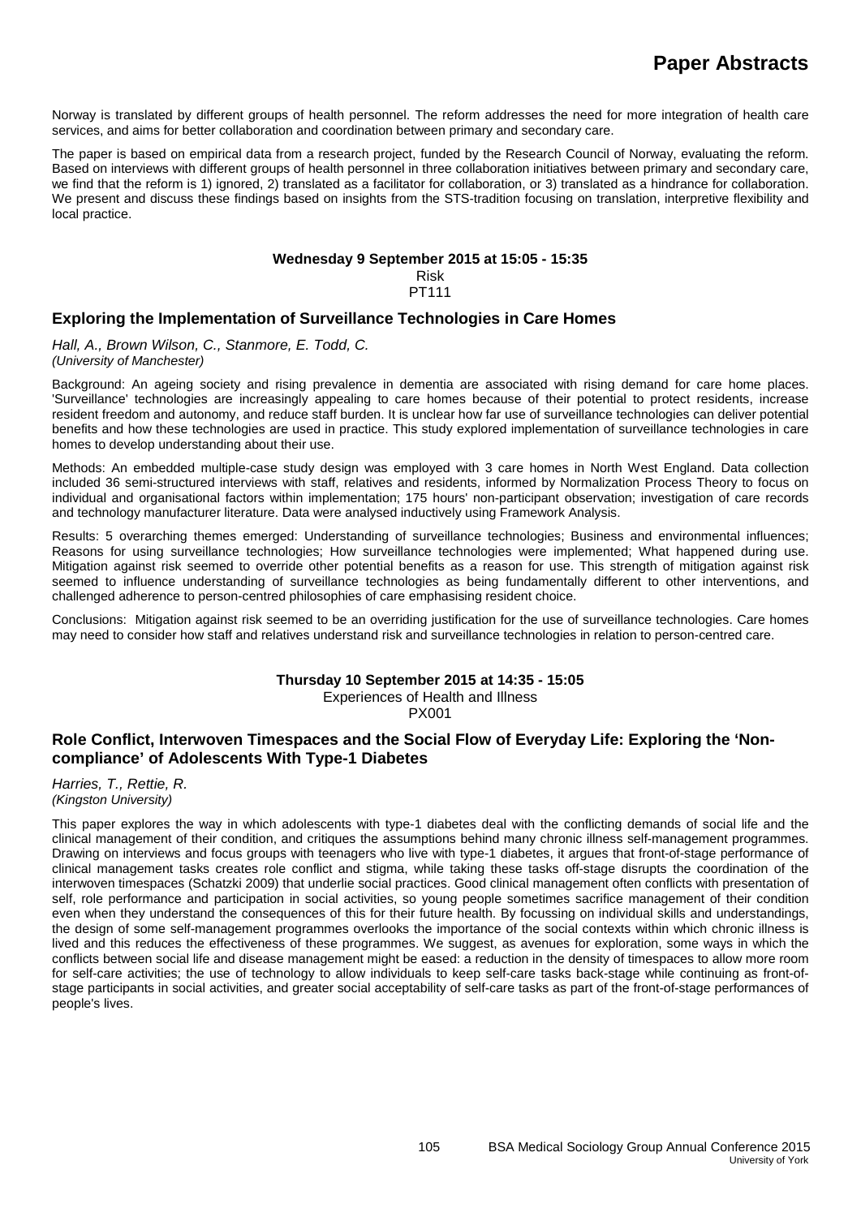Norway is translated by different groups of health personnel. The reform addresses the need for more integration of health care services, and aims for better collaboration and coordination between primary and secondary care.

The paper is based on empirical data from a research project, funded by the Research Council of Norway, evaluating the reform. Based on interviews with different groups of health personnel in three collaboration initiatives between primary and secondary care, we find that the reform is 1) ignored, 2) translated as a facilitator for collaboration, or 3) translated as a hindrance for collaboration. We present and discuss these findings based on insights from the STS-tradition focusing on translation, interpretive flexibility and local practice.

**Wednesday 9 September 2015 at 15:05 - 15:35**
Risk
PT111

## Exploring the Implementation of Surveillance Technologies in Care Homes

*Hall, A., Brown Wilson, C., Stanmore, E. Todd, C.*
*(University of Manchester)*

Background: An ageing society and rising prevalence in dementia are associated with rising demand for care home places. 'Surveillance' technologies are increasingly appealing to care homes because of their potential to protect residents, increase resident freedom and autonomy, and reduce staff burden. It is unclear how far use of surveillance technologies can deliver potential benefits and how these technologies are used in practice. This study explored implementation of surveillance technologies in care homes to develop understanding about their use.

Methods: An embedded multiple-case study design was employed with 3 care homes in North West England. Data collection included 36 semi-structured interviews with staff, relatives and residents, informed by Normalization Process Theory to focus on individual and organisational factors within implementation; 175 hours' non-participant observation; investigation of care records and technology manufacturer literature. Data were analysed inductively using Framework Analysis.

Results: 5 overarching themes emerged: Understanding of surveillance technologies; Business and environmental influences; Reasons for using surveillance technologies; How surveillance technologies were implemented; What happened during use. Mitigation against risk seemed to override other potential benefits as a reason for use. This strength of mitigation against risk seemed to influence understanding of surveillance technologies as being fundamentally different to other interventions, and challenged adherence to person-centred philosophies of care emphasising resident choice.

Conclusions: Mitigation against risk seemed to be an overriding justification for the use of surveillance technologies. Care homes may need to consider how staff and relatives understand risk and surveillance technologies in relation to person-centred care.

**Thursday 10 September 2015 at 14:35 - 15:05**
Experiences of Health and Illness
PX001

## Role Conflict, Interwoven Timespaces and the Social Flow of Everyday Life: Exploring the 'Non-compliance' of Adolescents With Type-1 Diabetes

*Harries, T., Rettie, R.*
*(Kingston University)*

This paper explores the way in which adolescents with type-1 diabetes deal with the conflicting demands of social life and the clinical management of their condition, and critiques the assumptions behind many chronic illness self-management programmes. Drawing on interviews and focus groups with teenagers who live with type-1 diabetes, it argues that front-of-stage performance of clinical management tasks creates role conflict and stigma, while taking these tasks off-stage disrupts the coordination of the interwoven timespaces (Schatzki 2009) that underlie social practices. Good clinical management often conflicts with presentation of self, role performance and participation in social activities, so young people sometimes sacrifice management of their condition even when they understand the consequences of this for their future health. By focussing on individual skills and understandings, the design of some self-management programmes overlooks the importance of the social contexts within which chronic illness is lived and this reduces the effectiveness of these programmes. We suggest, as avenues for exploration, some ways in which the conflicts between social life and disease management might be eased: a reduction in the density of timespaces to allow more room for self-care activities; the use of technology to allow individuals to keep self-care tasks back-stage while continuing as front-of-stage participants in social activities, and greater social acceptability of self-care tasks as part of the front-of-stage performances of people's lives.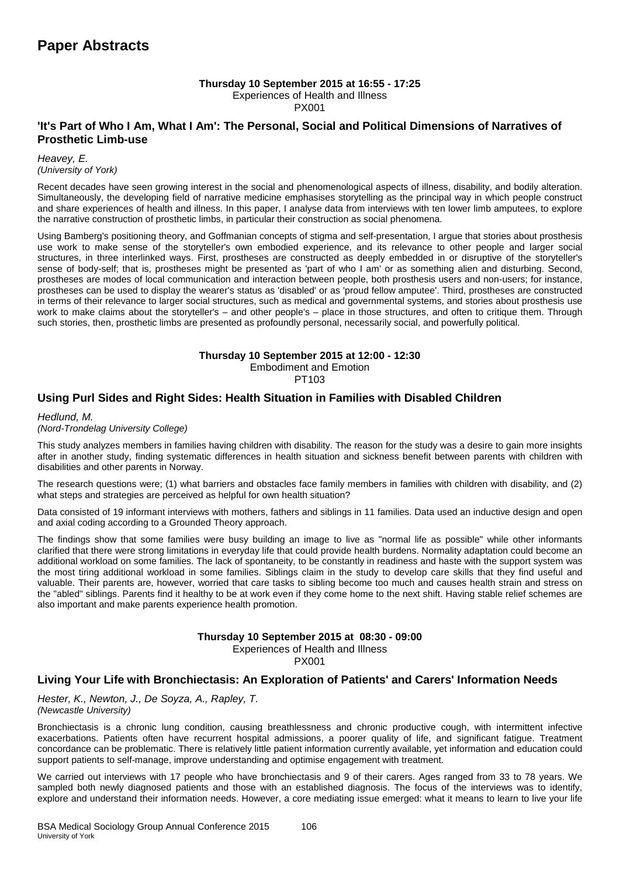# Paper Abstracts

**Thursday 10 September 2015 at 16:55 - 17:25**
Experiences of Health and Illness
PX001

## 'It's Part of Who I Am, What I Am': The Personal, Social and Political Dimensions of Narratives of Prosthetic Limb-use

*Heavey, E.*
*(University of York)*

Recent decades have seen growing interest in the social and phenomenological aspects of illness, disability, and bodily alteration. Simultaneously, the developing field of narrative medicine emphasises storytelling as the principal way in which people construct and share experiences of health and illness. In this paper, I analyse data from interviews with ten lower limb amputees, to explore the narrative construction of prosthetic limbs, in particular their construction as social phenomena.

Using Bamberg's positioning theory, and Goffmanian concepts of stigma and self-presentation, I argue that stories about prosthesis use work to make sense of the storyteller's own embodied experience, and its relevance to other people and larger social structures, in three interlinked ways. First, prostheses are constructed as deeply embedded in or disruptive of the storyteller's sense of body-self; that is, prostheses might be presented as 'part of who I am' or as something alien and disturbing. Second, prostheses are modes of local communication and interaction between people, both prosthesis users and non-users; for instance, prostheses can be used to display the wearer's status as 'disabled' or as 'proud fellow amputee'. Third, prostheses are constructed in terms of their relevance to larger social structures, such as medical and governmental systems, and stories about prosthesis use work to make claims about the storyteller's – and other people's – place in those structures, and often to critique them. Through such stories, then, prosthetic limbs are presented as profoundly personal, necessarily social, and powerfully political.

**Thursday 10 September 2015 at 12:00 - 12:30**
Embodiment and Emotion
PT103

## Using Purl Sides and Right Sides: Health Situation in Families with Disabled Children

*Hedlund, M.*
*(Nord-Trondelag University College)*

This study analyzes members in families having children with disability. The reason for the study was a desire to gain more insights after in another study, finding systematic differences in health situation and sickness benefit between parents with children with disabilities and other parents in Norway.

The research questions were; (1) what barriers and obstacles face family members in families with children with disability, and (2) what steps and strategies are perceived as helpful for own health situation?

Data consisted of 19 informant interviews with mothers, fathers and siblings in 11 families. Data used an inductive design and open and axial coding according to a Grounded Theory approach.

The findings show that some families were busy building an image to live as "normal life as possible" while other informants clarified that there were strong limitations in everyday life that could provide health burdens. Normality adaptation could become an additional workload on some families. The lack of spontaneity, to be constantly in readiness and haste with the support system was the most tiring additional workload in some families. Siblings claim in the study to develop care skills that they find useful and valuable. Their parents are, however, worried that care tasks to sibling become too much and causes health strain and stress on the "abled" siblings. Parents find it healthy to be at work even if they come home to the next shift. Having stable relief schemes are also important and make parents experience health promotion.

**Thursday 10 September 2015 at 08:30 - 09:00**
Experiences of Health and Illness
PX001

## Living Your Life with Bronchiectasis: An Exploration of Patients' and Carers' Information Needs

*Hester, K., Newton, J., De Soyza, A., Rapley, T.*
*(Newcastle University)*

Bronchiectasis is a chronic lung condition, causing breathlessness and chronic productive cough, with intermittent infective exacerbations. Patients often have recurrent hospital admissions, a poorer quality of life, and significant fatigue. Treatment concordance can be problematic. There is relatively little patient information currently available, yet information and education could support patients to self-manage, improve understanding and optimise engagement with treatment.

We carried out interviews with 17 people who have bronchiectasis and 9 of their carers. Ages ranged from 33 to 78 years. We sampled both newly diagnosed patients and those with an established diagnosis. The focus of the interviews was to identify, explore and understand their information needs. However, a core mediating issue emerged: what it means to learn to live your life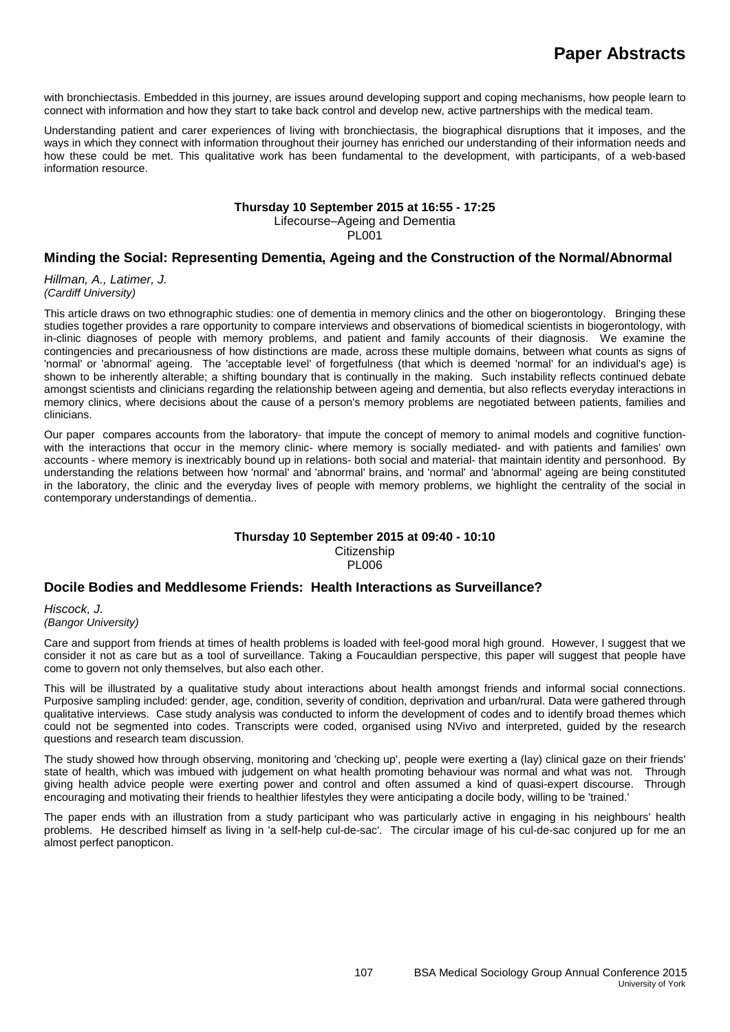with bronchiectasis. Embedded in this journey, are issues around developing support and coping mechanisms, how people learn to connect with information and how they start to take back control and develop new, active partnerships with the medical team.

Understanding patient and carer experiences of living with bronchiectasis, the biographical disruptions that it imposes, and the ways in which they connect with information throughout their journey has enriched our understanding of their information needs and how these could be met. This qualitative work has been fundamental to the development, with participants, of a web-based information resource.

**Thursday 10 September 2015 at 16:55 - 17:25**
Lifecourse–Ageing and Dementia
PL001

## Minding the Social: Representing Dementia, Ageing and the Construction of the Normal/Abnormal

*Hillman, A., Latimer, J.*
*(Cardiff University)*

This article draws on two ethnographic studies: one of dementia in memory clinics and the other on biogerontology. Bringing these studies together provides a rare opportunity to compare interviews and observations of biomedical scientists in biogerontology, with in-clinic diagnoses of people with memory problems, and patient and family accounts of their diagnosis. We examine the contingencies and precariousness of how distinctions are made, across these multiple domains, between what counts as signs of 'normal' or 'abnormal' ageing. The 'acceptable level' of forgetfulness (that which is deemed 'normal' for an individual's age) is shown to be inherently alterable; a shifting boundary that is continually in the making. Such instability reflects continued debate amongst scientists and clinicians regarding the relationship between ageing and dementia, but also reflects everyday interactions in memory clinics, where decisions about the cause of a person's memory problems are negotiated between patients, families and clinicians.

Our paper compares accounts from the laboratory- that impute the concept of memory to animal models and cognitive function- with the interactions that occur in the memory clinic- where memory is socially mediated- and with patients and families' own accounts - where memory is inextricably bound up in relations- both social and material- that maintain identity and personhood. By understanding the relations between how 'normal' and 'abnormal' brains, and 'normal' and 'abnormal' ageing are being constituted in the laboratory, the clinic and the everyday lives of people with memory problems, we highlight the centrality of the social in contemporary understandings of dementia..

**Thursday 10 September 2015 at 09:40 - 10:10**
Citizenship
PL006

## Docile Bodies and Meddlesome Friends: Health Interactions as Surveillance?

*Hiscock, J.*
*(Bangor University)*

Care and support from friends at times of health problems is loaded with feel-good moral high ground. However, I suggest that we consider it not as care but as a tool of surveillance. Taking a Foucauldian perspective, this paper will suggest that people have come to govern not only themselves, but also each other.

This will be illustrated by a qualitative study about interactions about health amongst friends and informal social connections. Purposive sampling included: gender, age, condition, severity of condition, deprivation and urban/rural. Data were gathered through qualitative interviews. Case study analysis was conducted to inform the development of codes and to identify broad themes which could not be segmented into codes. Transcripts were coded, organised using NVivo and interpreted, guided by the research questions and research team discussion.

The study showed how through observing, monitoring and 'checking up', people were exerting a (lay) clinical gaze on their friends' state of health, which was imbued with judgement on what health promoting behaviour was normal and what was not. Through giving health advice people were exerting power and control and often assumed a kind of quasi-expert discourse. Through encouraging and motivating their friends to healthier lifestyles they were anticipating a docile body, willing to be 'trained.'

The paper ends with an illustration from a study participant who was particularly active in engaging in his neighbours' health problems. He described himself as living in 'a self-help cul-de-sac'. The circular image of his cul-de-sac conjured up for me an almost perfect panopticon.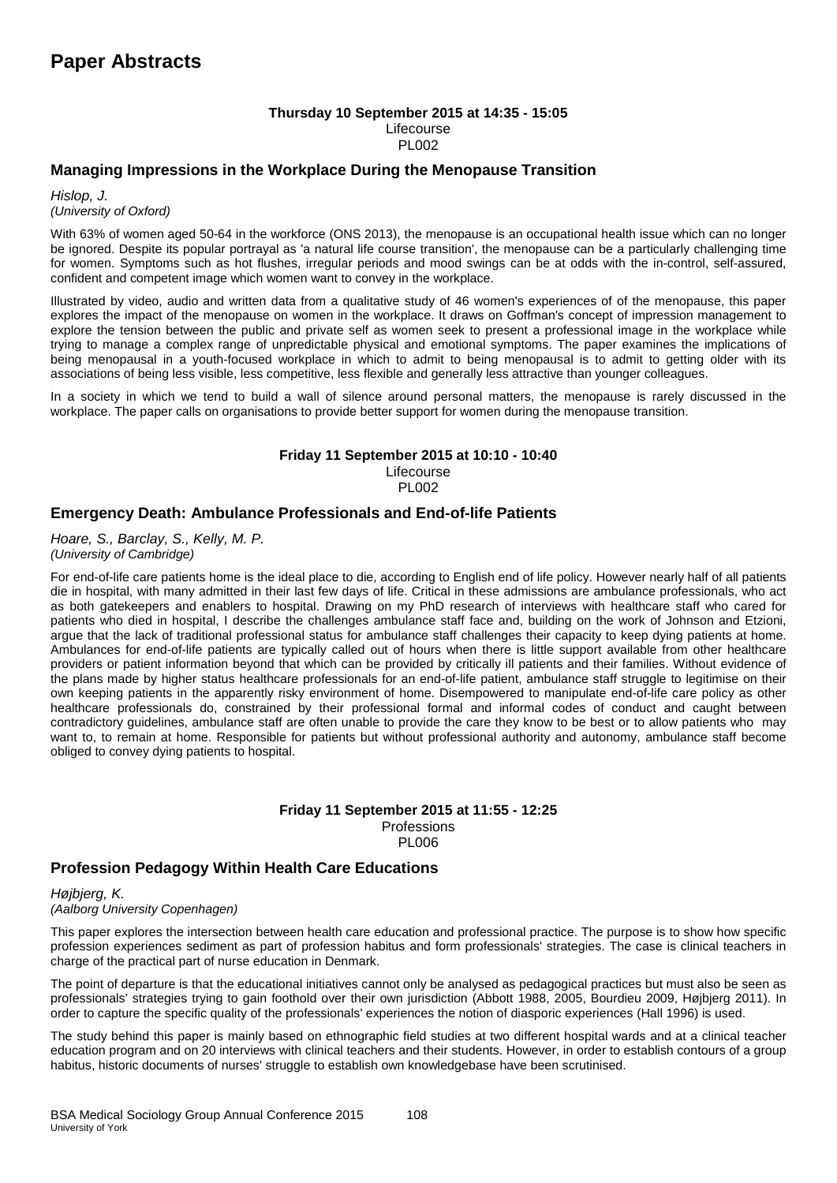# Paper Abstracts

**Thursday 10 September 2015 at 14:35 - 15:05**
Lifecourse
PL002

### Managing Impressions in the Workplace During the Menopause Transition

*Hislop, J.*
*(University of Oxford)*

With 63% of women aged 50-64 in the workforce (ONS 2013), the menopause is an occupational health issue which can no longer be ignored. Despite its popular portrayal as 'a natural life course transition', the menopause can be a particularly challenging time for women. Symptoms such as hot flushes, irregular periods and mood swings can be at odds with the in-control, self-assured, confident and competent image which women want to convey in the workplace.

Illustrated by video, audio and written data from a qualitative study of 46 women's experiences of of the menopause, this paper explores the impact of the menopause on women in the workplace. It draws on Goffman's concept of impression management to explore the tension between the public and private self as women seek to present a professional image in the workplace while trying to manage a complex range of unpredictable physical and emotional symptoms. The paper examines the implications of being menopausal in a youth-focused workplace in which to admit to being menopausal is to admit to getting older with its associations of being less visible, less competitive, less flexible and generally less attractive than younger colleagues.

In a society in which we tend to build a wall of silence around personal matters, the menopause is rarely discussed in the workplace. The paper calls on organisations to provide better support for women during the menopause transition.

**Friday 11 September 2015 at 10:10 - 10:40**
Lifecourse
PL002

### Emergency Death: Ambulance Professionals and End-of-life Patients

*Hoare, S., Barclay, S., Kelly, M. P.*
*(University of Cambridge)*

For end-of-life care patients home is the ideal place to die, according to English end of life policy. However nearly half of all patients die in hospital, with many admitted in their last few days of life. Critical in these admissions are ambulance professionals, who act as both gatekeepers and enablers to hospital. Drawing on my PhD research of interviews with healthcare staff who cared for patients who died in hospital, I describe the challenges ambulance staff face and, building on the work of Johnson and Etzioni, argue that the lack of traditional professional status for ambulance staff challenges their capacity to keep dying patients at home. Ambulances for end-of-life patients are typically called out of hours when there is little support available from other healthcare providers or patient information beyond that which can be provided by critically ill patients and their families. Without evidence of the plans made by higher status healthcare professionals for an end-of-life patient, ambulance staff struggle to legitimise on their own keeping patients in the apparently risky environment of home. Disempowered to manipulate end-of-life care policy as other healthcare professionals do, constrained by their professional formal and informal codes of conduct and caught between contradictory guidelines, ambulance staff are often unable to provide the care they know to be best or to allow patients who may want to, to remain at home. Responsible for patients but without professional authority and autonomy, ambulance staff become obliged to convey dying patients to hospital.

**Friday 11 September 2015 at 11:55 - 12:25**
Professions
PL006

### Profession Pedagogy Within Health Care Educations

*Højbjerg, K.*
*(Aalborg University Copenhagen)*

This paper explores the intersection between health care education and professional practice. The purpose is to show how specific profession experiences sediment as part of profession habitus and form professionals' strategies. The case is clinical teachers in charge of the practical part of nurse education in Denmark.

The point of departure is that the educational initiatives cannot only be analysed as pedagogical practices but must also be seen as professionals' strategies trying to gain foothold over their own jurisdiction (Abbott 1988, 2005, Bourdieu 2009, Højbjerg 2011). In order to capture the specific quality of the professionals' experiences the notion of diasporic experiences (Hall 1996) is used.

The study behind this paper is mainly based on ethnographic field studies at two different hospital wards and at a clinical teacher education program and on 20 interviews with clinical teachers and their students. However, in order to establish contours of a group habitus, historic documents of nurses' struggle to establish own knowledgebase have been scrutinised.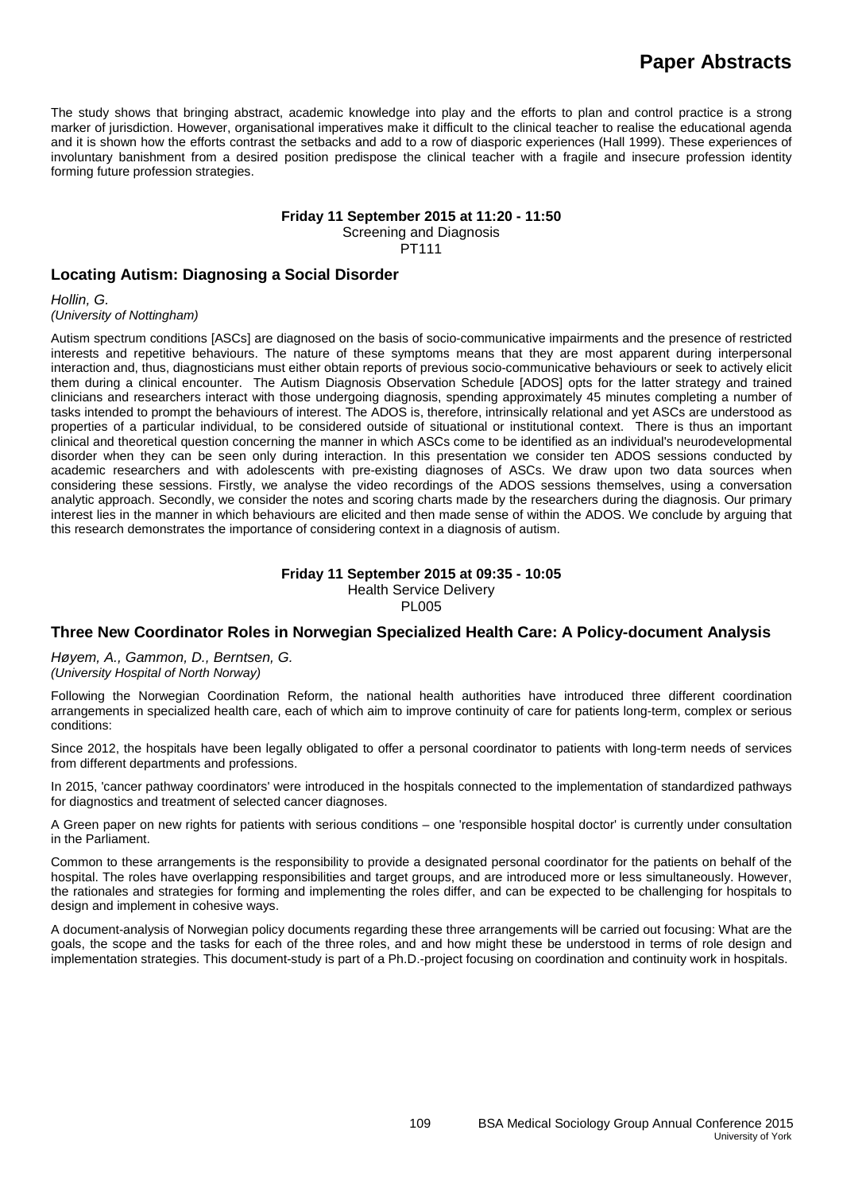The study shows that bringing abstract, academic knowledge into play and the efforts to plan and control practice is a strong marker of jurisdiction. However, organisational imperatives make it difficult to the clinical teacher to realise the educational agenda and it is shown how the efforts contrast the setbacks and add to a row of diasporic experiences (Hall 1999). These experiences of involuntary banishment from a desired position predispose the clinical teacher with a fragile and insecure profession identity forming future profession strategies.

**Friday 11 September 2015 at 11:20 - 11:50**
Screening and Diagnosis
PT111

### Locating Autism: Diagnosing a Social Disorder

*Hollin, G.*
*(University of Nottingham)*

Autism spectrum conditions [ASCs] are diagnosed on the basis of socio-communicative impairments and the presence of restricted interests and repetitive behaviours. The nature of these symptoms means that they are most apparent during interpersonal interaction and, thus, diagnosticians must either obtain reports of previous socio-communicative behaviours or seek to actively elicit them during a clinical encounter. The Autism Diagnosis Observation Schedule [ADOS] opts for the latter strategy and trained clinicians and researchers interact with those undergoing diagnosis, spending approximately 45 minutes completing a number of tasks intended to prompt the behaviours of interest. The ADOS is, therefore, intrinsically relational and yet ASCs are understood as properties of a particular individual, to be considered outside of situational or institutional context. There is thus an important clinical and theoretical question concerning the manner in which ASCs come to be identified as an individual's neurodevelopmental disorder when they can be seen only during interaction. In this presentation we consider ten ADOS sessions conducted by academic researchers and with adolescents with pre-existing diagnoses of ASCs. We draw upon two data sources when considering these sessions. Firstly, we analyse the video recordings of the ADOS sessions themselves, using a conversation analytic approach. Secondly, we consider the notes and scoring charts made by the researchers during the diagnosis. Our primary interest lies in the manner in which behaviours are elicited and then made sense of within the ADOS. We conclude by arguing that this research demonstrates the importance of considering context in a diagnosis of autism.

**Friday 11 September 2015 at 09:35 - 10:05**
Health Service Delivery
PL005

### Three New Coordinator Roles in Norwegian Specialized Health Care: A Policy-document Analysis

*Høyem, A., Gammon, D., Berntsen, G.*
*(University Hospital of North Norway)*

Following the Norwegian Coordination Reform, the national health authorities have introduced three different coordination arrangements in specialized health care, each of which aim to improve continuity of care for patients long-term, complex or serious conditions:

Since 2012, the hospitals have been legally obligated to offer a personal coordinator to patients with long-term needs of services from different departments and professions.

In 2015, 'cancer pathway coordinators' were introduced in the hospitals connected to the implementation of standardized pathways for diagnostics and treatment of selected cancer diagnoses.

A Green paper on new rights for patients with serious conditions – one 'responsible hospital doctor' is currently under consultation in the Parliament.

Common to these arrangements is the responsibility to provide a designated personal coordinator for the patients on behalf of the hospital. The roles have overlapping responsibilities and target groups, and are introduced more or less simultaneously. However, the rationales and strategies for forming and implementing the roles differ, and can be expected to be challenging for hospitals to design and implement in cohesive ways.

A document-analysis of Norwegian policy documents regarding these three arrangements will be carried out focusing: What are the goals, the scope and the tasks for each of the three roles, and and how might these be understood in terms of role design and implementation strategies. This document-study is part of a Ph.D.-project focusing on coordination and continuity work in hospitals.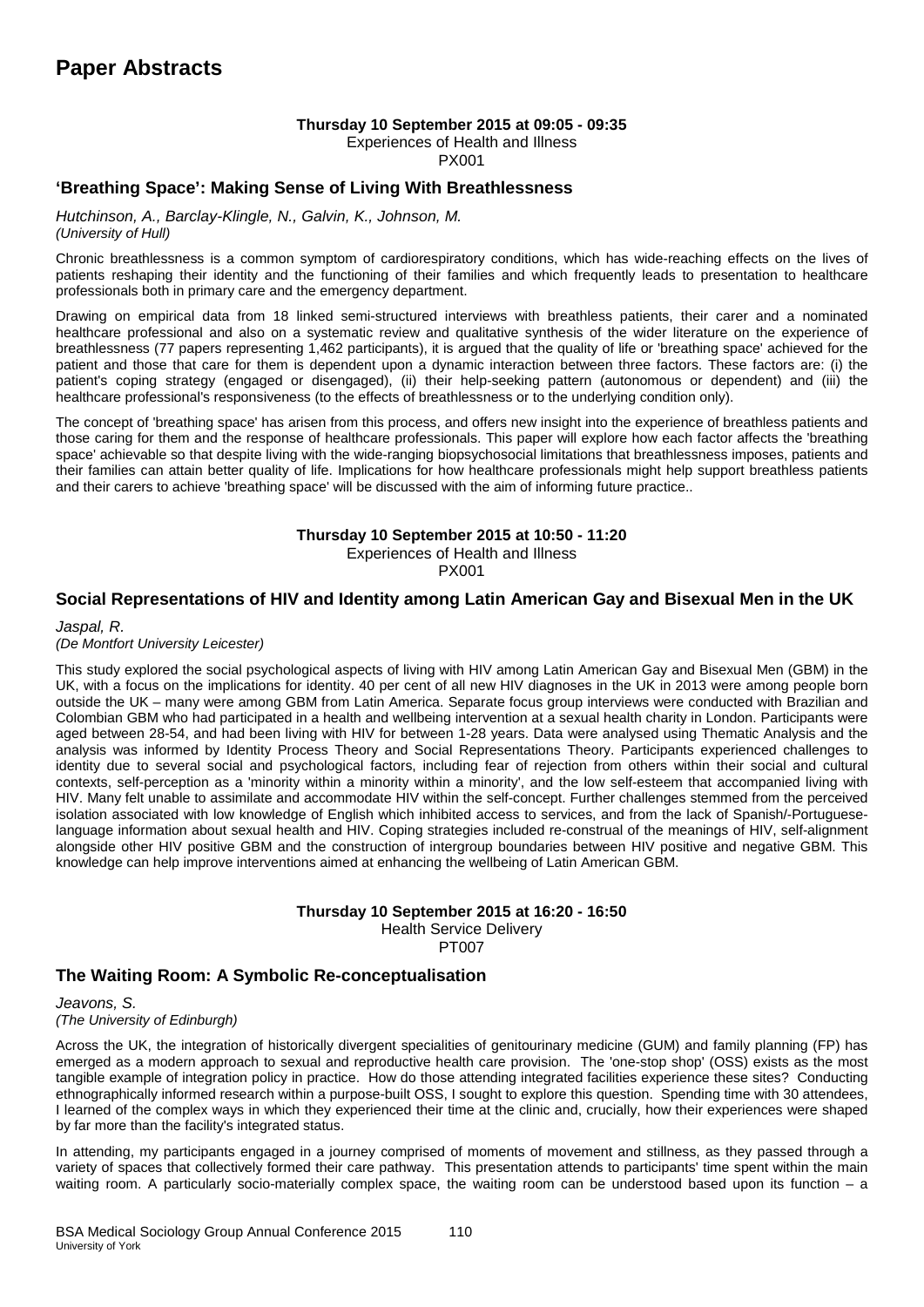# Paper Abstracts

**Thursday 10 September 2015 at 09:05 - 09:35**
Experiences of Health and Illness
PX001

### 'Breathing Space': Making Sense of Living With Breathlessness

*Hutchinson, A., Barclay-Klingle, N., Galvin, K., Johnson, M.*
*(University of Hull)*

Chronic breathlessness is a common symptom of cardiorespiratory conditions, which has wide-reaching effects on the lives of patients reshaping their identity and the functioning of their families and which frequently leads to presentation to healthcare professionals both in primary care and the emergency department.

Drawing on empirical data from 18 linked semi-structured interviews with breathless patients, their carer and a nominated healthcare professional and also on a systematic review and qualitative synthesis of the wider literature on the experience of breathlessness (77 papers representing 1,462 participants), it is argued that the quality of life or 'breathing space' achieved for the patient and those that care for them is dependent upon a dynamic interaction between three factors. These factors are: (i) the patient's coping strategy (engaged or disengaged), (ii) their help-seeking pattern (autonomous or dependent) and (iii) the healthcare professional's responsiveness (to the effects of breathlessness or to the underlying condition only).

The concept of 'breathing space' has arisen from this process, and offers new insight into the experience of breathless patients and those caring for them and the response of healthcare professionals. This paper will explore how each factor affects the 'breathing space' achievable so that despite living with the wide-ranging biopsychosocial limitations that breathlessness imposes, patients and their families can attain better quality of life. Implications for how healthcare professionals might help support breathless patients and their carers to achieve 'breathing space' will be discussed with the aim of informing future practice..

**Thursday 10 September 2015 at 10:50 - 11:20**
Experiences of Health and Illness
PX001

### Social Representations of HIV and Identity among Latin American Gay and Bisexual Men in the UK

*Jaspal, R.*
*(De Montfort University Leicester)*

This study explored the social psychological aspects of living with HIV among Latin American Gay and Bisexual Men (GBM) in the UK, with a focus on the implications for identity. 40 per cent of all new HIV diagnoses in the UK in 2013 were among people born outside the UK – many were among GBM from Latin America. Separate focus group interviews were conducted with Brazilian and Colombian GBM who had participated in a health and wellbeing intervention at a sexual health charity in London. Participants were aged between 28-54, and had been living with HIV for between 1-28 years. Data were analysed using Thematic Analysis and the analysis was informed by Identity Process Theory and Social Representations Theory. Participants experienced challenges to identity due to several social and psychological factors, including fear of rejection from others within their social and cultural contexts, self-perception as a 'minority within a minority within a minority', and the low self-esteem that accompanied living with HIV. Many felt unable to assimilate and accommodate HIV within the self-concept. Further challenges stemmed from the perceived isolation associated with low knowledge of English which inhibited access to services, and from the lack of Spanish/-Portuguese-language information about sexual health and HIV. Coping strategies included re-construal of the meanings of HIV, self-alignment alongside other HIV positive GBM and the construction of intergroup boundaries between HIV positive and negative GBM. This knowledge can help improve interventions aimed at enhancing the wellbeing of Latin American GBM.

**Thursday 10 September 2015 at 16:20 - 16:50**
Health Service Delivery
PT007

### The Waiting Room: A Symbolic Re-conceptualisation

*Jeavons, S.*
*(The University of Edinburgh)*

Across the UK, the integration of historically divergent specialities of genitourinary medicine (GUM) and family planning (FP) has emerged as a modern approach to sexual and reproductive health care provision. The 'one-stop shop' (OSS) exists as the most tangible example of integration policy in practice. How do those attending integrated facilities experience these sites? Conducting ethnographically informed research within a purpose-built OSS, I sought to explore this question. Spending time with 30 attendees, I learned of the complex ways in which they experienced their time at the clinic and, crucially, how their experiences were shaped by far more than the facility's integrated status.

In attending, my participants engaged in a journey comprised of moments of movement and stillness, as they passed through a variety of spaces that collectively formed their care pathway. This presentation attends to participants' time spent within the main waiting room. A particularly socio-materially complex space, the waiting room can be understood based upon its function – a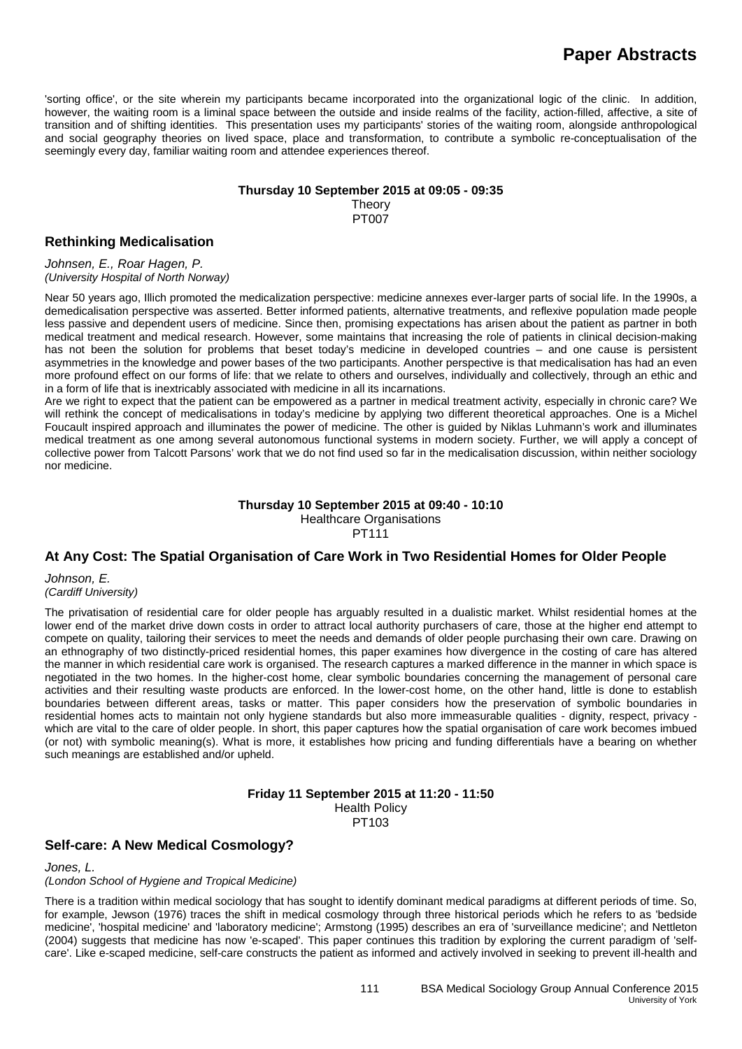'sorting office', or the site wherein my participants became incorporated into the organizational logic of the clinic. In addition, however, the waiting room is a liminal space between the outside and inside realms of the facility, action-filled, affective, a site of transition and of shifting identities. This presentation uses my participants' stories of the waiting room, alongside anthropological and social geography theories on lived space, place and transformation, to contribute a symbolic re-conceptualisation of the seemingly every day, familiar waiting room and attendee experiences thereof.

**Thursday 10 September 2015 at 09:05 - 09:35**
Theory
PT007

### Rethinking Medicalisation

*Johnsen, E., Roar Hagen, P.*
*(University Hospital of North Norway)*

Near 50 years ago, Illich promoted the medicalization perspective: medicine annexes ever-larger parts of social life. In the 1990s, a demedicalisation perspective was asserted. Better informed patients, alternative treatments, and reflexive population made people less passive and dependent users of medicine. Since then, promising expectations has arisen about the patient as partner in both medical treatment and medical research. However, some maintains that increasing the role of patients in clinical decision-making has not been the solution for problems that beset today's medicine in developed countries – and one cause is persistent asymmetries in the knowledge and power bases of the two participants. Another perspective is that medicalisation has had an even more profound effect on our forms of life: that we relate to others and ourselves, individually and collectively, through an ethic and in a form of life that is inextricably associated with medicine in all its incarnations.
Are we right to expect that the patient can be empowered as a partner in medical treatment activity, especially in chronic care? We will rethink the concept of medicalisations in today's medicine by applying two different theoretical approaches. One is a Michel Foucault inspired approach and illuminates the power of medicine. The other is guided by Niklas Luhmann's work and illuminates medical treatment as one among several autonomous functional systems in modern society. Further, we will apply a concept of collective power from Talcott Parsons' work that we do not find used so far in the medicalisation discussion, within neither sociology nor medicine.

**Thursday 10 September 2015 at 09:40 - 10:10**
Healthcare Organisations
PT111

### At Any Cost: The Spatial Organisation of Care Work in Two Residential Homes for Older People

*Johnson, E.*
*(Cardiff University)*

The privatisation of residential care for older people has arguably resulted in a dualistic market. Whilst residential homes at the lower end of the market drive down costs in order to attract local authority purchasers of care, those at the higher end attempt to compete on quality, tailoring their services to meet the needs and demands of older people purchasing their own care. Drawing on an ethnography of two distinctly-priced residential homes, this paper examines how divergence in the costing of care has altered the manner in which residential care work is organised. The research captures a marked difference in the manner in which space is negotiated in the two homes. In the higher-cost home, clear symbolic boundaries concerning the management of personal care activities and their resulting waste products are enforced. In the lower-cost home, on the other hand, little is done to establish boundaries between different areas, tasks or matter. This paper considers how the preservation of symbolic boundaries in residential homes acts to maintain not only hygiene standards but also more immeasurable qualities - dignity, respect, privacy - which are vital to the care of older people. In short, this paper captures how the spatial organisation of care work becomes imbued (or not) with symbolic meaning(s). What is more, it establishes how pricing and funding differentials have a bearing on whether such meanings are established and/or upheld.

**Friday 11 September 2015 at 11:20 - 11:50**
Health Policy
PT103

### Self-care: A New Medical Cosmology?

*Jones, L.*
*(London School of Hygiene and Tropical Medicine)*

There is a tradition within medical sociology that has sought to identify dominant medical paradigms at different periods of time. So, for example, Jewson (1976) traces the shift in medical cosmology through three historical periods which he refers to as 'bedside medicine', 'hospital medicine' and 'laboratory medicine'; Armstong (1995) describes an era of 'surveillance medicine'; and Nettleton (2004) suggests that medicine has now 'e-scaped'. This paper continues this tradition by exploring the current paradigm of 'self-care'. Like e-scaped medicine, self-care constructs the patient as informed and actively involved in seeking to prevent ill-health and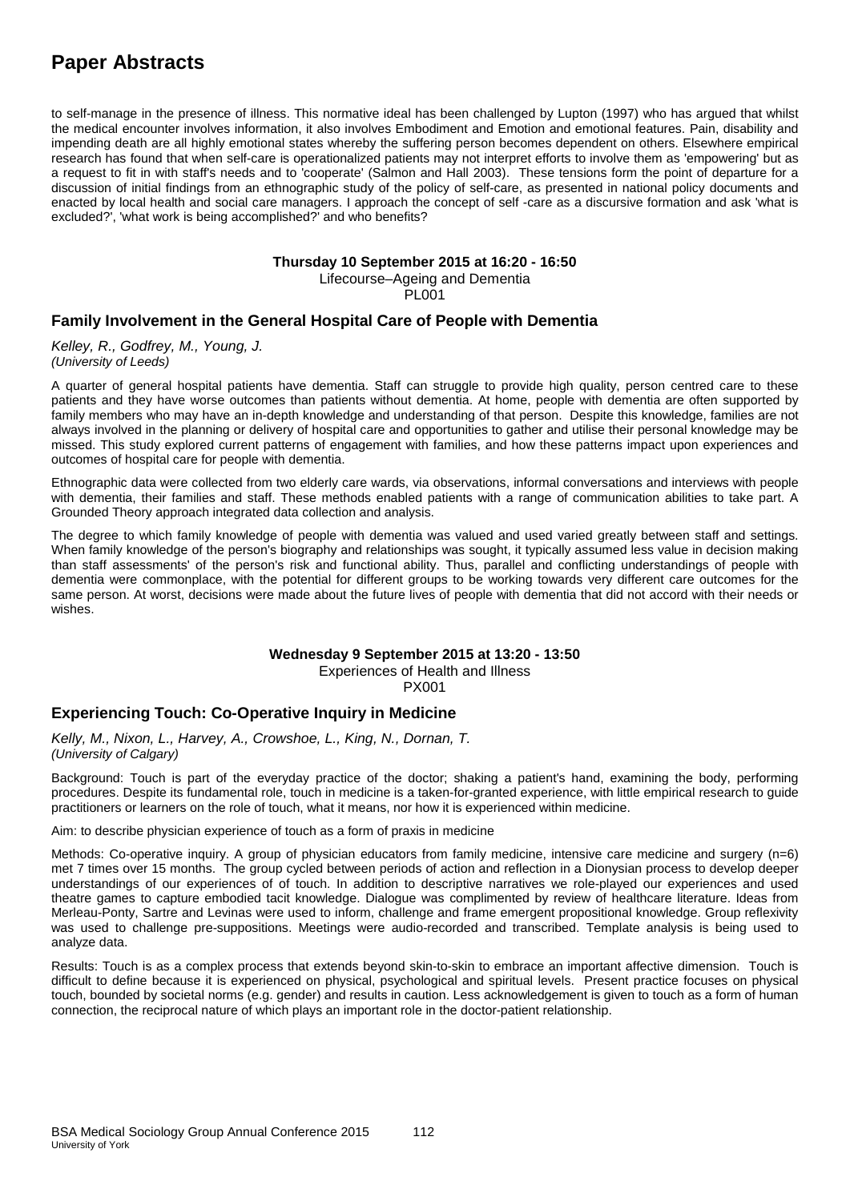# Paper Abstracts

to self-manage in the presence of illness. This normative ideal has been challenged by Lupton (1997) who has argued that whilst the medical encounter involves information, it also involves Embodiment and Emotion and emotional features. Pain, disability and impending death are all highly emotional states whereby the suffering person becomes dependent on others. Elsewhere empirical research has found that when self-care is operationalized patients may not interpret efforts to involve them as 'empowering' but as a request to fit in with staff's needs and to 'cooperate' (Salmon and Hall 2003). These tensions form the point of departure for a discussion of initial findings from an ethnographic study of the policy of self-care, as presented in national policy documents and enacted by local health and social care managers. I approach the concept of self -care as a discursive formation and ask 'what is excluded?', 'what work is being accomplished?' and who benefits?

**Thursday 10 September 2015 at 16:20 - 16:50**
Lifecourse–Ageing and Dementia
PL001

## Family Involvement in the General Hospital Care of People with Dementia

*Kelley, R., Godfrey, M., Young, J.*
*(University of Leeds)*

A quarter of general hospital patients have dementia. Staff can struggle to provide high quality, person centred care to these patients and they have worse outcomes than patients without dementia. At home, people with dementia are often supported by family members who may have an in-depth knowledge and understanding of that person. Despite this knowledge, families are not always involved in the planning or delivery of hospital care and opportunities to gather and utilise their personal knowledge may be missed. This study explored current patterns of engagement with families, and how these patterns impact upon experiences and outcomes of hospital care for people with dementia.

Ethnographic data were collected from two elderly care wards, via observations, informal conversations and interviews with people with dementia, their families and staff. These methods enabled patients with a range of communication abilities to take part. A Grounded Theory approach integrated data collection and analysis.

The degree to which family knowledge of people with dementia was valued and used varied greatly between staff and settings. When family knowledge of the person's biography and relationships was sought, it typically assumed less value in decision making than staff assessments' of the person's risk and functional ability. Thus, parallel and conflicting understandings of people with dementia were commonplace, with the potential for different groups to be working towards very different care outcomes for the same person. At worst, decisions were made about the future lives of people with dementia that did not accord with their needs or wishes.

**Wednesday 9 September 2015 at 13:20 - 13:50**
Experiences of Health and Illness
PX001

## Experiencing Touch: Co-Operative Inquiry in Medicine

*Kelly, M., Nixon, L., Harvey, A., Crowshoe, L., King, N., Dornan, T.*
*(University of Calgary)*

Background: Touch is part of the everyday practice of the doctor; shaking a patient's hand, examining the body, performing procedures. Despite its fundamental role, touch in medicine is a taken-for-granted experience, with little empirical research to guide practitioners or learners on the role of touch, what it means, nor how it is experienced within medicine.

Aim: to describe physician experience of touch as a form of praxis in medicine

Methods: Co-operative inquiry. A group of physician educators from family medicine, intensive care medicine and surgery (n=6) met 7 times over 15 months. The group cycled between periods of action and reflection in a Dionysian process to develop deeper understandings of our experiences of of touch. In addition to descriptive narratives we role-played our experiences and used theatre games to capture embodied tacit knowledge. Dialogue was complimented by review of healthcare literature. Ideas from Merleau-Ponty, Sartre and Levinas were used to inform, challenge and frame emergent propositional knowledge. Group reflexivity was used to challenge pre-suppositions. Meetings were audio-recorded and transcribed. Template analysis is being used to analyze data.

Results: Touch is as a complex process that extends beyond skin-to-skin to embrace an important affective dimension. Touch is difficult to define because it is experienced on physical, psychological and spiritual levels. Present practice focuses on physical touch, bounded by societal norms (e.g. gender) and results in caution. Less acknowledgement is given to touch as a form of human connection, the reciprocal nature of which plays an important role in the doctor-patient relationship.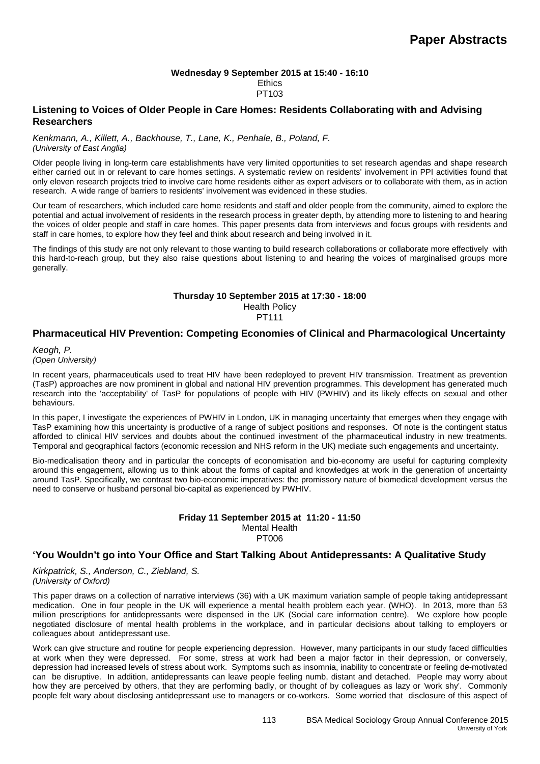**Wednesday 9 September 2015 at 15:40 - 16:10**
Ethics
PT103

## Listening to Voices of Older People in Care Homes: Residents Collaborating with and Advising Researchers

*Kenkmann, A., Killett, A., Backhouse, T., Lane, K., Penhale, B., Poland, F.*
*(University of East Anglia)*

Older people living in long-term care establishments have very limited opportunities to set research agendas and shape research either carried out in or relevant to care homes settings. A systematic review on residents' involvement in PPI activities found that only eleven research projects tried to involve care home residents either as expert advisers or to collaborate with them, as in action research. A wide range of barriers to residents' involvement was evidenced in these studies.

Our team of researchers, which included care home residents and staff and older people from the community, aimed to explore the potential and actual involvement of residents in the research process in greater depth, by attending more to listening to and hearing the voices of older people and staff in care homes. This paper presents data from interviews and focus groups with residents and staff in care homes, to explore how they feel and think about research and being involved in it.

The findings of this study are not only relevant to those wanting to build research collaborations or collaborate more effectively with this hard-to-reach group, but they also raise questions about listening to and hearing the voices of marginalised groups more generally.

**Thursday 10 September 2015 at 17:30 - 18:00**
Health Policy
PT111

## Pharmaceutical HIV Prevention: Competing Economies of Clinical and Pharmacological Uncertainty

*Keogh, P.*
*(Open University)*

In recent years, pharmaceuticals used to treat HIV have been redeployed to prevent HIV transmission. Treatment as prevention (TasP) approaches are now prominent in global and national HIV prevention programmes. This development has generated much research into the 'acceptability' of TasP for populations of people with HIV (PWHIV) and its likely effects on sexual and other behaviours.

In this paper, I investigate the experiences of PWHIV in London, UK in managing uncertainty that emerges when they engage with TasP examining how this uncertainty is productive of a range of subject positions and responses. Of note is the contingent status afforded to clinical HIV services and doubts about the continued investment of the pharmaceutical industry in new treatments. Temporal and geographical factors (economic recession and NHS reform in the UK) mediate such engagements and uncertainty.

Bio-medicalisation theory and in particular the concepts of economisation and bio-economy are useful for capturing complexity around this engagement, allowing us to think about the forms of capital and knowledges at work in the generation of uncertainty around TasP. Specifically, we contrast two bio-economic imperatives: the promissory nature of biomedical development versus the need to conserve or husband personal bio-capital as experienced by PWHIV.

**Friday 11 September 2015 at 11:20 - 11:50**
Mental Health
PT006

## 'You Wouldn't go into Your Office and Start Talking About Antidepressants: A Qualitative Study

*Kirkpatrick, S., Anderson, C., Ziebland, S.*
*(University of Oxford)*

This paper draws on a collection of narrative interviews (36) with a UK maximum variation sample of people taking antidepressant medication. One in four people in the UK will experience a mental health problem each year. (WHO). In 2013, more than 53 million prescriptions for antidepressants were dispensed in the UK (Social care information centre). We explore how people negotiated disclosure of mental health problems in the workplace, and in particular decisions about talking to employers or colleagues about antidepressant use.

Work can give structure and routine for people experiencing depression. However, many participants in our study faced difficulties at work when they were depressed. For some, stress at work had been a major factor in their depression, or conversely, depression had increased levels of stress about work. Symptoms such as insomnia, inability to concentrate or feeling de-motivated can be disruptive. In addition, antidepressants can leave people feeling numb, distant and detached. People may worry about how they are perceived by others, that they are performing badly, or thought of by colleagues as lazy or 'work shy'. Commonly people felt wary about disclosing antidepressant use to managers or co-workers. Some worried that disclosure of this aspect of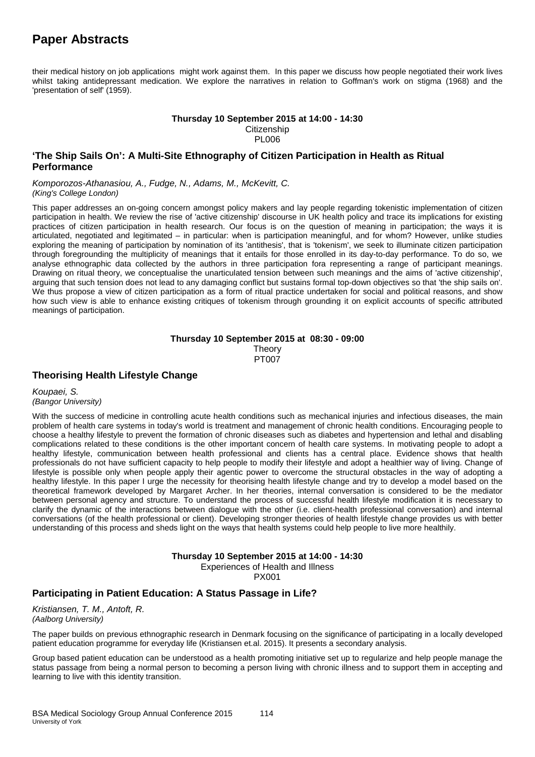their medical history on job applications might work against them. In this paper we discuss how people negotiated their work lives whilst taking antidepressant medication. We explore the narratives in relation to Goffman's work on stigma (1968) and the 'presentation of self' (1959).

**Thursday 10 September 2015 at 14:00 - 14:30**
Citizenship
PL006

## 'The Ship Sails On': A Multi-Site Ethnography of Citizen Participation in Health as Ritual Performance

*Komporozos-Athanasiou, A., Fudge, N., Adams, M., McKevitt, C.*
*(King's College London)*

This paper addresses an on-going concern amongst policy makers and lay people regarding tokenistic implementation of citizen participation in health. We review the rise of 'active citizenship' discourse in UK health policy and trace its implications for existing practices of citizen participation in health research. Our focus is on the question of meaning in participation; the ways it is articulated, negotiated and legitimated – in particular: when is participation meaningful, and for whom? However, unlike studies exploring the meaning of participation by nomination of its 'antithesis', that is 'tokenism', we seek to illuminate citizen participation through foregrounding the multiplicity of meanings that it entails for those enrolled in its day-to-day performance. To do so, we analyse ethnographic data collected by the authors in three participation fora representing a range of participant meanings. Drawing on ritual theory, we conceptualise the unarticulated tension between such meanings and the aims of 'active citizenship', arguing that such tension does not lead to any damaging conflict but sustains formal top-down objectives so that 'the ship sails on'. We thus propose a view of citizen participation as a form of ritual practice undertaken for social and political reasons, and show how such view is able to enhance existing critiques of tokenism through grounding it on explicit accounts of specific attributed meanings of participation.

**Thursday 10 September 2015 at 08:30 - 09:00**
Theory
PT007

## Theorising Health Lifestyle Change

*Koupaei, S.*
*(Bangor University)*

With the success of medicine in controlling acute health conditions such as mechanical injuries and infectious diseases, the main problem of health care systems in today's world is treatment and management of chronic health conditions. Encouraging people to choose a healthy lifestyle to prevent the formation of chronic diseases such as diabetes and hypertension and lethal and disabling complications related to these conditions is the other important concern of health care systems. In motivating people to adopt a healthy lifestyle, communication between health professional and clients has a central place. Evidence shows that health professionals do not have sufficient capacity to help people to modify their lifestyle and adopt a healthier way of living. Change of lifestyle is possible only when people apply their agentic power to overcome the structural obstacles in the way of adopting a healthy lifestyle. In this paper I urge the necessity for theorising health lifestyle change and try to develop a model based on the theoretical framework developed by Margaret Archer. In her theories, internal conversation is considered to be the mediator between personal agency and structure. To understand the process of successful health lifestyle modification it is necessary to clarify the dynamic of the interactions between dialogue with the other (i.e. client-health professional conversation) and internal conversations (of the health professional or client). Developing stronger theories of health lifestyle change provides us with better understanding of this process and sheds light on the ways that health systems could help people to live more healthily.

**Thursday 10 September 2015 at 14:00 - 14:30**
Experiences of Health and Illness
PX001

## Participating in Patient Education: A Status Passage in Life?

*Kristiansen, T. M., Antoft, R.*
*(Aalborg University)*

The paper builds on previous ethnographic research in Denmark focusing on the significance of participating in a locally developed patient education programme for everyday life (Kristiansen et.al. 2015). It presents a secondary analysis.

Group based patient education can be understood as a health promoting initiative set up to regularize and help people manage the status passage from being a normal person to becoming a person living with chronic illness and to support them in accepting and learning to live with this identity transition.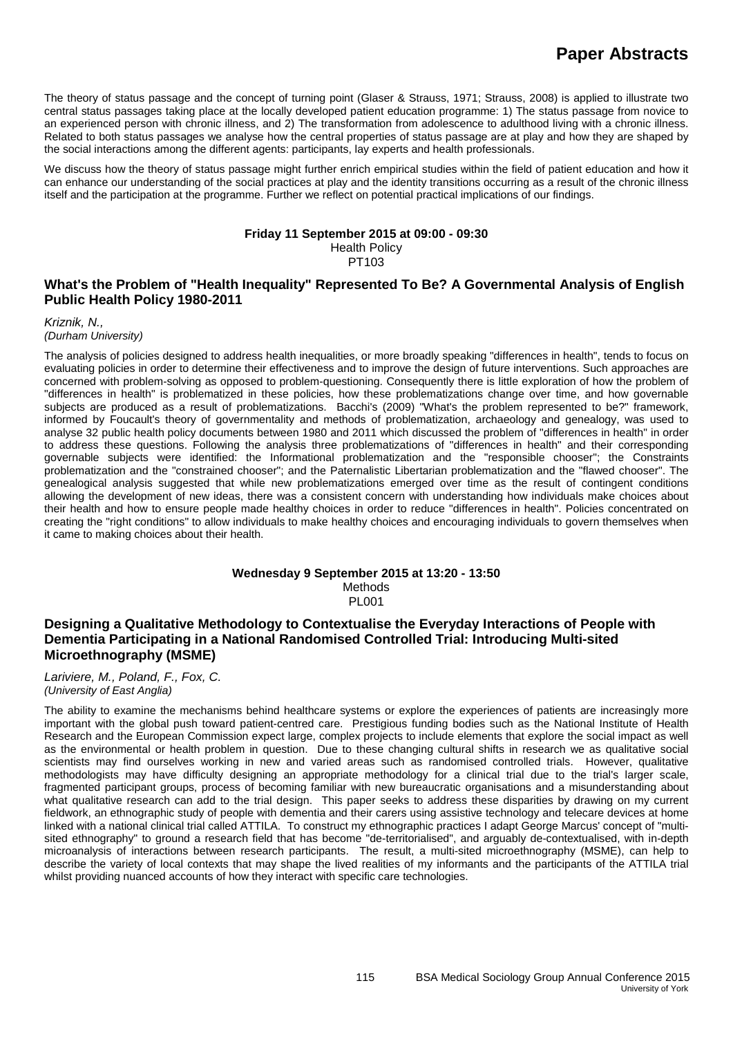The theory of status passage and the concept of turning point (Glaser & Strauss, 1971; Strauss, 2008) is applied to illustrate two central status passages taking place at the locally developed patient education programme: 1) The status passage from novice to an experienced person with chronic illness, and 2) The transformation from adolescence to adulthood living with a chronic illness. Related to both status passages we analyse how the central properties of status passage are at play and how they are shaped by the social interactions among the different agents: participants, lay experts and health professionals.

We discuss how the theory of status passage might further enrich empirical studies within the field of patient education and how it can enhance our understanding of the social practices at play and the identity transitions occurring as a result of the chronic illness itself and the participation at the programme. Further we reflect on potential practical implications of our findings.

**Friday 11 September 2015 at 09:00 - 09:30**
Health Policy
PT103

### What's the Problem of "Health Inequality" Represented To Be? A Governmental Analysis of English Public Health Policy 1980-2011

*Kriznik, N.,*
*(Durham University)*

The analysis of policies designed to address health inequalities, or more broadly speaking "differences in health", tends to focus on evaluating policies in order to determine their effectiveness and to improve the design of future interventions. Such approaches are concerned with problem-solving as opposed to problem-questioning. Consequently there is little exploration of how the problem of "differences in health" is problematized in these policies, how these problematizations change over time, and how governable subjects are produced as a result of problematizations. Bacchi's (2009) "What's the problem represented to be?" framework, informed by Foucault's theory of governmentality and methods of problematization, archaeology and genealogy, was used to analyse 32 public health policy documents between 1980 and 2011 which discussed the problem of "differences in health" in order to address these questions. Following the analysis three problematizations of "differences in health" and their corresponding governable subjects were identified: the Informational problematization and the "responsible chooser"; the Constraints problematization and the "constrained chooser"; and the Paternalistic Libertarian problematization and the "flawed chooser". The genealogical analysis suggested that while new problematizations emerged over time as the result of contingent conditions allowing the development of new ideas, there was a consistent concern with understanding how individuals make choices about their health and how to ensure people made healthy choices in order to reduce "differences in health". Policies concentrated on creating the "right conditions" to allow individuals to make healthy choices and encouraging individuals to govern themselves when it came to making choices about their health.

**Wednesday 9 September 2015 at 13:20 - 13:50**
Methods
PL001

### Designing a Qualitative Methodology to Contextualise the Everyday Interactions of People with Dementia Participating in a National Randomised Controlled Trial: Introducing Multi-sited Microethnography (MSME)

*Lariviere, M., Poland, F., Fox, C.*
*(University of East Anglia)*

The ability to examine the mechanisms behind healthcare systems or explore the experiences of patients are increasingly more important with the global push toward patient-centred care. Prestigious funding bodies such as the National Institute of Health Research and the European Commission expect large, complex projects to include elements that explore the social impact as well as the environmental or health problem in question. Due to these changing cultural shifts in research we as qualitative social scientists may find ourselves working in new and varied areas such as randomised controlled trials. However, qualitative methodologists may have difficulty designing an appropriate methodology for a clinical trial due to the trial's larger scale, fragmented participant groups, process of becoming familiar with new bureaucratic organisations and a misunderstanding about what qualitative research can add to the trial design. This paper seeks to address these disparities by drawing on my current fieldwork, an ethnographic study of people with dementia and their carers using assistive technology and telecare devices at home linked with a national clinical trial called ATTILA. To construct my ethnographic practices I adapt George Marcus' concept of "multi-sited ethnography" to ground a research field that has become "de-territorialised", and arguably de-contextualised, with in-depth microanalysis of interactions between research participants. The result, a multi-sited microethnography (MSME), can help to describe the variety of local contexts that may shape the lived realities of my informants and the participants of the ATTILA trial whilst providing nuanced accounts of how they interact with specific care technologies.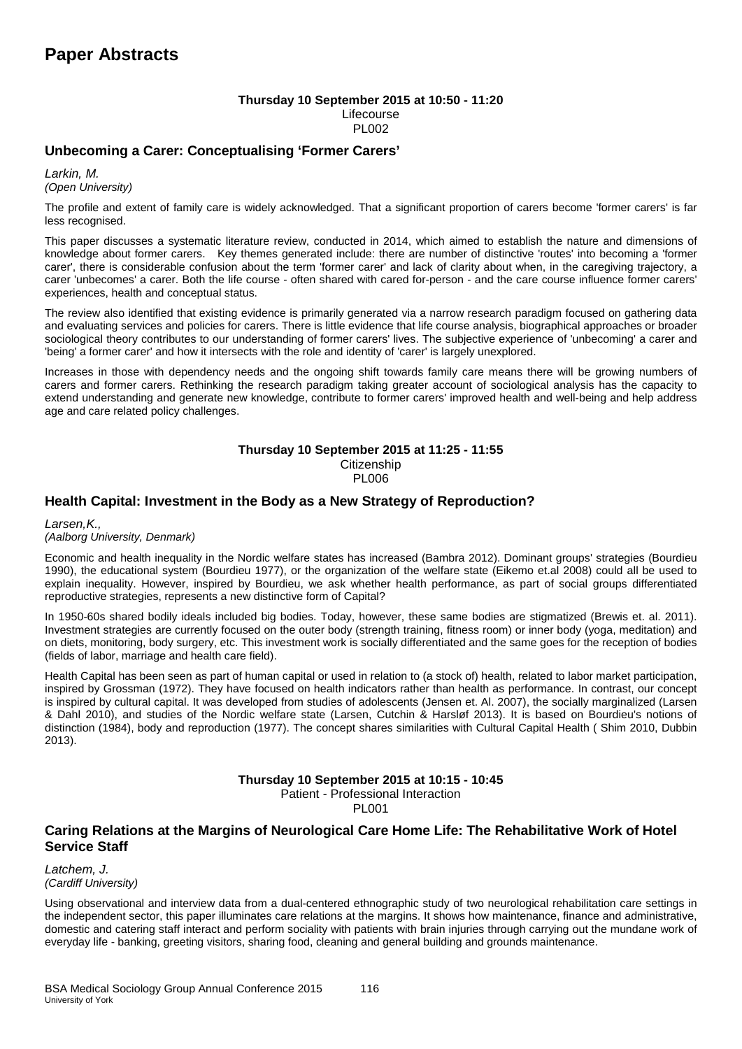# Paper Abstracts

**Thursday 10 September 2015 at 10:50 - 11:20**
Lifecourse
PL002

## Unbecoming a Carer: Conceptualising 'Former Carers'

*Larkin, M.*
*(Open University)*

The profile and extent of family care is widely acknowledged. That a significant proportion of carers become 'former carers' is far less recognised.

This paper discusses a systematic literature review, conducted in 2014, which aimed to establish the nature and dimensions of knowledge about former carers. Key themes generated include: there are number of distinctive 'routes' into becoming a 'former carer', there is considerable confusion about the term 'former carer' and lack of clarity about when, in the caregiving trajectory, a carer 'unbecomes' a carer. Both the life course - often shared with cared for-person - and the care course influence former carers' experiences, health and conceptual status.

The review also identified that existing evidence is primarily generated via a narrow research paradigm focused on gathering data and evaluating services and policies for carers. There is little evidence that life course analysis, biographical approaches or broader sociological theory contributes to our understanding of former carers' lives. The subjective experience of 'unbecoming' a carer and 'being' a former carer' and how it intersects with the role and identity of 'carer' is largely unexplored.

Increases in those with dependency needs and the ongoing shift towards family care means there will be growing numbers of carers and former carers. Rethinking the research paradigm taking greater account of sociological analysis has the capacity to extend understanding and generate new knowledge, contribute to former carers' improved health and well-being and help address age and care related policy challenges.

**Thursday 10 September 2015 at 11:25 - 11:55**
Citizenship
PL006

## Health Capital: Investment in the Body as a New Strategy of Reproduction?

*Larsen,K.,*
*(Aalborg University, Denmark)*

Economic and health inequality in the Nordic welfare states has increased (Bambra 2012). Dominant groups' strategies (Bourdieu 1990), the educational system (Bourdieu 1977), or the organization of the welfare state (Eikemo et.al 2008) could all be used to explain inequality. However, inspired by Bourdieu, we ask whether health performance, as part of social groups differentiated reproductive strategies, represents a new distinctive form of Capital?

In 1950-60s shared bodily ideals included big bodies. Today, however, these same bodies are stigmatized (Brewis et. al. 2011). Investment strategies are currently focused on the outer body (strength training, fitness room) or inner body (yoga, meditation) and on diets, monitoring, body surgery, etc. This investment work is socially differentiated and the same goes for the reception of bodies (fields of labor, marriage and health care field).

Health Capital has been seen as part of human capital or used in relation to (a stock of) health, related to labor market participation, inspired by Grossman (1972). They have focused on health indicators rather than health as performance. In contrast, our concept is inspired by cultural capital. It was developed from studies of adolescents (Jensen et. Al. 2007), the socially marginalized (Larsen & Dahl 2010), and studies of the Nordic welfare state (Larsen, Cutchin & Harsløf 2013). It is based on Bourdieu's notions of distinction (1984), body and reproduction (1977). The concept shares similarities with Cultural Capital Health ( Shim 2010, Dubbin 2013).

**Thursday 10 September 2015 at 10:15 - 10:45**
Patient - Professional Interaction
PL001

## Caring Relations at the Margins of Neurological Care Home Life: The Rehabilitative Work of Hotel Service Staff

*Latchem, J.*
*(Cardiff University)*

Using observational and interview data from a dual-centered ethnographic study of two neurological rehabilitation care settings in the independent sector, this paper illuminates care relations at the margins. It shows how maintenance, finance and administrative, domestic and catering staff interact and perform sociality with patients with brain injuries through carrying out the mundane work of everyday life - banking, greeting visitors, sharing food, cleaning and general building and grounds maintenance.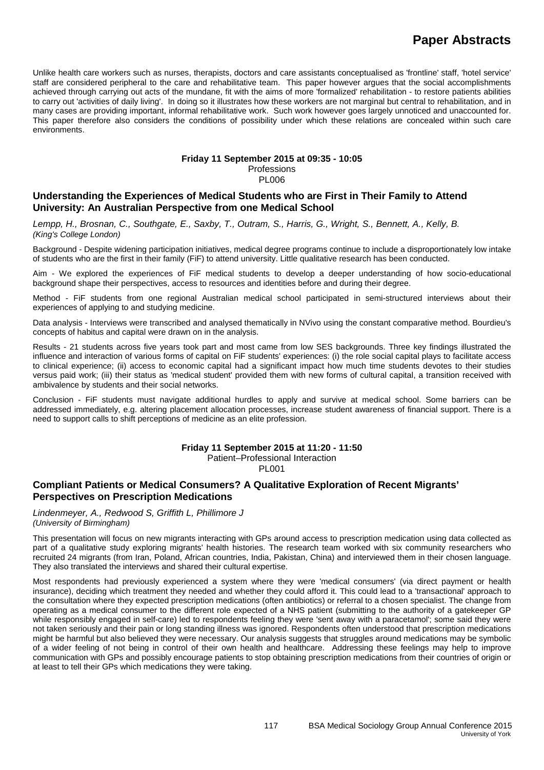Unlike health care workers such as nurses, therapists, doctors and care assistants conceptualised as 'frontline' staff, 'hotel service' staff are considered peripheral to the care and rehabilitative team. This paper however argues that the social accomplishments achieved through carrying out acts of the mundane, fit with the aims of more 'formalized' rehabilitation - to restore patients abilities to carry out 'activities of daily living'. In doing so it illustrates how these workers are not marginal but central to rehabilitation, and in many cases are providing important, informal rehabilitative work. Such work however goes largely unnoticed and unaccounted for. This paper therefore also considers the conditions of possibility under which these relations are concealed within such care environments.

**Friday 11 September 2015 at 09:35 - 10:05**
Professions
PL006

## Understanding the Experiences of Medical Students who are First in Their Family to Attend University: An Australian Perspective from one Medical School

*Lempp, H., Brosnan, C., Southgate, E., Saxby, T., Outram, S., Harris, G., Wright, S., Bennett, A., Kelly, B.*
*(King's College London)*

Background - Despite widening participation initiatives, medical degree programs continue to include a disproportionately low intake of students who are the first in their family (FiF) to attend university. Little qualitative research has been conducted.

Aim - We explored the experiences of FiF medical students to develop a deeper understanding of how socio-educational background shape their perspectives, access to resources and identities before and during their degree.

Method - FiF students from one regional Australian medical school participated in semi-structured interviews about their experiences of applying to and studying medicine.

Data analysis - Interviews were transcribed and analysed thematically in NVivo using the constant comparative method. Bourdieu's concepts of habitus and capital were drawn on in the analysis.

Results - 21 students across five years took part and most came from low SES backgrounds. Three key findings illustrated the influence and interaction of various forms of capital on FiF students' experiences: (i) the role social capital plays to facilitate access to clinical experience; (ii) access to economic capital had a significant impact how much time students devotes to their studies versus paid work; (iii) their status as 'medical student' provided them with new forms of cultural capital, a transition received with ambivalence by students and their social networks.

Conclusion - FiF students must navigate additional hurdles to apply and survive at medical school. Some barriers can be addressed immediately, e.g. altering placement allocation processes, increase student awareness of financial support. There is a need to support calls to shift perceptions of medicine as an elite profession.

**Friday 11 September 2015 at 11:20 - 11:50**
Patient–Professional Interaction
PL001

## Compliant Patients or Medical Consumers? A Qualitative Exploration of Recent Migrants' Perspectives on Prescription Medications

*Lindenmeyer, A., Redwood S, Griffith L, Phillimore J*
*(University of Birmingham)*

This presentation will focus on new migrants interacting with GPs around access to prescription medication using data collected as part of a qualitative study exploring migrants' health histories. The research team worked with six community researchers who recruited 24 migrants (from Iran, Poland, African countries, India, Pakistan, China) and interviewed them in their chosen language. They also translated the interviews and shared their cultural expertise.

Most respondents had previously experienced a system where they were 'medical consumers' (via direct payment or health insurance), deciding which treatment they needed and whether they could afford it. This could lead to a 'transactional' approach to the consultation where they expected prescription medications (often antibiotics) or referral to a chosen specialist. The change from operating as a medical consumer to the different role expected of a NHS patient (submitting to the authority of a gatekeeper GP while responsibly engaged in self-care) led to respondents feeling they were 'sent away with a paracetamol'; some said they were not taken seriously and their pain or long standing illness was ignored. Respondents often understood that prescription medications might be harmful but also believed they were necessary. Our analysis suggests that struggles around medications may be symbolic of a wider feeling of not being in control of their own health and healthcare. Addressing these feelings may help to improve communication with GPs and possibly encourage patients to stop obtaining prescription medications from their countries of origin or at least to tell their GPs which medications they were taking.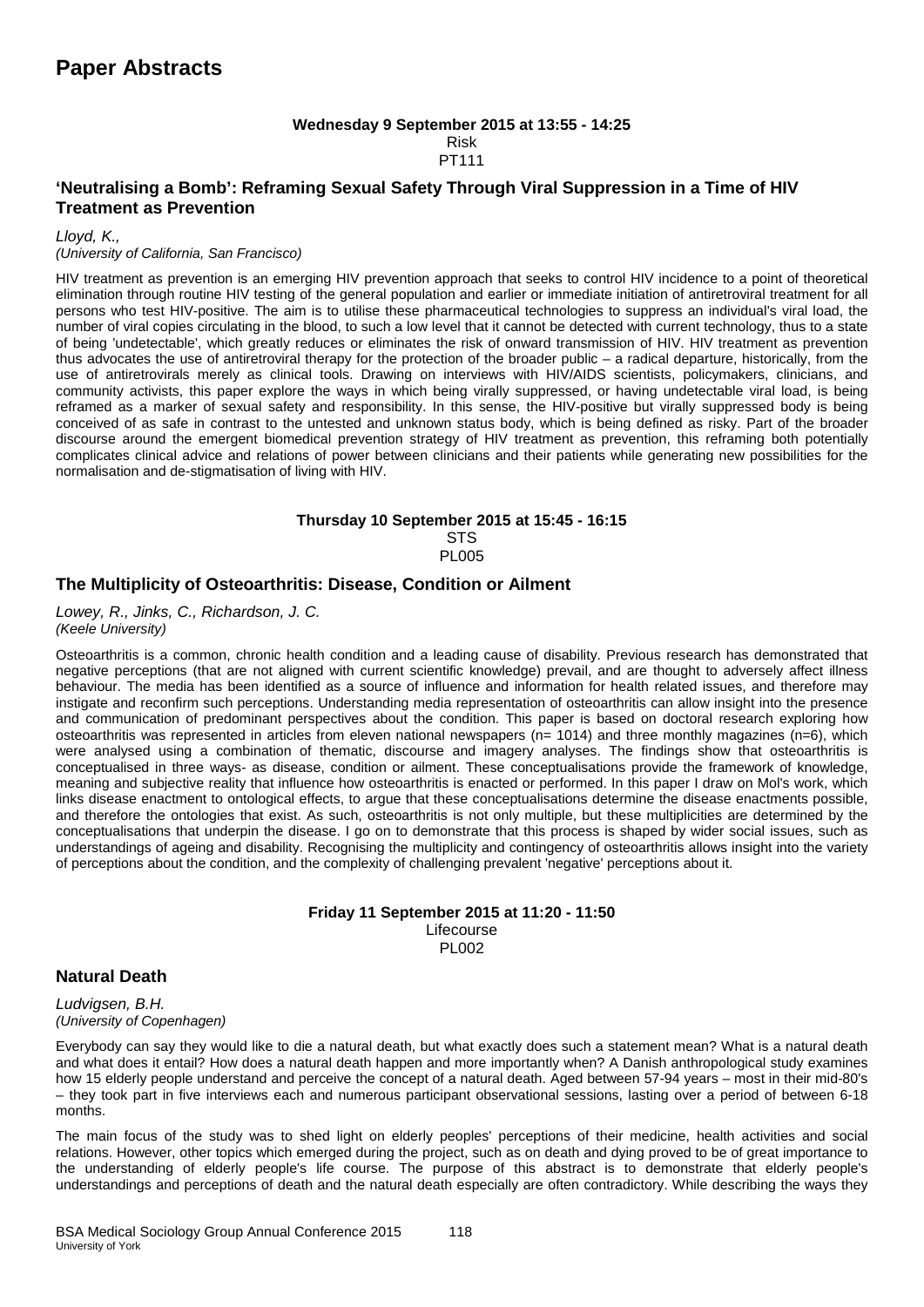# Paper Abstracts

**Wednesday 9 September 2015 at 13:55 - 14:25**
Risk
PT111

## 'Neutralising a Bomb': Reframing Sexual Safety Through Viral Suppression in a Time of HIV Treatment as Prevention

*Lloyd, K.,*
*(University of California, San Francisco)*

HIV treatment as prevention is an emerging HIV prevention approach that seeks to control HIV incidence to a point of theoretical elimination through routine HIV testing of the general population and earlier or immediate initiation of antiretroviral treatment for all persons who test HIV-positive. The aim is to utilise these pharmaceutical technologies to suppress an individual's viral load, the number of viral copies circulating in the blood, to such a low level that it cannot be detected with current technology, thus to a state of being 'undetectable', which greatly reduces or eliminates the risk of onward transmission of HIV. HIV treatment as prevention thus advocates the use of antiretroviral therapy for the protection of the broader public – a radical departure, historically, from the use of antiretrovirals merely as clinical tools. Drawing on interviews with HIV/AIDS scientists, policymakers, clinicians, and community activists, this paper explore the ways in which being virally suppressed, or having undetectable viral load, is being reframed as a marker of sexual safety and responsibility. In this sense, the HIV-positive but virally suppressed body is being conceived of as safe in contrast to the untested and unknown status body, which is being defined as risky. Part of the broader discourse around the emergent biomedical prevention strategy of HIV treatment as prevention, this reframing both potentially complicates clinical advice and relations of power between clinicians and their patients while generating new possibilities for the normalisation and de-stigmatisation of living with HIV.

**Thursday 10 September 2015 at 15:45 - 16:15**
STS
PL005

## The Multiplicity of Osteoarthritis: Disease, Condition or Ailment

*Lowey, R., Jinks, C., Richardson, J. C.*
*(Keele University)*

Osteoarthritis is a common, chronic health condition and a leading cause of disability. Previous research has demonstrated that negative perceptions (that are not aligned with current scientific knowledge) prevail, and are thought to adversely affect illness behaviour. The media has been identified as a source of influence and information for health related issues, and therefore may instigate and reconfirm such perceptions. Understanding media representation of osteoarthritis can allow insight into the presence and communication of predominant perspectives about the condition. This paper is based on doctoral research exploring how osteoarthritis was represented in articles from eleven national newspapers (n= 1014) and three monthly magazines (n=6), which were analysed using a combination of thematic, discourse and imagery analyses. The findings show that osteoarthritis is conceptualised in three ways- as disease, condition or ailment. These conceptualisations provide the framework of knowledge, meaning and subjective reality that influence how osteoarthritis is enacted or performed. In this paper I draw on Mol's work, which links disease enactment to ontological effects, to argue that these conceptualisations determine the disease enactments possible, and therefore the ontologies that exist. As such, osteoarthritis is not only multiple, but these multiplicities are determined by the conceptualisations that underpin the disease. I go on to demonstrate that this process is shaped by wider social issues, such as understandings of ageing and disability. Recognising the multiplicity and contingency of osteoarthritis allows insight into the variety of perceptions about the condition, and the complexity of challenging prevalent 'negative' perceptions about it.

**Friday 11 September 2015 at 11:20 - 11:50**
Lifecourse
PL002

## Natural Death

*Ludvigsen, B.H.*
*(University of Copenhagen)*

Everybody can say they would like to die a natural death, but what exactly does such a statement mean? What is a natural death and what does it entail? How does a natural death happen and more importantly when? A Danish anthropological study examines how 15 elderly people understand and perceive the concept of a natural death. Aged between 57-94 years – most in their mid-80's – they took part in five interviews each and numerous participant observational sessions, lasting over a period of between 6-18 months.

The main focus of the study was to shed light on elderly peoples' perceptions of their medicine, health activities and social relations. However, other topics which emerged during the project, such as on death and dying proved to be of great importance to the understanding of elderly people's life course. The purpose of this abstract is to demonstrate that elderly people's understandings and perceptions of death and the natural death especially are often contradictory. While describing the ways they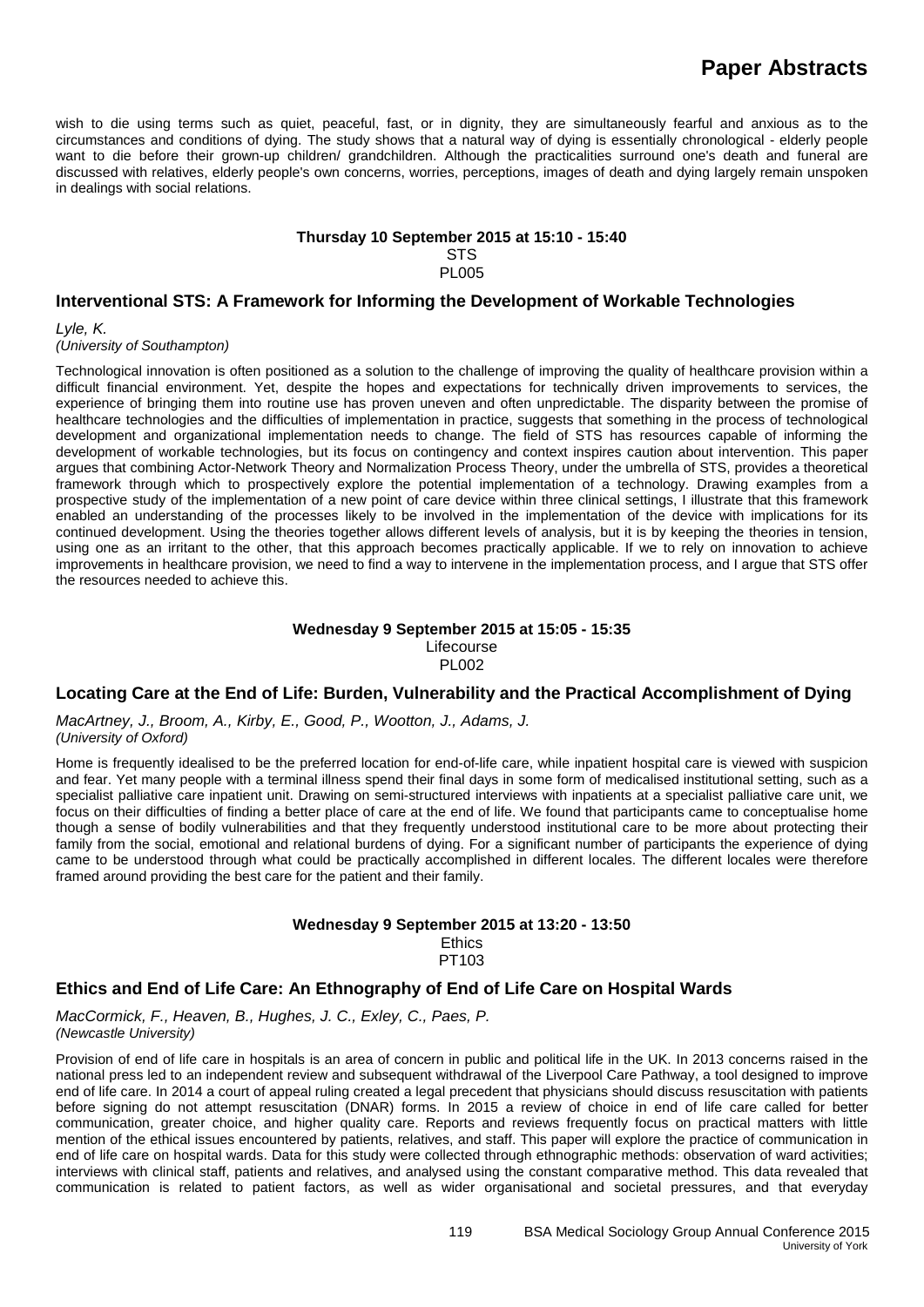wish to die using terms such as quiet, peaceful, fast, or in dignity, they are simultaneously fearful and anxious as to the circumstances and conditions of dying. The study shows that a natural way of dying is essentially chronological - elderly people want to die before their grown-up children/ grandchildren. Although the practicalities surround one's death and funeral are discussed with relatives, elderly people's own concerns, worries, perceptions, images of death and dying largely remain unspoken in dealings with social relations.

**Thursday 10 September 2015 at 15:10 - 15:40**
STS
PL005

## Interventional STS: A Framework for Informing the Development of Workable Technologies

*Lyle, K.*
*(University of Southampton)*

Technological innovation is often positioned as a solution to the challenge of improving the quality of healthcare provision within a difficult financial environment. Yet, despite the hopes and expectations for technically driven improvements to services, the experience of bringing them into routine use has proven uneven and often unpredictable. The disparity between the promise of healthcare technologies and the difficulties of implementation in practice, suggests that something in the process of technological development and organizational implementation needs to change. The field of STS has resources capable of informing the development of workable technologies, but its focus on contingency and context inspires caution about intervention. This paper argues that combining Actor-Network Theory and Normalization Process Theory, under the umbrella of STS, provides a theoretical framework through which to prospectively explore the potential implementation of a technology. Drawing examples from a prospective study of the implementation of a new point of care device within three clinical settings, I illustrate that this framework enabled an understanding of the processes likely to be involved in the implementation of the device with implications for its continued development. Using the theories together allows different levels of analysis, but it is by keeping the theories in tension, using one as an irritant to the other, that this approach becomes practically applicable. If we to rely on innovation to achieve improvements in healthcare provision, we need to find a way to intervene in the implementation process, and I argue that STS offer the resources needed to achieve this.

**Wednesday 9 September 2015 at 15:05 - 15:35**
Lifecourse
PL002

## Locating Care at the End of Life: Burden, Vulnerability and the Practical Accomplishment of Dying

*MacArtney, J., Broom, A., Kirby, E., Good, P., Wootton, J., Adams, J.*
*(University of Oxford)*

Home is frequently idealised to be the preferred location for end-of-life care, while inpatient hospital care is viewed with suspicion and fear. Yet many people with a terminal illness spend their final days in some form of medicalised institutional setting, such as a specialist palliative care inpatient unit. Drawing on semi-structured interviews with inpatients at a specialist palliative care unit, we focus on their difficulties of finding a better place of care at the end of life. We found that participants came to conceptualise home though a sense of bodily vulnerabilities and that they frequently understood institutional care to be more about protecting their family from the social, emotional and relational burdens of dying. For a significant number of participants the experience of dying came to be understood through what could be practically accomplished in different locales. The different locales were therefore framed around providing the best care for the patient and their family.

**Wednesday 9 September 2015 at 13:20 - 13:50**
Ethics
PT103

## Ethics and End of Life Care: An Ethnography of End of Life Care on Hospital Wards

*MacCormick, F., Heaven, B., Hughes, J. C., Exley, C., Paes, P.*
*(Newcastle University)*

Provision of end of life care in hospitals is an area of concern in public and political life in the UK. In 2013 concerns raised in the national press led to an independent review and subsequent withdrawal of the Liverpool Care Pathway, a tool designed to improve end of life care. In 2014 a court of appeal ruling created a legal precedent that physicians should discuss resuscitation with patients before signing do not attempt resuscitation (DNAR) forms. In 2015 a review of choice in end of life care called for better communication, greater choice, and higher quality care. Reports and reviews frequently focus on practical matters with little mention of the ethical issues encountered by patients, relatives, and staff. This paper will explore the practice of communication in end of life care on hospital wards. Data for this study were collected through ethnographic methods: observation of ward activities; interviews with clinical staff, patients and relatives, and analysed using the constant comparative method. This data revealed that communication is related to patient factors, as well as wider organisational and societal pressures, and that everyday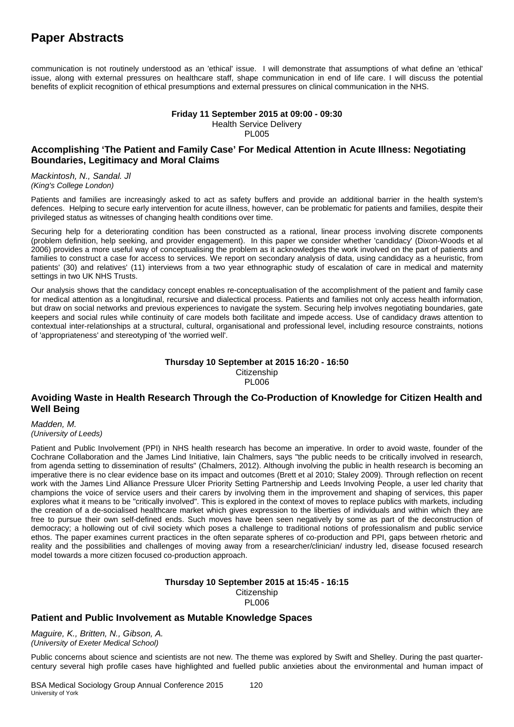communication is not routinely understood as an 'ethical' issue. I will demonstrate that assumptions of what define an 'ethical' issue, along with external pressures on healthcare staff, shape communication in end of life care. I will discuss the potential benefits of explicit recognition of ethical presumptions and external pressures on clinical communication in the NHS.

**Friday 11 September 2015 at 09:00 - 09:30**
Health Service Delivery
PL005

### Accomplishing 'The Patient and Family Case' For Medical Attention in Acute Illness: Negotiating Boundaries, Legitimacy and Moral Claims

*Mackintosh, N., Sandal. Jl*
*(King's College London)*

Patients and families are increasingly asked to act as safety buffers and provide an additional barrier in the health system's defences. Helping to secure early intervention for acute illness, however, can be problematic for patients and families, despite their privileged status as witnesses of changing health conditions over time.

Securing help for a deteriorating condition has been constructed as a rational, linear process involving discrete components (problem definition, help seeking, and provider engagement). In this paper we consider whether 'candidacy' (Dixon-Woods et al 2006) provides a more useful way of conceptualising the problem as it acknowledges the work involved on the part of patients and families to construct a case for access to services. We report on secondary analysis of data, using candidacy as a heuristic, from patients' (30) and relatives' (11) interviews from a two year ethnographic study of escalation of care in medical and maternity settings in two UK NHS Trusts.

Our analysis shows that the candidacy concept enables re-conceptualisation of the accomplishment of the patient and family case for medical attention as a longitudinal, recursive and dialectical process. Patients and families not only access health information, but draw on social networks and previous experiences to navigate the system. Securing help involves negotiating boundaries, gate keepers and social rules while continuity of care models both facilitate and impede access. Use of candidacy draws attention to contextual inter-relationships at a structural, cultural, organisational and professional level, including resource constraints, notions of 'appropriateness' and stereotyping of 'the worried well'.

**Thursday 10 September at 2015 16:20 - 16:50**
Citizenship
PL006

### Avoiding Waste in Health Research Through the Co-Production of Knowledge for Citizen Health and Well Being

*Madden, M.*
*(University of Leeds)*

Patient and Public Involvement (PPI) in NHS health research has become an imperative. In order to avoid waste, founder of the Cochrane Collaboration and the James Lind Initiative, Iain Chalmers, says "the public needs to be critically involved in research, from agenda setting to dissemination of results" (Chalmers, 2012). Although involving the public in health research is becoming an imperative there is no clear evidence base on its impact and outcomes (Brett et al 2010; Staley 2009). Through reflection on recent work with the James Lind Alliance Pressure Ulcer Priority Setting Partnership and Leeds Involving People, a user led charity that champions the voice of service users and their carers by involving them in the improvement and shaping of services, this paper explores what it means to be "critically involved". This is explored in the context of moves to replace publics with markets, including the creation of a de-socialised healthcare market which gives expression to the liberties of individuals and within which they are free to pursue their own self-defined ends. Such moves have been seen negatively by some as part of the deconstruction of democracy; a hollowing out of civil society which poses a challenge to traditional notions of professionalism and public service ethos. The paper examines current practices in the often separate spheres of co-production and PPI, gaps between rhetoric and reality and the possibilities and challenges of moving away from a researcher/clinician/ industry led, disease focused research model towards a more citizen focused co-production approach.

**Thursday 10 September 2015 at 15:45 - 16:15**
Citizenship
PL006

### Patient and Public Involvement as Mutable Knowledge Spaces

*Maguire, K., Britten, N., Gibson, A.*
*(University of Exeter Medical School)*

Public concerns about science and scientists are not new. The theme was explored by Swift and Shelley. During the past quarter-century several high profile cases have highlighted and fuelled public anxieties about the environmental and human impact of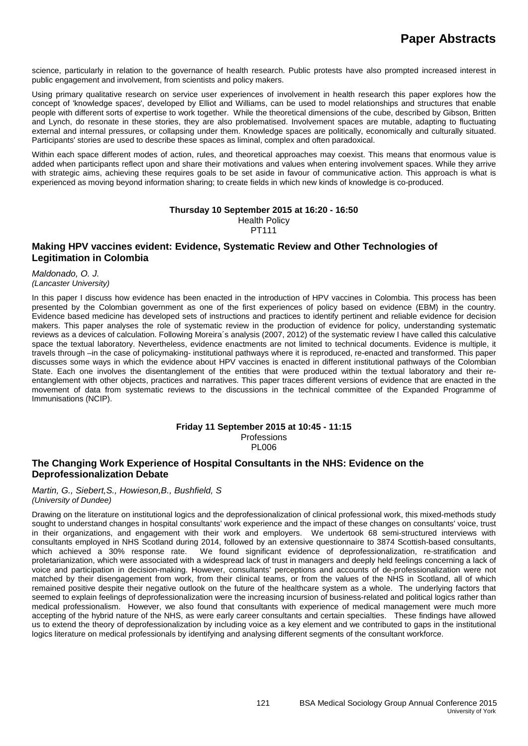science, particularly in relation to the governance of health research. Public protests have also prompted increased interest in public engagement and involvement, from scientists and policy makers.

Using primary qualitative research on service user experiences of involvement in health research this paper explores how the concept of 'knowledge spaces', developed by Elliot and Williams, can be used to model relationships and structures that enable people with different sorts of expertise to work together. While the theoretical dimensions of the cube, described by Gibson, Britten and Lynch, do resonate in these stories, they are also problematised. Involvement spaces are mutable, adapting to fluctuating external and internal pressures, or collapsing under them. Knowledge spaces are politically, economically and culturally situated. Participants' stories are used to describe these spaces as liminal, complex and often paradoxical.

Within each space different modes of action, rules, and theoretical approaches may coexist. This means that enormous value is added when participants reflect upon and share their motivations and values when entering involvement spaces. While they arrive with strategic aims, achieving these requires goals to be set aside in favour of communicative action. This approach is what is experienced as moving beyond information sharing; to create fields in which new kinds of knowledge is co-produced.

**Thursday 10 September 2015 at 16:20 - 16:50**
Health Policy
PT111

## Making HPV vaccines evident: Evidence, Systematic Review and Other Technologies of Legitimation in Colombia

*Maldonado, O. J.*
*(Lancaster University)*

In this paper I discuss how evidence has been enacted in the introduction of HPV vaccines in Colombia. This process has been presented by the Colombian government as one of the first experiences of policy based on evidence (EBM) in the country. Evidence based medicine has developed sets of instructions and practices to identify pertinent and reliable evidence for decision makers. This paper analyses the role of systematic review in the production of evidence for policy, understanding systematic reviews as a devices of calculation. Following Moreira´s analysis (2007, 2012) of the systematic review I have called this calculative space the textual laboratory. Nevertheless, evidence enactments are not limited to technical documents. Evidence is multiple, it travels through –in the case of policymaking- institutional pathways where it is reproduced, re-enacted and transformed. This paper discusses some ways in which the evidence about HPV vaccines is enacted in different institutional pathways of the Colombian State. Each one involves the disentanglement of the entities that were produced within the textual laboratory and their re-entanglement with other objects, practices and narratives. This paper traces different versions of evidence that are enacted in the movement of data from systematic reviews to the discussions in the technical committee of the Expanded Programme of Immunisations (NCIP).

**Friday 11 September 2015 at 10:45 - 11:15**
Professions
PL006

## The Changing Work Experience of Hospital Consultants in the NHS: Evidence on the Deprofessionalization Debate

*Martin, G., Siebert,S., Howieson,B., Bushfield, S*
*(University of Dundee)*

Drawing on the literature on institutional logics and the deprofessionalization of clinical professional work, this mixed-methods study sought to understand changes in hospital consultants' work experience and the impact of these changes on consultants' voice, trust in their organizations, and engagement with their work and employers. We undertook 68 semi-structured interviews with consultants employed in NHS Scotland during 2014, followed by an extensive questionnaire to 3874 Scottish-based consultants, which achieved a 30% response rate. We found significant evidence of deprofessionalization, re-stratification and proletarianization, which were associated with a widespread lack of trust in managers and deeply held feelings concerning a lack of voice and participation in decision-making. However, consultants' perceptions and accounts of de-professionalization were not matched by their disengagement from work, from their clinical teams, or from the values of the NHS in Scotland, all of which remained positive despite their negative outlook on the future of the healthcare system as a whole. The underlying factors that seemed to explain feelings of deprofessionalization were the increasing incursion of business-related and political logics rather than medical professionalism. However, we also found that consultants with experience of medical management were much more accepting of the hybrid nature of the NHS, as were early career consultants and certain specialties. These findings have allowed us to extend the theory of deprofessionalization by including voice as a key element and we contributed to gaps in the institutional logics literature on medical professionals by identifying and analysing different segments of the consultant workforce.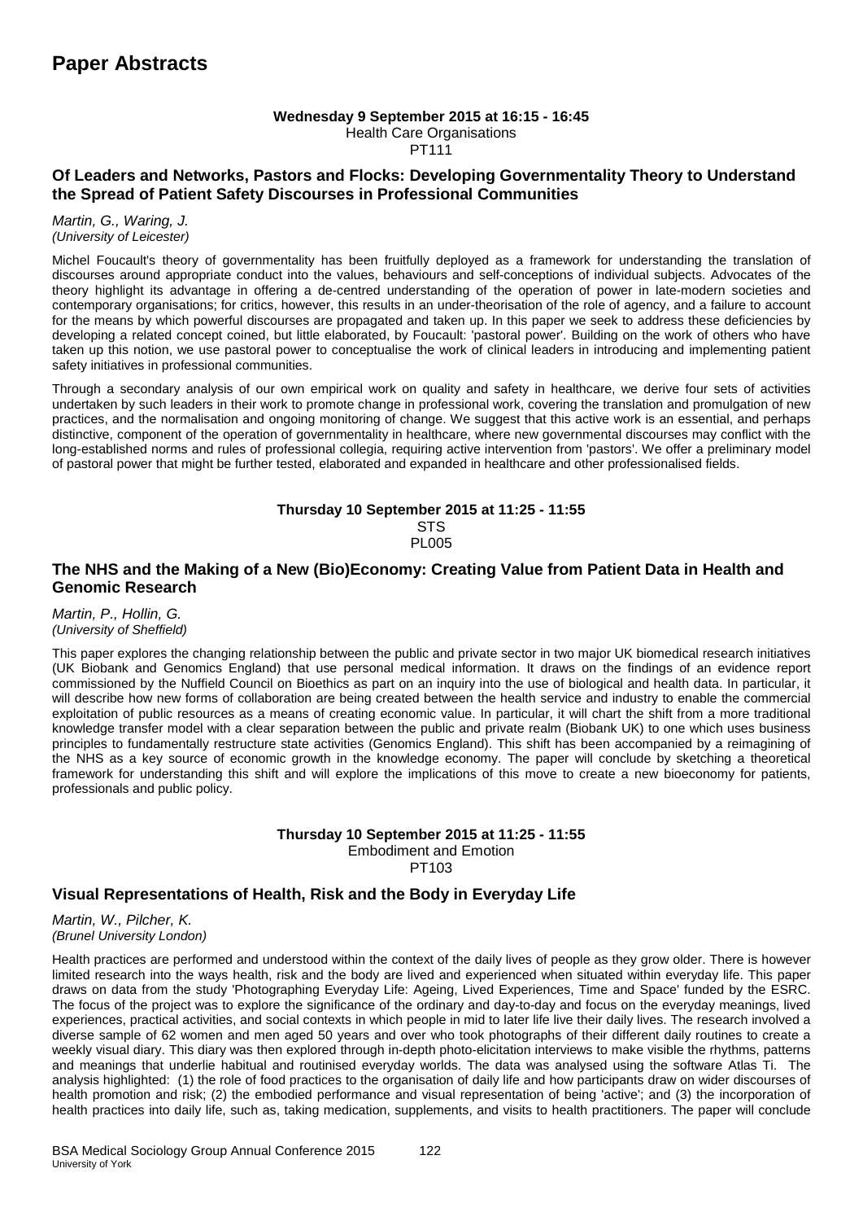# Paper Abstracts

**Wednesday 9 September 2015 at 16:15 - 16:45**
Health Care Organisations
PT111

### Of Leaders and Networks, Pastors and Flocks: Developing Governmentality Theory to Understand the Spread of Patient Safety Discourses in Professional Communities

*Martin, G., Waring, J.*
*(University of Leicester)*

Michel Foucault's theory of governmentality has been fruitfully deployed as a framework for understanding the translation of discourses around appropriate conduct into the values, behaviours and self-conceptions of individual subjects. Advocates of the theory highlight its advantage in offering a de-centred understanding of the operation of power in late-modern societies and contemporary organisations; for critics, however, this results in an under-theorisation of the role of agency, and a failure to account for the means by which powerful discourses are propagated and taken up. In this paper we seek to address these deficiencies by developing a related concept coined, but little elaborated, by Foucault: 'pastoral power'. Building on the work of others who have taken up this notion, we use pastoral power to conceptualise the work of clinical leaders in introducing and implementing patient safety initiatives in professional communities.

Through a secondary analysis of our own empirical work on quality and safety in healthcare, we derive four sets of activities undertaken by such leaders in their work to promote change in professional work, covering the translation and promulgation of new practices, and the normalisation and ongoing monitoring of change. We suggest that this active work is an essential, and perhaps distinctive, component of the operation of governmentality in healthcare, where new governmental discourses may conflict with the long-established norms and rules of professional collegia, requiring active intervention from 'pastors'. We offer a preliminary model of pastoral power that might be further tested, elaborated and expanded in healthcare and other professionalised fields.

**Thursday 10 September 2015 at 11:25 - 11:55**
STS
PL005

### The NHS and the Making of a New (Bio)Economy: Creating Value from Patient Data in Health and Genomic Research

*Martin, P., Hollin, G.*
*(University of Sheffield)*

This paper explores the changing relationship between the public and private sector in two major UK biomedical research initiatives (UK Biobank and Genomics England) that use personal medical information. It draws on the findings of an evidence report commissioned by the Nuffield Council on Bioethics as part on an inquiry into the use of biological and health data. In particular, it will describe how new forms of collaboration are being created between the health service and industry to enable the commercial exploitation of public resources as a means of creating economic value. In particular, it will chart the shift from a more traditional knowledge transfer model with a clear separation between the public and private realm (Biobank UK) to one which uses business principles to fundamentally restructure state activities (Genomics England). This shift has been accompanied by a reimagining of the NHS as a key source of economic growth in the knowledge economy. The paper will conclude by sketching a theoretical framework for understanding this shift and will explore the implications of this move to create a new bioeconomy for patients, professionals and public policy.

**Thursday 10 September 2015 at 11:25 - 11:55**
Embodiment and Emotion
PT103

### Visual Representations of Health, Risk and the Body in Everyday Life

*Martin, W., Pilcher, K.*
*(Brunel University London)*

Health practices are performed and understood within the context of the daily lives of people as they grow older. There is however limited research into the ways health, risk and the body are lived and experienced when situated within everyday life. This paper draws on data from the study 'Photographing Everyday Life: Ageing, Lived Experiences, Time and Space' funded by the ESRC. The focus of the project was to explore the significance of the ordinary and day-to-day and focus on the everyday meanings, lived experiences, practical activities, and social contexts in which people in mid to later life live their daily lives. The research involved a diverse sample of 62 women and men aged 50 years and over who took photographs of their different daily routines to create a weekly visual diary. This diary was then explored through in-depth photo-elicitation interviews to make visible the rhythms, patterns and meanings that underlie habitual and routinised everyday worlds. The data was analysed using the software Atlas Ti. The analysis highlighted: (1) the role of food practices to the organisation of daily life and how participants draw on wider discourses of health promotion and risk; (2) the embodied performance and visual representation of being 'active'; and (3) the incorporation of health practices into daily life, such as, taking medication, supplements, and visits to health practitioners. The paper will conclude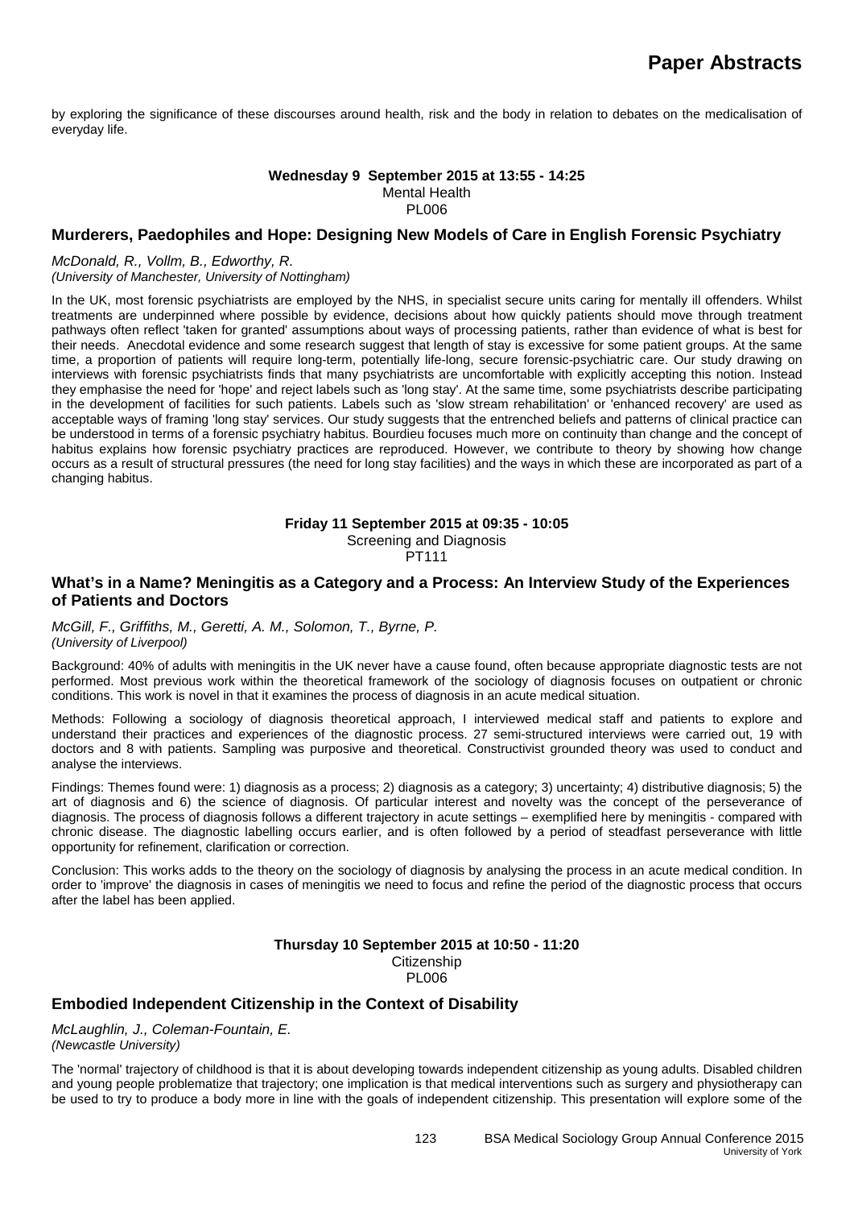by exploring the significance of these discourses around health, risk and the body in relation to debates on the medicalisation of everyday life.

**Wednesday 9 September 2015 at 13:55 - 14:25**
Mental Health
PL006

### Murderers, Paedophiles and Hope: Designing New Models of Care in English Forensic Psychiatry

*McDonald, R., Vollm, B., Edworthy, R.*
*(University of Manchester, University of Nottingham)*

In the UK, most forensic psychiatrists are employed by the NHS, in specialist secure units caring for mentally ill offenders. Whilst treatments are underpinned where possible by evidence, decisions about how quickly patients should move through treatment pathways often reflect 'taken for granted' assumptions about ways of processing patients, rather than evidence of what is best for their needs. Anecdotal evidence and some research suggest that length of stay is excessive for some patient groups. At the same time, a proportion of patients will require long-term, potentially life-long, secure forensic-psychiatric care. Our study drawing on interviews with forensic psychiatrists finds that many psychiatrists are uncomfortable with explicitly accepting this notion. Instead they emphasise the need for 'hope' and reject labels such as 'long stay'. At the same time, some psychiatrists describe participating in the development of facilities for such patients. Labels such as 'slow stream rehabilitation' or 'enhanced recovery' are used as acceptable ways of framing 'long stay' services. Our study suggests that the entrenched beliefs and patterns of clinical practice can be understood in terms of a forensic psychiatry habitus. Bourdieu focuses much more on continuity than change and the concept of habitus explains how forensic psychiatry practices are reproduced. However, we contribute to theory by showing how change occurs as a result of structural pressures (the need for long stay facilities) and the ways in which these are incorporated as part of a changing habitus.

**Friday 11 September 2015 at 09:35 - 10:05**
Screening and Diagnosis
PT111

### What's in a Name? Meningitis as a Category and a Process: An Interview Study of the Experiences of Patients and Doctors

*McGill, F., Griffiths, M., Geretti, A. M., Solomon, T., Byrne, P.*
*(University of Liverpool)*

Background: 40% of adults with meningitis in the UK never have a cause found, often because appropriate diagnostic tests are not performed. Most previous work within the theoretical framework of the sociology of diagnosis focuses on outpatient or chronic conditions. This work is novel in that it examines the process of diagnosis in an acute medical situation.

Methods: Following a sociology of diagnosis theoretical approach, I interviewed medical staff and patients to explore and understand their practices and experiences of the diagnostic process. 27 semi-structured interviews were carried out, 19 with doctors and 8 with patients. Sampling was purposive and theoretical. Constructivist grounded theory was used to conduct and analyse the interviews.

Findings: Themes found were: 1) diagnosis as a process; 2) diagnosis as a category; 3) uncertainty; 4) distributive diagnosis; 5) the art of diagnosis and 6) the science of diagnosis. Of particular interest and novelty was the concept of the perseverance of diagnosis. The process of diagnosis follows a different trajectory in acute settings – exemplified here by meningitis - compared with chronic disease. The diagnostic labelling occurs earlier, and is often followed by a period of steadfast perseverance with little opportunity for refinement, clarification or correction.

Conclusion: This works adds to the theory on the sociology of diagnosis by analysing the process in an acute medical condition. In order to 'improve' the diagnosis in cases of meningitis we need to focus and refine the period of the diagnostic process that occurs after the label has been applied.

**Thursday 10 September 2015 at 10:50 - 11:20**
Citizenship
PL006

### Embodied Independent Citizenship in the Context of Disability

*McLaughlin, J., Coleman-Fountain, E.*
*(Newcastle University)*

The 'normal' trajectory of childhood is that it is about developing towards independent citizenship as young adults. Disabled children and young people problematize that trajectory; one implication is that medical interventions such as surgery and physiotherapy can be used to try to produce a body more in line with the goals of independent citizenship. This presentation will explore some of the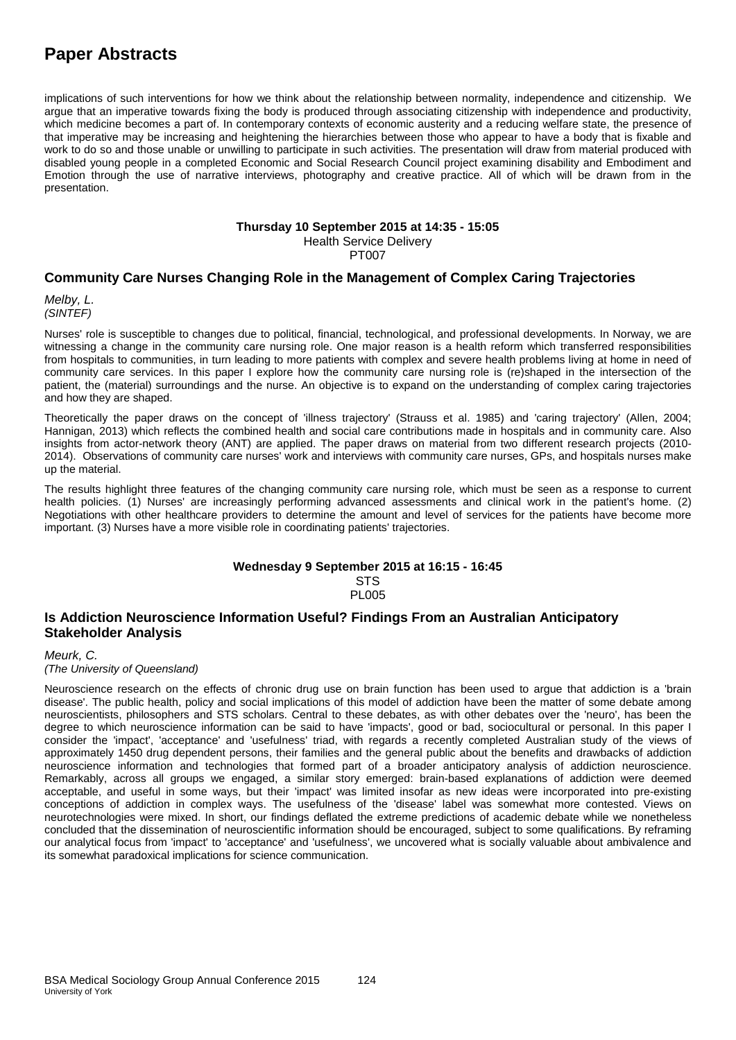implications of such interventions for how we think about the relationship between normality, independence and citizenship. We argue that an imperative towards fixing the body is produced through associating citizenship with independence and productivity, which medicine becomes a part of. In contemporary contexts of economic austerity and a reducing welfare state, the presence of that imperative may be increasing and heightening the hierarchies between those who appear to have a body that is fixable and work to do so and those unable or unwilling to participate in such activities. The presentation will draw from material produced with disabled young people in a completed Economic and Social Research Council project examining disability and Embodiment and Emotion through the use of narrative interviews, photography and creative practice. All of which will be drawn from in the presentation.

**Thursday 10 September 2015 at 14:35 - 15:05**
Health Service Delivery
PT007

### Community Care Nurses Changing Role in the Management of Complex Caring Trajectories

*Melby, L.*
*(SINTEF)*

Nurses' role is susceptible to changes due to political, financial, technological, and professional developments. In Norway, we are witnessing a change in the community care nursing role. One major reason is a health reform which transferred responsibilities from hospitals to communities, in turn leading to more patients with complex and severe health problems living at home in need of community care services. In this paper I explore how the community care nursing role is (re)shaped in the intersection of the patient, the (material) surroundings and the nurse. An objective is to expand on the understanding of complex caring trajectories and how they are shaped.

Theoretically the paper draws on the concept of 'illness trajectory' (Strauss et al. 1985) and 'caring trajectory' (Allen, 2004; Hannigan, 2013) which reflects the combined health and social care contributions made in hospitals and in community care. Also insights from actor-network theory (ANT) are applied. The paper draws on material from two different research projects (2010-2014). Observations of community care nurses' work and interviews with community care nurses, GPs, and hospitals nurses make up the material.

The results highlight three features of the changing community care nursing role, which must be seen as a response to current health policies. (1) Nurses' are increasingly performing advanced assessments and clinical work in the patient's home. (2) Negotiations with other healthcare providers to determine the amount and level of services for the patients have become more important. (3) Nurses have a more visible role in coordinating patients' trajectories.

**Wednesday 9 September 2015 at 16:15 - 16:45**
STS
PL005

### Is Addiction Neuroscience Information Useful? Findings From an Australian Anticipatory Stakeholder Analysis

*Meurk, C.*
*(The University of Queensland)*

Neuroscience research on the effects of chronic drug use on brain function has been used to argue that addiction is a 'brain disease'. The public health, policy and social implications of this model of addiction have been the matter of some debate among neuroscientists, philosophers and STS scholars. Central to these debates, as with other debates over the 'neuro', has been the degree to which neuroscience information can be said to have 'impacts', good or bad, sociocultural or personal. In this paper I consider the 'impact', 'acceptance' and 'usefulness' triad, with regards a recently completed Australian study of the views of approximately 1450 drug dependent persons, their families and the general public about the benefits and drawbacks of addiction neuroscience information and technologies that formed part of a broader anticipatory analysis of addiction neuroscience. Remarkably, across all groups we engaged, a similar story emerged: brain-based explanations of addiction were deemed acceptable, and useful in some ways, but their 'impact' was limited insofar as new ideas were incorporated into pre-existing conceptions of addiction in complex ways. The usefulness of the 'disease' label was somewhat more contested. Views on neurotechnologies were mixed. In short, our findings deflated the extreme predictions of academic debate while we nonetheless concluded that the dissemination of neuroscientific information should be encouraged, subject to some qualifications. By reframing our analytical focus from 'impact' to 'acceptance' and 'usefulness', we uncovered what is socially valuable about ambivalence and its somewhat paradoxical implications for science communication.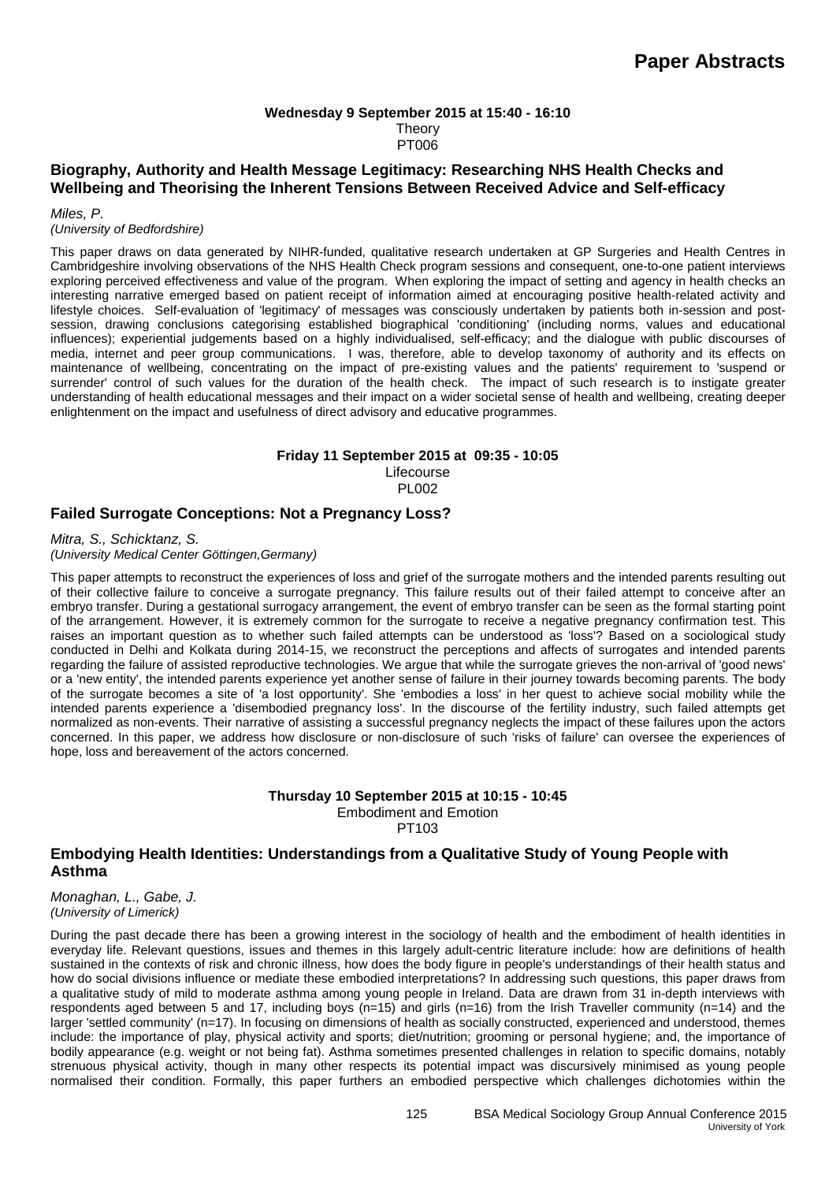**Wednesday 9 September 2015 at 15:40 - 16:10**
Theory
PT006

### Biography, Authority and Health Message Legitimacy: Researching NHS Health Checks and Wellbeing and Theorising the Inherent Tensions Between Received Advice and Self-efficacy

*Miles, P.*
*(University of Bedfordshire)*

This paper draws on data generated by NIHR-funded, qualitative research undertaken at GP Surgeries and Health Centres in Cambridgeshire involving observations of the NHS Health Check program sessions and consequent, one-to-one patient interviews exploring perceived effectiveness and value of the program. When exploring the impact of setting and agency in health checks an interesting narrative emerged based on patient receipt of information aimed at encouraging positive health-related activity and lifestyle choices. Self-evaluation of 'legitimacy' of messages was consciously undertaken by patients both in-session and post-session, drawing conclusions categorising established biographical 'conditioning' (including norms, values and educational influences); experiential judgements based on a highly individualised, self-efficacy; and the dialogue with public discourses of media, internet and peer group communications. I was, therefore, able to develop taxonomy of authority and its effects on maintenance of wellbeing, concentrating on the impact of pre-existing values and the patients' requirement to 'suspend or surrender' control of such values for the duration of the health check. The impact of such research is to instigate greater understanding of health educational messages and their impact on a wider societal sense of health and wellbeing, creating deeper enlightenment on the impact and usefulness of direct advisory and educative programmes.

**Friday 11 September 2015 at 09:35 - 10:05**
Lifecourse
PL002

### Failed Surrogate Conceptions: Not a Pregnancy Loss?

*Mitra, S., Schicktanz, S.*
*(University Medical Center Göttingen,Germany)*

This paper attempts to reconstruct the experiences of loss and grief of the surrogate mothers and the intended parents resulting out of their collective failure to conceive a surrogate pregnancy. This failure results out of their failed attempt to conceive after an embryo transfer. During a gestational surrogacy arrangement, the event of embryo transfer can be seen as the formal starting point of the arrangement. However, it is extremely common for the surrogate to receive a negative pregnancy confirmation test. This raises an important question as to whether such failed attempts can be understood as 'loss'? Based on a sociological study conducted in Delhi and Kolkata during 2014-15, we reconstruct the perceptions and affects of surrogates and intended parents regarding the failure of assisted reproductive technologies. We argue that while the surrogate grieves the non-arrival of 'good news' or a 'new entity', the intended parents experience yet another sense of failure in their journey towards becoming parents. The body of the surrogate becomes a site of 'a lost opportunity'. She 'embodies a loss' in her quest to achieve social mobility while the intended parents experience a 'disembodied pregnancy loss'. In the discourse of the fertility industry, such failed attempts get normalized as non-events. Their narrative of assisting a successful pregnancy neglects the impact of these failures upon the actors concerned. In this paper, we address how disclosure or non-disclosure of such 'risks of failure' can oversee the experiences of hope, loss and bereavement of the actors concerned.

**Thursday 10 September 2015 at 10:15 - 10:45**
Embodiment and Emotion
PT103

### Embodying Health Identities: Understandings from a Qualitative Study of Young People with Asthma

*Monaghan, L., Gabe, J.*
*(University of Limerick)*

During the past decade there has been a growing interest in the sociology of health and the embodiment of health identities in everyday life. Relevant questions, issues and themes in this largely adult-centric literature include: how are definitions of health sustained in the contexts of risk and chronic illness, how does the body figure in people's understandings of their health status and how do social divisions influence or mediate these embodied interpretations? In addressing such questions, this paper draws from a qualitative study of mild to moderate asthma among young people in Ireland. Data are drawn from 31 in-depth interviews with respondents aged between 5 and 17, including boys (n=15) and girls (n=16) from the Irish Traveller community (n=14) and the larger 'settled community' (n=17). In focusing on dimensions of health as socially constructed, experienced and understood, themes include: the importance of play, physical activity and sports; diet/nutrition; grooming or personal hygiene; and, the importance of bodily appearance (e.g. weight or not being fat). Asthma sometimes presented challenges in relation to specific domains, notably strenuous physical activity, though in many other respects its potential impact was discursively minimised as young people normalised their condition. Formally, this paper furthers an embodied perspective which challenges dichotomies within the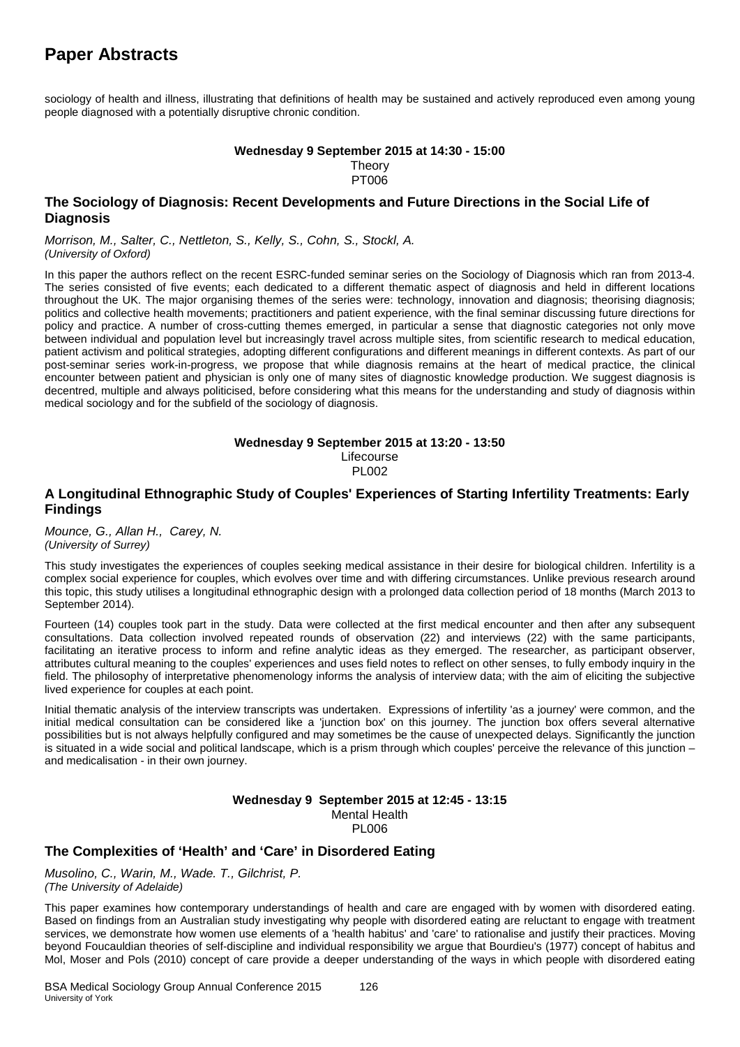sociology of health and illness, illustrating that definitions of health may be sustained and actively reproduced even among young people diagnosed with a potentially disruptive chronic condition.

**Wednesday 9 September 2015 at 14:30 - 15:00**
Theory
PT006

### The Sociology of Diagnosis: Recent Developments and Future Directions in the Social Life of Diagnosis

*Morrison, M., Salter, C., Nettleton, S., Kelly, S., Cohn, S., Stockl, A.*
*(University of Oxford)*

In this paper the authors reflect on the recent ESRC-funded seminar series on the Sociology of Diagnosis which ran from 2013-4. The series consisted of five events; each dedicated to a different thematic aspect of diagnosis and held in different locations throughout the UK. The major organising themes of the series were: technology, innovation and diagnosis; theorising diagnosis; politics and collective health movements; practitioners and patient experience, with the final seminar discussing future directions for policy and practice. A number of cross-cutting themes emerged, in particular a sense that diagnostic categories not only move between individual and population level but increasingly travel across multiple sites, from scientific research to medical education, patient activism and political strategies, adopting different configurations and different meanings in different contexts. As part of our post-seminar series work-in-progress, we propose that while diagnosis remains at the heart of medical practice, the clinical encounter between patient and physician is only one of many sites of diagnostic knowledge production. We suggest diagnosis is decentred, multiple and always politicised, before considering what this means for the understanding and study of diagnosis within medical sociology and for the subfield of the sociology of diagnosis.

**Wednesday 9 September 2015 at 13:20 - 13:50**
Lifecourse
PL002

### A Longitudinal Ethnographic Study of Couples' Experiences of Starting Infertility Treatments: Early Findings

*Mounce, G., Allan H., Carey, N.*
*(University of Surrey)*

This study investigates the experiences of couples seeking medical assistance in their desire for biological children. Infertility is a complex social experience for couples, which evolves over time and with differing circumstances. Unlike previous research around this topic, this study utilises a longitudinal ethnographic design with a prolonged data collection period of 18 months (March 2013 to September 2014).

Fourteen (14) couples took part in the study. Data were collected at the first medical encounter and then after any subsequent consultations. Data collection involved repeated rounds of observation (22) and interviews (22) with the same participants, facilitating an iterative process to inform and refine analytic ideas as they emerged. The researcher, as participant observer, attributes cultural meaning to the couples' experiences and uses field notes to reflect on other senses, to fully embody inquiry in the field. The philosophy of interpretative phenomenology informs the analysis of interview data; with the aim of eliciting the subjective lived experience for couples at each point.

Initial thematic analysis of the interview transcripts was undertaken. Expressions of infertility 'as a journey' were common, and the initial medical consultation can be considered like a 'junction box' on this journey. The junction box offers several alternative possibilities but is not always helpfully configured and may sometimes be the cause of unexpected delays. Significantly the junction is situated in a wide social and political landscape, which is a prism through which couples' perceive the relevance of this junction – and medicalisation - in their own journey.

**Wednesday 9 September 2015 at 12:45 - 13:15**
Mental Health
PL006

### The Complexities of 'Health' and 'Care' in Disordered Eating

*Musolino, C., Warin, M., Wade. T., Gilchrist, P.*
*(The University of Adelaide)*

This paper examines how contemporary understandings of health and care are engaged with by women with disordered eating. Based on findings from an Australian study investigating why people with disordered eating are reluctant to engage with treatment services, we demonstrate how women use elements of a 'health habitus' and 'care' to rationalise and justify their practices. Moving beyond Foucauldian theories of self-discipline and individual responsibility we argue that Bourdieu's (1977) concept of habitus and Mol, Moser and Pols (2010) concept of care provide a deeper understanding of the ways in which people with disordered eating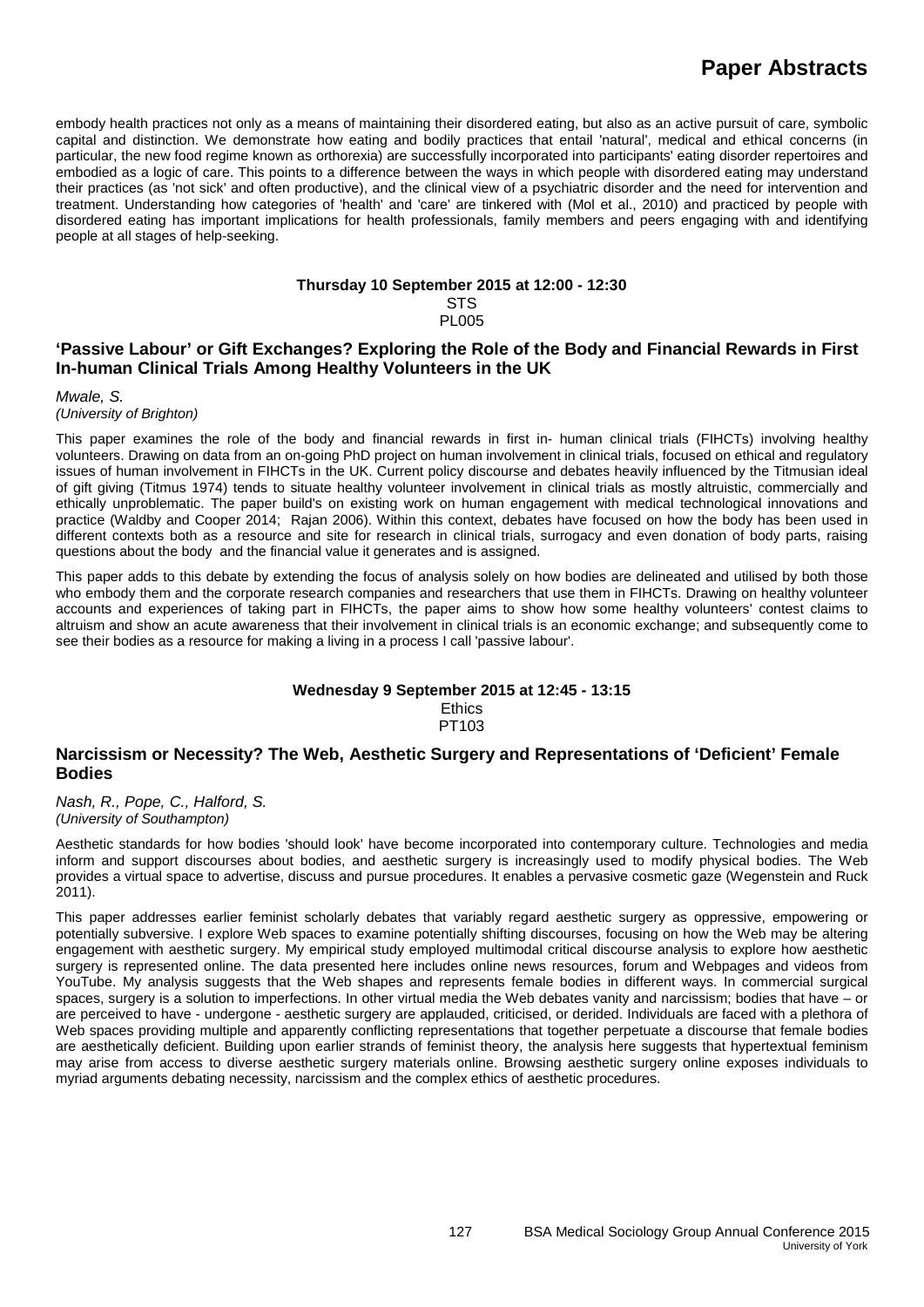embody health practices not only as a means of maintaining their disordered eating, but also as an active pursuit of care, symbolic capital and distinction. We demonstrate how eating and bodily practices that entail 'natural', medical and ethical concerns (in particular, the new food regime known as orthorexia) are successfully incorporated into participants' eating disorder repertoires and embodied as a logic of care. This points to a difference between the ways in which people with disordered eating may understand their practices (as 'not sick' and often productive), and the clinical view of a psychiatric disorder and the need for intervention and treatment. Understanding how categories of 'health' and 'care' are tinkered with (Mol et al., 2010) and practiced by people with disordered eating has important implications for health professionals, family members and peers engaging with and identifying people at all stages of help-seeking.

**Thursday 10 September 2015 at 12:00 - 12:30**
STS
PL005

## 'Passive Labour' or Gift Exchanges? Exploring the Role of the Body and Financial Rewards in First In-human Clinical Trials Among Healthy Volunteers in the UK

*Mwale, S.*
*(University of Brighton)*

This paper examines the role of the body and financial rewards in first in- human clinical trials (FIHCTs) involving healthy volunteers. Drawing on data from an on-going PhD project on human involvement in clinical trials, focused on ethical and regulatory issues of human involvement in FIHCTs in the UK. Current policy discourse and debates heavily influenced by the Titmusian ideal of gift giving (Titmus 1974) tends to situate healthy volunteer involvement in clinical trials as mostly altruistic, commercially and ethically unproblematic. The paper build's on existing work on human engagement with medical technological innovations and practice (Waldby and Cooper 2014; Rajan 2006). Within this context, debates have focused on how the body has been used in different contexts both as a resource and site for research in clinical trials, surrogacy and even donation of body parts, raising questions about the body and the financial value it generates and is assigned.

This paper adds to this debate by extending the focus of analysis solely on how bodies are delineated and utilised by both those who embody them and the corporate research companies and researchers that use them in FIHCTs. Drawing on healthy volunteer accounts and experiences of taking part in FIHCTs, the paper aims to show how some healthy volunteers' contest claims to altruism and show an acute awareness that their involvement in clinical trials is an economic exchange; and subsequently come to see their bodies as a resource for making a living in a process I call 'passive labour'.

**Wednesday 9 September 2015 at 12:45 - 13:15**
Ethics
PT103

## Narcissism or Necessity? The Web, Aesthetic Surgery and Representations of 'Deficient' Female Bodies

*Nash, R., Pope, C., Halford, S.*
*(University of Southampton)*

Aesthetic standards for how bodies 'should look' have become incorporated into contemporary culture. Technologies and media inform and support discourses about bodies, and aesthetic surgery is increasingly used to modify physical bodies. The Web provides a virtual space to advertise, discuss and pursue procedures. It enables a pervasive cosmetic gaze (Wegenstein and Ruck 2011).

This paper addresses earlier feminist scholarly debates that variably regard aesthetic surgery as oppressive, empowering or potentially subversive. I explore Web spaces to examine potentially shifting discourses, focusing on how the Web may be altering engagement with aesthetic surgery. My empirical study employed multimodal critical discourse analysis to explore how aesthetic surgery is represented online. The data presented here includes online news resources, forum and Webpages and videos from YouTube. My analysis suggests that the Web shapes and represents female bodies in different ways. In commercial surgical spaces, surgery is a solution to imperfections. In other virtual media the Web debates vanity and narcissism; bodies that have – or are perceived to have - undergone - aesthetic surgery are applauded, criticised, or derided. Individuals are faced with a plethora of Web spaces providing multiple and apparently conflicting representations that together perpetuate a discourse that female bodies are aesthetically deficient. Building upon earlier strands of feminist theory, the analysis here suggests that hypertextual feminism may arise from access to diverse aesthetic surgery materials online. Browsing aesthetic surgery online exposes individuals to myriad arguments debating necessity, narcissism and the complex ethics of aesthetic procedures.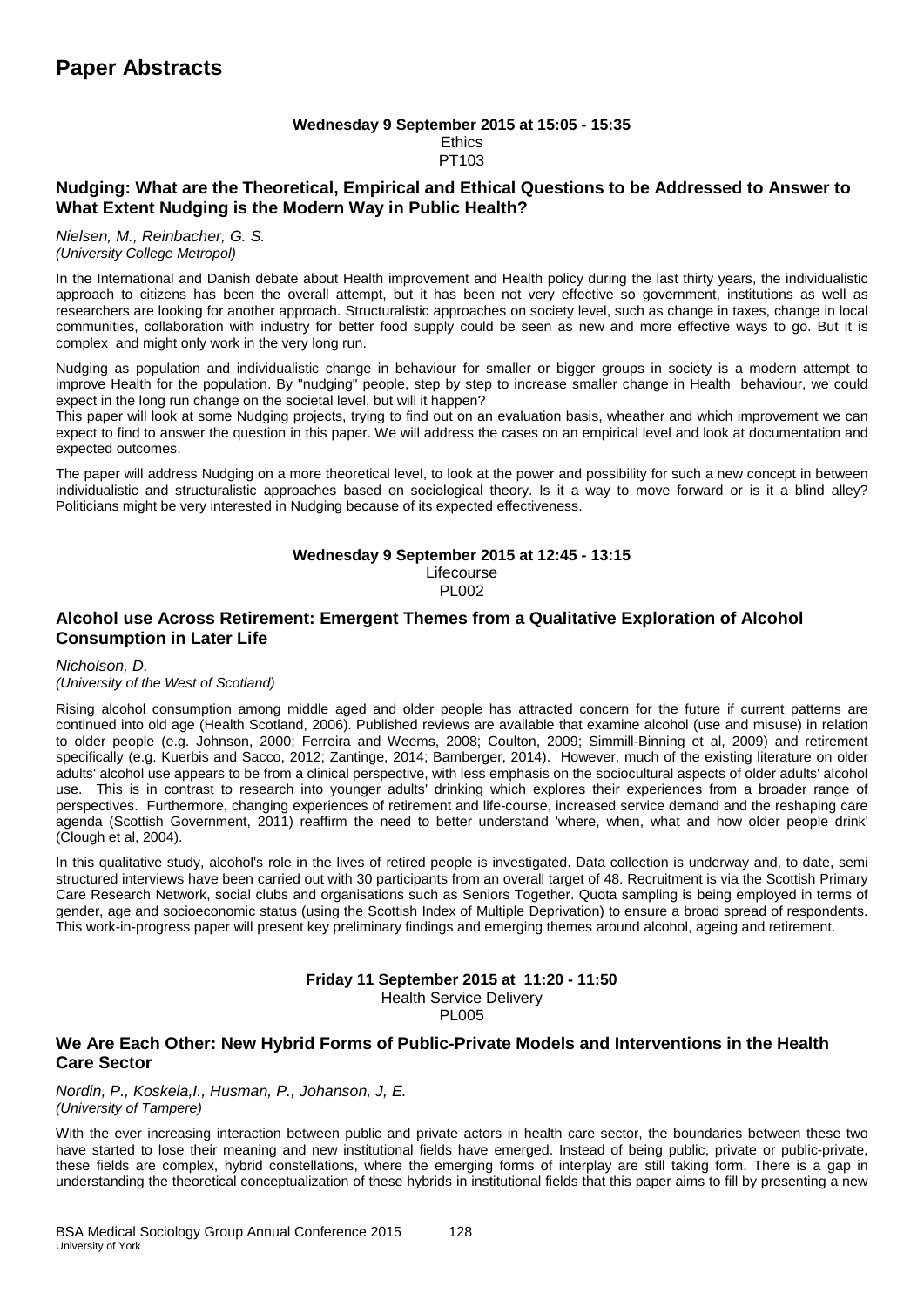# Paper Abstracts

**Wednesday 9 September 2015 at 15:05 - 15:35**
Ethics
PT103

### Nudging: What are the Theoretical, Empirical and Ethical Questions to be Addressed to Answer to What Extent Nudging is the Modern Way in Public Health?

*Nielsen, M., Reinbacher, G. S.*
*(University College Metropol)*

In the International and Danish debate about Health improvement and Health policy during the last thirty years, the individualistic approach to citizens has been the overall attempt, but it has been not very effective so government, institutions as well as researchers are looking for another approach. Structuralistic approaches on society level, such as change in taxes, change in local communities, collaboration with industry for better food supply could be seen as new and more effective ways to go. But it is complex and might only work in the very long run.

Nudging as population and individualistic change in behaviour for smaller or bigger groups in society is a modern attempt to improve Health for the population. By "nudging" people, step by step to increase smaller change in Health behaviour, we could expect in the long run change on the societal level, but will it happen?
This paper will look at some Nudging projects, trying to find out on an evaluation basis, wheather and which improvement we can expect to find to answer the question in this paper. We will address the cases on an empirical level and look at documentation and expected outcomes.

The paper will address Nudging on a more theoretical level, to look at the power and possibility for such a new concept in between individualistic and structuralistic approaches based on sociological theory. Is it a way to move forward or is it a blind alley? Politicians might be very interested in Nudging because of its expected effectiveness.

**Wednesday 9 September 2015 at 12:45 - 13:15**
Lifecourse
PL002

### Alcohol use Across Retirement: Emergent Themes from a Qualitative Exploration of Alcohol Consumption in Later Life

*Nicholson, D.*
*(University of the West of Scotland)*

Rising alcohol consumption among middle aged and older people has attracted concern for the future if current patterns are continued into old age (Health Scotland, 2006). Published reviews are available that examine alcohol (use and misuse) in relation to older people (e.g. Johnson, 2000; Ferreira and Weems, 2008; Coulton, 2009; Simmill-Binning et al, 2009) and retirement specifically (e.g. Kuerbis and Sacco, 2012; Zantinge, 2014; Bamberger, 2014). However, much of the existing literature on older adults' alcohol use appears to be from a clinical perspective, with less emphasis on the sociocultural aspects of older adults' alcohol use. This is in contrast to research into younger adults' drinking which explores their experiences from a broader range of perspectives. Furthermore, changing experiences of retirement and life-course, increased service demand and the reshaping care agenda (Scottish Government, 2011) reaffirm the need to better understand 'where, when, what and how older people drink' (Clough et al, 2004).

In this qualitative study, alcohol's role in the lives of retired people is investigated. Data collection is underway and, to date, semi structured interviews have been carried out with 30 participants from an overall target of 48. Recruitment is via the Scottish Primary Care Research Network, social clubs and organisations such as Seniors Together. Quota sampling is being employed in terms of gender, age and socioeconomic status (using the Scottish Index of Multiple Deprivation) to ensure a broad spread of respondents. This work-in-progress paper will present key preliminary findings and emerging themes around alcohol, ageing and retirement.

**Friday 11 September 2015 at 11:20 - 11:50**
Health Service Delivery
PL005

### We Are Each Other: New Hybrid Forms of Public-Private Models and Interventions in the Health Care Sector

*Nordin, P., Koskela,I., Husman, P., Johanson, J, E.*
*(University of Tampere)*

With the ever increasing interaction between public and private actors in health care sector, the boundaries between these two have started to lose their meaning and new institutional fields have emerged. Instead of being public, private or public-private, these fields are complex, hybrid constellations, where the emerging forms of interplay are still taking form. There is a gap in understanding the theoretical conceptualization of these hybrids in institutional fields that this paper aims to fill by presenting a new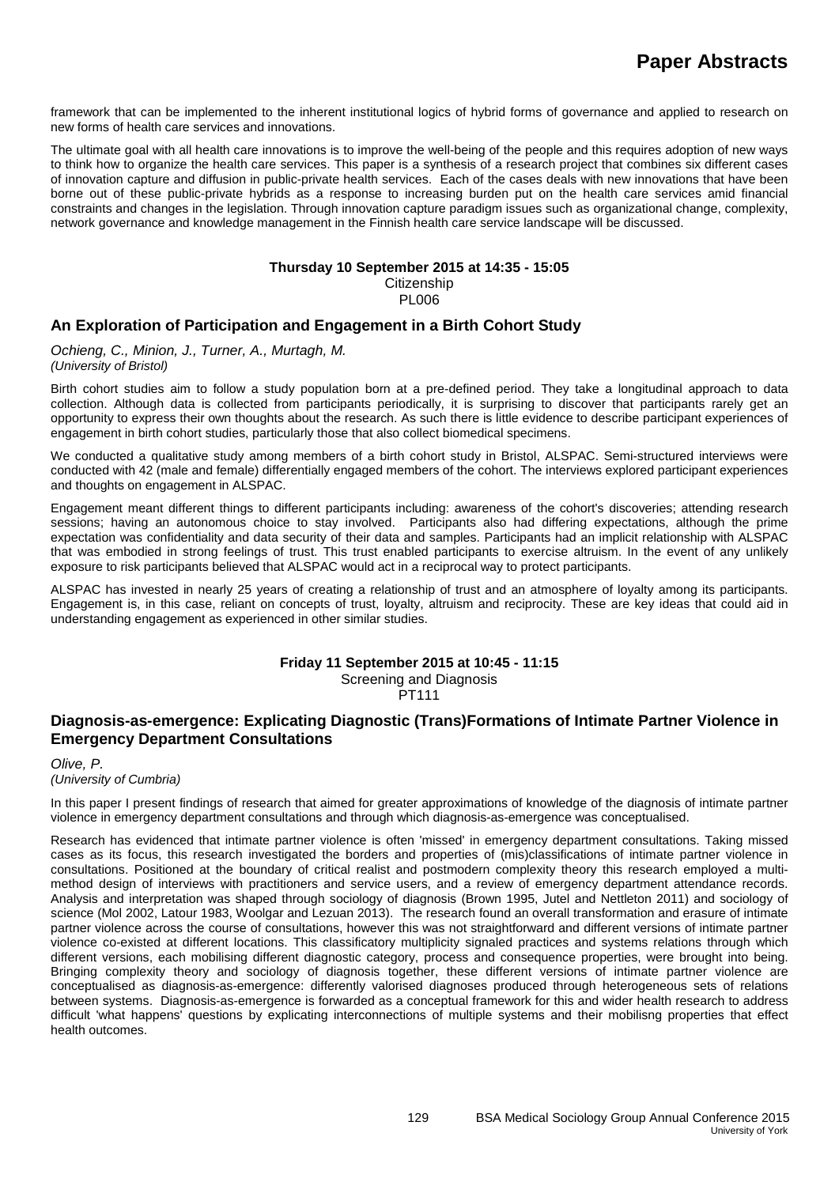framework that can be implemented to the inherent institutional logics of hybrid forms of governance and applied to research on new forms of health care services and innovations.

The ultimate goal with all health care innovations is to improve the well-being of the people and this requires adoption of new ways to think how to organize the health care services. This paper is a synthesis of a research project that combines six different cases of innovation capture and diffusion in public-private health services. Each of the cases deals with new innovations that have been borne out of these public-private hybrids as a response to increasing burden put on the health care services amid financial constraints and changes in the legislation. Through innovation capture paradigm issues such as organizational change, complexity, network governance and knowledge management in the Finnish health care service landscape will be discussed.

**Thursday 10 September 2015 at 14:35 - 15:05**
Citizenship
PL006

### An Exploration of Participation and Engagement in a Birth Cohort Study

*Ochieng, C., Minion, J., Turner, A., Murtagh, M.*
*(University of Bristol)*

Birth cohort studies aim to follow a study population born at a pre-defined period. They take a longitudinal approach to data collection. Although data is collected from participants periodically, it is surprising to discover that participants rarely get an opportunity to express their own thoughts about the research. As such there is little evidence to describe participant experiences of engagement in birth cohort studies, particularly those that also collect biomedical specimens.

We conducted a qualitative study among members of a birth cohort study in Bristol, ALSPAC. Semi-structured interviews were conducted with 42 (male and female) differentially engaged members of the cohort. The interviews explored participant experiences and thoughts on engagement in ALSPAC.

Engagement meant different things to different participants including: awareness of the cohort's discoveries; attending research sessions; having an autonomous choice to stay involved. Participants also had differing expectations, although the prime expectation was confidentiality and data security of their data and samples. Participants had an implicit relationship with ALSPAC that was embodied in strong feelings of trust. This trust enabled participants to exercise altruism. In the event of any unlikely exposure to risk participants believed that ALSPAC would act in a reciprocal way to protect participants.

ALSPAC has invested in nearly 25 years of creating a relationship of trust and an atmosphere of loyalty among its participants. Engagement is, in this case, reliant on concepts of trust, loyalty, altruism and reciprocity. These are key ideas that could aid in understanding engagement as experienced in other similar studies.

**Friday 11 September 2015 at 10:45 - 11:15**
Screening and Diagnosis
PT111

### Diagnosis-as-emergence: Explicating Diagnostic (Trans)Formations of Intimate Partner Violence in Emergency Department Consultations

*Olive, P.*
*(University of Cumbria)*

In this paper I present findings of research that aimed for greater approximations of knowledge of the diagnosis of intimate partner violence in emergency department consultations and through which diagnosis-as-emergence was conceptualised.

Research has evidenced that intimate partner violence is often 'missed' in emergency department consultations. Taking missed cases as its focus, this research investigated the borders and properties of (mis)classifications of intimate partner violence in consultations. Positioned at the boundary of critical realist and postmodern complexity theory this research employed a multi-method design of interviews with practitioners and service users, and a review of emergency department attendance records. Analysis and interpretation was shaped through sociology of diagnosis (Brown 1995, Jutel and Nettleton 2011) and sociology of science (Mol 2002, Latour 1983, Woolgar and Lezuan 2013). The research found an overall transformation and erasure of intimate partner violence across the course of consultations, however this was not straightforward and different versions of intimate partner violence co-existed at different locations. This classificatory multiplicity signaled practices and systems relations through which different versions, each mobilising different diagnostic category, process and consequence properties, were brought into being. Bringing complexity theory and sociology of diagnosis together, these different versions of intimate partner violence are conceptualised as diagnosis-as-emergence: differently valorised diagnoses produced through heterogeneous sets of relations between systems. Diagnosis-as-emergence is forwarded as a conceptual framework for this and wider health research to address difficult 'what happens' questions by explicating interconnections of multiple systems and their mobilisng properties that effect health outcomes.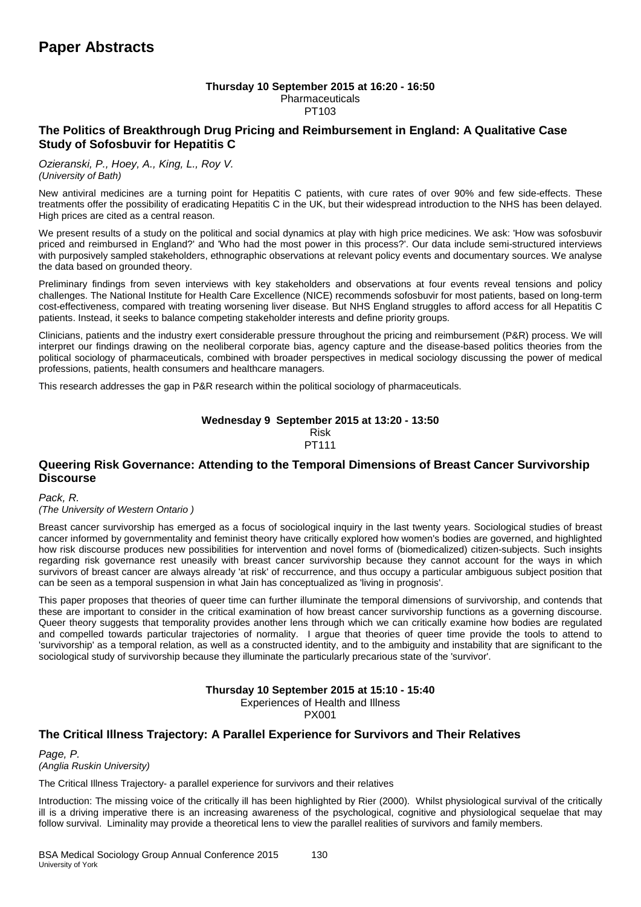# Paper Abstracts

**Thursday 10 September 2015 at 16:20 - 16:50**
Pharmaceuticals
PT103

### The Politics of Breakthrough Drug Pricing and Reimbursement in England: A Qualitative Case Study of Sofosbuvir for Hepatitis C

*Ozieranski, P., Hoey, A., King, L., Roy V.*
*(University of Bath)*

New antiviral medicines are a turning point for Hepatitis C patients, with cure rates of over 90% and few side-effects. These treatments offer the possibility of eradicating Hepatitis C in the UK, but their widespread introduction to the NHS has been delayed. High prices are cited as a central reason.

We present results of a study on the political and social dynamics at play with high price medicines. We ask: 'How was sofosbuvir priced and reimbursed in England?' and 'Who had the most power in this process?'. Our data include semi-structured interviews with purposively sampled stakeholders, ethnographic observations at relevant policy events and documentary sources. We analyse the data based on grounded theory.

Preliminary findings from seven interviews with key stakeholders and observations at four events reveal tensions and policy challenges. The National Institute for Health Care Excellence (NICE) recommends sofosbuvir for most patients, based on long-term cost-effectiveness, compared with treating worsening liver disease. But NHS England struggles to afford access for all Hepatitis C patients. Instead, it seeks to balance competing stakeholder interests and define priority groups.

Clinicians, patients and the industry exert considerable pressure throughout the pricing and reimbursement (P&R) process. We will interpret our findings drawing on the neoliberal corporate bias, agency capture and the disease-based politics theories from the political sociology of pharmaceuticals, combined with broader perspectives in medical sociology discussing the power of medical professions, patients, health consumers and healthcare managers.

This research addresses the gap in P&R research within the political sociology of pharmaceuticals.

**Wednesday 9 September 2015 at 13:20 - 13:50**
Risk
PT111

### Queering Risk Governance: Attending to the Temporal Dimensions of Breast Cancer Survivorship Discourse

*Pack, R.*
*(The University of Western Ontario )*

Breast cancer survivorship has emerged as a focus of sociological inquiry in the last twenty years. Sociological studies of breast cancer informed by governmentality and feminist theory have critically explored how women's bodies are governed, and highlighted how risk discourse produces new possibilities for intervention and novel forms of (biomedicalized) citizen-subjects. Such insights regarding risk governance rest uneasily with breast cancer survivorship because they cannot account for the ways in which survivors of breast cancer are always already 'at risk' of reccurrence, and thus occupy a particular ambiguous subject position that can be seen as a temporal suspension in what Jain has conceptualized as 'living in prognosis'.

This paper proposes that theories of queer time can further illuminate the temporal dimensions of survivorship, and contends that these are important to consider in the critical examination of how breast cancer survivorship functions as a governing discourse. Queer theory suggests that temporality provides another lens through which we can critically examine how bodies are regulated and compelled towards particular trajectories of normality. I argue that theories of queer time provide the tools to attend to 'survivorship' as a temporal relation, as well as a constructed identity, and to the ambiguity and instability that are significant to the sociological study of survivorship because they illuminate the particularly precarious state of the 'survivor'.

**Thursday 10 September 2015 at 15:10 - 15:40**
Experiences of Health and Illness
PX001

### The Critical Illness Trajectory: A Parallel Experience for Survivors and Their Relatives

*Page, P.*
*(Anglia Ruskin University)*

The Critical Illness Trajectory- a parallel experience for survivors and their relatives

Introduction: The missing voice of the critically ill has been highlighted by Rier (2000). Whilst physiological survival of the critically ill is a driving imperative there is an increasing awareness of the psychological, cognitive and physiological sequelae that may follow survival. Liminality may provide a theoretical lens to view the parallel realities of survivors and family members.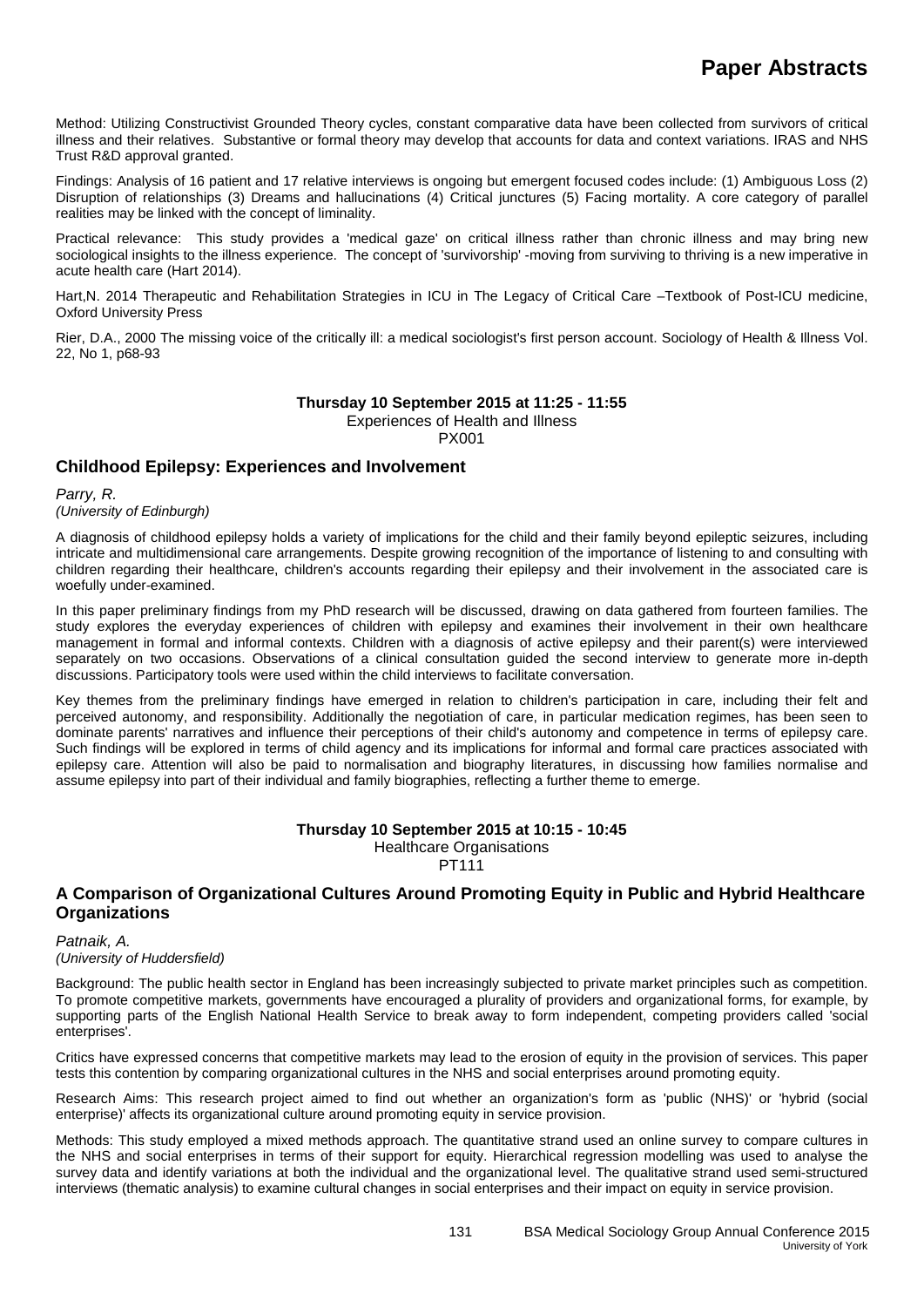Method: Utilizing Constructivist Grounded Theory cycles, constant comparative data have been collected from survivors of critical illness and their relatives. Substantive or formal theory may develop that accounts for data and context variations. IRAS and NHS Trust R&D approval granted.

Findings: Analysis of 16 patient and 17 relative interviews is ongoing but emergent focused codes include: (1) Ambiguous Loss (2) Disruption of relationships (3) Dreams and hallucinations (4) Critical junctures (5) Facing mortality. A core category of parallel realities may be linked with the concept of liminality.

Practical relevance: This study provides a 'medical gaze' on critical illness rather than chronic illness and may bring new sociological insights to the illness experience. The concept of 'survivorship' -moving from surviving to thriving is a new imperative in acute health care (Hart 2014).

Hart,N. 2014 Therapeutic and Rehabilitation Strategies in ICU in The Legacy of Critical Care –Textbook of Post-ICU medicine, Oxford University Press

Rier, D.A., 2000 The missing voice of the critically ill: a medical sociologist's first person account. Sociology of Health & Illness Vol. 22, No 1, p68-93

**Thursday 10 September 2015 at 11:25 - 11:55**
Experiences of Health and Illness
PX001

### Childhood Epilepsy: Experiences and Involvement

*Parry, R.*
*(University of Edinburgh)*

A diagnosis of childhood epilepsy holds a variety of implications for the child and their family beyond epileptic seizures, including intricate and multidimensional care arrangements. Despite growing recognition of the importance of listening to and consulting with children regarding their healthcare, children's accounts regarding their epilepsy and their involvement in the associated care is woefully under-examined.

In this paper preliminary findings from my PhD research will be discussed, drawing on data gathered from fourteen families. The study explores the everyday experiences of children with epilepsy and examines their involvement in their own healthcare management in formal and informal contexts. Children with a diagnosis of active epilepsy and their parent(s) were interviewed separately on two occasions. Observations of a clinical consultation guided the second interview to generate more in-depth discussions. Participatory tools were used within the child interviews to facilitate conversation.

Key themes from the preliminary findings have emerged in relation to children's participation in care, including their felt and perceived autonomy, and responsibility. Additionally the negotiation of care, in particular medication regimes, has been seen to dominate parents' narratives and influence their perceptions of their child's autonomy and competence in terms of epilepsy care. Such findings will be explored in terms of child agency and its implications for informal and formal care practices associated with epilepsy care. Attention will also be paid to normalisation and biography literatures, in discussing how families normalise and assume epilepsy into part of their individual and family biographies, reflecting a further theme to emerge.

**Thursday 10 September 2015 at 10:15 - 10:45**
Healthcare Organisations
PT111

### A Comparison of Organizational Cultures Around Promoting Equity in Public and Hybrid Healthcare Organizations

*Patnaik, A.*
*(University of Huddersfield)*

Background: The public health sector in England has been increasingly subjected to private market principles such as competition. To promote competitive markets, governments have encouraged a plurality of providers and organizational forms, for example, by supporting parts of the English National Health Service to break away to form independent, competing providers called 'social enterprises'.

Critics have expressed concerns that competitive markets may lead to the erosion of equity in the provision of services. This paper tests this contention by comparing organizational cultures in the NHS and social enterprises around promoting equity.

Research Aims: This research project aimed to find out whether an organization's form as 'public (NHS)' or 'hybrid (social enterprise)' affects its organizational culture around promoting equity in service provision.

Methods: This study employed a mixed methods approach. The quantitative strand used an online survey to compare cultures in the NHS and social enterprises in terms of their support for equity. Hierarchical regression modelling was used to analyse the survey data and identify variations at both the individual and the organizational level. The qualitative strand used semi-structured interviews (thematic analysis) to examine cultural changes in social enterprises and their impact on equity in service provision.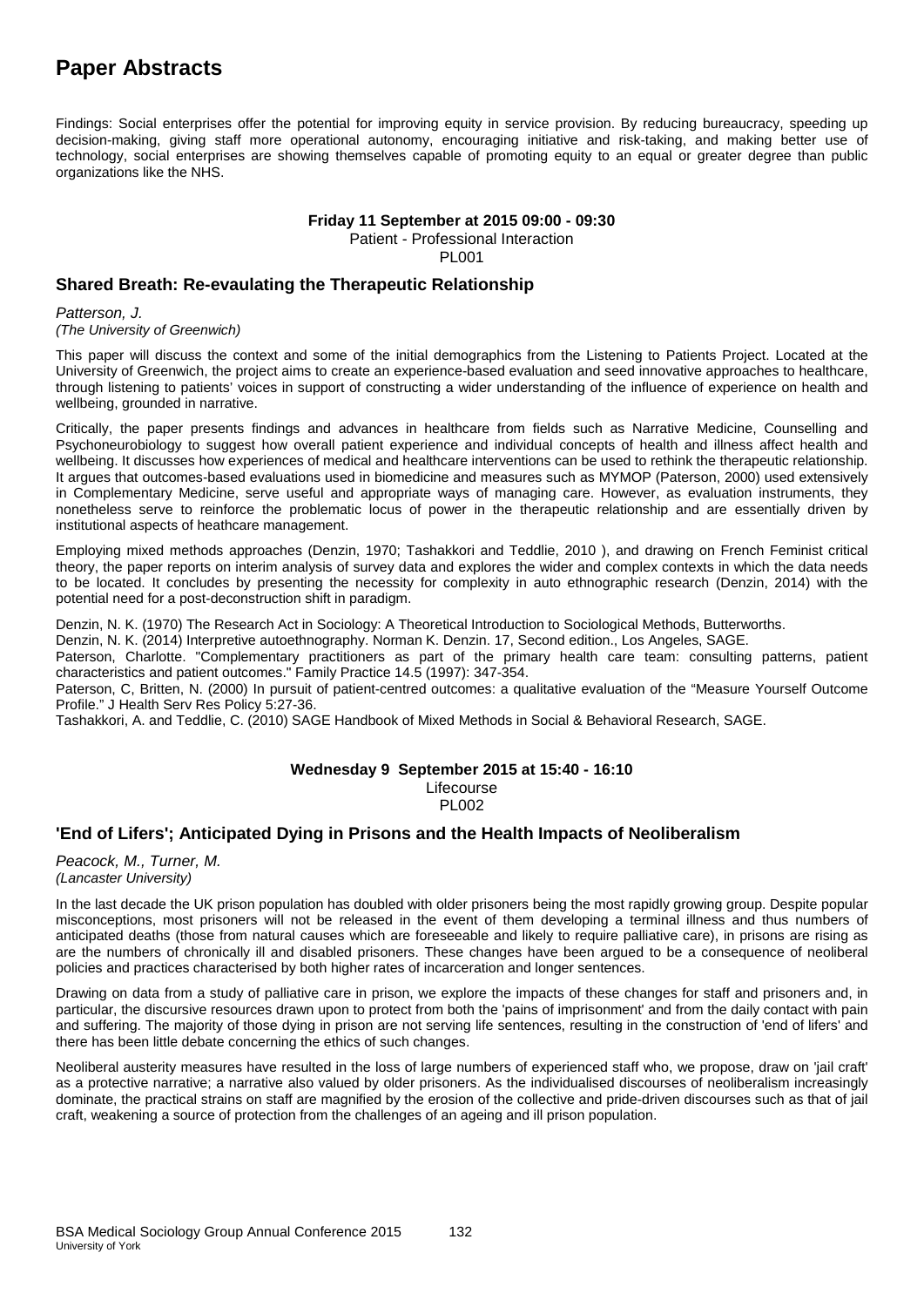Findings: Social enterprises offer the potential for improving equity in service provision. By reducing bureaucracy, speeding up decision-making, giving staff more operational autonomy, encouraging initiative and risk-taking, and making better use of technology, social enterprises are showing themselves capable of promoting equity to an equal or greater degree than public organizations like the NHS.

**Friday 11 September at 2015 09:00 - 09:30**
Patient - Professional Interaction
PL001

### Shared Breath: Re-evaulating the Therapeutic Relationship

*Patterson, J.*
*(The University of Greenwich)*

This paper will discuss the context and some of the initial demographics from the Listening to Patients Project. Located at the University of Greenwich, the project aims to create an experience-based evaluation and seed innovative approaches to healthcare, through listening to patients' voices in support of constructing a wider understanding of the influence of experience on health and wellbeing, grounded in narrative.

Critically, the paper presents findings and advances in healthcare from fields such as Narrative Medicine, Counselling and Psychoneurobiology to suggest how overall patient experience and individual concepts of health and illness affect health and wellbeing. It discusses how experiences of medical and healthcare interventions can be used to rethink the therapeutic relationship. It argues that outcomes-based evaluations used in biomedicine and measures such as MYMOP (Paterson, 2000) used extensively in Complementary Medicine, serve useful and appropriate ways of managing care. However, as evaluation instruments, they nonetheless serve to reinforce the problematic locus of power in the therapeutic relationship and are essentially driven by institutional aspects of heathcare management.

Employing mixed methods approaches (Denzin, 1970; Tashakkori and Teddlie, 2010 ), and drawing on French Feminist critical theory, the paper reports on interim analysis of survey data and explores the wider and complex contexts in which the data needs to be located. It concludes by presenting the necessity for complexity in auto ethnographic research (Denzin, 2014) with the potential need for a post-deconstruction shift in paradigm.

Denzin, N. K. (1970) The Research Act in Sociology: A Theoretical Introduction to Sociological Methods, Butterworths.
Denzin, N. K. (2014) Interpretive autoethnography. Norman K. Denzin. 17, Second edition., Los Angeles, SAGE.
Paterson, Charlotte. "Complementary practitioners as part of the primary health care team: consulting patterns, patient characteristics and patient outcomes." Family Practice 14.5 (1997): 347-354.
Paterson, C, Britten, N. (2000) In pursuit of patient-centred outcomes: a qualitative evaluation of the "Measure Yourself Outcome Profile." J Health Serv Res Policy 5:27-36.
Tashakkori, A. and Teddlie, C. (2010) SAGE Handbook of Mixed Methods in Social & Behavioral Research, SAGE.

**Wednesday 9 September 2015 at 15:40 - 16:10**
Lifecourse
PL002

### 'End of Lifers'; Anticipated Dying in Prisons and the Health Impacts of Neoliberalism

*Peacock, M., Turner, M.*
*(Lancaster University)*

In the last decade the UK prison population has doubled with older prisoners being the most rapidly growing group. Despite popular misconceptions, most prisoners will not be released in the event of them developing a terminal illness and thus numbers of anticipated deaths (those from natural causes which are foreseeable and likely to require palliative care), in prisons are rising as are the numbers of chronically ill and disabled prisoners. These changes have been argued to be a consequence of neoliberal policies and practices characterised by both higher rates of incarceration and longer sentences.

Drawing on data from a study of palliative care in prison, we explore the impacts of these changes for staff and prisoners and, in particular, the discursive resources drawn upon to protect from both the 'pains of imprisonment' and from the daily contact with pain and suffering. The majority of those dying in prison are not serving life sentences, resulting in the construction of 'end of lifers' and there has been little debate concerning the ethics of such changes.

Neoliberal austerity measures have resulted in the loss of large numbers of experienced staff who, we propose, draw on 'jail craft' as a protective narrative; a narrative also valued by older prisoners. As the individualised discourses of neoliberalism increasingly dominate, the practical strains on staff are magnified by the erosion of the collective and pride-driven discourses such as that of jail craft, weakening a source of protection from the challenges of an ageing and ill prison population.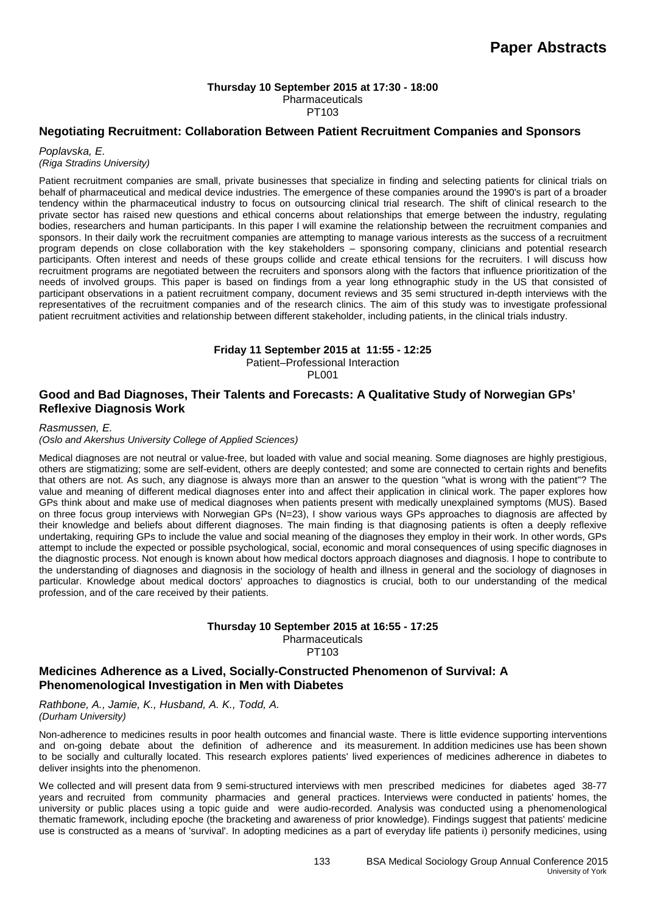**Thursday 10 September 2015 at 17:30 - 18:00**
Pharmaceuticals
PT103

### Negotiating Recruitment: Collaboration Between Patient Recruitment Companies and Sponsors

*Poplavska, E.*
*(Riga Stradins University)*

Patient recruitment companies are small, private businesses that specialize in finding and selecting patients for clinical trials on behalf of pharmaceutical and medical device industries. The emergence of these companies around the 1990's is part of a broader tendency within the pharmaceutical industry to focus on outsourcing clinical trial research. The shift of clinical research to the private sector has raised new questions and ethical concerns about relationships that emerge between the industry, regulating bodies, researchers and human participants. In this paper I will examine the relationship between the recruitment companies and sponsors. In their daily work the recruitment companies are attempting to manage various interests as the success of a recruitment program depends on close collaboration with the key stakeholders – sponsoring company, clinicians and potential research participants. Often interest and needs of these groups collide and create ethical tensions for the recruiters. I will discuss how recruitment programs are negotiated between the recruiters and sponsors along with the factors that influence prioritization of the needs of involved groups. This paper is based on findings from a year long ethnographic study in the US that consisted of participant observations in a patient recruitment company, document reviews and 35 semi structured in-depth interviews with the representatives of the recruitment companies and of the research clinics. The aim of this study was to investigate professional patient recruitment activities and relationship between different stakeholder, including patients, in the clinical trials industry.

**Friday 11 September 2015 at 11:55 - 12:25**
Patient–Professional Interaction
PL001

### Good and Bad Diagnoses, Their Talents and Forecasts: A Qualitative Study of Norwegian GPs' Reflexive Diagnosis Work

*Rasmussen, E.*
*(Oslo and Akershus University College of Applied Sciences)*

Medical diagnoses are not neutral or value-free, but loaded with value and social meaning. Some diagnoses are highly prestigious, others are stigmatizing; some are self-evident, others are deeply contested; and some are connected to certain rights and benefits that others are not. As such, any diagnose is always more than an answer to the question "what is wrong with the patient"? The value and meaning of different medical diagnoses enter into and affect their application in clinical work. The paper explores how GPs think about and make use of medical diagnoses when patients present with medically unexplained symptoms (MUS). Based on three focus group interviews with Norwegian GPs (N=23), I show various ways GPs approaches to diagnosis are affected by their knowledge and beliefs about different diagnoses. The main finding is that diagnosing patients is often a deeply reflexive undertaking, requiring GPs to include the value and social meaning of the diagnoses they employ in their work. In other words, GPs attempt to include the expected or possible psychological, social, economic and moral consequences of using specific diagnoses in the diagnostic process. Not enough is known about how medical doctors approach diagnoses and diagnosis. I hope to contribute to the understanding of diagnoses and diagnosis in the sociology of health and illness in general and the sociology of diagnoses in particular. Knowledge about medical doctors' approaches to diagnostics is crucial, both to our understanding of the medical profession, and of the care received by their patients.

**Thursday 10 September 2015 at 16:55 - 17:25**
Pharmaceuticals
PT103

### Medicines Adherence as a Lived, Socially-Constructed Phenomenon of Survival: A Phenomenological Investigation in Men with Diabetes

*Rathbone, A., Jamie, K., Husband, A. K., Todd, A.*
*(Durham University)*

Non-adherence to medicines results in poor health outcomes and financial waste. There is little evidence supporting interventions and on-going debate about the definition of adherence and its measurement. In addition medicines use has been shown to be socially and culturally located. This research explores patients' lived experiences of medicines adherence in diabetes to deliver insights into the phenomenon.

We collected and will present data from 9 semi-structured interviews with men prescribed medicines for diabetes aged 38-77 years and recruited from community pharmacies and general practices. Interviews were conducted in patients' homes, the university or public places using a topic guide and were audio-recorded. Analysis was conducted using a phenomenological thematic framework, including epoche (the bracketing and awareness of prior knowledge). Findings suggest that patients' medicine use is constructed as a means of 'survival'. In adopting medicines as a part of everyday life patients i) personify medicines, using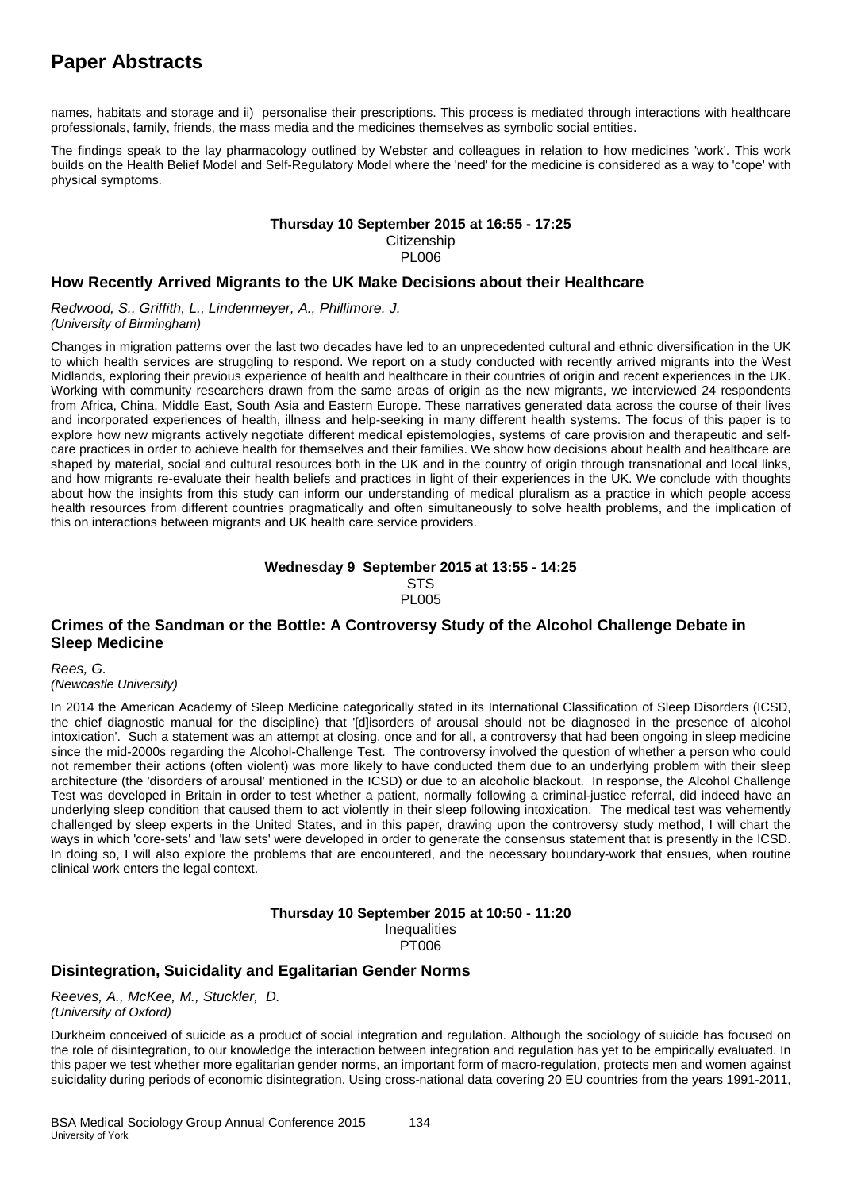names, habitats and storage and ii) personalise their prescriptions. This process is mediated through interactions with healthcare professionals, family, friends, the mass media and the medicines themselves as symbolic social entities.

The findings speak to the lay pharmacology outlined by Webster and colleagues in relation to how medicines 'work'. This work builds on the Health Belief Model and Self-Regulatory Model where the 'need' for the medicine is considered as a way to 'cope' with physical symptoms.

**Thursday 10 September 2015 at 16:55 - 17:25**
Citizenship
PL006

### How Recently Arrived Migrants to the UK Make Decisions about their Healthcare

*Redwood, S., Griffith, L., Lindenmeyer, A., Phillimore. J.*
*(University of Birmingham)*

Changes in migration patterns over the last two decades have led to an unprecedented cultural and ethnic diversification in the UK to which health services are struggling to respond. We report on a study conducted with recently arrived migrants into the West Midlands, exploring their previous experience of health and healthcare in their countries of origin and recent experiences in the UK. Working with community researchers drawn from the same areas of origin as the new migrants, we interviewed 24 respondents from Africa, China, Middle East, South Asia and Eastern Europe. These narratives generated data across the course of their lives and incorporated experiences of health, illness and help-seeking in many different health systems. The focus of this paper is to explore how new migrants actively negotiate different medical epistemologies, systems of care provision and therapeutic and self-care practices in order to achieve health for themselves and their families. We show how decisions about health and healthcare are shaped by material, social and cultural resources both in the UK and in the country of origin through transnational and local links, and how migrants re-evaluate their health beliefs and practices in light of their experiences in the UK. We conclude with thoughts about how the insights from this study can inform our understanding of medical pluralism as a practice in which people access health resources from different countries pragmatically and often simultaneously to solve health problems, and the implication of this on interactions between migrants and UK health care service providers.

**Wednesday 9 September 2015 at 13:55 - 14:25**
STS
PL005

### Crimes of the Sandman or the Bottle: A Controversy Study of the Alcohol Challenge Debate in Sleep Medicine

*Rees, G.*
*(Newcastle University)*

In 2014 the American Academy of Sleep Medicine categorically stated in its International Classification of Sleep Disorders (ICSD, the chief diagnostic manual for the discipline) that '[d]isorders of arousal should not be diagnosed in the presence of alcohol intoxication'. Such a statement was an attempt at closing, once and for all, a controversy that had been ongoing in sleep medicine since the mid-2000s regarding the Alcohol-Challenge Test. The controversy involved the question of whether a person who could not remember their actions (often violent) was more likely to have conducted them due to an underlying problem with their sleep architecture (the 'disorders of arousal' mentioned in the ICSD) or due to an alcoholic blackout. In response, the Alcohol Challenge Test was developed in Britain in order to test whether a patient, normally following a criminal-justice referral, did indeed have an underlying sleep condition that caused them to act violently in their sleep following intoxication. The medical test was vehemently challenged by sleep experts in the United States, and in this paper, drawing upon the controversy study method, I will chart the ways in which 'core-sets' and 'law sets' were developed in order to generate the consensus statement that is presently in the ICSD. In doing so, I will also explore the problems that are encountered, and the necessary boundary-work that ensues, when routine clinical work enters the legal context.

**Thursday 10 September 2015 at 10:50 - 11:20**
Inequalities
PT006

### Disintegration, Suicidality and Egalitarian Gender Norms

*Reeves, A., McKee, M., Stuckler, D.*
*(University of Oxford)*

Durkheim conceived of suicide as a product of social integration and regulation. Although the sociology of suicide has focused on the role of disintegration, to our knowledge the interaction between integration and regulation has yet to be empirically evaluated. In this paper we test whether more egalitarian gender norms, an important form of macro-regulation, protects men and women against suicidality during periods of economic disintegration. Using cross-national data covering 20 EU countries from the years 1991-2011,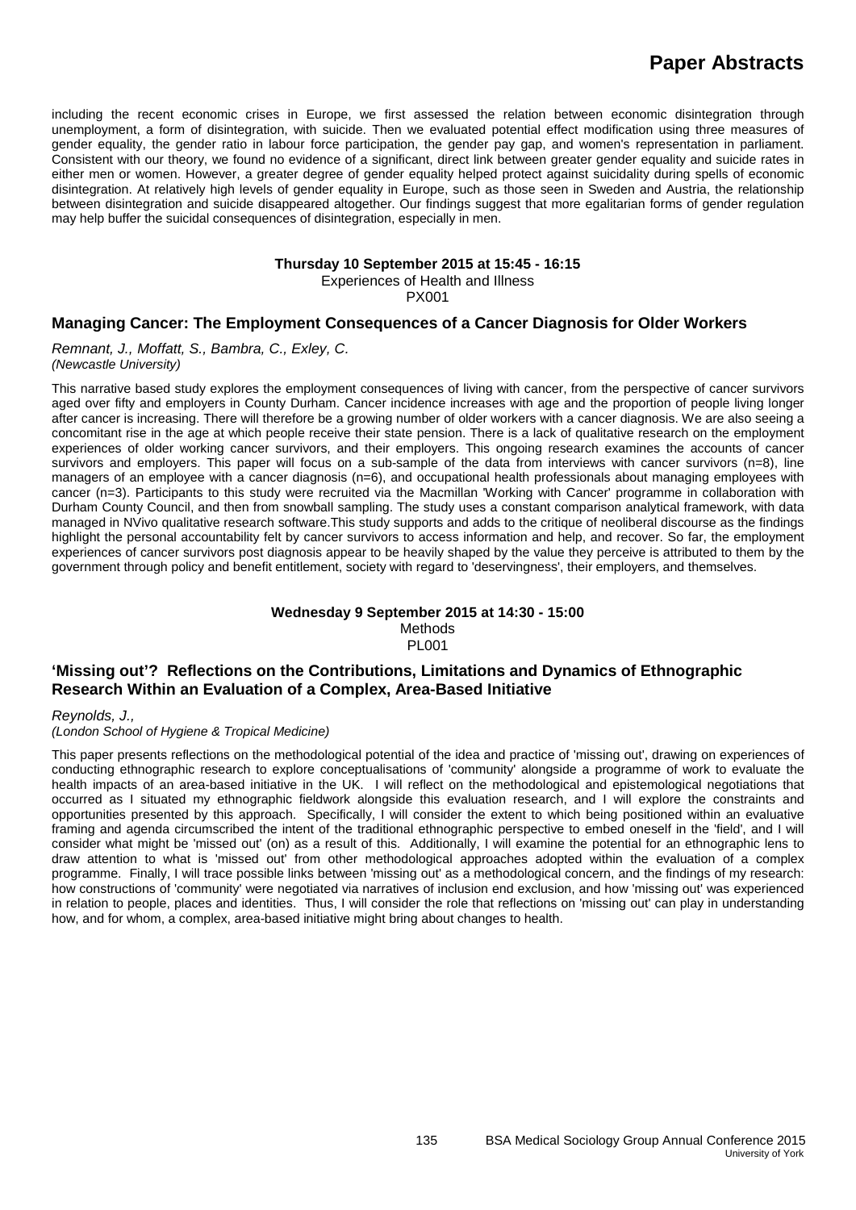including the recent economic crises in Europe, we first assessed the relation between economic disintegration through unemployment, a form of disintegration, with suicide. Then we evaluated potential effect modification using three measures of gender equality, the gender ratio in labour force participation, the gender pay gap, and women's representation in parliament. Consistent with our theory, we found no evidence of a significant, direct link between greater gender equality and suicide rates in either men or women. However, a greater degree of gender equality helped protect against suicidality during spells of economic disintegration. At relatively high levels of gender equality in Europe, such as those seen in Sweden and Austria, the relationship between disintegration and suicide disappeared altogether. Our findings suggest that more egalitarian forms of gender regulation may help buffer the suicidal consequences of disintegration, especially in men.

**Thursday 10 September 2015 at 15:45 - 16:15**
Experiences of Health and Illness
PX001

## Managing Cancer: The Employment Consequences of a Cancer Diagnosis for Older Workers

*Remnant, J., Moffatt, S., Bambra, C., Exley, C.*
*(Newcastle University)*

This narrative based study explores the employment consequences of living with cancer, from the perspective of cancer survivors aged over fifty and employers in County Durham. Cancer incidence increases with age and the proportion of people living longer after cancer is increasing. There will therefore be a growing number of older workers with a cancer diagnosis. We are also seeing a concomitant rise in the age at which people receive their state pension. There is a lack of qualitative research on the employment experiences of older working cancer survivors, and their employers. This ongoing research examines the accounts of cancer survivors and employers. This paper will focus on a sub-sample of the data from interviews with cancer survivors (n=8), line managers of an employee with a cancer diagnosis (n=6), and occupational health professionals about managing employees with cancer (n=3). Participants to this study were recruited via the Macmillan 'Working with Cancer' programme in collaboration with Durham County Council, and then from snowball sampling. The study uses a constant comparison analytical framework, with data managed in NVivo qualitative research software.This study supports and adds to the critique of neoliberal discourse as the findings highlight the personal accountability felt by cancer survivors to access information and help, and recover. So far, the employment experiences of cancer survivors post diagnosis appear to be heavily shaped by the value they perceive is attributed to them by the government through policy and benefit entitlement, society with regard to 'deservingness', their employers, and themselves.

**Wednesday 9 September 2015 at 14:30 - 15:00**
Methods
PL001

## 'Missing out'? Reflections on the Contributions, Limitations and Dynamics of Ethnographic Research Within an Evaluation of a Complex, Area-Based Initiative

*Reynolds, J.,*
*(London School of Hygiene & Tropical Medicine)*

This paper presents reflections on the methodological potential of the idea and practice of 'missing out', drawing on experiences of conducting ethnographic research to explore conceptualisations of 'community' alongside a programme of work to evaluate the health impacts of an area-based initiative in the UK. I will reflect on the methodological and epistemological negotiations that occurred as I situated my ethnographic fieldwork alongside this evaluation research, and I will explore the constraints and opportunities presented by this approach. Specifically, I will consider the extent to which being positioned within an evaluative framing and agenda circumscribed the intent of the traditional ethnographic perspective to embed oneself in the 'field', and I will consider what might be 'missed out' (on) as a result of this. Additionally, I will examine the potential for an ethnographic lens to draw attention to what is 'missed out' from other methodological approaches adopted within the evaluation of a complex programme. Finally, I will trace possible links between 'missing out' as a methodological concern, and the findings of my research: how constructions of 'community' were negotiated via narratives of inclusion end exclusion, and how 'missing out' was experienced in relation to people, places and identities. Thus, I will consider the role that reflections on 'missing out' can play in understanding how, and for whom, a complex, area-based initiative might bring about changes to health.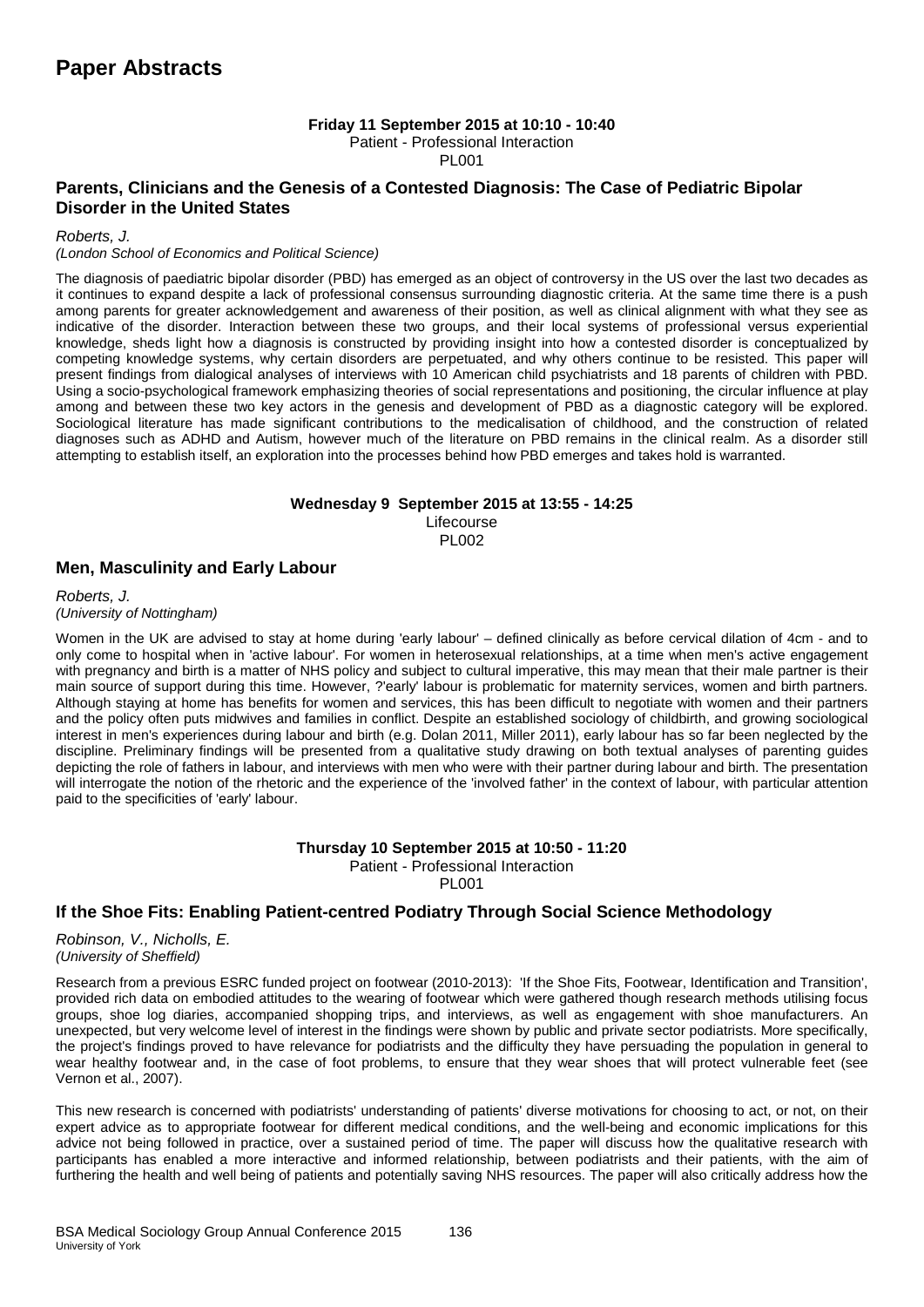# Paper Abstracts

**Friday 11 September 2015 at 10:10 - 10:40**
Patient - Professional Interaction
PL001

## Parents, Clinicians and the Genesis of a Contested Diagnosis: The Case of Pediatric Bipolar Disorder in the United States

*Roberts, J.*
*(London School of Economics and Political Science)*

The diagnosis of paediatric bipolar disorder (PBD) has emerged as an object of controversy in the US over the last two decades as it continues to expand despite a lack of professional consensus surrounding diagnostic criteria. At the same time there is a push among parents for greater acknowledgement and awareness of their position, as well as clinical alignment with what they see as indicative of the disorder. Interaction between these two groups, and their local systems of professional versus experiential knowledge, sheds light how a diagnosis is constructed by providing insight into how a contested disorder is conceptualized by competing knowledge systems, why certain disorders are perpetuated, and why others continue to be resisted. This paper will present findings from dialogical analyses of interviews with 10 American child psychiatrists and 18 parents of children with PBD. Using a socio-psychological framework emphasizing theories of social representations and positioning, the circular influence at play among and between these two key actors in the genesis and development of PBD as a diagnostic category will be explored. Sociological literature has made significant contributions to the medicalisation of childhood, and the construction of related diagnoses such as ADHD and Autism, however much of the literature on PBD remains in the clinical realm. As a disorder still attempting to establish itself, an exploration into the processes behind how PBD emerges and takes hold is warranted.

**Wednesday 9 September 2015 at 13:55 - 14:25**
Lifecourse
PL002

## Men, Masculinity and Early Labour

*Roberts, J.*
*(University of Nottingham)*

Women in the UK are advised to stay at home during 'early labour' – defined clinically as before cervical dilation of 4cm - and to only come to hospital when in 'active labour'. For women in heterosexual relationships, at a time when men's active engagement with pregnancy and birth is a matter of NHS policy and subject to cultural imperative, this may mean that their male partner is their main source of support during this time. However, ?'early' labour is problematic for maternity services, women and birth partners. Although staying at home has benefits for women and services, this has been difficult to negotiate with women and their partners and the policy often puts midwives and families in conflict. Despite an established sociology of childbirth, and growing sociological interest in men's experiences during labour and birth (e.g. Dolan 2011, Miller 2011), early labour has so far been neglected by the discipline. Preliminary findings will be presented from a qualitative study drawing on both textual analyses of parenting guides depicting the role of fathers in labour, and interviews with men who were with their partner during labour and birth. The presentation will interrogate the notion of the rhetoric and the experience of the 'involved father' in the context of labour, with particular attention paid to the specificities of 'early' labour.

**Thursday 10 September 2015 at 10:50 - 11:20**
Patient - Professional Interaction
PL001

## If the Shoe Fits: Enabling Patient-centred Podiatry Through Social Science Methodology

*Robinson, V., Nicholls, E.*
*(University of Sheffield)*

Research from a previous ESRC funded project on footwear (2010-2013): 'If the Shoe Fits, Footwear, Identification and Transition', provided rich data on embodied attitudes to the wearing of footwear which were gathered though research methods utilising focus groups, shoe log diaries, accompanied shopping trips, and interviews, as well as engagement with shoe manufacturers. An unexpected, but very welcome level of interest in the findings were shown by public and private sector podiatrists. More specifically, the project's findings proved to have relevance for podiatrists and the difficulty they have persuading the population in general to wear healthy footwear and, in the case of foot problems, to ensure that they wear shoes that will protect vulnerable feet (see Vernon et al., 2007).

This new research is concerned with podiatrists' understanding of patients' diverse motivations for choosing to act, or not, on their expert advice as to appropriate footwear for different medical conditions, and the well-being and economic implications for this advice not being followed in practice, over a sustained period of time. The paper will discuss how the qualitative research with participants has enabled a more interactive and informed relationship, between podiatrists and their patients, with the aim of furthering the health and well being of patients and potentially saving NHS resources. The paper will also critically address how the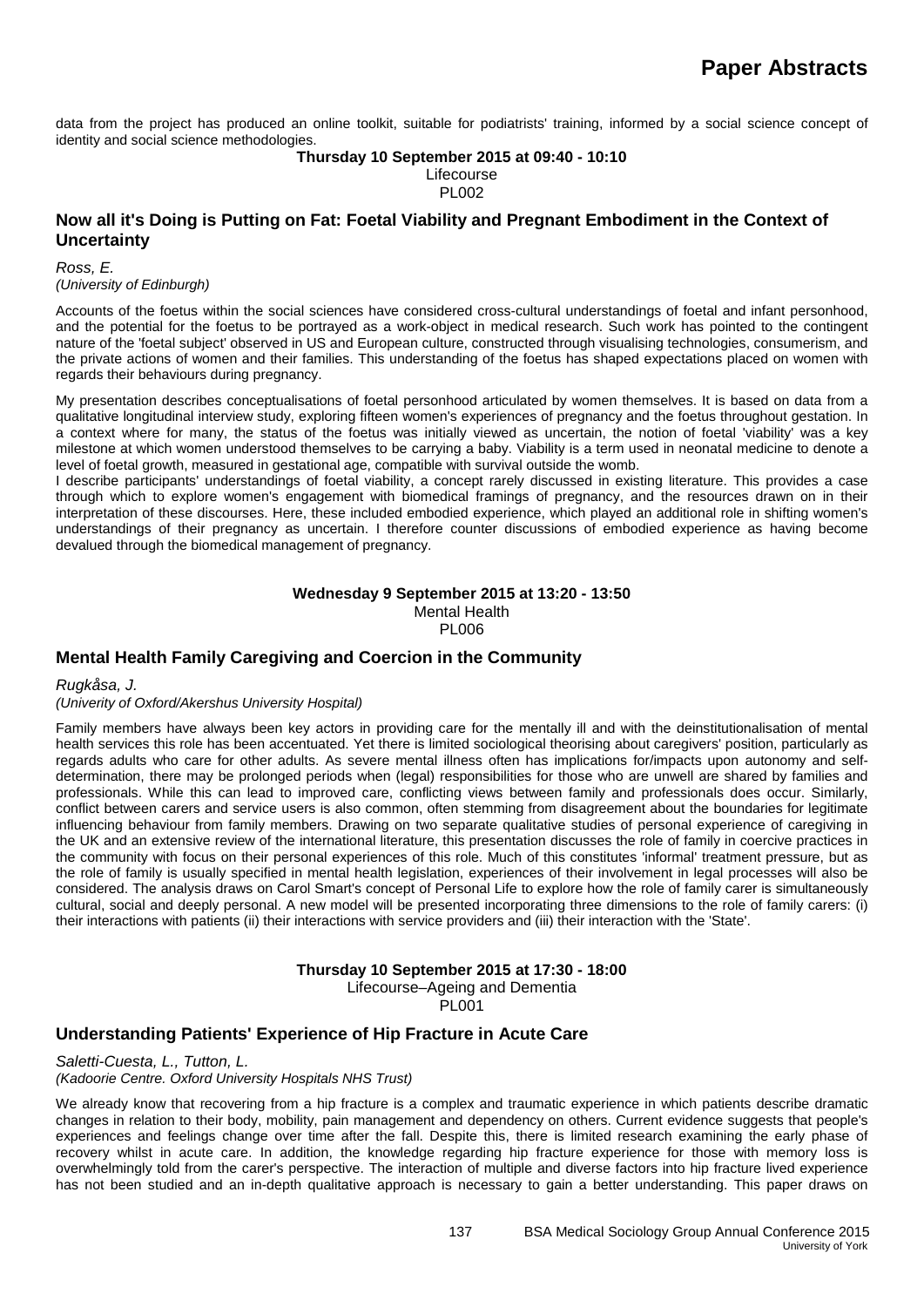data from the project has produced an online toolkit, suitable for podiatrists' training, informed by a social science concept of identity and social science methodologies.

**Thursday 10 September 2015 at 09:40 - 10:10**
Lifecourse
PL002

## Now all it's Doing is Putting on Fat: Foetal Viability and Pregnant Embodiment in the Context of Uncertainty

*Ross, E.*
*(University of Edinburgh)*

Accounts of the foetus within the social sciences have considered cross-cultural understandings of foetal and infant personhood, and the potential for the foetus to be portrayed as a work-object in medical research. Such work has pointed to the contingent nature of the 'foetal subject' observed in US and European culture, constructed through visualising technologies, consumerism, and the private actions of women and their families. This understanding of the foetus has shaped expectations placed on women with regards their behaviours during pregnancy.

My presentation describes conceptualisations of foetal personhood articulated by women themselves. It is based on data from a qualitative longitudinal interview study, exploring fifteen women's experiences of pregnancy and the foetus throughout gestation. In a context where for many, the status of the foetus was initially viewed as uncertain, the notion of foetal 'viability' was a key milestone at which women understood themselves to be carrying a baby. Viability is a term used in neonatal medicine to denote a level of foetal growth, measured in gestational age, compatible with survival outside the womb.

I describe participants' understandings of foetal viability, a concept rarely discussed in existing literature. This provides a case through which to explore women's engagement with biomedical framings of pregnancy, and the resources drawn on in their interpretation of these discourses. Here, these included embodied experience, which played an additional role in shifting women's understandings of their pregnancy as uncertain. I therefore counter discussions of embodied experience as having become devalued through the biomedical management of pregnancy.

**Wednesday 9 September 2015 at 13:20 - 13:50**
Mental Health
PL006

## Mental Health Family Caregiving and Coercion in the Community

*Rugkåsa, J.*
*(Univerity of Oxford/Akershus University Hospital)*

Family members have always been key actors in providing care for the mentally ill and with the deinstitutionalisation of mental health services this role has been accentuated. Yet there is limited sociological theorising about caregivers' position, particularly as regards adults who care for other adults. As severe mental illness often has implications for/impacts upon autonomy and self-determination, there may be prolonged periods when (legal) responsibilities for those who are unwell are shared by families and professionals. While this can lead to improved care, conflicting views between family and professionals does occur. Similarly, conflict between carers and service users is also common, often stemming from disagreement about the boundaries for legitimate influencing behaviour from family members. Drawing on two separate qualitative studies of personal experience of caregiving in the UK and an extensive review of the international literature, this presentation discusses the role of family in coercive practices in the community with focus on their personal experiences of this role. Much of this constitutes 'informal' treatment pressure, but as the role of family is usually specified in mental health legislation, experiences of their involvement in legal processes will also be considered. The analysis draws on Carol Smart's concept of Personal Life to explore how the role of family carer is simultaneously cultural, social and deeply personal. A new model will be presented incorporating three dimensions to the role of family carers: (i) their interactions with patients (ii) their interactions with service providers and (iii) their interaction with the 'State'.

**Thursday 10 September 2015 at 17:30 - 18:00**
Lifecourse–Ageing and Dementia
PL001

## Understanding Patients' Experience of Hip Fracture in Acute Care

*Saletti-Cuesta, L., Tutton, L.*
*(Kadoorie Centre. Oxford University Hospitals NHS Trust)*

We already know that recovering from a hip fracture is a complex and traumatic experience in which patients describe dramatic changes in relation to their body, mobility, pain management and dependency on others. Current evidence suggests that people's experiences and feelings change over time after the fall. Despite this, there is limited research examining the early phase of recovery whilst in acute care. In addition, the knowledge regarding hip fracture experience for those with memory loss is overwhelmingly told from the carer's perspective. The interaction of multiple and diverse factors into hip fracture lived experience has not been studied and an in-depth qualitative approach is necessary to gain a better understanding. This paper draws on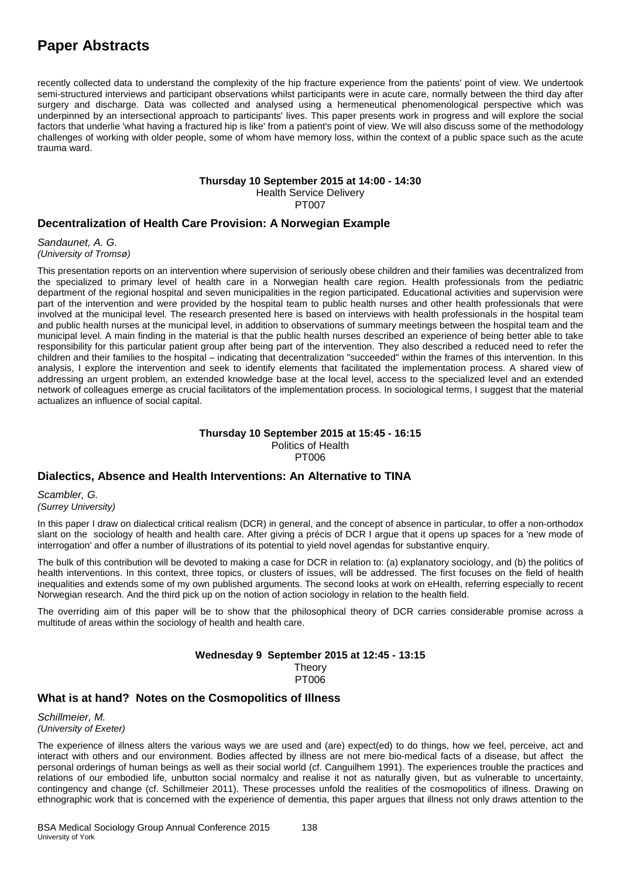recently collected data to understand the complexity of the hip fracture experience from the patients' point of view. We undertook semi-structured interviews and participant observations whilst participants were in acute care, normally between the third day after surgery and discharge. Data was collected and analysed using a hermeneutical phenomenological perspective which was underpinned by an intersectional approach to participants' lives. This paper presents work in progress and will explore the social factors that underlie 'what having a fractured hip is like' from a patient's point of view. We will also discuss some of the methodology challenges of working with older people, some of whom have memory loss, within the context of a public space such as the acute trauma ward.

**Thursday 10 September 2015 at 14:00 - 14:30**
Health Service Delivery
PT007

### Decentralization of Health Care Provision: A Norwegian Example

*Sandaunet, A. G.*
*(University of Tromsø)*

This presentation reports on an intervention where supervision of seriously obese children and their families was decentralized from the specialized to primary level of health care in a Norwegian health care region. Health professionals from the pediatric department of the regional hospital and seven municipalities in the region participated. Educational activities and supervision were part of the intervention and were provided by the hospital team to public health nurses and other health professionals that were involved at the municipal level. The research presented here is based on interviews with health professionals in the hospital team and public health nurses at the municipal level, in addition to observations of summary meetings between the hospital team and the municipal level. A main finding in the material is that the public health nurses described an experience of being better able to take responsibility for this particular patient group after being part of the intervention. They also described a reduced need to refer the children and their families to the hospital – indicating that decentralization "succeeded" within the frames of this intervention. In this analysis, I explore the intervention and seek to identify elements that facilitated the implementation process. A shared view of addressing an urgent problem, an extended knowledge base at the local level, access to the specialized level and an extended network of colleagues emerge as crucial facilitators of the implementation process. In sociological terms, I suggest that the material actualizes an influence of social capital.

**Thursday 10 September 2015 at 15:45 - 16:15**
Politics of Health
PT006

### Dialectics, Absence and Health Interventions: An Alternative to TINA

*Scambler, G.*
*(Surrey University)*

In this paper I draw on dialectical critical realism (DCR) in general, and the concept of absence in particular, to offer a non-orthodox slant on the sociology of health and health care. After giving a précis of DCR I argue that it opens up spaces for a 'new mode of interrogation' and offer a number of illustrations of its potential to yield novel agendas for substantive enquiry.

The bulk of this contribution will be devoted to making a case for DCR in relation to: (a) explanatory sociology, and (b) the politics of health interventions. In this context, three topics, or clusters of issues, will be addressed. The first focuses on the field of health inequalities and extends some of my own published arguments. The second looks at work on eHealth, referring especially to recent Norwegian research. And the third pick up on the notion of action sociology in relation to the health field.

The overriding aim of this paper will be to show that the philosophical theory of DCR carries considerable promise across a multitude of areas within the sociology of health and health care.

**Wednesday 9 September 2015 at 12:45 - 13:15**
Theory
PT006

### What is at hand? Notes on the Cosmopolitics of Illness

*Schillmeier, M.*
*(University of Exeter)*

The experience of illness alters the various ways we are used and (are) expect(ed) to do things, how we feel, perceive, act and interact with others and our environment. Bodies affected by illness are not mere bio-medical facts of a disease, but affect the personal orderings of human beings as well as their social world (cf. Canguilhem 1991). The experiences trouble the practices and relations of our embodied life, unbutton social normalcy and realise it not as naturally given, but as vulnerable to uncertainty, contingency and change (cf. Schillmeier 2011). These processes unfold the realities of the cosmopolitics of illness. Drawing on ethnographic work that is concerned with the experience of dementia, this paper argues that illness not only draws attention to the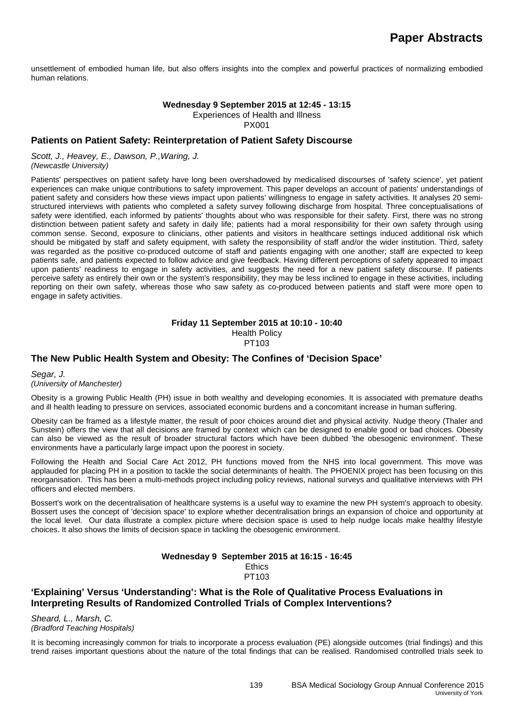unsettlement of embodied human life, but also offers insights into the complex and powerful practices of normalizing embodied human relations.

**Wednesday 9 September 2015 at 12:45 - 13:15**
Experiences of Health and Illness
PX001

### Patients on Patient Safety: Reinterpretation of Patient Safety Discourse

*Scott, J., Heavey, E., Dawson, P.,Waring, J.*
*(Newcastle University)*

Patients' perspectives on patient safety have long been overshadowed by medicalised discourses of 'safety science', yet patient experiences can make unique contributions to safety improvement. This paper develops an account of patients' understandings of patient safety and considers how these views impact upon patients' willingness to engage in safety activities. It analyses 20 semi-structured interviews with patients who completed a safety survey following discharge from hospital. Three conceptualisations of safety were identified, each informed by patients' thoughts about who was responsible for their safety. First, there was no strong distinction between patient safety and safety in daily life; patients had a moral responsibility for their own safety through using common sense. Second, exposure to clinicians, other patients and visitors in healthcare settings induced additional risk which should be mitigated by staff and safety equipment, with safety the responsibility of staff and/or the wider institution. Third, safety was regarded as the positive co-produced outcome of staff and patients engaging with one another; staff are expected to keep patients safe, and patients expected to follow advice and give feedback. Having different perceptions of safety appeared to impact upon patients' readiness to engage in safety activities, and suggests the need for a new patient safety discourse. If patients perceive safety as entirely their own or the system's responsibility, they may be less inclined to engage in these activities, including reporting on their own safety, whereas those who saw safety as co-produced between patients and staff were more open to engage in safety activities.

**Friday 11 September 2015 at 10:10 - 10:40**
Health Policy
PT103

### The New Public Health System and Obesity: The Confines of 'Decision Space'

*Segar, J.*
*(University of Manchester)*

Obesity is a growing Public Health (PH) issue in both wealthy and developing economies. It is associated with premature deaths and ill health leading to pressure on services, associated economic burdens and a concomitant increase in human suffering.

Obesity can be framed as a lifestyle matter, the result of poor choices around diet and physical activity. Nudge theory (Thaler and Sunstein) offers the view that all decisions are framed by context which can be designed to enable good or bad choices. Obesity can also be viewed as the result of broader structural factors which have been dubbed 'the obesogenic environment'. These environments have a particularly large impact upon the poorest in society.

Following the Health and Social Care Act 2012, PH functions moved from the NHS into local government. This move was applauded for placing PH in a position to tackle the social determinants of health. The PHOENIX project has been focusing on this reorganisation. This has been a multi-methods project including policy reviews, national surveys and qualitative interviews with PH officers and elected members.

Bossert's work on the decentralisation of healthcare systems is a useful way to examine the new PH system's approach to obesity. Bossert uses the concept of 'decision space' to explore whether decentralisation brings an expansion of choice and opportunity at the local level. Our data illustrate a complex picture where decision space is used to help nudge locals make healthy lifestyle choices. It also shows the limits of decision space in tackling the obesogenic environment.

**Wednesday 9 September 2015 at 16:15 - 16:45**
Ethics
PT103

### 'Explaining' Versus 'Understanding': What is the Role of Qualitative Process Evaluations in Interpreting Results of Randomized Controlled Trials of Complex Interventions?

*Sheard, L., Marsh, C.*
*(Bradford Teaching Hospitals)*

It is becoming increasingly common for trials to incorporate a process evaluation (PE) alongside outcomes (trial findings) and this trend raises important questions about the nature of the total findings that can be realised. Randomised controlled trials seek to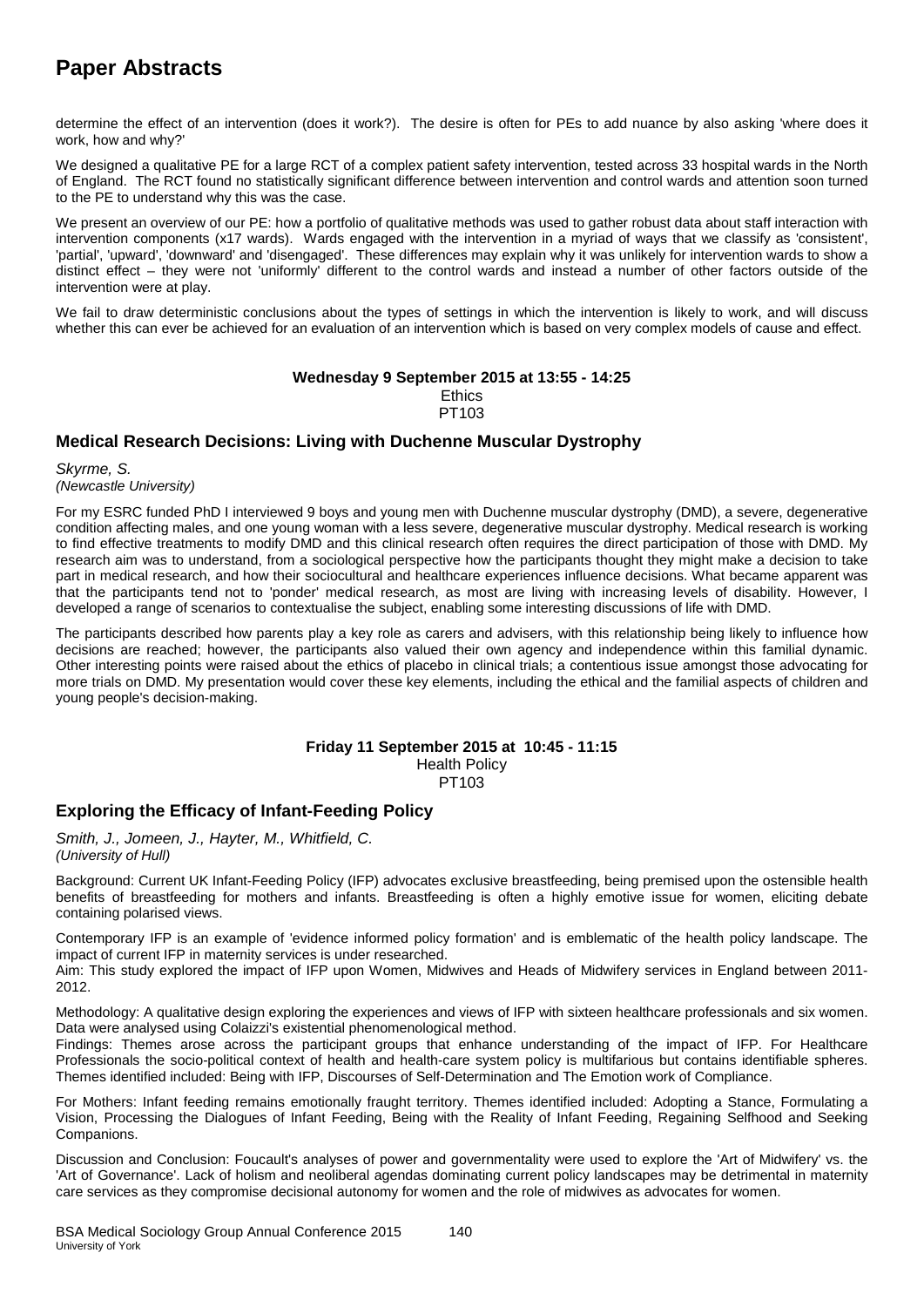determine the effect of an intervention (does it work?). The desire is often for PEs to add nuance by also asking 'where does it work, how and why?'

We designed a qualitative PE for a large RCT of a complex patient safety intervention, tested across 33 hospital wards in the North of England. The RCT found no statistically significant difference between intervention and control wards and attention soon turned to the PE to understand why this was the case.

We present an overview of our PE: how a portfolio of qualitative methods was used to gather robust data about staff interaction with intervention components (x17 wards). Wards engaged with the intervention in a myriad of ways that we classify as 'consistent', 'partial', 'upward', 'downward' and 'disengaged'. These differences may explain why it was unlikely for intervention wards to show a distinct effect – they were not 'uniformly' different to the control wards and instead a number of other factors outside of the intervention were at play.

We fail to draw deterministic conclusions about the types of settings in which the intervention is likely to work, and will discuss whether this can ever be achieved for an evaluation of an intervention which is based on very complex models of cause and effect.

**Wednesday 9 September 2015 at 13:55 - 14:25**
Ethics
PT103

## Medical Research Decisions: Living with Duchenne Muscular Dystrophy

*Skyrme, S.*
*(Newcastle University)*

For my ESRC funded PhD I interviewed 9 boys and young men with Duchenne muscular dystrophy (DMD), a severe, degenerative condition affecting males, and one young woman with a less severe, degenerative muscular dystrophy. Medical research is working to find effective treatments to modify DMD and this clinical research often requires the direct participation of those with DMD. My research aim was to understand, from a sociological perspective how the participants thought they might make a decision to take part in medical research, and how their sociocultural and healthcare experiences influence decisions. What became apparent was that the participants tend not to 'ponder' medical research, as most are living with increasing levels of disability. However, I developed a range of scenarios to contextualise the subject, enabling some interesting discussions of life with DMD.

The participants described how parents play a key role as carers and advisers, with this relationship being likely to influence how decisions are reached; however, the participants also valued their own agency and independence within this familial dynamic. Other interesting points were raised about the ethics of placebo in clinical trials; a contentious issue amongst those advocating for more trials on DMD. My presentation would cover these key elements, including the ethical and the familial aspects of children and young people's decision-making.

**Friday 11 September 2015 at 10:45 - 11:15**
Health Policy
PT103

## Exploring the Efficacy of Infant-Feeding Policy

*Smith, J., Jomeen, J., Hayter, M., Whitfield, C.*
*(University of Hull)*

Background: Current UK Infant-Feeding Policy (IFP) advocates exclusive breastfeeding, being premised upon the ostensible health benefits of breastfeeding for mothers and infants. Breastfeeding is often a highly emotive issue for women, eliciting debate containing polarised views.

Contemporary IFP is an example of 'evidence informed policy formation' and is emblematic of the health policy landscape. The impact of current IFP in maternity services is under researched.

Aim: This study explored the impact of IFP upon Women, Midwives and Heads of Midwifery services in England between 2011-2012.

Methodology: A qualitative design exploring the experiences and views of IFP with sixteen healthcare professionals and six women. Data were analysed using Colaizzi's existential phenomenological method.

Findings: Themes arose across the participant groups that enhance understanding of the impact of IFP. For Healthcare Professionals the socio-political context of health and health-care system policy is multifarious but contains identifiable spheres. Themes identified included: Being with IFP, Discourses of Self-Determination and The Emotion work of Compliance.

For Mothers: Infant feeding remains emotionally fraught territory. Themes identified included: Adopting a Stance, Formulating a Vision, Processing the Dialogues of Infant Feeding, Being with the Reality of Infant Feeding, Regaining Selfhood and Seeking Companions.

Discussion and Conclusion: Foucault's analyses of power and governmentality were used to explore the 'Art of Midwifery' vs. the 'Art of Governance'. Lack of holism and neoliberal agendas dominating current policy landscapes may be detrimental in maternity care services as they compromise decisional autonomy for women and the role of midwives as advocates for women.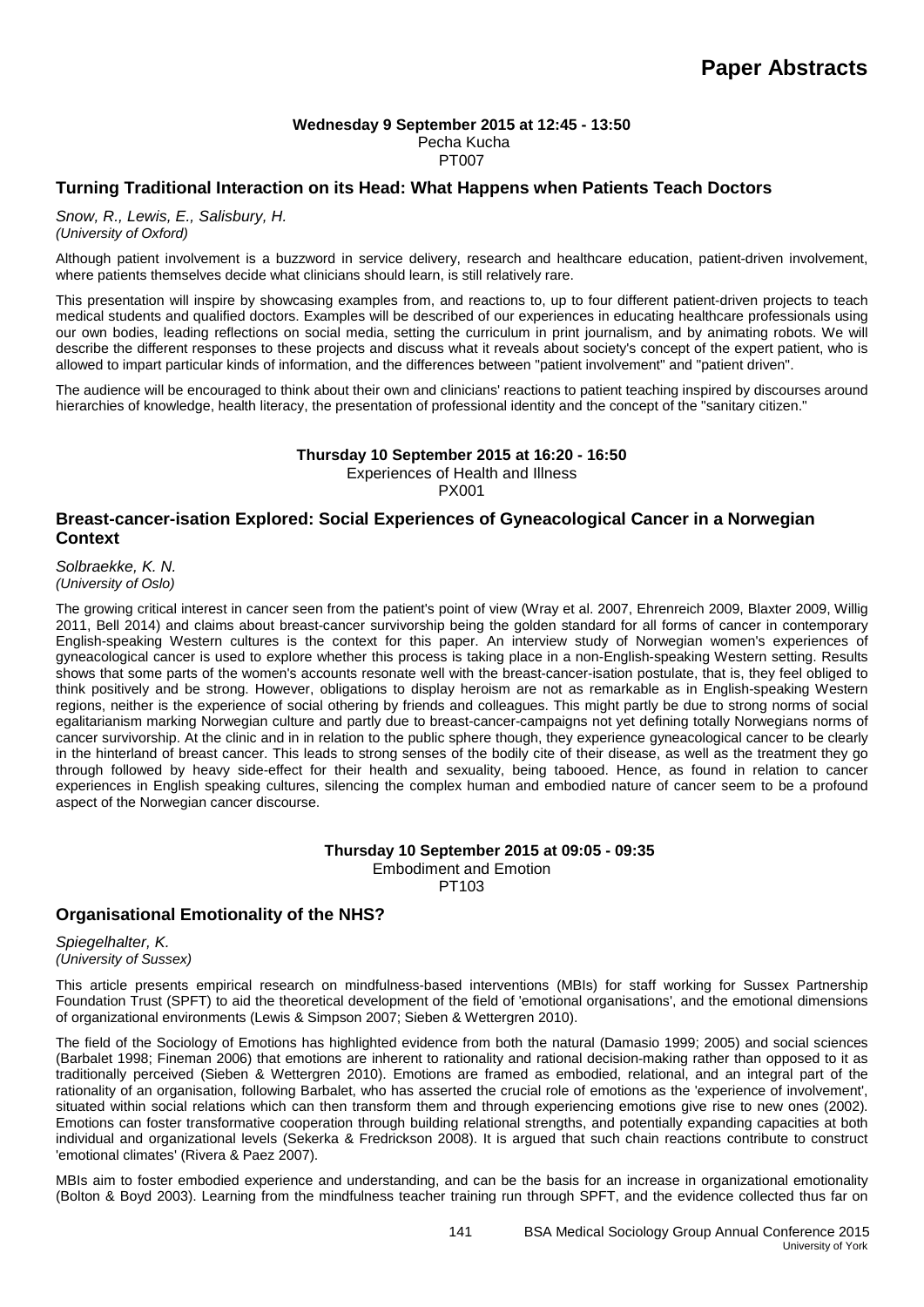**Wednesday 9 September 2015 at 12:45 - 13:50**
Pecha Kucha
PT007

### Turning Traditional Interaction on its Head: What Happens when Patients Teach Doctors

*Snow, R., Lewis, E., Salisbury, H.*
*(University of Oxford)*

Although patient involvement is a buzzword in service delivery, research and healthcare education, patient-driven involvement, where patients themselves decide what clinicians should learn, is still relatively rare.

This presentation will inspire by showcasing examples from, and reactions to, up to four different patient-driven projects to teach medical students and qualified doctors. Examples will be described of our experiences in educating healthcare professionals using our own bodies, leading reflections on social media, setting the curriculum in print journalism, and by animating robots. We will describe the different responses to these projects and discuss what it reveals about society's concept of the expert patient, who is allowed to impart particular kinds of information, and the differences between "patient involvement" and "patient driven".

The audience will be encouraged to think about their own and clinicians' reactions to patient teaching inspired by discourses around hierarchies of knowledge, health literacy, the presentation of professional identity and the concept of the "sanitary citizen."

**Thursday 10 September 2015 at 16:20 - 16:50**
Experiences of Health and Illness
PX001

### Breast-cancer-isation Explored: Social Experiences of Gyneacological Cancer in a Norwegian Context

*Solbraekke, K. N.*
*(University of Oslo)*

The growing critical interest in cancer seen from the patient's point of view (Wray et al. 2007, Ehrenreich 2009, Blaxter 2009, Willig 2011, Bell 2014) and claims about breast-cancer survivorship being the golden standard for all forms of cancer in contemporary English-speaking Western cultures is the context for this paper. An interview study of Norwegian women's experiences of gyneacological cancer is used to explore whether this process is taking place in a non-English-speaking Western setting. Results shows that some parts of the women's accounts resonate well with the breast-cancer-isation postulate, that is, they feel obliged to think positively and be strong. However, obligations to display heroism are not as remarkable as in English-speaking Western regions, neither is the experience of social othering by friends and colleagues. This might partly be due to strong norms of social egalitarianism marking Norwegian culture and partly due to breast-cancer-campaigns not yet defining totally Norwegians norms of cancer survivorship. At the clinic and in in relation to the public sphere though, they experience gyneacological cancer to be clearly in the hinterland of breast cancer. This leads to strong senses of the bodily cite of their disease, as well as the treatment they go through followed by heavy side-effect for their health and sexuality, being tabooed. Hence, as found in relation to cancer experiences in English speaking cultures, silencing the complex human and embodied nature of cancer seem to be a profound aspect of the Norwegian cancer discourse.

**Thursday 10 September 2015 at 09:05 - 09:35**
Embodiment and Emotion
PT103

### Organisational Emotionality of the NHS?

*Spiegelhalter, K.*
*(University of Sussex)*

This article presents empirical research on mindfulness-based interventions (MBIs) for staff working for Sussex Partnership Foundation Trust (SPFT) to aid the theoretical development of the field of 'emotional organisations', and the emotional dimensions of organizational environments (Lewis & Simpson 2007; Sieben & Wettergren 2010).

The field of the Sociology of Emotions has highlighted evidence from both the natural (Damasio 1999; 2005) and social sciences (Barbalet 1998; Fineman 2006) that emotions are inherent to rationality and rational decision-making rather than opposed to it as traditionally perceived (Sieben & Wettergren 2010). Emotions are framed as embodied, relational, and an integral part of the rationality of an organisation, following Barbalet, who has asserted the crucial role of emotions as the 'experience of involvement', situated within social relations which can then transform them and through experiencing emotions give rise to new ones (2002). Emotions can foster transformative cooperation through building relational strengths, and potentially expanding capacities at both individual and organizational levels (Sekerka & Fredrickson 2008). It is argued that such chain reactions contribute to construct 'emotional climates' (Rivera & Paez 2007).

MBIs aim to foster embodied experience and understanding, and can be the basis for an increase in organizational emotionality (Bolton & Boyd 2003). Learning from the mindfulness teacher training run through SPFT, and the evidence collected thus far on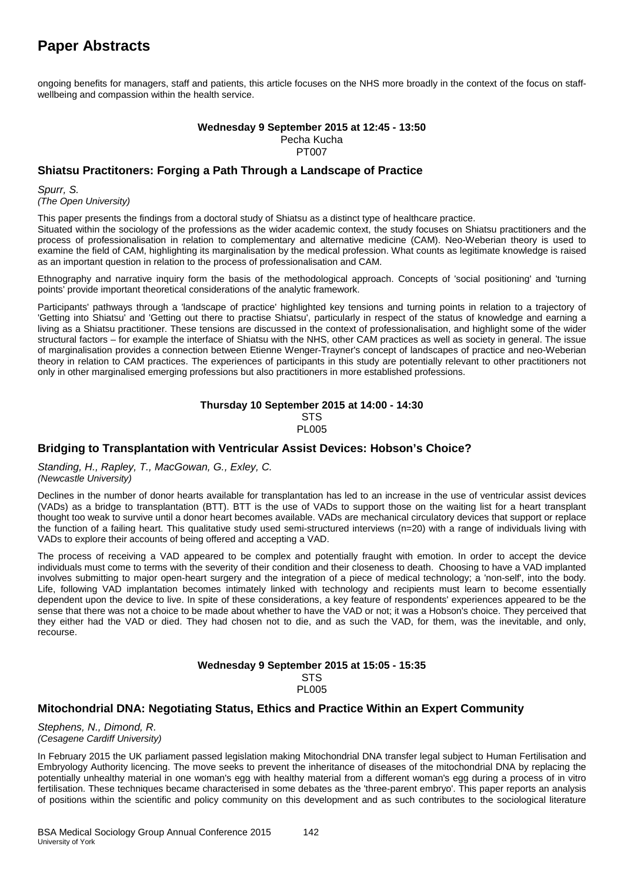ongoing benefits for managers, staff and patients, this article focuses on the NHS more broadly in the context of the focus on staff-wellbeing and compassion within the health service.

**Wednesday 9 September 2015 at 12:45 - 13:50**
Pecha Kucha
PT007

### Shiatsu Practitoners: Forging a Path Through a Landscape of Practice

*Spurr, S.*
*(The Open University)*

This paper presents the findings from a doctoral study of Shiatsu as a distinct type of healthcare practice.

Situated within the sociology of the professions as the wider academic context, the study focuses on Shiatsu practitioners and the process of professionalisation in relation to complementary and alternative medicine (CAM). Neo-Weberian theory is used to examine the field of CAM, highlighting its marginalisation by the medical profession. What counts as legitimate knowledge is raised as an important question in relation to the process of professionalisation and CAM.

Ethnography and narrative inquiry form the basis of the methodological approach. Concepts of 'social positioning' and 'turning points' provide important theoretical considerations of the analytic framework.

Participants' pathways through a 'landscape of practice' highlighted key tensions and turning points in relation to a trajectory of 'Getting into Shiatsu' and 'Getting out there to practise Shiatsu', particularly in respect of the status of knowledge and earning a living as a Shiatsu practitioner. These tensions are discussed in the context of professionalisation, and highlight some of the wider structural factors – for example the interface of Shiatsu with the NHS, other CAM practices as well as society in general. The issue of marginalisation provides a connection between Etienne Wenger-Trayner's concept of landscapes of practice and neo-Weberian theory in relation to CAM practices. The experiences of participants in this study are potentially relevant to other practitioners not only in other marginalised emerging professions but also practitioners in more established professions.

**Thursday 10 September 2015 at 14:00 - 14:30**
STS
PL005

### Bridging to Transplantation with Ventricular Assist Devices: Hobson's Choice?

*Standing, H., Rapley, T., MacGowan, G., Exley, C.*
*(Newcastle University)*

Declines in the number of donor hearts available for transplantation has led to an increase in the use of ventricular assist devices (VADs) as a bridge to transplantation (BTT). BTT is the use of VADs to support those on the waiting list for a heart transplant thought too weak to survive until a donor heart becomes available. VADs are mechanical circulatory devices that support or replace the function of a failing heart. This qualitative study used semi-structured interviews (n=20) with a range of individuals living with VADs to explore their accounts of being offered and accepting a VAD.

The process of receiving a VAD appeared to be complex and potentially fraught with emotion. In order to accept the device individuals must come to terms with the severity of their condition and their closeness to death. Choosing to have a VAD implanted involves submitting to major open-heart surgery and the integration of a piece of medical technology; a 'non-self', into the body. Life, following VAD implantation becomes intimately linked with technology and recipients must learn to become essentially dependent upon the device to live. In spite of these considerations, a key feature of respondents' experiences appeared to be the sense that there was not a choice to be made about whether to have the VAD or not; it was a Hobson's choice. They perceived that they either had the VAD or died. They had chosen not to die, and as such the VAD, for them, was the inevitable, and only, recourse.

**Wednesday 9 September 2015 at 15:05 - 15:35**
STS
PL005

### Mitochondrial DNA: Negotiating Status, Ethics and Practice Within an Expert Community

*Stephens, N., Dimond, R.*
*(Cesagene Cardiff University)*

In February 2015 the UK parliament passed legislation making Mitochondrial DNA transfer legal subject to Human Fertilisation and Embryology Authority licencing. The move seeks to prevent the inheritance of diseases of the mitochondrial DNA by replacing the potentially unhealthy material in one woman's egg with healthy material from a different woman's egg during a process of in vitro fertilisation. These techniques became characterised in some debates as the 'three-parent embryo'. This paper reports an analysis of positions within the scientific and policy community on this development and as such contributes to the sociological literature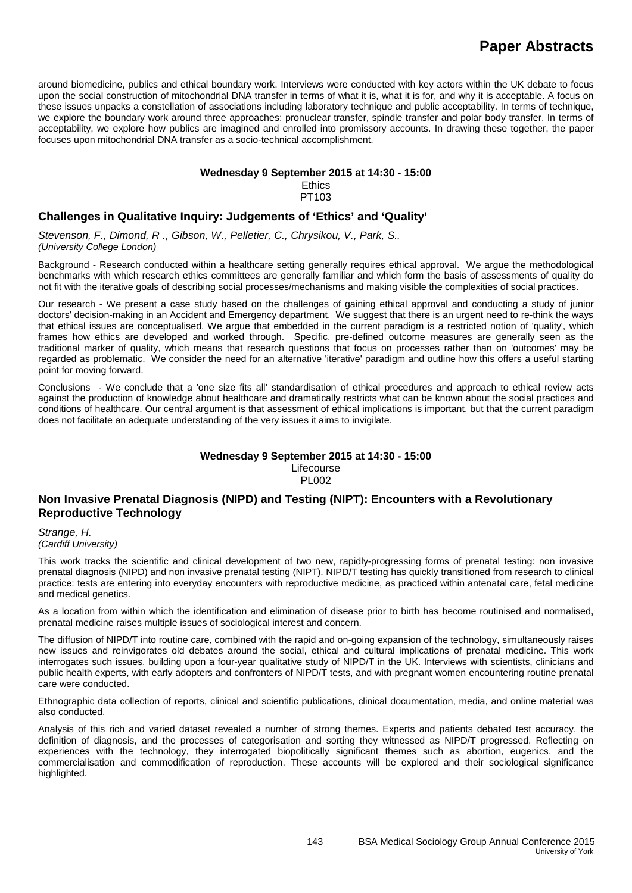around biomedicine, publics and ethical boundary work. Interviews were conducted with key actors within the UK debate to focus upon the social construction of mitochondrial DNA transfer in terms of what it is, what it is for, and why it is acceptable. A focus on these issues unpacks a constellation of associations including laboratory technique and public acceptability. In terms of technique, we explore the boundary work around three approaches: pronuclear transfer, spindle transfer and polar body transfer. In terms of acceptability, we explore how publics are imagined and enrolled into promissory accounts. In drawing these together, the paper focuses upon mitochondrial DNA transfer as a socio-technical accomplishment.

**Wednesday 9 September 2015 at 14:30 - 15:00**
Ethics
PT103

## Challenges in Qualitative Inquiry: Judgements of 'Ethics' and 'Quality'

*Stevenson, F., Dimond, R ., Gibson, W., Pelletier, C., Chrysikou, V., Park, S..*
*(University College London)*

Background - Research conducted within a healthcare setting generally requires ethical approval. We argue the methodological benchmarks with which research ethics committees are generally familiar and which form the basis of assessments of quality do not fit with the iterative goals of describing social processes/mechanisms and making visible the complexities of social practices.

Our research - We present a case study based on the challenges of gaining ethical approval and conducting a study of junior doctors' decision-making in an Accident and Emergency department. We suggest that there is an urgent need to re-think the ways that ethical issues are conceptualised. We argue that embedded in the current paradigm is a restricted notion of 'quality', which frames how ethics are developed and worked through. Specific, pre-defined outcome measures are generally seen as the traditional marker of quality, which means that research questions that focus on processes rather than on 'outcomes' may be regarded as problematic. We consider the need for an alternative 'iterative' paradigm and outline how this offers a useful starting point for moving forward.

Conclusions - We conclude that a 'one size fits all' standardisation of ethical procedures and approach to ethical review acts against the production of knowledge about healthcare and dramatically restricts what can be known about the social practices and conditions of healthcare. Our central argument is that assessment of ethical implications is important, but that the current paradigm does not facilitate an adequate understanding of the very issues it aims to invigilate.

**Wednesday 9 September 2015 at 14:30 - 15:00**
Lifecourse
PL002

## Non Invasive Prenatal Diagnosis (NIPD) and Testing (NIPT): Encounters with a Revolutionary Reproductive Technology

*Strange, H.*
*(Cardiff University)*

This work tracks the scientific and clinical development of two new, rapidly-progressing forms of prenatal testing: non invasive prenatal diagnosis (NIPD) and non invasive prenatal testing (NIPT). NIPD/T testing has quickly transitioned from research to clinical practice: tests are entering into everyday encounters with reproductive medicine, as practiced within antenatal care, fetal medicine and medical genetics.

As a location from within which the identification and elimination of disease prior to birth has become routinised and normalised, prenatal medicine raises multiple issues of sociological interest and concern.

The diffusion of NIPD/T into routine care, combined with the rapid and on-going expansion of the technology, simultaneously raises new issues and reinvigorates old debates around the social, ethical and cultural implications of prenatal medicine. This work interrogates such issues, building upon a four-year qualitative study of NIPD/T in the UK. Interviews with scientists, clinicians and public health experts, with early adopters and confronters of NIPD/T tests, and with pregnant women encountering routine prenatal care were conducted.

Ethnographic data collection of reports, clinical and scientific publications, clinical documentation, media, and online material was also conducted.

Analysis of this rich and varied dataset revealed a number of strong themes. Experts and patients debated test accuracy, the definition of diagnosis, and the processes of categorisation and sorting they witnessed as NIPD/T progressed. Reflecting on experiences with the technology, they interrogated biopolitically significant themes such as abortion, eugenics, and the commercialisation and commodification of reproduction. These accounts will be explored and their sociological significance highlighted.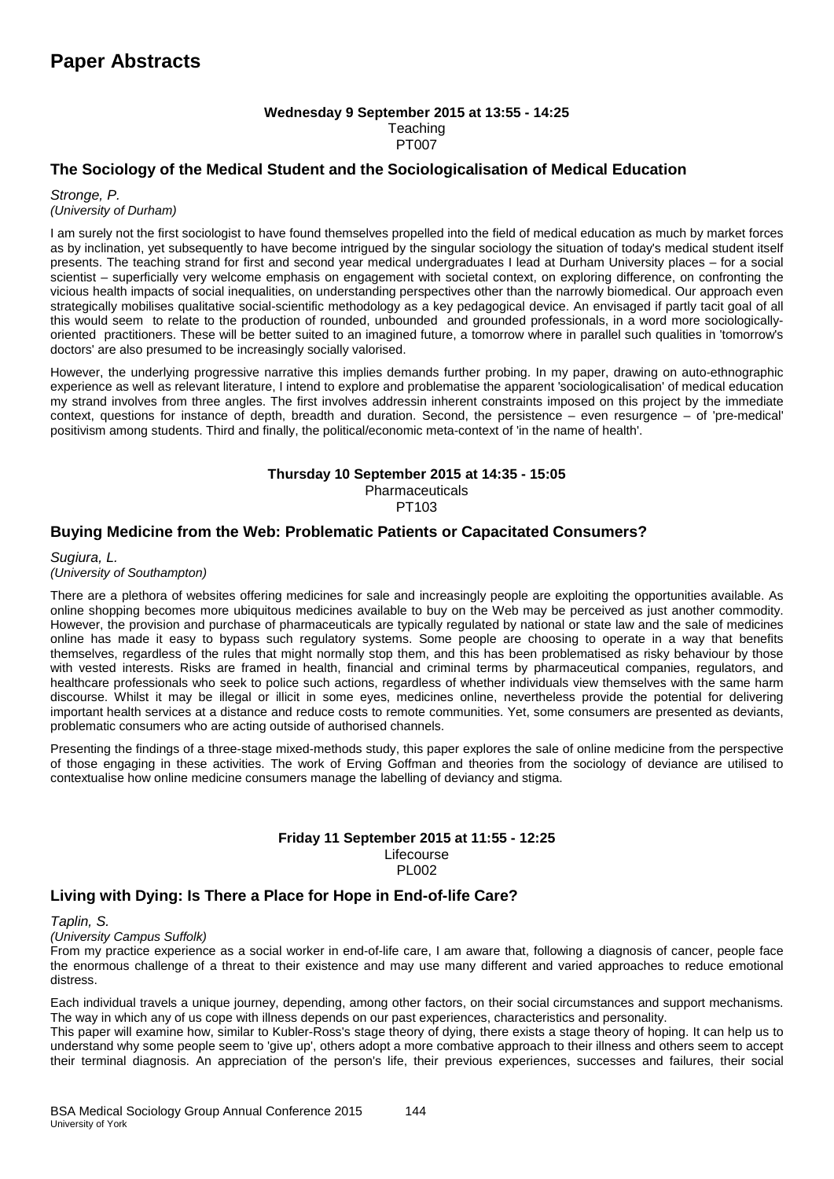# Paper Abstracts

**Wednesday 9 September 2015 at 13:55 - 14:25**
Teaching
PT007

## The Sociology of the Medical Student and the Sociologicalisation of Medical Education

*Stronge, P.*
*(University of Durham)*

I am surely not the first sociologist to have found themselves propelled into the field of medical education as much by market forces as by inclination, yet subsequently to have become intrigued by the singular sociology the situation of today's medical student itself presents. The teaching strand for first and second year medical undergraduates I lead at Durham University places – for a social scientist – superficially very welcome emphasis on engagement with societal context, on exploring difference, on confronting the vicious health impacts of social inequalities, on understanding perspectives other than the narrowly biomedical. Our approach even strategically mobilises qualitative social-scientific methodology as a key pedagogical device. An envisaged if partly tacit goal of all this would seem to relate to the production of rounded, unbounded and grounded professionals, in a word more sociologically-oriented practitioners. These will be better suited to an imagined future, a tomorrow where in parallel such qualities in 'tomorrow's doctors' are also presumed to be increasingly socially valorised.

However, the underlying progressive narrative this implies demands further probing. In my paper, drawing on auto-ethnographic experience as well as relevant literature, I intend to explore and problematise the apparent 'sociologicalisation' of medical education my strand involves from three angles. The first involves addressin inherent constraints imposed on this project by the immediate context, questions for instance of depth, breadth and duration. Second, the persistence – even resurgence – of 'pre-medical' positivism among students. Third and finally, the political/economic meta-context of 'in the name of health'.

**Thursday 10 September 2015 at 14:35 - 15:05**
Pharmaceuticals
PT103

## Buying Medicine from the Web: Problematic Patients or Capacitated Consumers?

*Sugiura, L.*
*(University of Southampton)*

There are a plethora of websites offering medicines for sale and increasingly people are exploiting the opportunities available. As online shopping becomes more ubiquitous medicines available to buy on the Web may be perceived as just another commodity. However, the provision and purchase of pharmaceuticals are typically regulated by national or state law and the sale of medicines online has made it easy to bypass such regulatory systems. Some people are choosing to operate in a way that benefits themselves, regardless of the rules that might normally stop them, and this has been problematised as risky behaviour by those with vested interests. Risks are framed in health, financial and criminal terms by pharmaceutical companies, regulators, and healthcare professionals who seek to police such actions, regardless of whether individuals view themselves with the same harm discourse. Whilst it may be illegal or illicit in some eyes, medicines online, nevertheless provide the potential for delivering important health services at a distance and reduce costs to remote communities. Yet, some consumers are presented as deviants, problematic consumers who are acting outside of authorised channels.

Presenting the findings of a three-stage mixed-methods study, this paper explores the sale of online medicine from the perspective of those engaging in these activities. The work of Erving Goffman and theories from the sociology of deviance are utilised to contextualise how online medicine consumers manage the labelling of deviancy and stigma.

**Friday 11 September 2015 at 11:55 - 12:25**
Lifecourse
PL002

## Living with Dying: Is There a Place for Hope in End-of-life Care?

*Taplin, S.*
*(University Campus Suffolk)*

From my practice experience as a social worker in end-of-life care, I am aware that, following a diagnosis of cancer, people face the enormous challenge of a threat to their existence and may use many different and varied approaches to reduce emotional distress.

Each individual travels a unique journey, depending, among other factors, on their social circumstances and support mechanisms. The way in which any of us cope with illness depends on our past experiences, characteristics and personality.

This paper will examine how, similar to Kubler-Ross's stage theory of dying, there exists a stage theory of hoping. It can help us to understand why some people seem to 'give up', others adopt a more combative approach to their illness and others seem to accept their terminal diagnosis. An appreciation of the person's life, their previous experiences, successes and failures, their social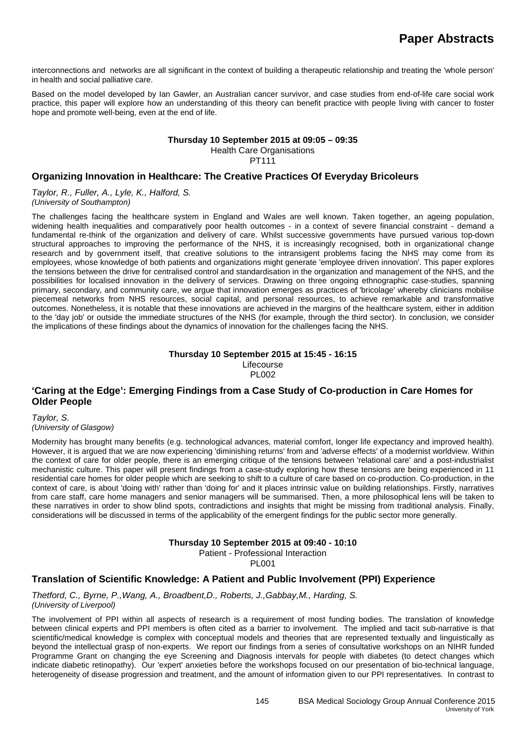interconnections and networks are all significant in the context of building a therapeutic relationship and treating the 'whole person' in health and social palliative care.

Based on the model developed by Ian Gawler, an Australian cancer survivor, and case studies from end-of-life care social work practice, this paper will explore how an understanding of this theory can benefit practice with people living with cancer to foster hope and promote well-being, even at the end of life.

**Thursday 10 September 2015 at 09:05 – 09:35**
Health Care Organisations
PT111

## Organizing Innovation in Healthcare: The Creative Practices Of Everyday Bricoleurs

*Taylor, R., Fuller, A., Lyle, K., Halford, S.*
*(University of Southampton)*

The challenges facing the healthcare system in England and Wales are well known. Taken together, an ageing population, widening health inequalities and comparatively poor health outcomes - in a context of severe financial constraint - demand a fundamental re-think of the organization and delivery of care. Whilst successive governments have pursued various top-down structural approaches to improving the performance of the NHS, it is increasingly recognised, both in organizational change research and by government itself, that creative solutions to the intransigent problems facing the NHS may come from its employees, whose knowledge of both patients and organizations might generate 'employee driven innovation'. This paper explores the tensions between the drive for centralised control and standardisation in the organization and management of the NHS, and the possibilities for localised innovation in the delivery of services. Drawing on three ongoing ethnographic case-studies, spanning primary, secondary, and community care, we argue that innovation emerges as practices of 'bricolage' whereby clinicians mobilise piecemeal networks from NHS resources, social capital, and personal resources, to achieve remarkable and transformative outcomes. Nonetheless, it is notable that these innovations are achieved in the margins of the healthcare system, either in addition to the 'day job' or outside the immediate structures of the NHS (for example, through the third sector). In conclusion, we consider the implications of these findings about the dynamics of innovation for the challenges facing the NHS.

**Thursday 10 September 2015 at 15:45 - 16:15**
Lifecourse
PL002

## 'Caring at the Edge': Emerging Findings from a Case Study of Co-production in Care Homes for Older People

*Taylor, S.*
*(University of Glasgow)*

Modernity has brought many benefits (e.g. technological advances, material comfort, longer life expectancy and improved health). However, it is argued that we are now experiencing 'diminishing returns' from and 'adverse effects' of a modernist worldview. Within the context of care for older people, there is an emerging critique of the tensions between 'relational care' and a post-industrialist mechanistic culture. This paper will present findings from a case-study exploring how these tensions are being experienced in 11 residential care homes for older people which are seeking to shift to a culture of care based on co-production. Co-production, in the context of care, is about 'doing with' rather than 'doing for' and it places intrinsic value on building relationships. Firstly, narratives from care staff, care home managers and senior managers will be summarised. Then, a more philosophical lens will be taken to these narratives in order to show blind spots, contradictions and insights that might be missing from traditional analysis. Finally, considerations will be discussed in terms of the applicability of the emergent findings for the public sector more generally.

**Thursday 10 September 2015 at 09:40 - 10:10**
Patient - Professional Interaction
PL001

## Translation of Scientific Knowledge: A Patient and Public Involvement (PPI) Experience

*Thetford, C., Byrne, P.,Wang, A., Broadbent,D., Roberts, J.,Gabbay,M., Harding, S.*
*(University of Liverpool)*

The involvement of PPI within all aspects of research is a requirement of most funding bodies. The translation of knowledge between clinical experts and PPI members is often cited as a barrier to involvement. The implied and tacit sub-narrative is that scientific/medical knowledge is complex with conceptual models and theories that are represented textually and linguistically as beyond the intellectual grasp of non-experts. We report our findings from a series of consultative workshops on an NIHR funded Programme Grant on changing the eye Screening and Diagnosis intervals for people with diabetes (to detect changes which indicate diabetic retinopathy). Our 'expert' anxieties before the workshops focused on our presentation of bio-technical language, heterogeneity of disease progression and treatment, and the amount of information given to our PPI representatives. In contrast to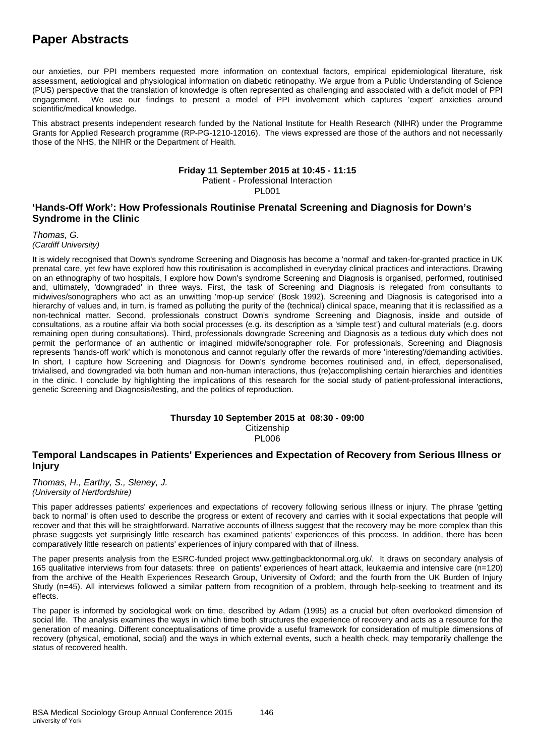our anxieties, our PPI members requested more information on contextual factors, empirical epidemiological literature, risk assessment, aetiological and physiological information on diabetic retinopathy. We argue from a Public Understanding of Science (PUS) perspective that the translation of knowledge is often represented as challenging and associated with a deficit model of PPI engagement. We use our findings to present a model of PPI involvement which captures 'expert' anxieties around scientific/medical knowledge.

This abstract presents independent research funded by the National Institute for Health Research (NIHR) under the Programme Grants for Applied Research programme (RP-PG-1210-12016). The views expressed are those of the authors and not necessarily those of the NHS, the NIHR or the Department of Health.

**Friday 11 September 2015 at 10:45 - 11:15**
Patient - Professional Interaction
PL001

## 'Hands-Off Work': How Professionals Routinise Prenatal Screening and Diagnosis for Down's Syndrome in the Clinic

*Thomas, G.*
*(Cardiff University)*

It is widely recognised that Down's syndrome Screening and Diagnosis has become a 'normal' and taken-for-granted practice in UK prenatal care, yet few have explored how this routinisation is accomplished in everyday clinical practices and interactions. Drawing on an ethnography of two hospitals, I explore how Down's syndrome Screening and Diagnosis is organised, performed, routinised and, ultimately, 'downgraded' in three ways. First, the task of Screening and Diagnosis is relegated from consultants to midwives/sonographers who act as an unwitting 'mop-up service' (Bosk 1992). Screening and Diagnosis is categorised into a hierarchy of values and, in turn, is framed as polluting the purity of the (technical) clinical space, meaning that it is reclassified as a non-technical matter. Second, professionals construct Down's syndrome Screening and Diagnosis, inside and outside of consultations, as a routine affair via both social processes (e.g. its description as a 'simple test') and cultural materials (e.g. doors remaining open during consultations). Third, professionals downgrade Screening and Diagnosis as a tedious duty which does not permit the performance of an authentic or imagined midwife/sonographer role. For professionals, Screening and Diagnosis represents 'hands-off work' which is monotonous and cannot regularly offer the rewards of more 'interesting'/demanding activities. In short, I capture how Screening and Diagnosis for Down's syndrome becomes routinised and, in effect, depersonalised, trivialised, and downgraded via both human and non-human interactions, thus (re)accomplishing certain hierarchies and identities in the clinic. I conclude by highlighting the implications of this research for the social study of patient-professional interactions, genetic Screening and Diagnosis/testing, and the politics of reproduction.

**Thursday 10 September 2015 at 08:30 - 09:00**
Citizenship
PL006

## Temporal Landscapes in Patients' Experiences and Expectation of Recovery from Serious Illness or Injury

*Thomas, H., Earthy, S., Sleney, J.*
*(University of Hertfordshire)*

This paper addresses patients' experiences and expectations of recovery following serious illness or injury. The phrase 'getting back to normal' is often used to describe the progress or extent of recovery and carries with it social expectations that people will recover and that this will be straightforward. Narrative accounts of illness suggest that the recovery may be more complex than this phrase suggests yet surprisingly little research has examined patients' experiences of this process. In addition, there has been comparatively little research on patients' experiences of injury compared with that of illness.

The paper presents analysis from the ESRC-funded project www.gettingbacktonormal.org.uk/. It draws on secondary analysis of 165 qualitative interviews from four datasets: three on patients' experiences of heart attack, leukaemia and intensive care (n=120) from the archive of the Health Experiences Research Group, University of Oxford; and the fourth from the UK Burden of Injury Study (n=45). All interviews followed a similar pattern from recognition of a problem, through help-seeking to treatment and its effects.

The paper is informed by sociological work on time, described by Adam (1995) as a crucial but often overlooked dimension of social life. The analysis examines the ways in which time both structures the experience of recovery and acts as a resource for the generation of meaning. Different conceptualisations of time provide a useful framework for consideration of multiple dimensions of recovery (physical, emotional, social) and the ways in which external events, such a health check, may temporarily challenge the status of recovered health.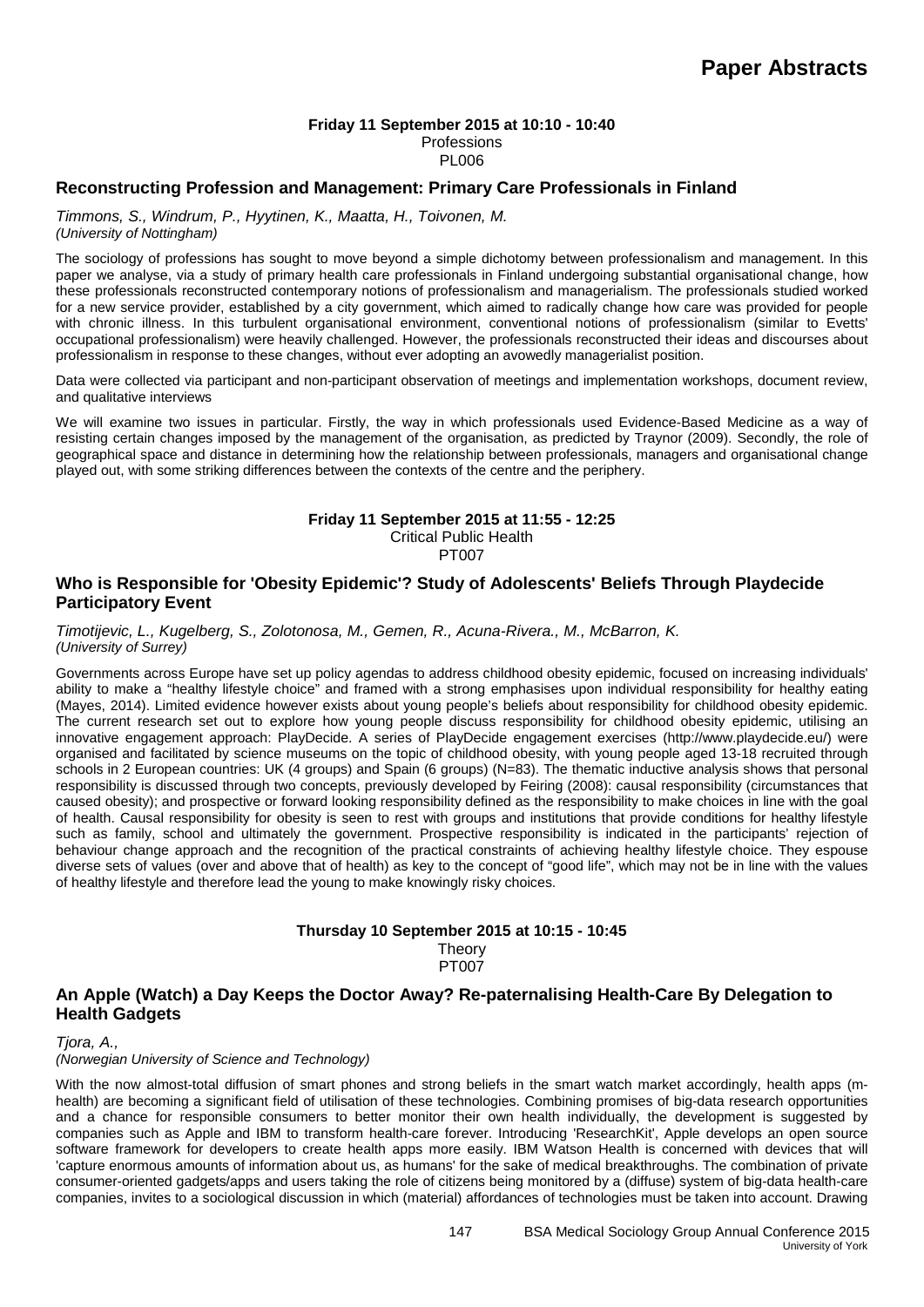**Friday 11 September 2015 at 10:10 - 10:40**
Professions
PL006

### Reconstructing Profession and Management: Primary Care Professionals in Finland

*Timmons, S., Windrum, P., Hyytinen, K., Maatta, H., Toivonen, M.*
*(University of Nottingham)*

The sociology of professions has sought to move beyond a simple dichotomy between professionalism and management. In this paper we analyse, via a study of primary health care professionals in Finland undergoing substantial organisational change, how these professionals reconstructed contemporary notions of professionalism and managerialism. The professionals studied worked for a new service provider, established by a city government, which aimed to radically change how care was provided for people with chronic illness. In this turbulent organisational environment, conventional notions of professionalism (similar to Evetts' occupational professionalism) were heavily challenged. However, the professionals reconstructed their ideas and discourses about professionalism in response to these changes, without ever adopting an avowedly managerialist position.

Data were collected via participant and non-participant observation of meetings and implementation workshops, document review, and qualitative interviews

We will examine two issues in particular. Firstly, the way in which professionals used Evidence-Based Medicine as a way of resisting certain changes imposed by the management of the organisation, as predicted by Traynor (2009). Secondly, the role of geographical space and distance in determining how the relationship between professionals, managers and organisational change played out, with some striking differences between the contexts of the centre and the periphery.

**Friday 11 September 2015 at 11:55 - 12:25**
Critical Public Health
PT007

### Who is Responsible for 'Obesity Epidemic'? Study of Adolescents' Beliefs Through Playdecide Participatory Event

*Timotijevic, L., Kugelberg, S., Zolotonosa, M., Gemen, R., Acuna-Rivera., M., McBarron, K.*
*(University of Surrey)*

Governments across Europe have set up policy agendas to address childhood obesity epidemic, focused on increasing individuals' ability to make a "healthy lifestyle choice" and framed with a strong emphasises upon individual responsibility for healthy eating (Mayes, 2014). Limited evidence however exists about young people's beliefs about responsibility for childhood obesity epidemic. The current research set out to explore how young people discuss responsibility for childhood obesity epidemic, utilising an innovative engagement approach: PlayDecide. A series of PlayDecide engagement exercises (http://www.playdecide.eu/) were organised and facilitated by science museums on the topic of childhood obesity, with young people aged 13-18 recruited through schools in 2 European countries: UK (4 groups) and Spain (6 groups) (N=83). The thematic inductive analysis shows that personal responsibility is discussed through two concepts, previously developed by Feiring (2008): causal responsibility (circumstances that caused obesity); and prospective or forward looking responsibility defined as the responsibility to make choices in line with the goal of health. Causal responsibility for obesity is seen to rest with groups and institutions that provide conditions for healthy lifestyle such as family, school and ultimately the government. Prospective responsibility is indicated in the participants' rejection of behaviour change approach and the recognition of the practical constraints of achieving healthy lifestyle choice. They espouse diverse sets of values (over and above that of health) as key to the concept of "good life", which may not be in line with the values of healthy lifestyle and therefore lead the young to make knowingly risky choices.

**Thursday 10 September 2015 at 10:15 - 10:45**
Theory
PT007

### An Apple (Watch) a Day Keeps the Doctor Away? Re-paternalising Health-Care By Delegation to Health Gadgets

*Tjora, A.,*
*(Norwegian University of Science and Technology)*

With the now almost-total diffusion of smart phones and strong beliefs in the smart watch market accordingly, health apps (m-health) are becoming a significant field of utilisation of these technologies. Combining promises of big-data research opportunities and a chance for responsible consumers to better monitor their own health individually, the development is suggested by companies such as Apple and IBM to transform health-care forever. Introducing 'ResearchKit', Apple develops an open source software framework for developers to create health apps more easily. IBM Watson Health is concerned with devices that will 'capture enormous amounts of information about us, as humans' for the sake of medical breakthroughs. The combination of private consumer-oriented gadgets/apps and users taking the role of citizens being monitored by a (diffuse) system of big-data health-care companies, invites to a sociological discussion in which (material) affordances of technologies must be taken into account. Drawing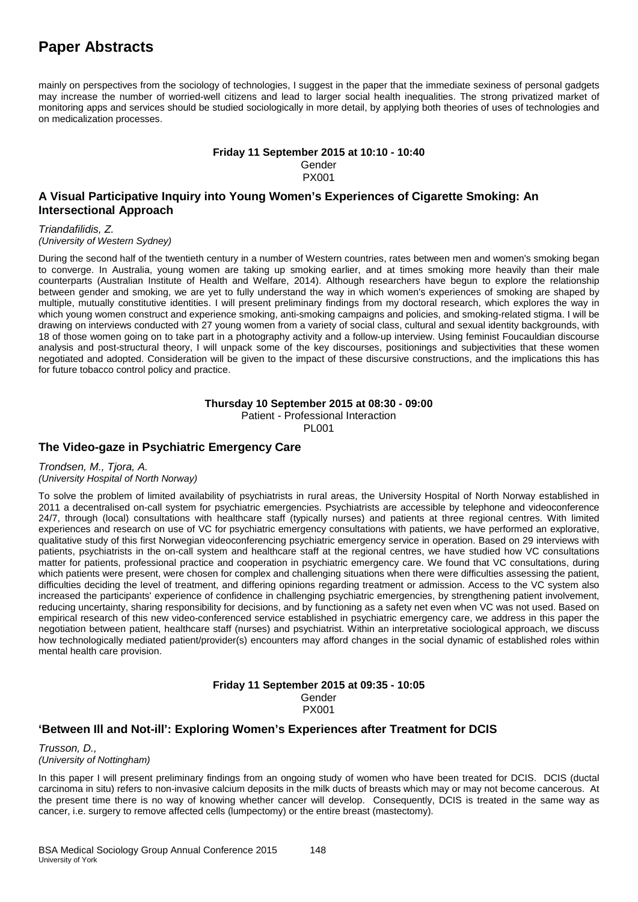mainly on perspectives from the sociology of technologies, I suggest in the paper that the immediate sexiness of personal gadgets may increase the number of worried-well citizens and lead to larger social health inequalities. The strong privatized market of monitoring apps and services should be studied sociologically in more detail, by applying both theories of uses of technologies and on medicalization processes.

**Friday 11 September 2015 at 10:10 - 10:40**
Gender
PX001

## A Visual Participative Inquiry into Young Women's Experiences of Cigarette Smoking: An Intersectional Approach

*Triandafilidis, Z.*
*(University of Western Sydney)*

During the second half of the twentieth century in a number of Western countries, rates between men and women's smoking began to converge. In Australia, young women are taking up smoking earlier, and at times smoking more heavily than their male counterparts (Australian Institute of Health and Welfare, 2014). Although researchers have begun to explore the relationship between gender and smoking, we are yet to fully understand the way in which women's experiences of smoking are shaped by multiple, mutually constitutive identities. I will present preliminary findings from my doctoral research, which explores the way in which young women construct and experience smoking, anti-smoking campaigns and policies, and smoking-related stigma. I will be drawing on interviews conducted with 27 young women from a variety of social class, cultural and sexual identity backgrounds, with 18 of those women going on to take part in a photography activity and a follow-up interview. Using feminist Foucauldian discourse analysis and post-structural theory, I will unpack some of the key discourses, positionings and subjectivities that these women negotiated and adopted. Consideration will be given to the impact of these discursive constructions, and the implications this has for future tobacco control policy and practice.

**Thursday 10 September 2015 at 08:30 - 09:00**
Patient - Professional Interaction
PL001

## The Video-gaze in Psychiatric Emergency Care

*Trondsen, M., Tjora, A.*
*(University Hospital of North Norway)*

To solve the problem of limited availability of psychiatrists in rural areas, the University Hospital of North Norway established in 2011 a decentralised on-call system for psychiatric emergencies. Psychiatrists are accessible by telephone and videoconference 24/7, through (local) consultations with healthcare staff (typically nurses) and patients at three regional centres. With limited experiences and research on use of VC for psychiatric emergency consultations with patients, we have performed an explorative, qualitative study of this first Norwegian videoconferencing psychiatric emergency service in operation. Based on 29 interviews with patients, psychiatrists in the on-call system and healthcare staff at the regional centres, we have studied how VC consultations matter for patients, professional practice and cooperation in psychiatric emergency care. We found that VC consultations, during which patients were present, were chosen for complex and challenging situations when there were difficulties assessing the patient, difficulties deciding the level of treatment, and differing opinions regarding treatment or admission. Access to the VC system also increased the participants' experience of confidence in challenging psychiatric emergencies, by strengthening patient involvement, reducing uncertainty, sharing responsibility for decisions, and by functioning as a safety net even when VC was not used. Based on empirical research of this new video-conferenced service established in psychiatric emergency care, we address in this paper the negotiation between patient, healthcare staff (nurses) and psychiatrist. Within an interpretative sociological approach, we discuss how technologically mediated patient/provider(s) encounters may afford changes in the social dynamic of established roles within mental health care provision.

**Friday 11 September 2015 at 09:35 - 10:05**
Gender
PX001

## 'Between Ill and Not-ill': Exploring Women's Experiences after Treatment for DCIS

*Trusson, D.,*
*(University of Nottingham)*

In this paper I will present preliminary findings from an ongoing study of women who have been treated for DCIS. DCIS (ductal carcinoma in situ) refers to non-invasive calcium deposits in the milk ducts of breasts which may or may not become cancerous. At the present time there is no way of knowing whether cancer will develop. Consequently, DCIS is treated in the same way as cancer, i.e. surgery to remove affected cells (lumpectomy) or the entire breast (mastectomy).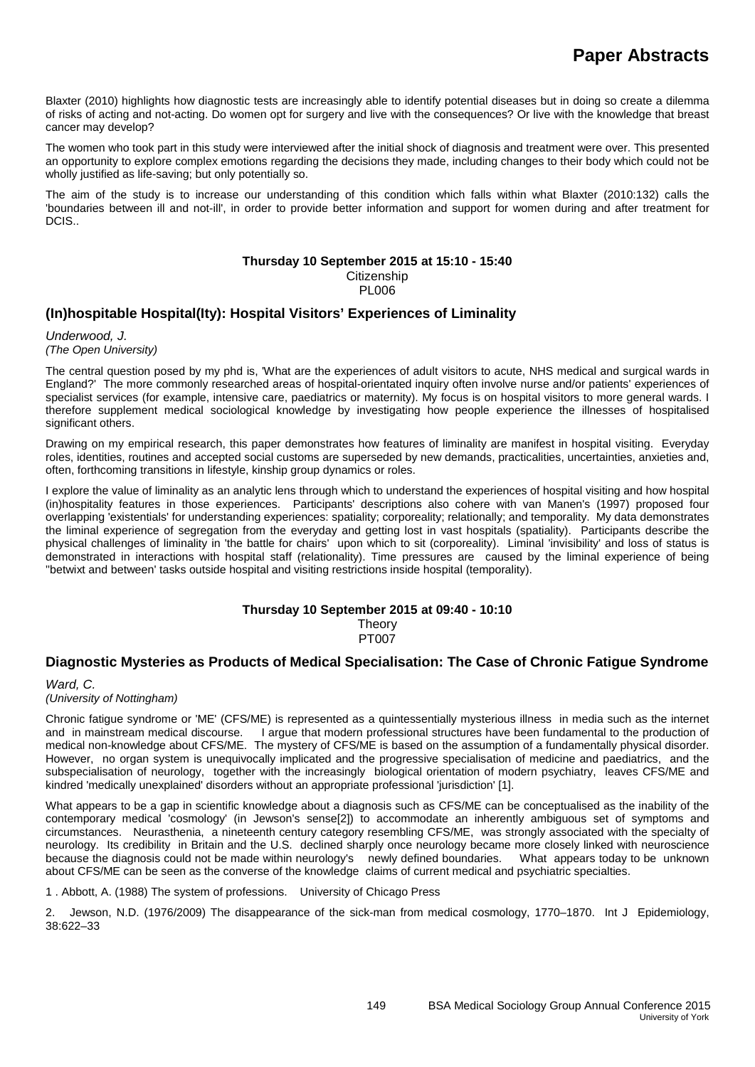Blaxter (2010) highlights how diagnostic tests are increasingly able to identify potential diseases but in doing so create a dilemma of risks of acting and not-acting. Do women opt for surgery and live with the consequences? Or live with the knowledge that breast cancer may develop?

The women who took part in this study were interviewed after the initial shock of diagnosis and treatment were over. This presented an opportunity to explore complex emotions regarding the decisions they made, including changes to their body which could not be wholly justified as life-saving; but only potentially so.

The aim of the study is to increase our understanding of this condition which falls within what Blaxter (2010:132) calls the 'boundaries between ill and not-ill', in order to provide better information and support for women during and after treatment for DCIS..

**Thursday 10 September 2015 at 15:10 - 15:40**
Citizenship
PL006

## (In)hospitable Hospital(Ity): Hospital Visitors' Experiences of Liminality

*Underwood, J.*
*(The Open University)*

The central question posed by my phd is, 'What are the experiences of adult visitors to acute, NHS medical and surgical wards in England?' The more commonly researched areas of hospital-orientated inquiry often involve nurse and/or patients' experiences of specialist services (for example, intensive care, paediatrics or maternity). My focus is on hospital visitors to more general wards. I therefore supplement medical sociological knowledge by investigating how people experience the illnesses of hospitalised significant others.

Drawing on my empirical research, this paper demonstrates how features of liminality are manifest in hospital visiting. Everyday roles, identities, routines and accepted social customs are superseded by new demands, practicalities, uncertainties, anxieties and, often, forthcoming transitions in lifestyle, kinship group dynamics or roles.

I explore the value of liminality as an analytic lens through which to understand the experiences of hospital visiting and how hospital (in)hospitality features in those experiences. Participants' descriptions also cohere with van Manen's (1997) proposed four overlapping 'existentials' for understanding experiences: spatiality; corporeality; relationally; and temporality. My data demonstrates the liminal experience of segregation from the everyday and getting lost in vast hospitals (spatiality). Participants describe the physical challenges of liminality in 'the battle for chairs' upon which to sit (corporeality). Liminal 'invisibility' and loss of status is demonstrated in interactions with hospital staff (relationality). Time pressures are caused by the liminal experience of being ''betwixt and between' tasks outside hospital and visiting restrictions inside hospital (temporality).

**Thursday 10 September 2015 at 09:40 - 10:10**
Theory
PT007

## Diagnostic Mysteries as Products of Medical Specialisation: The Case of Chronic Fatigue Syndrome

*Ward, C.*
*(University of Nottingham)*

Chronic fatigue syndrome or 'ME' (CFS/ME) is represented as a quintessentially mysterious illness in media such as the internet and in mainstream medical discourse. I argue that modern professional structures have been fundamental to the production of medical non-knowledge about CFS/ME. The mystery of CFS/ME is based on the assumption of a fundamentally physical disorder. However, no organ system is unequivocally implicated and the progressive specialisation of medicine and paediatrics, and the subspecialisation of neurology, together with the increasingly biological orientation of modern psychiatry, leaves CFS/ME and kindred 'medically unexplained' disorders without an appropriate professional 'jurisdiction' [1].

What appears to be a gap in scientific knowledge about a diagnosis such as CFS/ME can be conceptualised as the inability of the contemporary medical 'cosmology' (in Jewson's sense[2]) to accommodate an inherently ambiguous set of symptoms and circumstances. Neurasthenia, a nineteenth century category resembling CFS/ME, was strongly associated with the specialty of neurology. Its credibility in Britain and the U.S. declined sharply once neurology became more closely linked with neuroscience because the diagnosis could not be made within neurology's newly defined boundaries. What appears today to be unknown about CFS/ME can be seen as the converse of the knowledge claims of current medical and psychiatric specialties.

1 . Abbott, A. (1988) The system of professions. University of Chicago Press

2. Jewson, N.D. (1976/2009) The disappearance of the sick-man from medical cosmology, 1770–1870. Int J Epidemiology, 38:622–33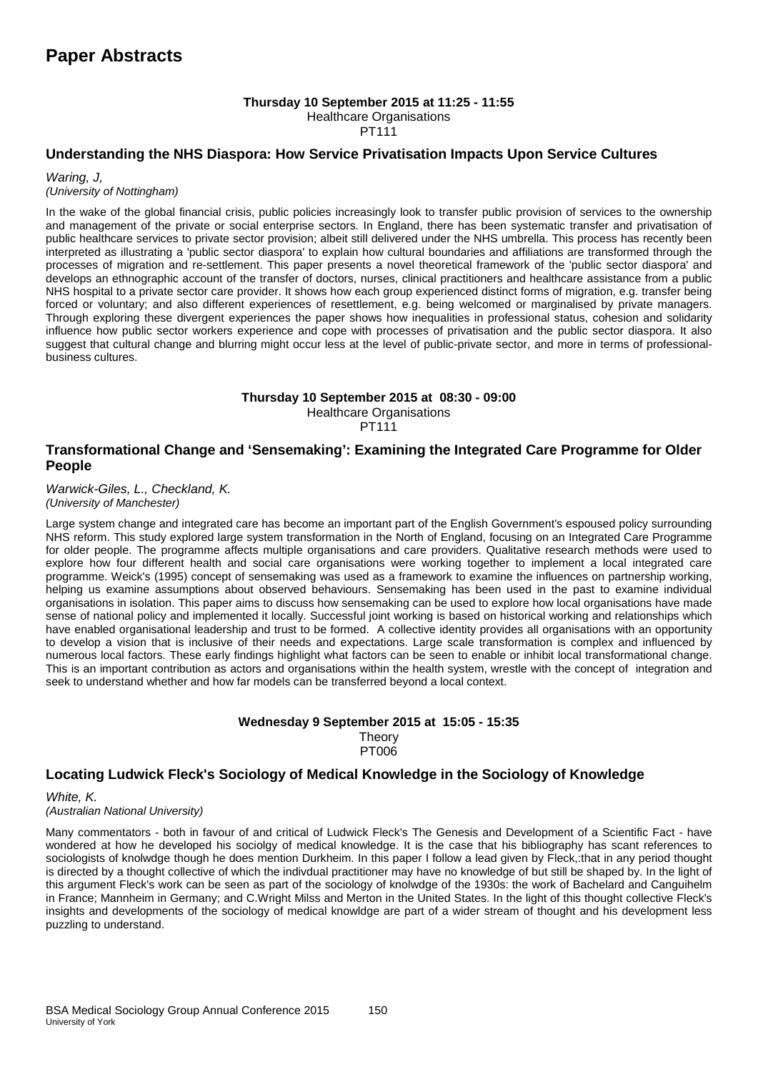# Paper Abstracts

**Thursday 10 September 2015 at 11:25 - 11:55**
Healthcare Organisations
PT111

### Understanding the NHS Diaspora: How Service Privatisation Impacts Upon Service Cultures

*Waring, J,*
*(University of Nottingham)*

In the wake of the global financial crisis, public policies increasingly look to transfer public provision of services to the ownership and management of the private or social enterprise sectors. In England, there has been systematic transfer and privatisation of public healthcare services to private sector provision; albeit still delivered under the NHS umbrella. This process has recently been interpreted as illustrating a 'public sector diaspora' to explain how cultural boundaries and affiliations are transformed through the processes of migration and re-settlement. This paper presents a novel theoretical framework of the 'public sector diaspora' and develops an ethnographic account of the transfer of doctors, nurses, clinical practitioners and healthcare assistance from a public NHS hospital to a private sector care provider. It shows how each group experienced distinct forms of migration, e.g. transfer being forced or voluntary; and also different experiences of resettlement, e.g. being welcomed or marginalised by private managers. Through exploring these divergent experiences the paper shows how inequalities in professional status, cohesion and solidarity influence how public sector workers experience and cope with processes of privatisation and the public sector diaspora. It also suggest that cultural change and blurring might occur less at the level of public-private sector, and more in terms of professional-business cultures.

**Thursday 10 September 2015 at 08:30 - 09:00**
Healthcare Organisations
PT111

### Transformational Change and 'Sensemaking': Examining the Integrated Care Programme for Older People

*Warwick-Giles, L., Checkland, K.*
*(University of Manchester)*

Large system change and integrated care has become an important part of the English Government's espoused policy surrounding NHS reform. This study explored large system transformation in the North of England, focusing on an Integrated Care Programme for older people. The programme affects multiple organisations and care providers. Qualitative research methods were used to explore how four different health and social care organisations were working together to implement a local integrated care programme. Weick's (1995) concept of sensemaking was used as a framework to examine the influences on partnership working, helping us examine assumptions about observed behaviours. Sensemaking has been used in the past to examine individual organisations in isolation. This paper aims to discuss how sensemaking can be used to explore how local organisations have made sense of national policy and implemented it locally. Successful joint working is based on historical working and relationships which have enabled organisational leadership and trust to be formed. A collective identity provides all organisations with an opportunity to develop a vision that is inclusive of their needs and expectations. Large scale transformation is complex and influenced by numerous local factors. These early findings highlight what factors can be seen to enable or inhibit local transformational change. This is an important contribution as actors and organisations within the health system, wrestle with the concept of integration and seek to understand whether and how far models can be transferred beyond a local context.

**Wednesday 9 September 2015 at 15:05 - 15:35**
Theory
PT006

### Locating Ludwick Fleck's Sociology of Medical Knowledge in the Sociology of Knowledge

*White, K.*
*(Australian National University)*

Many commentators - both in favour of and critical of Ludwick Fleck's The Genesis and Development of a Scientific Fact - have wondered at how he developed his sociolgy of medical knowledge. It is the case that his bibliography has scant references to sociologists of knolwdge though he does mention Durkheim. In this paper I follow a lead given by Fleck,:that in any period thought is directed by a thought collective of which the indivdual practitioner may have no knowledge of but still be shaped by. In the light of this argument Fleck's work can be seen as part of the sociology of knolwdge of the 1930s: the work of Bachelard and Canguihelm in France; Mannheim in Germany; and C.Wright Milss and Merton in the United States. In the light of this thought collective Fleck's insights and developments of the sociology of medical knowldge are part of a wider stream of thought and his development less puzzling to understand.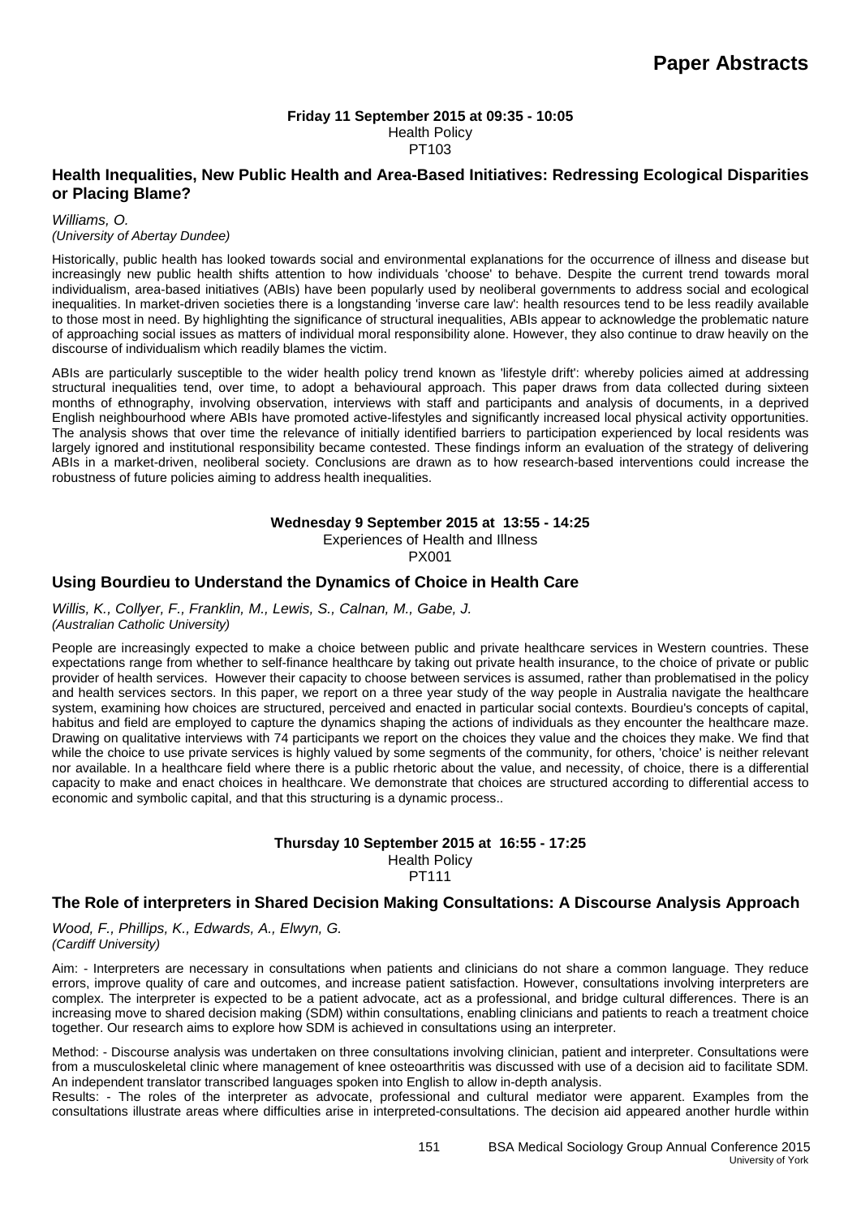# Paper Abstracts

**Friday 11 September 2015 at 09:35 - 10:05**
Health Policy
PT103

### Health Inequalities, New Public Health and Area-Based Initiatives: Redressing Ecological Disparities or Placing Blame?

*Williams, O.*
*(University of Abertay Dundee)*

Historically, public health has looked towards social and environmental explanations for the occurrence of illness and disease but increasingly new public health shifts attention to how individuals 'choose' to behave. Despite the current trend towards moral individualism, area-based initiatives (ABIs) have been popularly used by neoliberal governments to address social and ecological inequalities. In market-driven societies there is a longstanding 'inverse care law': health resources tend to be less readily available to those most in need. By highlighting the significance of structural inequalities, ABIs appear to acknowledge the problematic nature of approaching social issues as matters of individual moral responsibility alone. However, they also continue to draw heavily on the discourse of individualism which readily blames the victim.

ABIs are particularly susceptible to the wider health policy trend known as 'lifestyle drift': whereby policies aimed at addressing structural inequalities tend, over time, to adopt a behavioural approach. This paper draws from data collected during sixteen months of ethnography, involving observation, interviews with staff and participants and analysis of documents, in a deprived English neighbourhood where ABIs have promoted active-lifestyles and significantly increased local physical activity opportunities. The analysis shows that over time the relevance of initially identified barriers to participation experienced by local residents was largely ignored and institutional responsibility became contested. These findings inform an evaluation of the strategy of delivering ABIs in a market-driven, neoliberal society. Conclusions are drawn as to how research-based interventions could increase the robustness of future policies aiming to address health inequalities.

**Wednesday 9 September 2015 at 13:55 - 14:25**
Experiences of Health and Illness
PX001

### Using Bourdieu to Understand the Dynamics of Choice in Health Care

*Willis, K., Collyer, F., Franklin, M., Lewis, S., Calnan, M., Gabe, J.*
*(Australian Catholic University)*

People are increasingly expected to make a choice between public and private healthcare services in Western countries. These expectations range from whether to self-finance healthcare by taking out private health insurance, to the choice of private or public provider of health services. However their capacity to choose between services is assumed, rather than problematised in the policy and health services sectors. In this paper, we report on a three year study of the way people in Australia navigate the healthcare system, examining how choices are structured, perceived and enacted in particular social contexts. Bourdieu's concepts of capital, habitus and field are employed to capture the dynamics shaping the actions of individuals as they encounter the healthcare maze. Drawing on qualitative interviews with 74 participants we report on the choices they value and the choices they make. We find that while the choice to use private services is highly valued by some segments of the community, for others, 'choice' is neither relevant nor available. In a healthcare field where there is a public rhetoric about the value, and necessity, of choice, there is a differential capacity to make and enact choices in healthcare. We demonstrate that choices are structured according to differential access to economic and symbolic capital, and that this structuring is a dynamic process..

**Thursday 10 September 2015 at 16:55 - 17:25**
Health Policy
PT111

### The Role of interpreters in Shared Decision Making Consultations: A Discourse Analysis Approach

*Wood, F., Phillips, K., Edwards, A., Elwyn, G.*
*(Cardiff University)*

Aim: - Interpreters are necessary in consultations when patients and clinicians do not share a common language. They reduce errors, improve quality of care and outcomes, and increase patient satisfaction. However, consultations involving interpreters are complex. The interpreter is expected to be a patient advocate, act as a professional, and bridge cultural differences. There is an increasing move to shared decision making (SDM) within consultations, enabling clinicians and patients to reach a treatment choice together. Our research aims to explore how SDM is achieved in consultations using an interpreter.

Method: - Discourse analysis was undertaken on three consultations involving clinician, patient and interpreter. Consultations were from a musculoskeletal clinic where management of knee osteoarthritis was discussed with use of a decision aid to facilitate SDM. An independent translator transcribed languages spoken into English to allow in-depth analysis.

Results: - The roles of the interpreter as advocate, professional and cultural mediator were apparent. Examples from the consultations illustrate areas where difficulties arise in interpreted-consultations. The decision aid appeared another hurdle within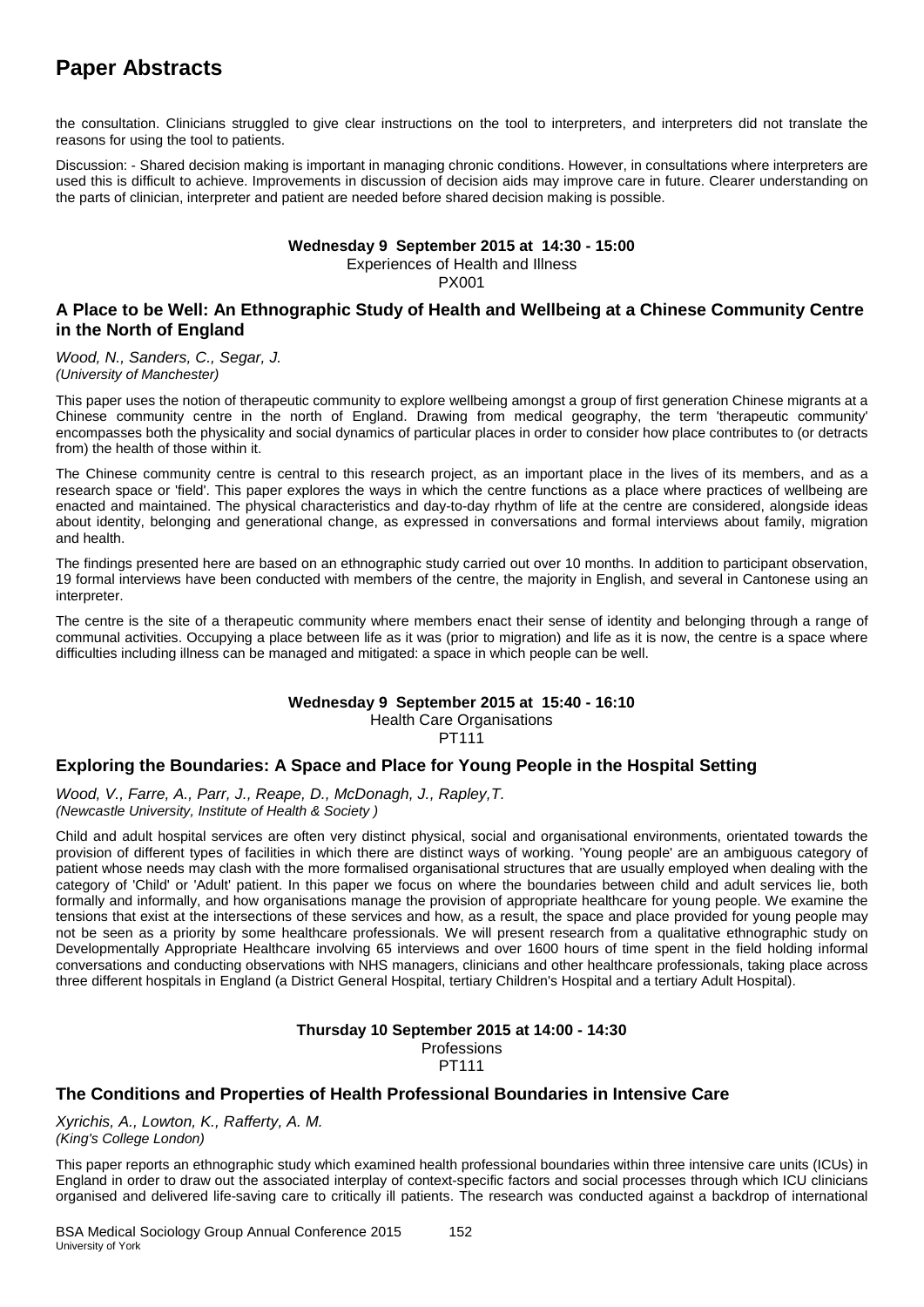the consultation. Clinicians struggled to give clear instructions on the tool to interpreters, and interpreters did not translate the reasons for using the tool to patients.

Discussion: - Shared decision making is important in managing chronic conditions. However, in consultations where interpreters are used this is difficult to achieve. Improvements in discussion of decision aids may improve care in future. Clearer understanding on the parts of clinician, interpreter and patient are needed before shared decision making is possible.

**Wednesday 9 September 2015 at 14:30 - 15:00**
Experiences of Health and Illness
PX001

### A Place to be Well: An Ethnographic Study of Health and Wellbeing at a Chinese Community Centre in the North of England

*Wood, N., Sanders, C., Segar, J.*
*(University of Manchester)*

This paper uses the notion of therapeutic community to explore wellbeing amongst a group of first generation Chinese migrants at a Chinese community centre in the north of England. Drawing from medical geography, the term 'therapeutic community' encompasses both the physicality and social dynamics of particular places in order to consider how place contributes to (or detracts from) the health of those within it.

The Chinese community centre is central to this research project, as an important place in the lives of its members, and as a research space or 'field'. This paper explores the ways in which the centre functions as a place where practices of wellbeing are enacted and maintained. The physical characteristics and day-to-day rhythm of life at the centre are considered, alongside ideas about identity, belonging and generational change, as expressed in conversations and formal interviews about family, migration and health.

The findings presented here are based on an ethnographic study carried out over 10 months. In addition to participant observation, 19 formal interviews have been conducted with members of the centre, the majority in English, and several in Cantonese using an interpreter.

The centre is the site of a therapeutic community where members enact their sense of identity and belonging through a range of communal activities. Occupying a place between life as it was (prior to migration) and life as it is now, the centre is a space where difficulties including illness can be managed and mitigated: a space in which people can be well.

**Wednesday 9 September 2015 at 15:40 - 16:10**
Health Care Organisations
PT111

### Exploring the Boundaries: A Space and Place for Young People in the Hospital Setting

*Wood, V., Farre, A., Parr, J., Reape, D., McDonagh, J., Rapley,T.*
*(Newcastle University, Institute of Health & Society )*

Child and adult hospital services are often very distinct physical, social and organisational environments, orientated towards the provision of different types of facilities in which there are distinct ways of working. 'Young people' are an ambiguous category of patient whose needs may clash with the more formalised organisational structures that are usually employed when dealing with the category of 'Child' or 'Adult' patient. In this paper we focus on where the boundaries between child and adult services lie, both formally and informally, and how organisations manage the provision of appropriate healthcare for young people. We examine the tensions that exist at the intersections of these services and how, as a result, the space and place provided for young people may not be seen as a priority by some healthcare professionals. We will present research from a qualitative ethnographic study on Developmentally Appropriate Healthcare involving 65 interviews and over 1600 hours of time spent in the field holding informal conversations and conducting observations with NHS managers, clinicians and other healthcare professionals, taking place across three different hospitals in England (a District General Hospital, tertiary Children's Hospital and a tertiary Adult Hospital).

**Thursday 10 September 2015 at 14:00 - 14:30**
Professions
PT111

### The Conditions and Properties of Health Professional Boundaries in Intensive Care

*Xyrichis, A., Lowton, K., Rafferty, A. M.*
*(King's College London)*

This paper reports an ethnographic study which examined health professional boundaries within three intensive care units (ICUs) in England in order to draw out the associated interplay of context-specific factors and social processes through which ICU clinicians organised and delivered life-saving care to critically ill patients. The research was conducted against a backdrop of international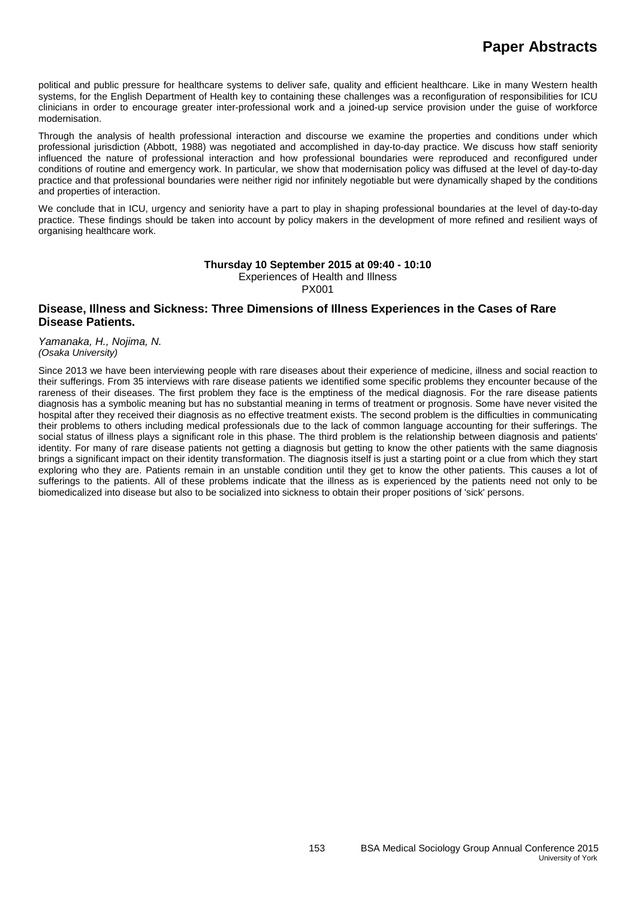political and public pressure for healthcare systems to deliver safe, quality and efficient healthcare. Like in many Western health systems, for the English Department of Health key to containing these challenges was a reconfiguration of responsibilities for ICU clinicians in order to encourage greater inter-professional work and a joined-up service provision under the guise of workforce modernisation.

Through the analysis of health professional interaction and discourse we examine the properties and conditions under which professional jurisdiction (Abbott, 1988) was negotiated and accomplished in day-to-day practice. We discuss how staff seniority influenced the nature of professional interaction and how professional boundaries were reproduced and reconfigured under conditions of routine and emergency work. In particular, we show that modernisation policy was diffused at the level of day-to-day practice and that professional boundaries were neither rigid nor infinitely negotiable but were dynamically shaped by the conditions and properties of interaction.

We conclude that in ICU, urgency and seniority have a part to play in shaping professional boundaries at the level of day-to-day practice. These findings should be taken into account by policy makers in the development of more refined and resilient ways of organising healthcare work.

**Thursday 10 September 2015 at 09:40 - 10:10**
Experiences of Health and Illness
PX001

### Disease, Illness and Sickness: Three Dimensions of Illness Experiences in the Cases of Rare Disease Patients.

*Yamanaka, H., Nojima, N.*
*(Osaka University)*

Since 2013 we have been interviewing people with rare diseases about their experience of medicine, illness and social reaction to their sufferings. From 35 interviews with rare disease patients we identified some specific problems they encounter because of the rareness of their diseases. The first problem they face is the emptiness of the medical diagnosis. For the rare disease patients diagnosis has a symbolic meaning but has no substantial meaning in terms of treatment or prognosis. Some have never visited the hospital after they received their diagnosis as no effective treatment exists. The second problem is the difficulties in communicating their problems to others including medical professionals due to the lack of common language accounting for their sufferings. The social status of illness plays a significant role in this phase. The third problem is the relationship between diagnosis and patients' identity. For many of rare disease patients not getting a diagnosis but getting to know the other patients with the same diagnosis brings a significant impact on their identity transformation. The diagnosis itself is just a starting point or a clue from which they start exploring who they are. Patients remain in an unstable condition until they get to know the other patients. This causes a lot of sufferings to the patients. All of these problems indicate that the illness as is experienced by the patients need not only to be biomedicalized into disease but also to be socialized into sickness to obtain their proper positions of 'sick' persons.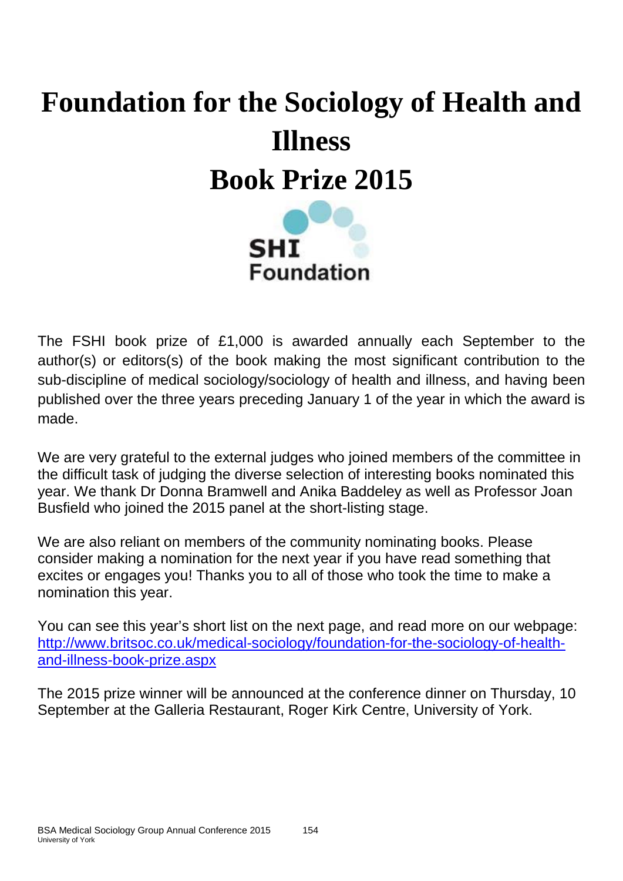# Foundation for the Sociology of Health and Illness

# Book Prize 2015

SHI
Foundation

The FSHI book prize of £1,000 is awarded annually each September to the author(s) or editors(s) of the book making the most significant contribution to the sub-discipline of medical sociology/sociology of health and illness, and having been published over the three years preceding January 1 of the year in which the award is made.

We are very grateful to the external judges who joined members of the committee in the difficult task of judging the diverse selection of interesting books nominated this year. We thank Dr Donna Bramwell and Anika Baddeley as well as Professor Joan Busfield who joined the 2015 panel at the short-listing stage.

We are also reliant on members of the community nominating books. Please consider making a nomination for the next year if you have read something that excites or engages you! Thanks you to all of those who took the time to make a nomination this year.

You can see this year's short list on the next page, and read more on our webpage: http://www.britsoc.co.uk/medical-sociology/foundation-for-the-sociology-of-health-and-illness-book-prize.aspx

The 2015 prize winner will be announced at the conference dinner on Thursday, 10 September at the Galleria Restaurant, Roger Kirk Centre, University of York.